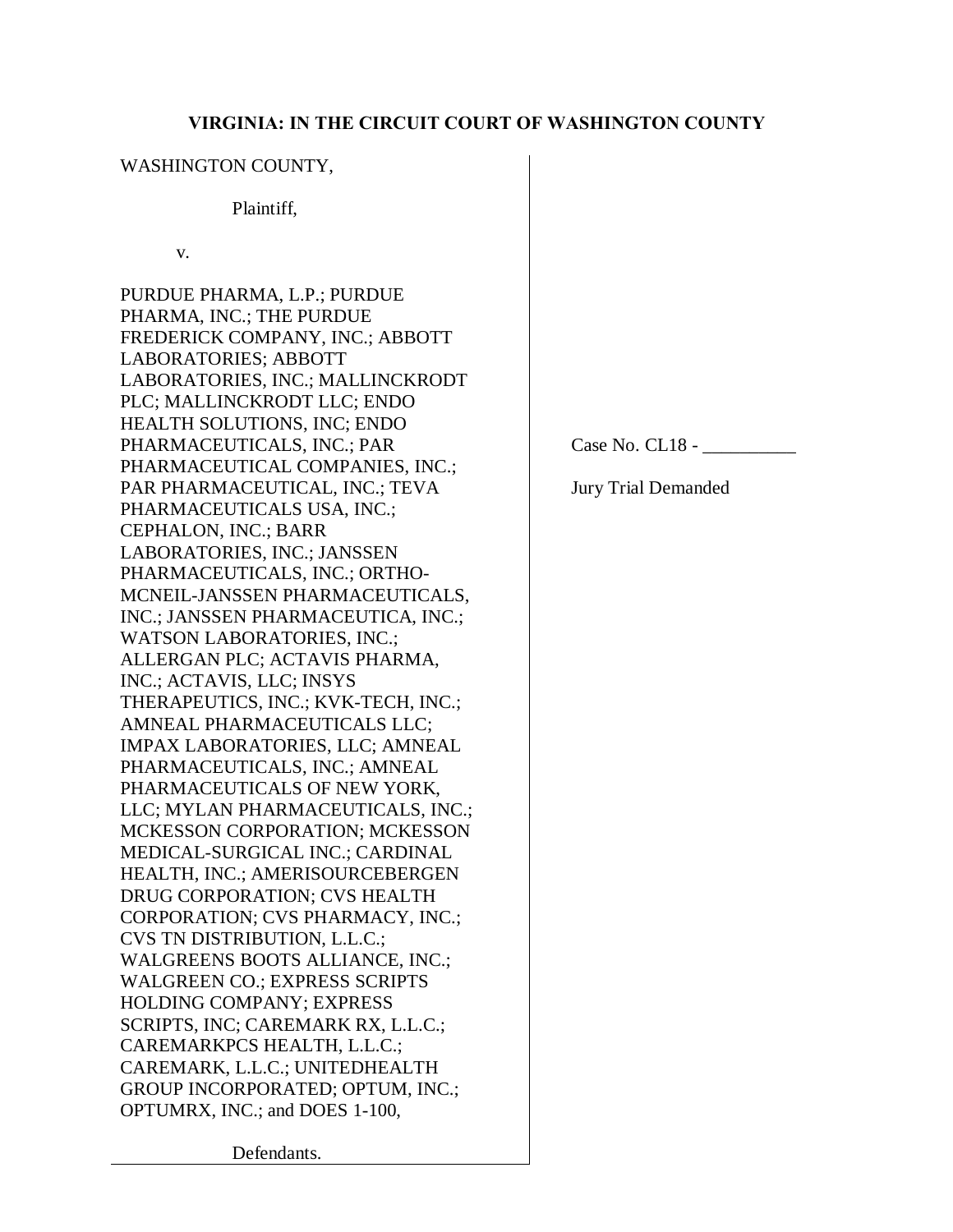**VIRGINIA: IN THE CIRCUIT COURT OF WASHINGTON COUNTY**

WASHINGTON COUNTY,

Plaintiff,

v.

PURDUE PHARMA, L.P.; PURDUE PHARMA, INC.; THE PURDUE FREDERICK COMPANY, INC.; ABBOTT LABORATORIES; ABBOTT LABORATORIES, INC.; MALLINCKRODT PLC; MALLINCKRODT LLC; ENDO HEALTH SOLUTIONS, INC; ENDO PHARMACEUTICALS, INC.; PAR PHARMACEUTICAL COMPANIES, INC.; PAR PHARMACEUTICAL, INC.; TEVA PHARMACEUTICALS USA, INC.; CEPHALON, INC.; BARR LABORATORIES, INC.; JANSSEN PHARMACEUTICALS, INC.; ORTHO-MCNEIL-JANSSEN PHARMACEUTICALS, INC.; JANSSEN PHARMACEUTICA, INC.; WATSON LABORATORIES, INC.; ALLERGAN PLC; ACTAVIS PHARMA, INC.; ACTAVIS, LLC; INSYS THERAPEUTICS, INC.; KVK-TECH, INC.; AMNEAL PHARMACEUTICALS LLC; IMPAX LABORATORIES, LLC; AMNEAL PHARMACEUTICALS, INC.; AMNEAL PHARMACEUTICALS OF NEW YORK, LLC; MYLAN PHARMACEUTICALS, INC.; MCKESSON CORPORATION; MCKESSON MEDICAL-SURGICAL INC.; CARDINAL HEALTH, INC.; AMERISOURCEBERGEN DRUG CORPORATION; CVS HEALTH CORPORATION; CVS PHARMACY, INC.; CVS TN DISTRIBUTION, L.L.C.; WALGREENS BOOTS ALLIANCE, INC.; WALGREEN CO.; EXPRESS SCRIPTS HOLDING COMPANY; EXPRESS SCRIPTS, INC; CAREMARK RX, L.L.C.; CAREMARKPCS HEALTH, L.L.C.; CAREMARK, L.L.C.; UNITEDHEALTH GROUP INCORPORATED; OPTUM, INC.; OPTUMRX, INC.; and DOES 1-100,

Defendants.

Case No. CL18 - __________

Jury Trial Demanded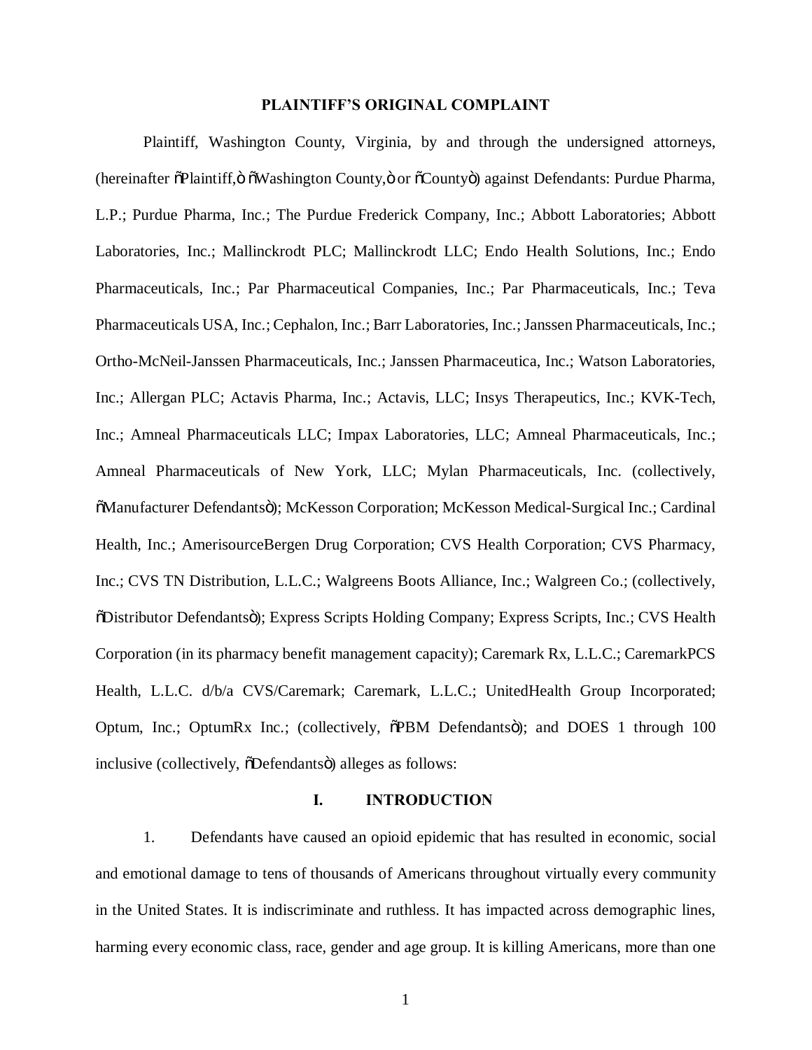## PLAINTIFF'S ORIGINAL COMPLAINT

Plaintiff, Washington County, Virginia, by and through the undersigned attorneys, (hereinafter "Plaintiff," "Washington County," or "County") against Defendants: Purdue Pharma, L.P.; Purdue Pharma, Inc.; The Purdue Frederick Company, Inc.; Abbott Laboratories; Abbott Laboratories, Inc.; Mallinckrodt PLC; Mallinckrodt LLC; Endo Health Solutions, Inc.; Endo Pharmaceuticals, Inc.; Par Pharmaceutical Companies, Inc.; Par Pharmaceuticals, Inc.; Teva Pharmaceuticals USA, Inc.; Cephalon, Inc.; Barr Laboratories, Inc.; Janssen Pharmaceuticals, Inc.; Ortho-McNeil-Janssen Pharmaceuticals, Inc.; Janssen Pharmaceutica, Inc.; Watson Laboratories, Inc.; Allergan PLC; Actavis Pharma, Inc.; Actavis, LLC; Insys Therapeutics, Inc.; KVK-Tech, Inc.; Amneal Pharmaceuticals LLC; Impax Laboratories, LLC; Amneal Pharmaceuticals, Inc.; Amneal Pharmaceuticals of New York, LLC; Mylan Pharmaceuticals, Inc. (collectively, "Manufacturer Defendants"); McKesson Corporation; McKesson Medical-Surgical Inc.; Cardinal Health, Inc.; AmerisourceBergen Drug Corporation; CVS Health Corporation; CVS Pharmacy, Inc.; CVS TN Distribution, L.L.C.; Walgreens Boots Alliance, Inc.; Walgreen Co.; (collectively, "Distributor Defendants"); Express Scripts Holding Company; Express Scripts, Inc.; CVS Health Corporation (in its pharmacy benefit management capacity); Caremark Rx, L.L.C.; CaremarkPCS Health, L.L.C. d/b/a CVS/Caremark; Caremark, L.L.C.; UnitedHealth Group Incorporated; Optum, Inc.; OptumRx Inc.; (collectively, "PBM Defendants"); and DOES 1 through 100 inclusive (collectively, "Defendants") alleges as follows:

## I. INTRODUCTION

1. Defendants have caused an opioid epidemic that has resulted in economic, social and emotional damage to tens of thousands of Americans throughout virtually every community in the United States. It is indiscriminate and ruthless. It has impacted across demographic lines, harming every economic class, race, gender and age group. It is killing Americans, more than one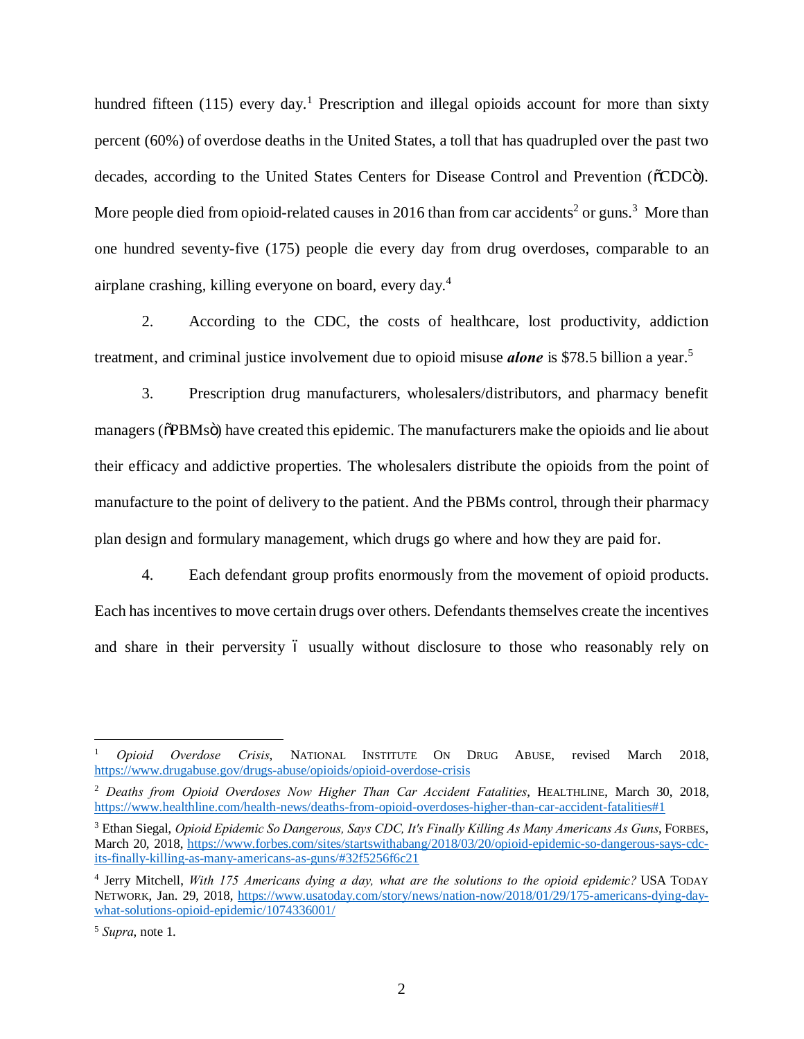hundred fifteen (115) every day.[1] Prescription and illegal opioids account for more than sixty percent (60%) of overdose deaths in the United States, a toll that has quadrupled over the past two decades, according to the United States Centers for Disease Control and Prevention ("CDC"). More people died from opioid-related causes in 2016 than from car accidents[2] or guns.[3] More than one hundred seventy-five (175) people die every day from drug overdoses, comparable to an airplane crashing, killing everyone on board, every day.[4]

2. According to the CDC, the costs of healthcare, lost productivity, addiction treatment, and criminal justice involvement due to opioid misuse ***alone*** is $78.5 billion a year.[5]

3. Prescription drug manufacturers, wholesalers/distributors, and pharmacy benefit managers ("PBMs") have created this epidemic. The manufacturers make the opioids and lie about their efficacy and addictive properties. The wholesalers distribute the opioids from the point of manufacture to the point of delivery to the patient. And the PBMs control, through their pharmacy plan design and formulary management, which drugs go where and how they are paid for.

4. Each defendant group profits enormously from the movement of opioid products. Each has incentives to move certain drugs over others. Defendants themselves create the incentives and share in their perversity – usually without disclosure to those who reasonably rely on

---

[1] *Opioid Overdose Crisis*, NATIONAL INSTITUTE ON DRUG ABUSE, revised March 2018, https://www.drugabuse.gov/drugs-abuse/opioids/opioid-overdose-crisis

[2] *Deaths from Opioid Overdoses Now Higher Than Car Accident Fatalities*, HEALTHLINE, March 30, 2018, https://www.healthline.com/health-news/deaths-from-opioid-overdoses-higher-than-car-accident-fatalities#1

[3] Ethan Siegal, *Opioid Epidemic So Dangerous, Says CDC, It's Finally Killing As Many Americans As Guns*, FORBES, March 20, 2018, https://www.forbes.com/sites/startswithabang/2018/03/20/opioid-epidemic-so-dangerous-says-cdc-its-finally-killing-as-many-americans-as-guns/#32f5256f6c21

[4] Jerry Mitchell, *With 175 Americans dying a day, what are the solutions to the opioid epidemic?* USA TODAY NETWORK, Jan. 29, 2018, https://www.usatoday.com/story/news/nation-now/2018/01/29/175-americans-dying-day-what-solutions-opioid-epidemic/1074336001/

[5] *Supra*, note 1.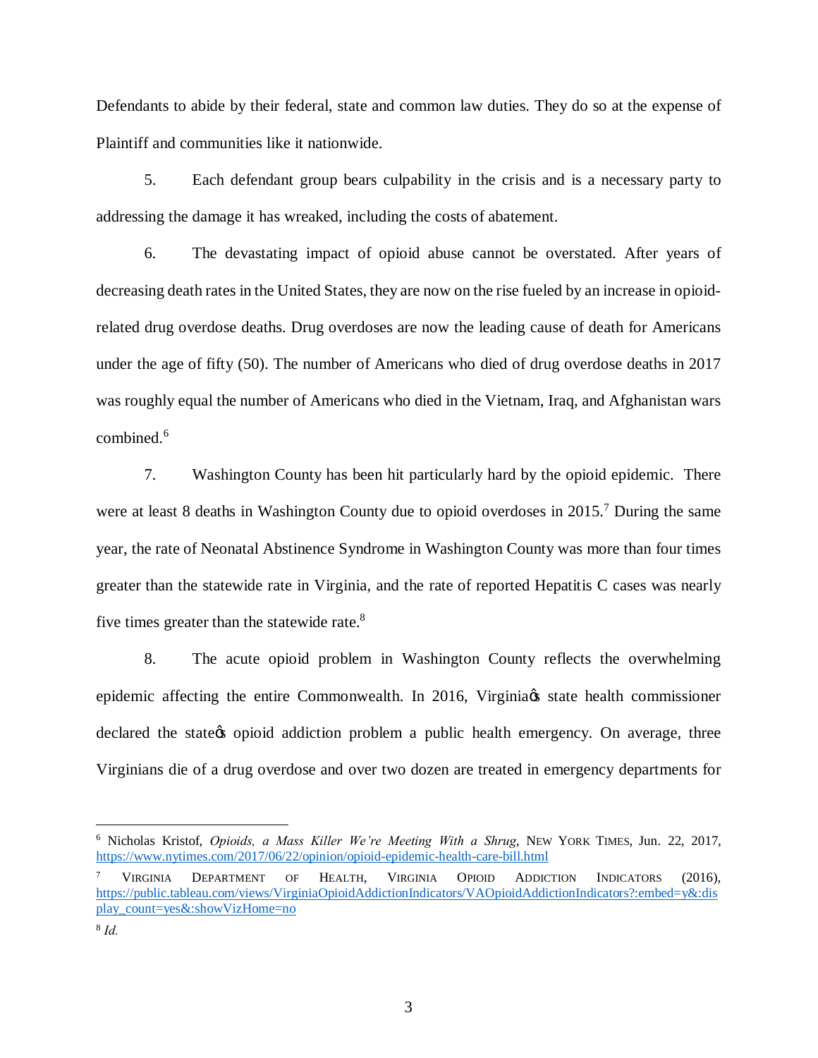Defendants to abide by their federal, state and common law duties. They do so at the expense of Plaintiff and communities like it nationwide.

5. Each defendant group bears culpability in the crisis and is a necessary party to addressing the damage it has wreaked, including the costs of abatement.

6. The devastating impact of opioid abuse cannot be overstated. After years of decreasing death rates in the United States, they are now on the rise fueled by an increase in opioid-related drug overdose deaths. Drug overdoses are now the leading cause of death for Americans under the age of fifty (50). The number of Americans who died of drug overdose deaths in 2017 was roughly equal the number of Americans who died in the Vietnam, Iraq, and Afghanistan wars combined.[6]

7. Washington County has been hit particularly hard by the opioid epidemic. There were at least 8 deaths in Washington County due to opioid overdoses in 2015.[7] During the same year, the rate of Neonatal Abstinence Syndrome in Washington County was more than four times greater than the statewide rate in Virginia, and the rate of reported Hepatitis C cases was nearly five times greater than the statewide rate.[8]

8. The acute opioid problem in Washington County reflects the overwhelming epidemic affecting the entire Commonwealth. In 2016, Virginia's state health commissioner declared the state's opioid addiction problem a public health emergency. On average, three Virginians die of a drug overdose and over two dozen are treated in emergency departments for

---

[6] Nicholas Kristof, *Opioids, a Mass Killer We're Meeting With a Shrug*, NEW YORK TIMES, Jun. 22, 2017, https://www.nytimes.com/2017/06/22/opinion/opioid-epidemic-health-care-bill.html

[7] VIRGINIA DEPARTMENT OF HEALTH, VIRGINIA OPIOID ADDICTION INDICATORS (2016), https://public.tableau.com/views/VirginiaOpioidAddictionIndicators/VAOpioidAddictionIndicators?:embed=y&:display_count=yes&:showVizHome=no

[8] *Id.*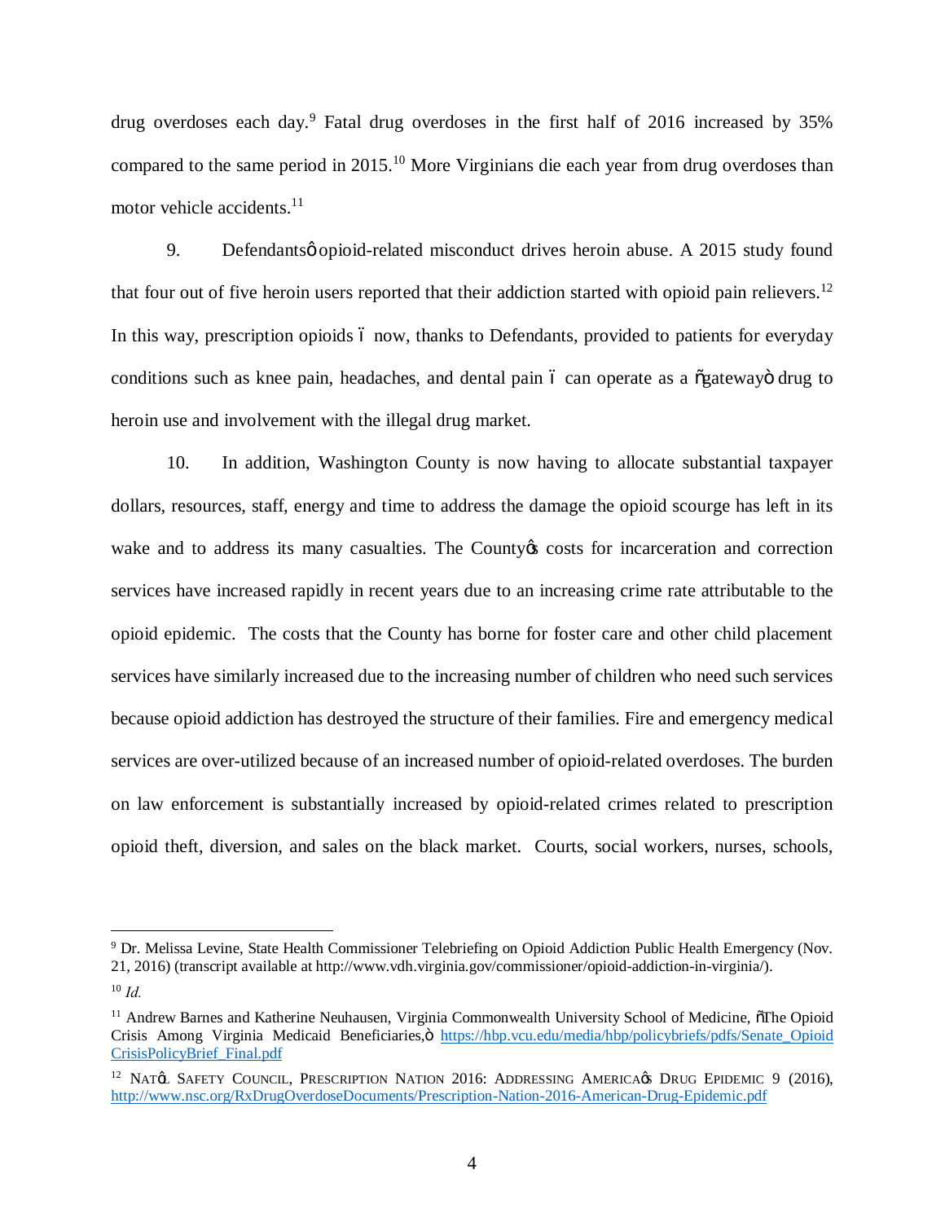drug overdoses each day.[9] Fatal drug overdoses in the first half of 2016 increased by 35% compared to the same period in 2015.[10] More Virginians die each year from drug overdoses than motor vehicle accidents.[11]

9. Defendants' opioid-related misconduct drives heroin abuse. A 2015 study found that four out of five heroin users reported that their addiction started with opioid pain relievers.[12] In this way, prescription opioids – now, thanks to Defendants, provided to patients for everyday conditions such as knee pain, headaches, and dental pain – can operate as a "gateway" drug to heroin use and involvement with the illegal drug market.

10. In addition, Washington County is now having to allocate substantial taxpayer dollars, resources, staff, energy and time to address the damage the opioid scourge has left in its wake and to address its many casualties. The County's costs for incarceration and correction services have increased rapidly in recent years due to an increasing crime rate attributable to the opioid epidemic. The costs that the County has borne for foster care and other child placement services have similarly increased due to the increasing number of children who need such services because opioid addiction has destroyed the structure of their families. Fire and emergency medical services are over-utilized because of an increased number of opioid-related overdoses. The burden on law enforcement is substantially increased by opioid-related crimes related to prescription opioid theft, diversion, and sales on the black market. Courts, social workers, nurses, schools,

---

[9] Dr. Melissa Levine, State Health Commissioner Telebriefing on Opioid Addiction Public Health Emergency (Nov. 21, 2016) (transcript available at http://www.vdh.virginia.gov/commissioner/opioid-addiction-in-virginia/).

[10] *Id.*

[11] Andrew Barnes and Katherine Neuhausen, Virginia Commonwealth University School of Medicine, "The Opioid Crisis Among Virginia Medicaid Beneficiaries," https://hbp.vcu.edu/media/hbp/policybriefs/pdfs/Senate_OpioidCrisisPolicyBrief_Final.pdf

[12] NAT'L SAFETY COUNCIL, PRESCRIPTION NATION 2016: ADDRESSING AMERICA'S DRUG EPIDEMIC 9 (2016), http://www.nsc.org/RxDrugOverdoseDocuments/Prescription-Nation-2016-American-Drug-Epidemic.pdf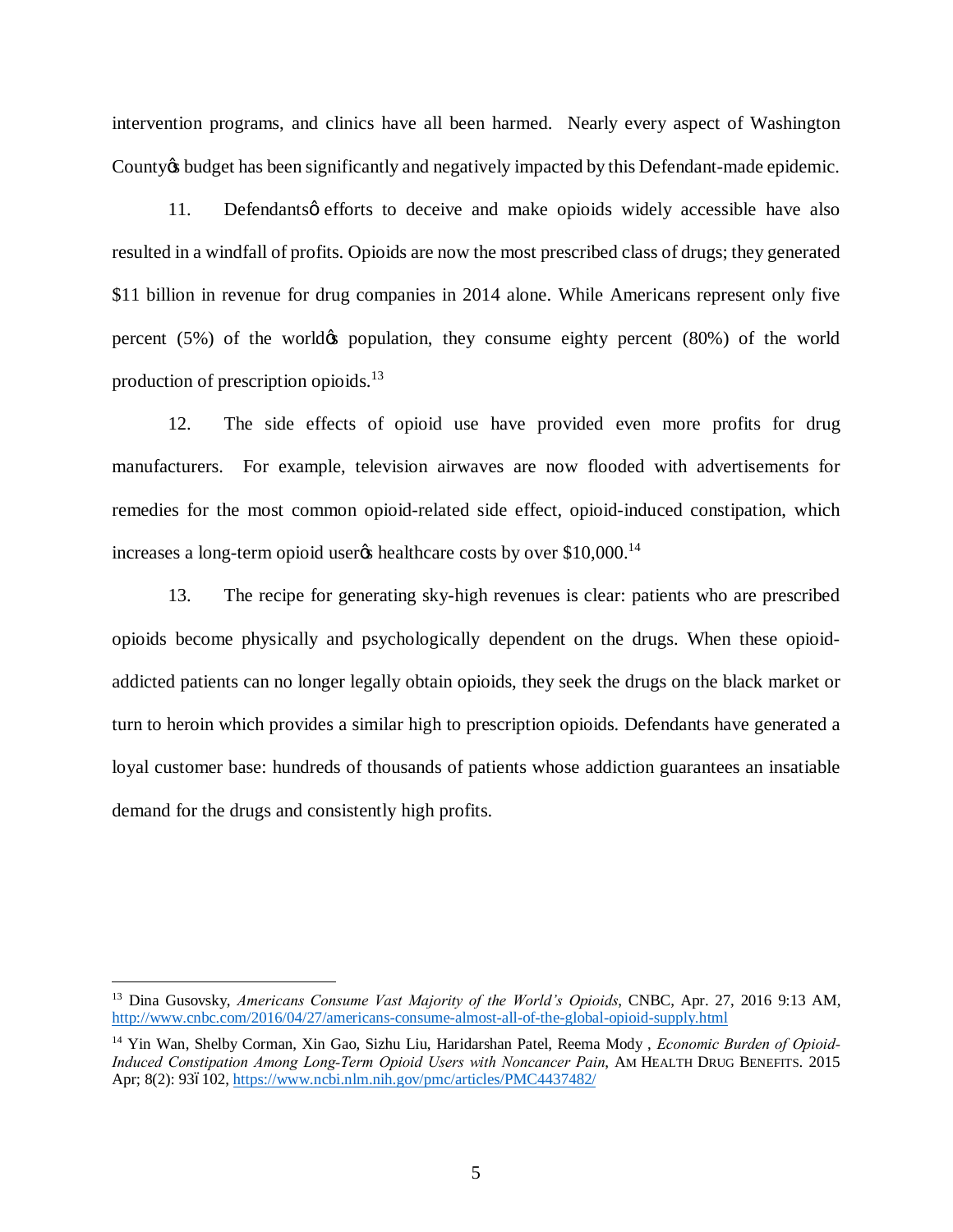intervention programs, and clinics have all been harmed. Nearly every aspect of Washington County's budget has been significantly and negatively impacted by this Defendant-made epidemic.

11. Defendants' efforts to deceive and make opioids widely accessible have also resulted in a windfall of profits. Opioids are now the most prescribed class of drugs; they generated $11 billion in revenue for drug companies in 2014 alone. While Americans represent only five percent (5%) of the world's population, they consume eighty percent (80%) of the world production of prescription opioids.[13]

12. The side effects of opioid use have provided even more profits for drug manufacturers. For example, television airwaves are now flooded with advertisements for remedies for the most common opioid-related side effect, opioid-induced constipation, which increases a long-term opioid user's healthcare costs by over $10,000.[14]

13. The recipe for generating sky-high revenues is clear: patients who are prescribed opioids become physically and psychologically dependent on the drugs. When these opioid-addicted patients can no longer legally obtain opioids, they seek the drugs on the black market or turn to heroin which provides a similar high to prescription opioids. Defendants have generated a loyal customer base: hundreds of thousands of patients whose addiction guarantees an insatiable demand for the drugs and consistently high profits.

---

[13] Dina Gusovsky, *Americans Consume Vast Majority of the World's Opioids*, CNBC, Apr. 27, 2016 9:13 AM, http://www.cnbc.com/2016/04/27/americans-consume-almost-all-of-the-global-opioid-supply.html

[14] Yin Wan, Shelby Corman, Xin Gao, Sizhu Liu, Haridarshan Patel, Reema Mody , *Economic Burden of Opioid-Induced Constipation Among Long-Term Opioid Users with Noncancer Pain*, AM HEALTH DRUG BENEFITS. 2015 Apr; 8(2): 93–102, https://www.ncbi.nlm.nih.gov/pmc/articles/PMC4437482/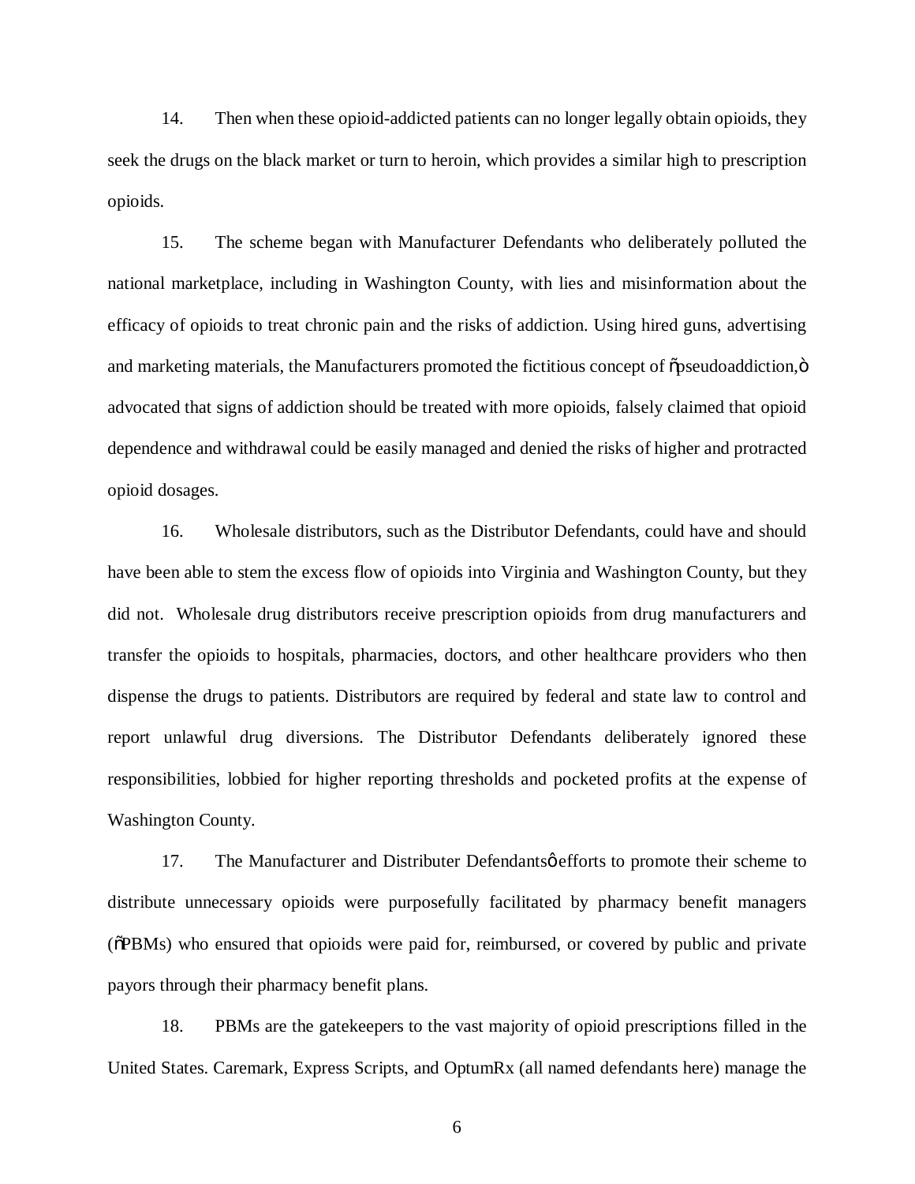14. Then when these opioid-addicted patients can no longer legally obtain opioids, they seek the drugs on the black market or turn to heroin, which provides a similar high to prescription opioids.

15. The scheme began with Manufacturer Defendants who deliberately polluted the national marketplace, including in Washington County, with lies and misinformation about the efficacy of opioids to treat chronic pain and the risks of addiction. Using hired guns, advertising and marketing materials, the Manufacturers promoted the fictitious concept of "pseudoaddiction," advocated that signs of addiction should be treated with more opioids, falsely claimed that opioid dependence and withdrawal could be easily managed and denied the risks of higher and protracted opioid dosages.

16. Wholesale distributors, such as the Distributor Defendants, could have and should have been able to stem the excess flow of opioids into Virginia and Washington County, but they did not. Wholesale drug distributors receive prescription opioids from drug manufacturers and transfer the opioids to hospitals, pharmacies, doctors, and other healthcare providers who then dispense the drugs to patients. Distributors are required by federal and state law to control and report unlawful drug diversions. The Distributor Defendants deliberately ignored these responsibilities, lobbied for higher reporting thresholds and pocketed profits at the expense of Washington County.

17. The Manufacturer and Distributer Defendants' efforts to promote their scheme to distribute unnecessary opioids were purposefully facilitated by pharmacy benefit managers ("PBMs) who ensured that opioids were paid for, reimbursed, or covered by public and private payors through their pharmacy benefit plans.

18. PBMs are the gatekeepers to the vast majority of opioid prescriptions filled in the United States. Caremark, Express Scripts, and OptumRx (all named defendants here) manage the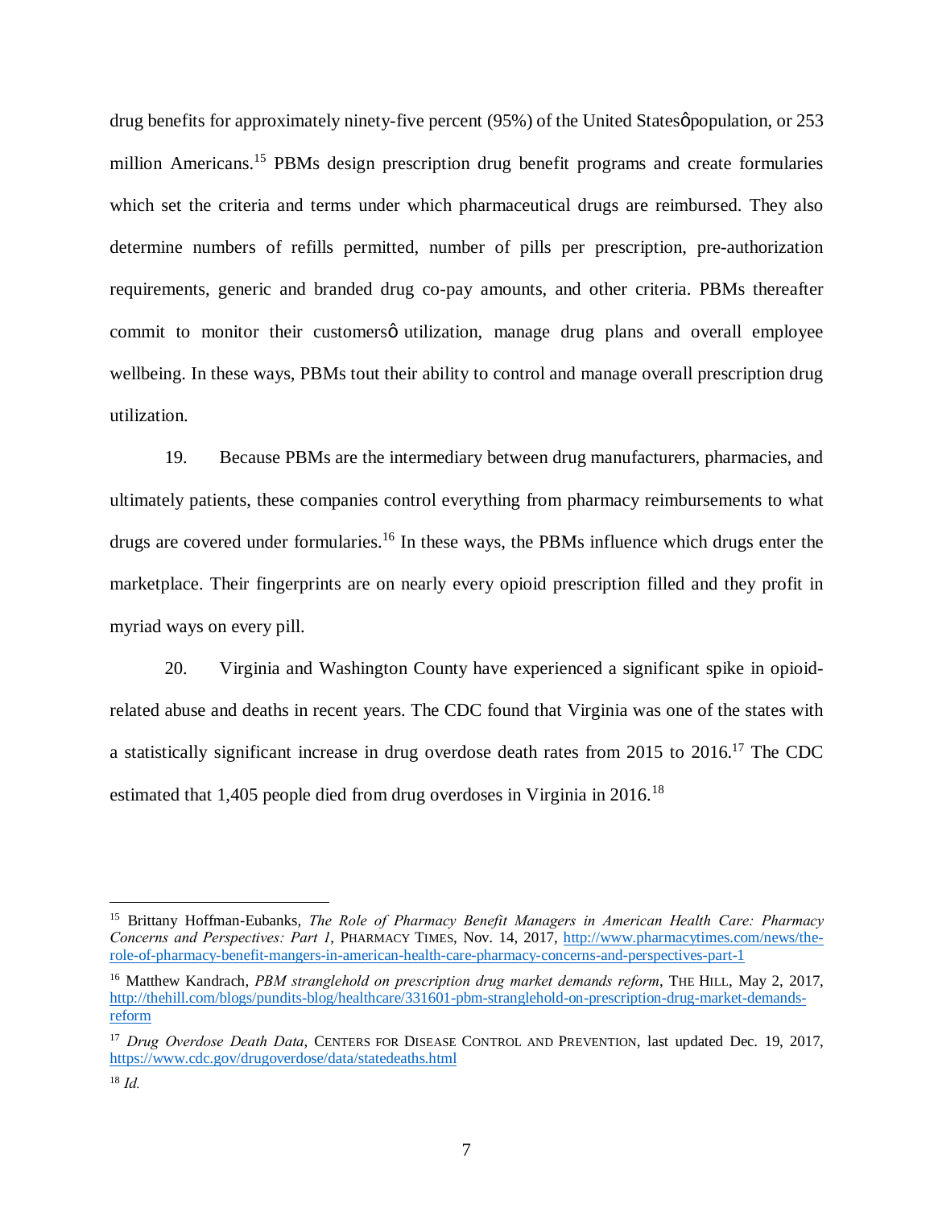drug benefits for approximately ninety-five percent (95%) of the United Statesφ population, or 253 million Americans.[15] PBMs design prescription drug benefit programs and create formularies which set the criteria and terms under which pharmaceutical drugs are reimbursed. They also determine numbers of refills permitted, number of pills per prescription, pre-authorization requirements, generic and branded drug co-pay amounts, and other criteria. PBMs thereafter commit to monitor their customersφ utilization, manage drug plans and overall employee wellbeing. In these ways, PBMs tout their ability to control and manage overall prescription drug utilization.

19. Because PBMs are the intermediary between drug manufacturers, pharmacies, and ultimately patients, these companies control everything from pharmacy reimbursements to what drugs are covered under formularies.[16] In these ways, the PBMs influence which drugs enter the marketplace. Their fingerprints are on nearly every opioid prescription filled and they profit in myriad ways on every pill.

20. Virginia and Washington County have experienced a significant spike in opioid-related abuse and deaths in recent years. The CDC found that Virginia was one of the states with a statistically significant increase in drug overdose death rates from 2015 to 2016.[17] The CDC estimated that 1,405 people died from drug overdoses in Virginia in 2016.[18]

---

[15] Brittany Hoffman-Eubanks, *The Role of Pharmacy Benefit Managers in American Health Care: Pharmacy Concerns and Perspectives: Part 1*, PHARMACY TIMES, Nov. 14, 2017, http://www.pharmacytimes.com/news/the-role-of-pharmacy-benefit-mangers-in-american-health-care-pharmacy-concerns-and-perspectives-part-1

[16] Matthew Kandrach, *PBM stranglehold on prescription drug market demands reform*, THE HILL, May 2, 2017, http://thehill.com/blogs/pundits-blog/healthcare/331601-pbm-stranglehold-on-prescription-drug-market-demands-reform

[17] *Drug Overdose Death Data*, CENTERS FOR DISEASE CONTROL AND PREVENTION, last updated Dec. 19, 2017, https://www.cdc.gov/drugoverdose/data/statedeaths.html

[18] *Id.*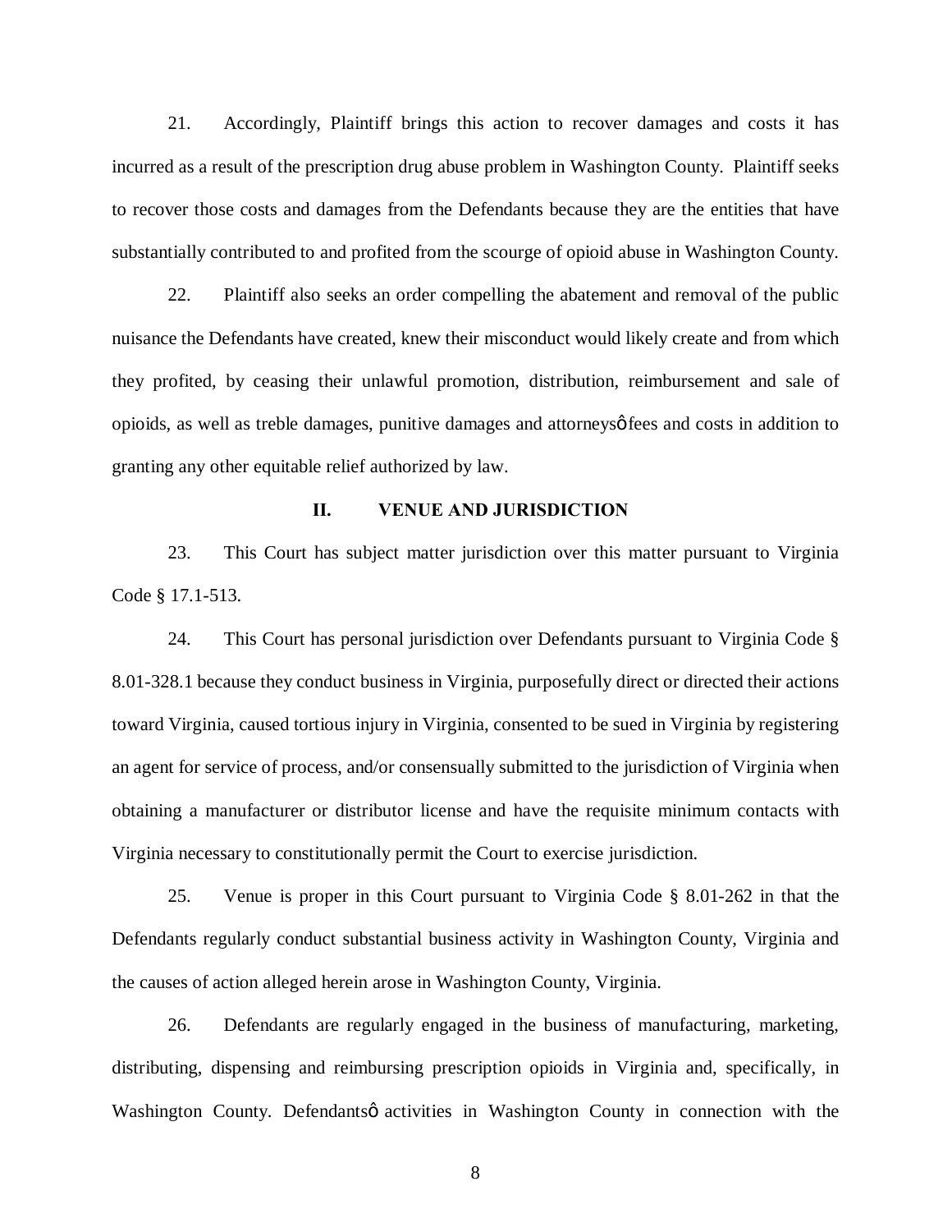21. Accordingly, Plaintiff brings this action to recover damages and costs it has incurred as a result of the prescription drug abuse problem in Washington County. Plaintiff seeks to recover those costs and damages from the Defendants because they are the entities that have substantially contributed to and profited from the scourge of opioid abuse in Washington County.

22. Plaintiff also seeks an order compelling the abatement and removal of the public nuisance the Defendants have created, knew their misconduct would likely create and from which they profited, by ceasing their unlawful promotion, distribution, reimbursement and sale of opioids, as well as treble damages, punitive damages and attorneysø fees and costs in addition to granting any other equitable relief authorized by law.

## II. VENUE AND JURISDICTION

23. This Court has subject matter jurisdiction over this matter pursuant to Virginia Code § 17.1-513.

24. This Court has personal jurisdiction over Defendants pursuant to Virginia Code § 8.01-328.1 because they conduct business in Virginia, purposefully direct or directed their actions toward Virginia, caused tortious injury in Virginia, consented to be sued in Virginia by registering an agent for service of process, and/or consensually submitted to the jurisdiction of Virginia when obtaining a manufacturer or distributor license and have the requisite minimum contacts with Virginia necessary to constitutionally permit the Court to exercise jurisdiction.

25. Venue is proper in this Court pursuant to Virginia Code § 8.01-262 in that the Defendants regularly conduct substantial business activity in Washington County, Virginia and the causes of action alleged herein arose in Washington County, Virginia.

26. Defendants are regularly engaged in the business of manufacturing, marketing, distributing, dispensing and reimbursing prescription opioids in Virginia and, specifically, in Washington County. Defendantsø activities in Washington County in connection with the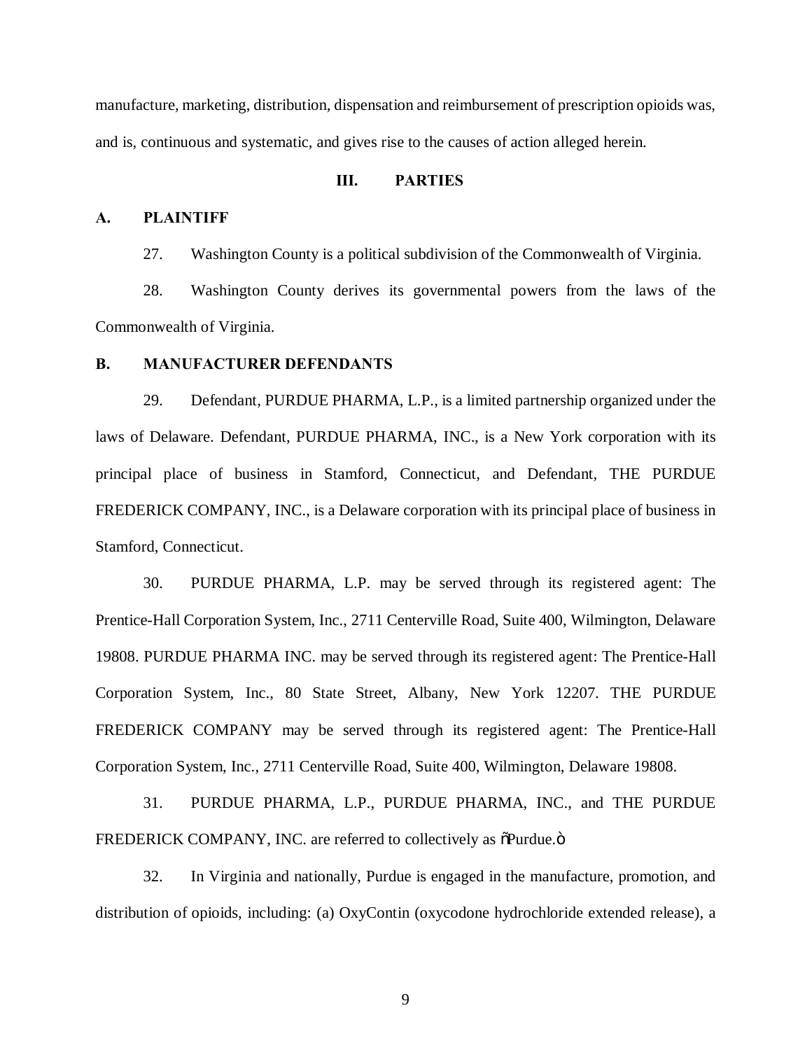manufacture, marketing, distribution, dispensation and reimbursement of prescription opioids was, and is, continuous and systematic, and gives rise to the causes of action alleged herein.

## III. PARTIES

### A. PLAINTIFF

27. Washington County is a political subdivision of the Commonwealth of Virginia.

28. Washington County derives its governmental powers from the laws of the Commonwealth of Virginia.

### B. MANUFACTURER DEFENDANTS

29. Defendant, PURDUE PHARMA, L.P., is a limited partnership organized under the laws of Delaware. Defendant, PURDUE PHARMA, INC., is a New York corporation with its principal place of business in Stamford, Connecticut, and Defendant, THE PURDUE FREDERICK COMPANY, INC., is a Delaware corporation with its principal place of business in Stamford, Connecticut.

30. PURDUE PHARMA, L.P. may be served through its registered agent: The Prentice-Hall Corporation System, Inc., 2711 Centerville Road, Suite 400, Wilmington, Delaware 19808. PURDUE PHARMA INC. may be served through its registered agent: The Prentice-Hall Corporation System, Inc., 80 State Street, Albany, New York 12207. THE PURDUE FREDERICK COMPANY may be served through its registered agent: The Prentice-Hall Corporation System, Inc., 2711 Centerville Road, Suite 400, Wilmington, Delaware 19808.

31. PURDUE PHARMA, L.P., PURDUE PHARMA, INC., and THE PURDUE FREDERICK COMPANY, INC. are referred to collectively as "Purdue."

32. In Virginia and nationally, Purdue is engaged in the manufacture, promotion, and distribution of opioids, including: (a) OxyContin (oxycodone hydrochloride extended release), a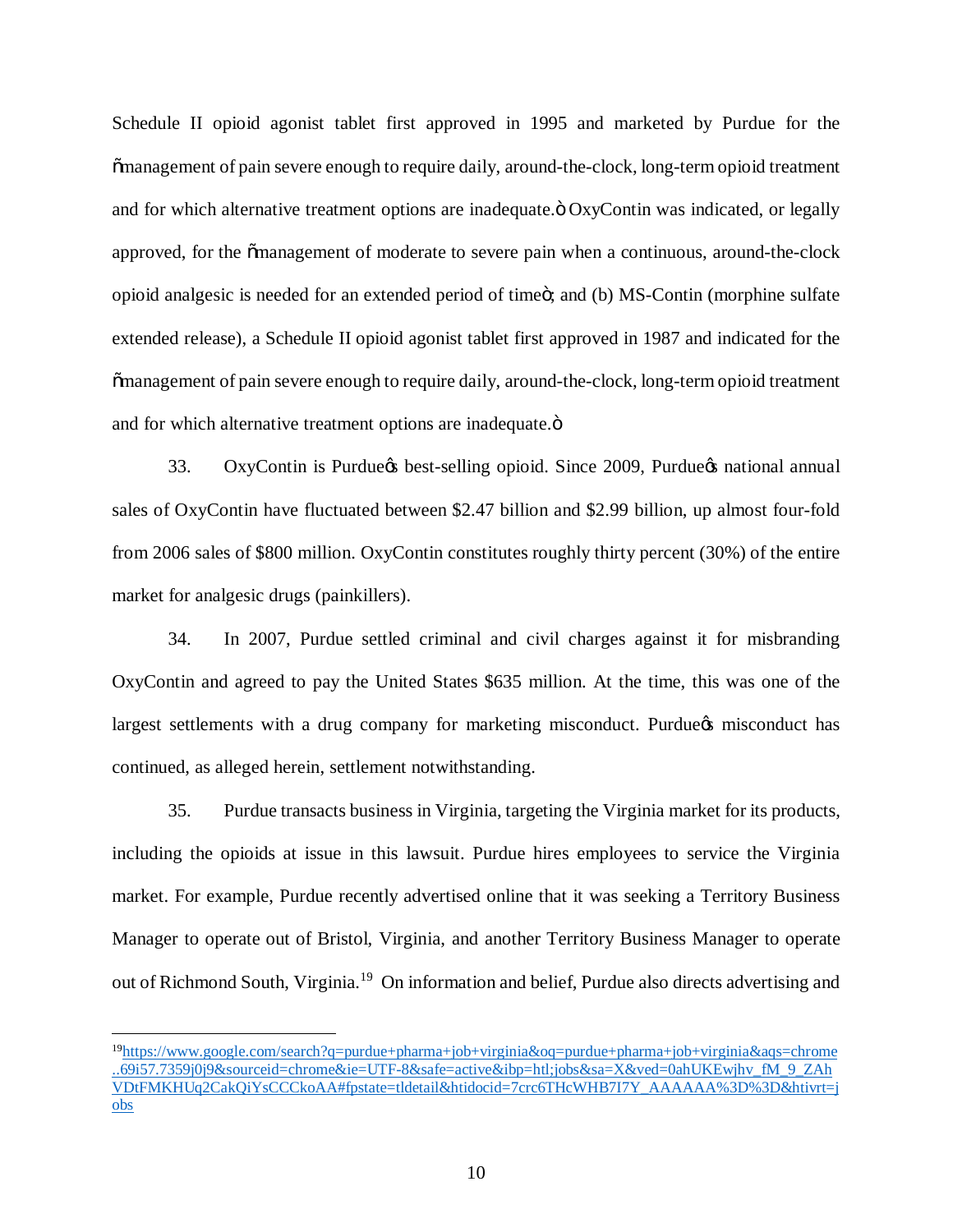Schedule II opioid agonist tablet first approved in 1995 and marketed by Purdue for the "management of pain severe enough to require daily, around-the-clock, long-term opioid treatment and for which alternative treatment options are inadequate." OxyContin was indicated, or legally approved, for the "management of moderate to severe pain when a continuous, around-the-clock opioid analgesic is needed for an extended period of time"; and (b) MS-Contin (morphine sulfate extended release), a Schedule II opioid agonist tablet first approved in 1987 and indicated for the "management of pain severe enough to require daily, around-the-clock, long-term opioid treatment and for which alternative treatment options are inadequate."

33. OxyContin is Purdue's best-selling opioid. Since 2009, Purdue's national annual sales of OxyContin have fluctuated between $2.47 billion and $2.99 billion, up almost four-fold from 2006 sales of $800 million. OxyContin constitutes roughly thirty percent (30%) of the entire market for analgesic drugs (painkillers).

34. In 2007, Purdue settled criminal and civil charges against it for misbranding OxyContin and agreed to pay the United States $635 million. At the time, this was one of the largest settlements with a drug company for marketing misconduct. Purdue's misconduct has continued, as alleged herein, settlement notwithstanding.

35. Purdue transacts business in Virginia, targeting the Virginia market for its products, including the opioids at issue in this lawsuit. Purdue hires employees to service the Virginia market. For example, Purdue recently advertised online that it was seeking a Territory Business Manager to operate out of Bristol, Virginia, and another Territory Business Manager to operate out of Richmond South, Virginia.[19] On information and belief, Purdue also directs advertising and

---

[19] https://www.google.com/search?q=purdue+pharma+job+virginia&oq=purdue+pharma+job+virginia&aqs=chrome..69i57.7359j0j9&sourceid=chrome&ie=UTF-8&safe=active&ibp=htl;jobs&sa=X&ved=0ahUKEwjhv_fM_9_ZAhVDtFMKHUq2CakQiYsCCCkoAA#fpstate=tldetail&htidocid=7crc6THcWHB7I7Y_AAAAAA%3D%3D&htivrt=jobs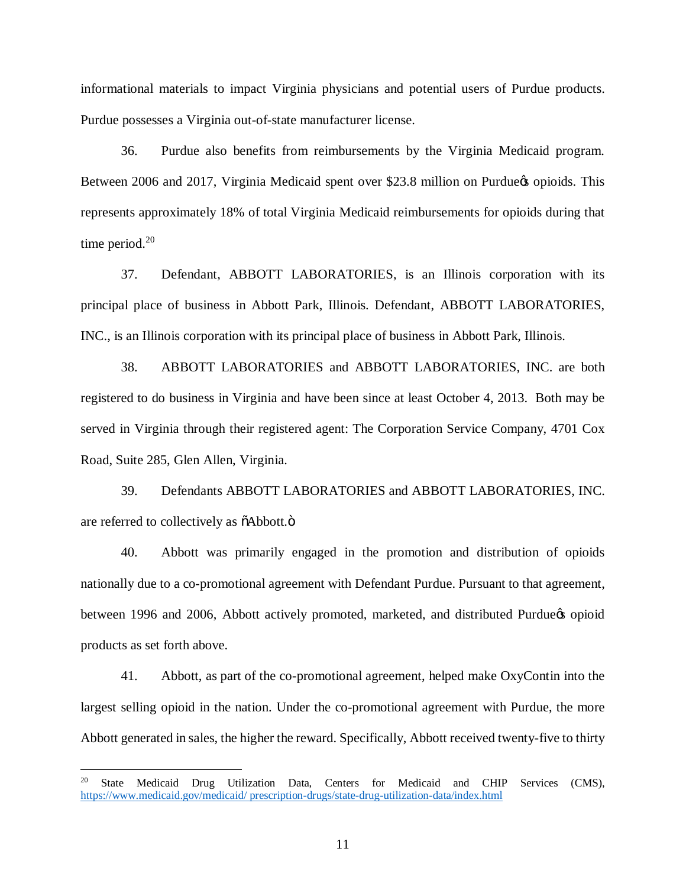informational materials to impact Virginia physicians and potential users of Purdue products. Purdue possesses a Virginia out-of-state manufacturer license.

36. Purdue also benefits from reimbursements by the Virginia Medicaid program. Between 2006 and 2017, Virginia Medicaid spent over $23.8 million on Purdue's opioids. This represents approximately 18% of total Virginia Medicaid reimbursements for opioids during that time period.[20]

37. Defendant, ABBOTT LABORATORIES, is an Illinois corporation with its principal place of business in Abbott Park, Illinois. Defendant, ABBOTT LABORATORIES, INC., is an Illinois corporation with its principal place of business in Abbott Park, Illinois.

38. ABBOTT LABORATORIES and ABBOTT LABORATORIES, INC. are both registered to do business in Virginia and have been since at least October 4, 2013. Both may be served in Virginia through their registered agent: The Corporation Service Company, 4701 Cox Road, Suite 285, Glen Allen, Virginia.

39. Defendants ABBOTT LABORATORIES and ABBOTT LABORATORIES, INC. are referred to collectively as "Abbott."

40. Abbott was primarily engaged in the promotion and distribution of opioids nationally due to a co-promotional agreement with Defendant Purdue. Pursuant to that agreement, between 1996 and 2006, Abbott actively promoted, marketed, and distributed Purdue's opioid products as set forth above.

41. Abbott, as part of the co-promotional agreement, helped make OxyContin into the largest selling opioid in the nation. Under the co-promotional agreement with Purdue, the more Abbott generated in sales, the higher the reward. Specifically, Abbott received twenty-five to thirty

---

[20] State Medicaid Drug Utilization Data, Centers for Medicaid and CHIP Services (CMS), https://www.medicaid.gov/medicaid/ prescription-drugs/state-drug-utilization-data/index.html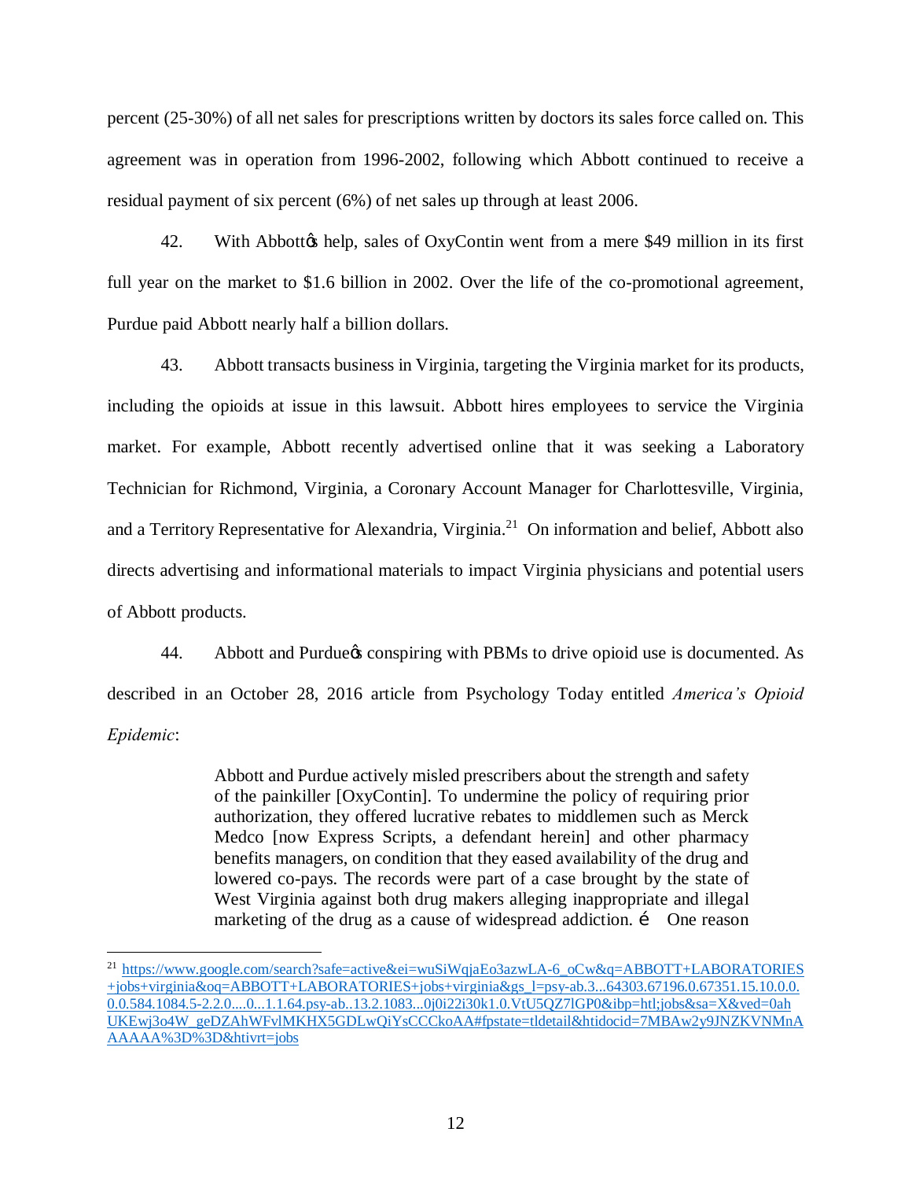percent (25-30%) of all net sales for prescriptions written by doctors its sales force called on. This agreement was in operation from 1996-2002, following which Abbott continued to receive a residual payment of six percent (6%) of net sales up through at least 2006.

42. With Abbott's help, sales of OxyContin went from a mere $49 million in its first full year on the market to $1.6 billion in 2002. Over the life of the co-promotional agreement, Purdue paid Abbott nearly half a billion dollars.

43. Abbott transacts business in Virginia, targeting the Virginia market for its products, including the opioids at issue in this lawsuit. Abbott hires employees to service the Virginia market. For example, Abbott recently advertised online that it was seeking a Laboratory Technician for Richmond, Virginia, a Coronary Account Manager for Charlottesville, Virginia, and a Territory Representative for Alexandria, Virginia.[21] On information and belief, Abbott also directs advertising and informational materials to impact Virginia physicians and potential users of Abbott products.

44. Abbott and Purdue's conspiring with PBMs to drive opioid use is documented. As described in an October 28, 2016 article from Psychology Today entitled *America's Opioid Epidemic*:

> Abbott and Purdue actively misled prescribers about the strength and safety of the painkiller [OxyContin]. To undermine the policy of requiring prior authorization, they offered lucrative rebates to middlemen such as Merck Medco [now Express Scripts, a defendant herein] and other pharmacy benefits managers, on condition that they eased availability of the drug and lowered co-pays. The records were part of a case brought by the state of West Virginia against both drug makers alleging inappropriate and illegal marketing of the drug as a cause of widespread addiction. … One reason

---

[21] https://www.google.com/search?safe=active&ei=wuSiWqjaEo3azwLA-6_oCw&q=ABBOTT+LABORATORIES+jobs+virginia&oq=ABBOTT+LABORATORIES+jobs+virginia&gs_l=psy-ab.3...64303.67196.0.67351.15.10.0.0.0.0.584.1084.5-2.2.0....0...1.1.64.psy-ab..13.2.1083...0j0i22i30k1.0.VtU5QZ7lGP0&ibp=htl;jobs&sa=X&ved=0ahUKEwj3o4W_geDZAhWFvlMKHX5GDLwQiYsCCCkoAA#fpstate=tldetail&htidocid=7MBAw2y9JNZKVNMnAAAAAA%3D%3D&htivrt=jobs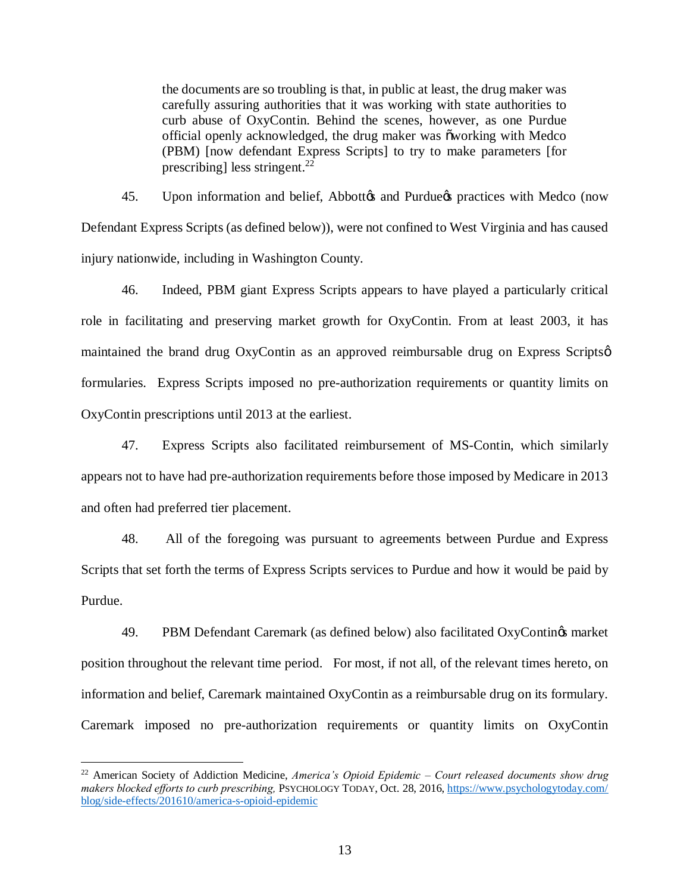> the documents are so troubling is that, in public at least, the drug maker was carefully assuring authorities that it was working with state authorities to curb abuse of OxyContin. Behind the scenes, however, as one Purdue official openly acknowledged, the drug maker was "working with Medco (PBM) [now defendant Express Scripts] to try to make parameters [for prescribing] less stringent.[22]

45. Upon information and belief, Abbott's and Purdue's practices with Medco (now Defendant Express Scripts (as defined below)), were not confined to West Virginia and has caused injury nationwide, including in Washington County.

46. Indeed, PBM giant Express Scripts appears to have played a particularly critical role in facilitating and preserving market growth for OxyContin. From at least 2003, it has maintained the brand drug OxyContin as an approved reimbursable drug on Express Scripts' formularies. Express Scripts imposed no pre-authorization requirements or quantity limits on OxyContin prescriptions until 2013 at the earliest.

47. Express Scripts also facilitated reimbursement of MS-Contin, which similarly appears not to have had pre-authorization requirements before those imposed by Medicare in 2013 and often had preferred tier placement.

48. All of the foregoing was pursuant to agreements between Purdue and Express Scripts that set forth the terms of Express Scripts services to Purdue and how it would be paid by Purdue.

49. PBM Defendant Caremark (as defined below) also facilitated OxyContin's market position throughout the relevant time period. For most, if not all, of the relevant times hereto, on information and belief, Caremark maintained OxyContin as a reimbursable drug on its formulary. Caremark imposed no pre-authorization requirements or quantity limits on OxyContin

---

[22] American Society of Addiction Medicine, *America's Opioid Epidemic – Court released documents show drug makers blocked efforts to curb prescribing,* PSYCHOLOGY TODAY, Oct. 28, 2016, https://www.psychologytoday.com/blog/side-effects/201610/america-s-opioid-epidemic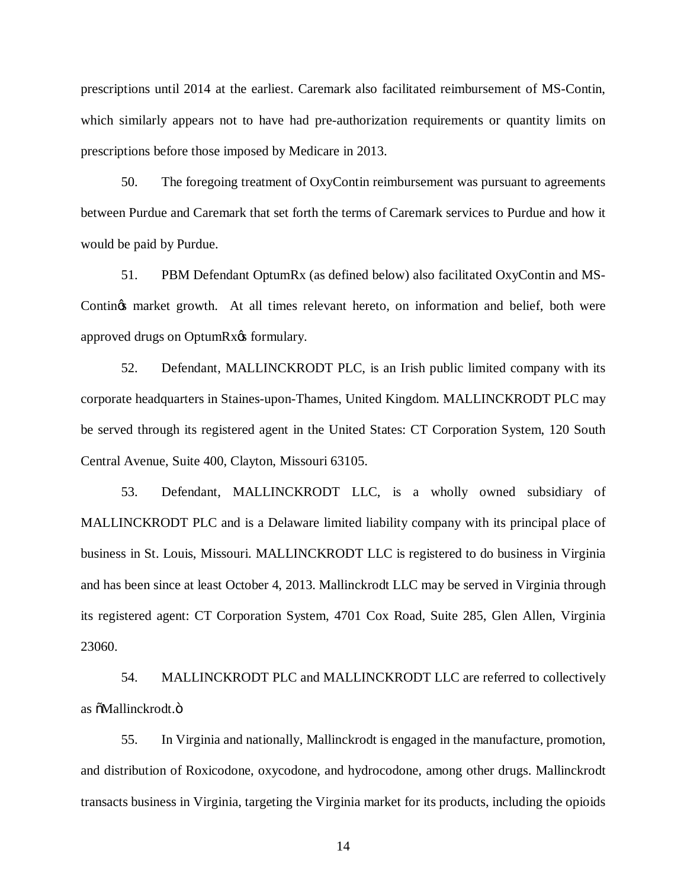prescriptions until 2014 at the earliest. Caremark also facilitated reimbursement of MS-Contin, which similarly appears not to have had pre-authorization requirements or quantity limits on prescriptions before those imposed by Medicare in 2013.

50. The foregoing treatment of OxyContin reimbursement was pursuant to agreements between Purdue and Caremark that set forth the terms of Caremark services to Purdue and how it would be paid by Purdue.

51. PBM Defendant OptumRx (as defined below) also facilitated OxyContin and MS-Contin's market growth. At all times relevant hereto, on information and belief, both were approved drugs on OptumRx's formulary.

52. Defendant, MALLINCKRODT PLC, is an Irish public limited company with its corporate headquarters in Staines-upon-Thames, United Kingdom. MALLINCKRODT PLC may be served through its registered agent in the United States: CT Corporation System, 120 South Central Avenue, Suite 400, Clayton, Missouri 63105.

53. Defendant, MALLINCKRODT LLC, is a wholly owned subsidiary of MALLINCKRODT PLC and is a Delaware limited liability company with its principal place of business in St. Louis, Missouri. MALLINCKRODT LLC is registered to do business in Virginia and has been since at least October 4, 2013. Mallinckrodt LLC may be served in Virginia through its registered agent: CT Corporation System, 4701 Cox Road, Suite 285, Glen Allen, Virginia 23060.

54. MALLINCKRODT PLC and MALLINCKRODT LLC are referred to collectively as "Mallinckrodt."

55. In Virginia and nationally, Mallinckrodt is engaged in the manufacture, promotion, and distribution of Roxicodone, oxycodone, and hydrocodone, among other drugs. Mallinckrodt transacts business in Virginia, targeting the Virginia market for its products, including the opioids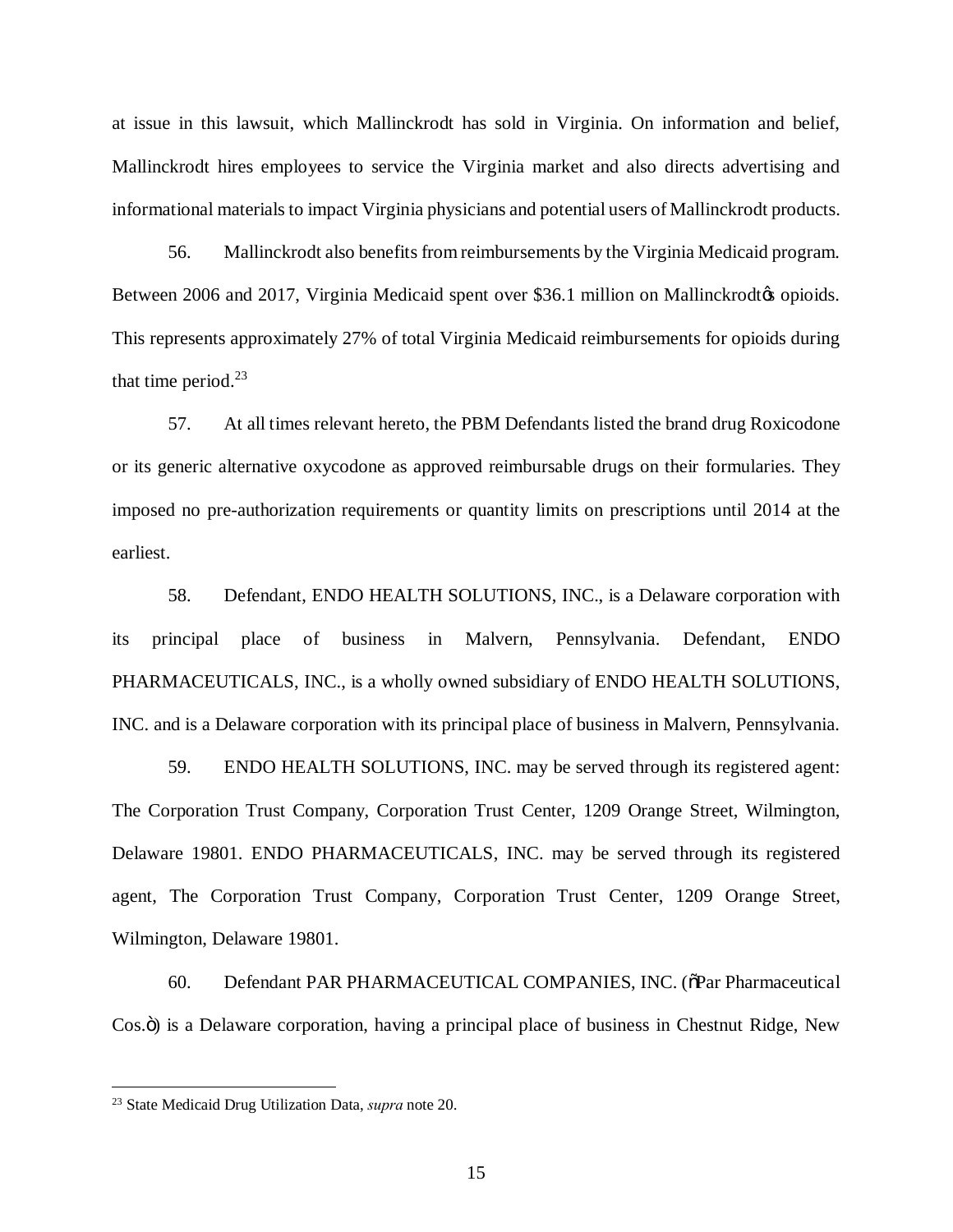at issue in this lawsuit, which Mallinckrodt has sold in Virginia. On information and belief, Mallinckrodt hires employees to service the Virginia market and also directs advertising and informational materials to impact Virginia physicians and potential users of Mallinckrodt products.

56. Mallinckrodt also benefits from reimbursements by the Virginia Medicaid program. Between 2006 and 2017, Virginia Medicaid spent over $36.1 million on Mallinckrodt's opioids. This represents approximately 27% of total Virginia Medicaid reimbursements for opioids during that time period.[23]

57. At all times relevant hereto, the PBM Defendants listed the brand drug Roxicodone or its generic alternative oxycodone as approved reimbursable drugs on their formularies. They imposed no pre-authorization requirements or quantity limits on prescriptions until 2014 at the earliest.

58. Defendant, ENDO HEALTH SOLUTIONS, INC., is a Delaware corporation with its principal place of business in Malvern, Pennsylvania. Defendant, ENDO PHARMACEUTICALS, INC., is a wholly owned subsidiary of ENDO HEALTH SOLUTIONS, INC. and is a Delaware corporation with its principal place of business in Malvern, Pennsylvania.

59. ENDO HEALTH SOLUTIONS, INC. may be served through its registered agent: The Corporation Trust Company, Corporation Trust Center, 1209 Orange Street, Wilmington, Delaware 19801. ENDO PHARMACEUTICALS, INC. may be served through its registered agent, The Corporation Trust Company, Corporation Trust Center, 1209 Orange Street, Wilmington, Delaware 19801.

60. Defendant PAR PHARMACEUTICAL COMPANIES, INC. ("Par Pharmaceutical Cos.") is a Delaware corporation, having a principal place of business in Chestnut Ridge, New

---

[23] State Medicaid Drug Utilization Data, *supra* note 20.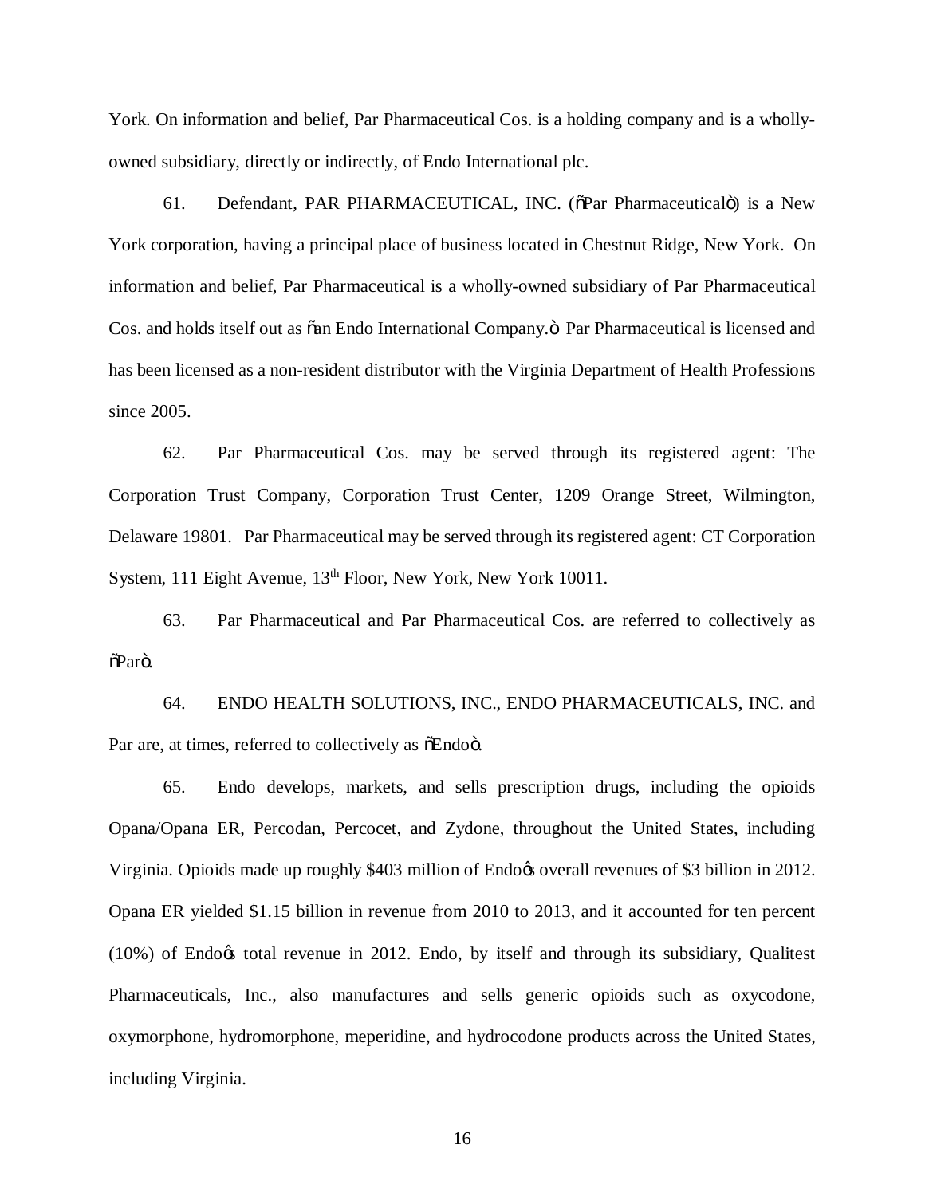York. On information and belief, Par Pharmaceutical Cos. is a holding company and is a wholly-owned subsidiary, directly or indirectly, of Endo International plc.

61. Defendant, PAR PHARMACEUTICAL, INC. ("Par Pharmaceutical") is a New York corporation, having a principal place of business located in Chestnut Ridge, New York. On information and belief, Par Pharmaceutical is a wholly-owned subsidiary of Par Pharmaceutical Cos. and holds itself out as "an Endo International Company." Par Pharmaceutical is licensed and has been licensed as a non-resident distributor with the Virginia Department of Health Professions since 2005.

62. Par Pharmaceutical Cos. may be served through its registered agent: The Corporation Trust Company, Corporation Trust Center, 1209 Orange Street, Wilmington, Delaware 19801. Par Pharmaceutical may be served through its registered agent: CT Corporation System, 111 Eight Avenue, 13th Floor, New York, New York 10011.

63. Par Pharmaceutical and Par Pharmaceutical Cos. are referred to collectively as "Par".

64. ENDO HEALTH SOLUTIONS, INC., ENDO PHARMACEUTICALS, INC. and Par are, at times, referred to collectively as "Endo".

65. Endo develops, markets, and sells prescription drugs, including the opioids Opana/Opana ER, Percodan, Percocet, and Zydone, throughout the United States, including Virginia. Opioids made up roughly $403 million of Endo's overall revenues of $3 billion in 2012. Opana ER yielded $1.15 billion in revenue from 2010 to 2013, and it accounted for ten percent (10%) of Endo's total revenue in 2012. Endo, by itself and through its subsidiary, Qualitest Pharmaceuticals, Inc., also manufactures and sells generic opioids such as oxycodone, oxymorphone, hydromorphone, meperidine, and hydrocodone products across the United States, including Virginia.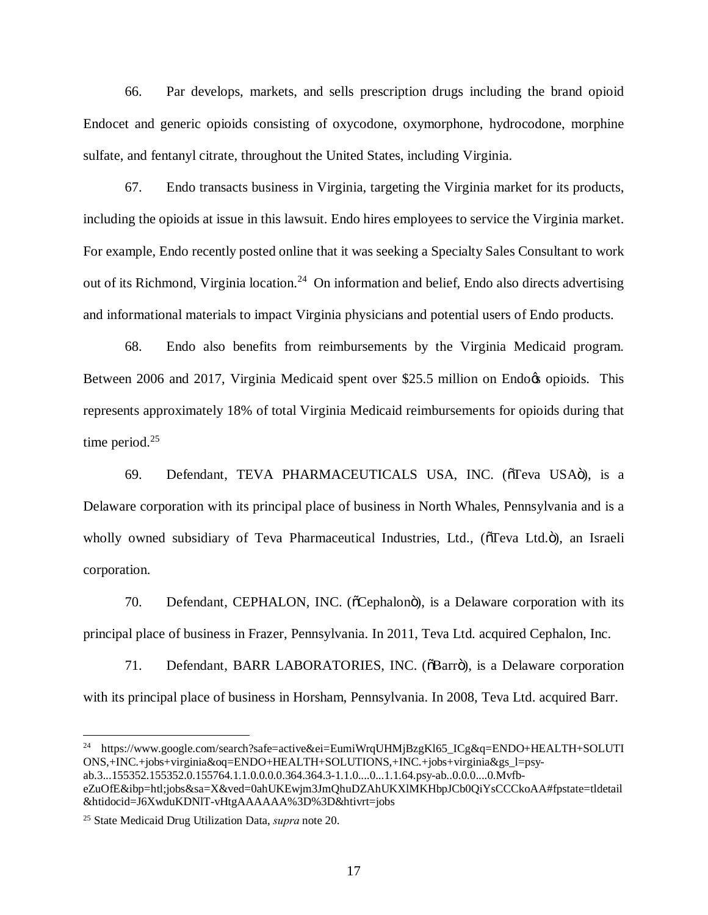66. Par develops, markets, and sells prescription drugs including the brand opioid Endocet and generic opioids consisting of oxycodone, oxymorphone, hydrocodone, morphine sulfate, and fentanyl citrate, throughout the United States, including Virginia.

67. Endo transacts business in Virginia, targeting the Virginia market for its products, including the opioids at issue in this lawsuit. Endo hires employees to service the Virginia market. For example, Endo recently posted online that it was seeking a Specialty Sales Consultant to work out of its Richmond, Virginia location.[24] On information and belief, Endo also directs advertising and informational materials to impact Virginia physicians and potential users of Endo products.

68. Endo also benefits from reimbursements by the Virginia Medicaid program. Between 2006 and 2017, Virginia Medicaid spent over $25.5 million on Endoǿs opioids. This represents approximately 18% of total Virginia Medicaid reimbursements for opioids during that time period.[25]

69. Defendant, TEVA PHARMACEUTICALS USA, INC. (õTeva USAö), is a Delaware corporation with its principal place of business in North Whales, Pennsylvania and is a wholly owned subsidiary of Teva Pharmaceutical Industries, Ltd., (õTeva Ltd.ö), an Israeli corporation.

70. Defendant, CEPHALON, INC. (õCephalonö), is a Delaware corporation with its principal place of business in Frazer, Pennsylvania. In 2011, Teva Ltd. acquired Cephalon, Inc.

71. Defendant, BARR LABORATORIES, INC. (õBarrö), is a Delaware corporation with its principal place of business in Horsham, Pennsylvania. In 2008, Teva Ltd. acquired Barr.

---

[24] https://www.google.com/search?safe=active&ei=EumiWrqUHMjBzgKl65_ICg&q=ENDO+HEALTH+SOLUTIONS,+INC.+jobs+virginia&oq=ENDO+HEALTH+SOLUTIONS,+INC.+jobs+virginia&gs_l=psy-ab.3...155352.155352.0.155764.1.1.0.0.0.0.364.364.3-1.1.0....0...1.1.64.psy-ab..0.0.0....0.Mvfb-eZuOfE&ibp=htl;jobs&sa=X&ved=0ahUKEwjm3JmQhuDZAhUKXlMKHbpJCb0QiYsCCCkoAA#fpstate=tldetail&htidocid=J6XwduKDNlT-vHtgAAAAAA%3D%3D&htivrt=jobs

[25] State Medicaid Drug Utilization Data, *supra* note 20.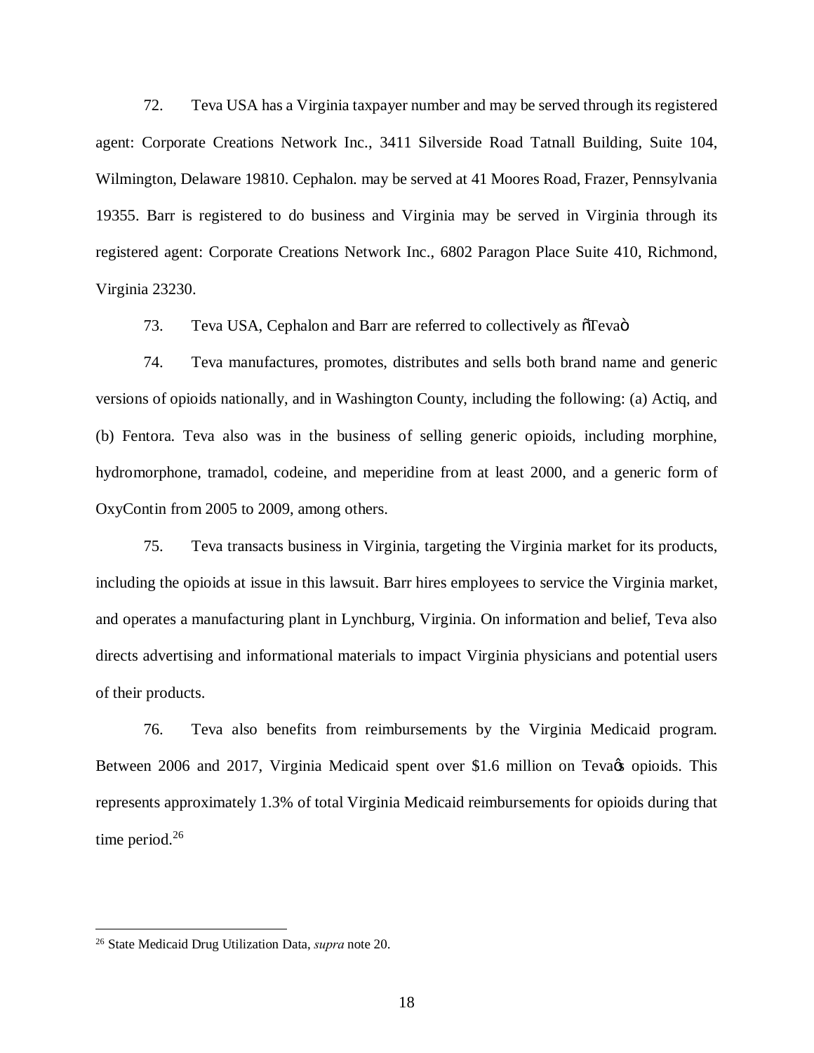72. Teva USA has a Virginia taxpayer number and may be served through its registered agent: Corporate Creations Network Inc., 3411 Silverside Road Tatnall Building, Suite 104, Wilmington, Delaware 19810. Cephalon. may be served at 41 Moores Road, Frazer, Pennsylvania 19355. Barr is registered to do business and Virginia may be served in Virginia through its registered agent: Corporate Creations Network Inc., 6802 Paragon Place Suite 410, Richmond, Virginia 23230.

73. Teva USA, Cephalon and Barr are referred to collectively as "Teva"

74. Teva manufactures, promotes, distributes and sells both brand name and generic versions of opioids nationally, and in Washington County, including the following: (a) Actiq, and (b) Fentora. Teva also was in the business of selling generic opioids, including morphine, hydromorphone, tramadol, codeine, and meperidine from at least 2000, and a generic form of OxyContin from 2005 to 2009, among others.

75. Teva transacts business in Virginia, targeting the Virginia market for its products, including the opioids at issue in this lawsuit. Barr hires employees to service the Virginia market, and operates a manufacturing plant in Lynchburg, Virginia. On information and belief, Teva also directs advertising and informational materials to impact Virginia physicians and potential users of their products.

76. Teva also benefits from reimbursements by the Virginia Medicaid program. Between 2006 and 2017, Virginia Medicaid spent over $1.6 million on Teva's opioids. This represents approximately 1.3% of total Virginia Medicaid reimbursements for opioids during that time period.[26]

[26] State Medicaid Drug Utilization Data, *supra* note 20.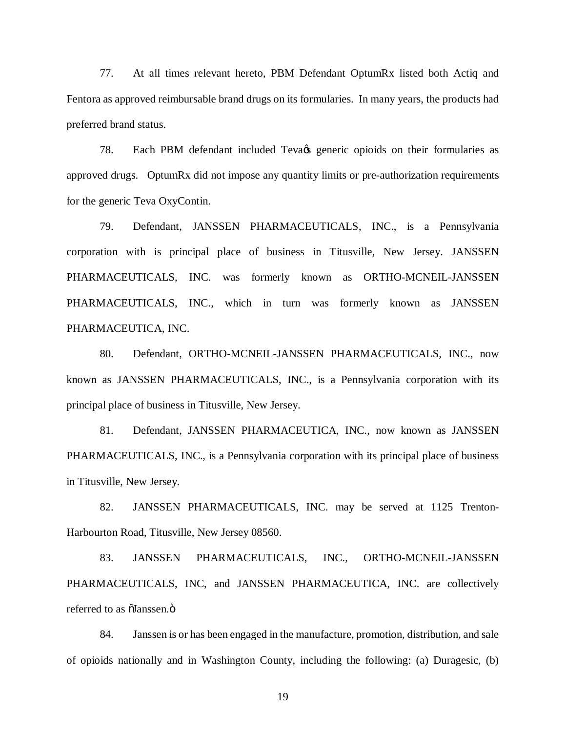77. At all times relevant hereto, PBM Defendant OptumRx listed both Actiq and Fentora as approved reimbursable brand drugs on its formularies. In many years, the products had preferred brand status.

78. Each PBM defendant included Teva's generic opioids on their formularies as approved drugs. OptumRx did not impose any quantity limits or pre-authorization requirements for the generic Teva OxyContin.

79. Defendant, JANSSEN PHARMACEUTICALS, INC., is a Pennsylvania corporation with is principal place of business in Titusville, New Jersey. JANSSEN PHARMACEUTICALS, INC. was formerly known as ORTHO-MCNEIL-JANSSEN PHARMACEUTICALS, INC., which in turn was formerly known as JANSSEN PHARMACEUTICA, INC.

80. Defendant, ORTHO-MCNEIL-JANSSEN PHARMACEUTICALS, INC., now known as JANSSEN PHARMACEUTICALS, INC., is a Pennsylvania corporation with its principal place of business in Titusville, New Jersey.

81. Defendant, JANSSEN PHARMACEUTICA, INC., now known as JANSSEN PHARMACEUTICALS, INC., is a Pennsylvania corporation with its principal place of business in Titusville, New Jersey.

82. JANSSEN PHARMACEUTICALS, INC. may be served at 1125 Trenton-Harbourton Road, Titusville, New Jersey 08560.

83. JANSSEN PHARMACEUTICALS, INC., ORTHO-MCNEIL-JANSSEN PHARMACEUTICALS, INC, and JANSSEN PHARMACEUTICA, INC. are collectively referred to as "Janssen."

84. Janssen is or has been engaged in the manufacture, promotion, distribution, and sale of opioids nationally and in Washington County, including the following: (a) Duragesic, (b)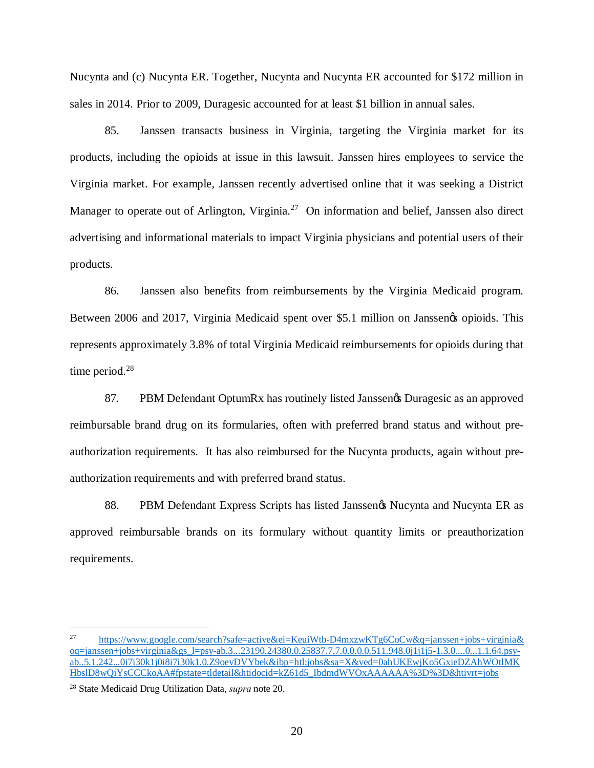Nucynta and (c) Nucynta ER. Together, Nucynta and Nucynta ER accounted for $172 million in sales in 2014. Prior to 2009, Duragesic accounted for at least $1 billion in annual sales.

85. Janssen transacts business in Virginia, targeting the Virginia market for its products, including the opioids at issue in this lawsuit. Janssen hires employees to service the Virginia market. For example, Janssen recently advertised online that it was seeking a District Manager to operate out of Arlington, Virginia.[27] On information and belief, Janssen also direct advertising and informational materials to impact Virginia physicians and potential users of their products.

86. Janssen also benefits from reimbursements by the Virginia Medicaid program. Between 2006 and 2017, Virginia Medicaid spent over $5.1 million on Janssen's opioids. This represents approximately 3.8% of total Virginia Medicaid reimbursements for opioids during that time period.[28]

87. PBM Defendant OptumRx has routinely listed Janssen's Duragesic as an approved reimbursable brand drug on its formularies, often with preferred brand status and without pre-authorization requirements. It has also reimbursed for the Nucynta products, again without pre-authorization requirements and with preferred brand status.

88. PBM Defendant Express Scripts has listed Janssen's Nucynta and Nucynta ER as approved reimbursable brands on its formulary without quantity limits or preauthorization requirements.

---

[27] https://www.google.com/search?safe=active&ei=KeuiWtb-D4mxzwKTg6CoCw&q=janssen+jobs+virginia&oq=janssen+jobs+virginia&gs_l=psy-ab.3...23190.24380.0.25837.7.7.0.0.0.0.511.948.0j1j1j5-1.3.0....0...1.1.64.psy-ab..5.1.242...0i7i30k1j0i8i7i30k1.0.Z9oevDVYbek&ibp=htl;jobs&sa=X&ved=0ahUKEwjKo5GxieDZAhWOtlMKHbslD8wQiYsCCCkoAA#fpstate=tldetail&htidocid=kZ61d5_IbdmdWVOxAAAAAA%3D%3D&htivrt=jobs

[28] State Medicaid Drug Utilization Data, *supra* note 20.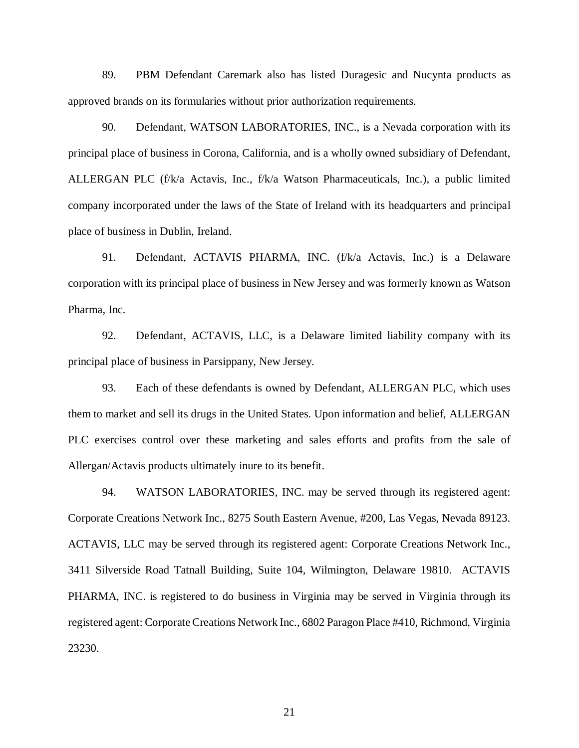89. PBM Defendant Caremark also has listed Duragesic and Nucynta products as approved brands on its formularies without prior authorization requirements.

90. Defendant, WATSON LABORATORIES, INC., is a Nevada corporation with its principal place of business in Corona, California, and is a wholly owned subsidiary of Defendant, ALLERGAN PLC (f/k/a Actavis, Inc., f/k/a Watson Pharmaceuticals, Inc.), a public limited company incorporated under the laws of the State of Ireland with its headquarters and principal place of business in Dublin, Ireland.

91. Defendant, ACTAVIS PHARMA, INC. (f/k/a Actavis, Inc.) is a Delaware corporation with its principal place of business in New Jersey and was formerly known as Watson Pharma, Inc.

92. Defendant, ACTAVIS, LLC, is a Delaware limited liability company with its principal place of business in Parsippany, New Jersey.

93. Each of these defendants is owned by Defendant, ALLERGAN PLC, which uses them to market and sell its drugs in the United States. Upon information and belief, ALLERGAN PLC exercises control over these marketing and sales efforts and profits from the sale of Allergan/Actavis products ultimately inure to its benefit.

94. WATSON LABORATORIES, INC. may be served through its registered agent: Corporate Creations Network Inc., 8275 South Eastern Avenue, #200, Las Vegas, Nevada 89123. ACTAVIS, LLC may be served through its registered agent: Corporate Creations Network Inc., 3411 Silverside Road Tatnall Building, Suite 104, Wilmington, Delaware 19810. ACTAVIS PHARMA, INC. is registered to do business in Virginia may be served in Virginia through its registered agent: Corporate Creations Network Inc., 6802 Paragon Place #410, Richmond, Virginia 23230.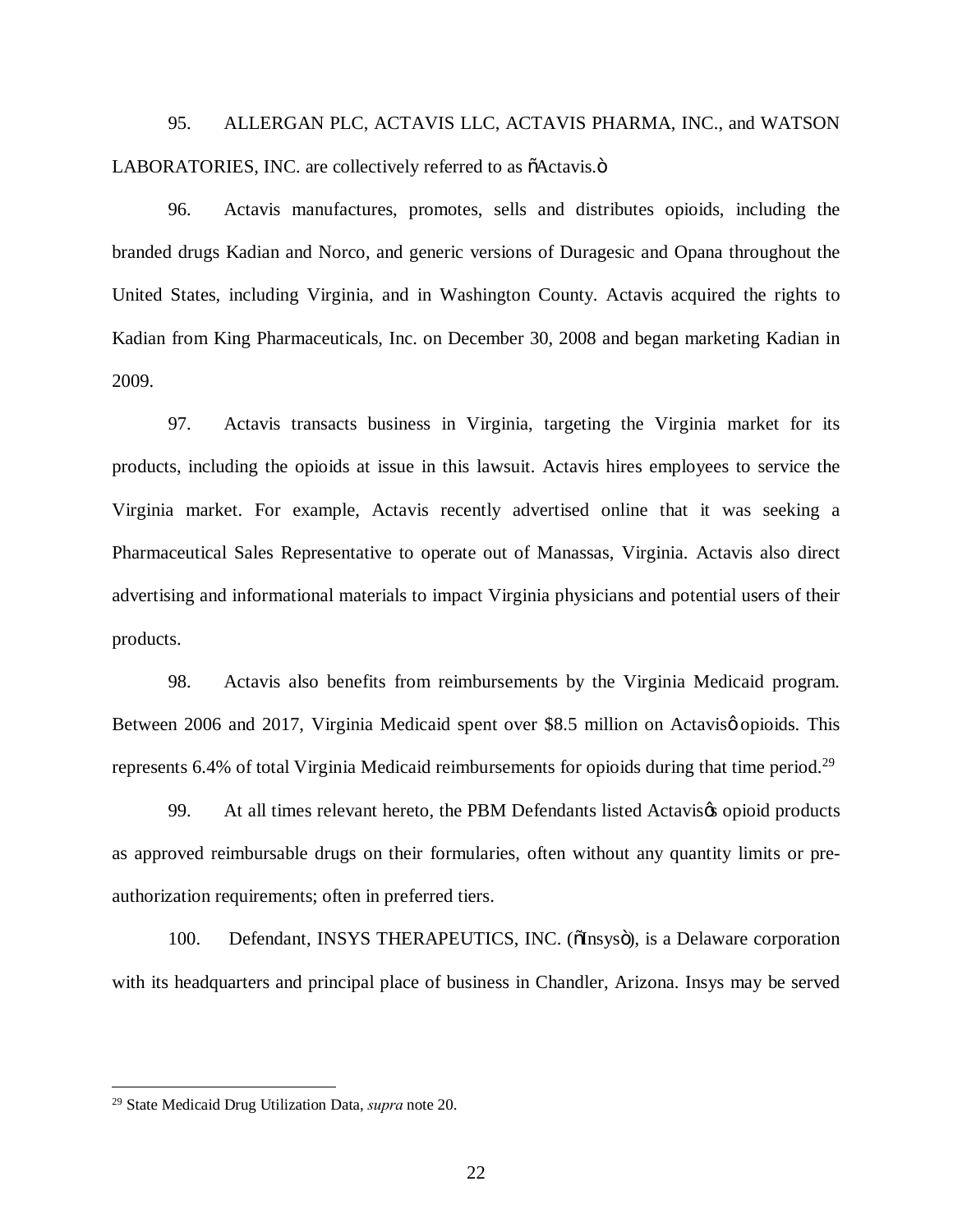95. ALLERGAN PLC, ACTAVIS LLC, ACTAVIS PHARMA, INC., and WATSON LABORATORIES, INC. are collectively referred to as "Actavis."

96. Actavis manufactures, promotes, sells and distributes opioids, including the branded drugs Kadian and Norco, and generic versions of Duragesic and Opana throughout the United States, including Virginia, and in Washington County. Actavis acquired the rights to Kadian from King Pharmaceuticals, Inc. on December 30, 2008 and began marketing Kadian in 2009.

97. Actavis transacts business in Virginia, targeting the Virginia market for its products, including the opioids at issue in this lawsuit. Actavis hires employees to service the Virginia market. For example, Actavis recently advertised online that it was seeking a Pharmaceutical Sales Representative to operate out of Manassas, Virginia. Actavis also direct advertising and informational materials to impact Virginia physicians and potential users of their products.

98. Actavis also benefits from reimbursements by the Virginia Medicaid program. Between 2006 and 2017, Virginia Medicaid spent over $8.5 million on Actavis' opioids. This represents 6.4% of total Virginia Medicaid reimbursements for opioids during that time period.[29]

99. At all times relevant hereto, the PBM Defendants listed Actavis's opioid products as approved reimbursable drugs on their formularies, often without any quantity limits or pre-authorization requirements; often in preferred tiers.

100. Defendant, INSYS THERAPEUTICS, INC. ("Insys"), is a Delaware corporation with its headquarters and principal place of business in Chandler, Arizona. Insys may be served

[29] State Medicaid Drug Utilization Data, *supra* note 20.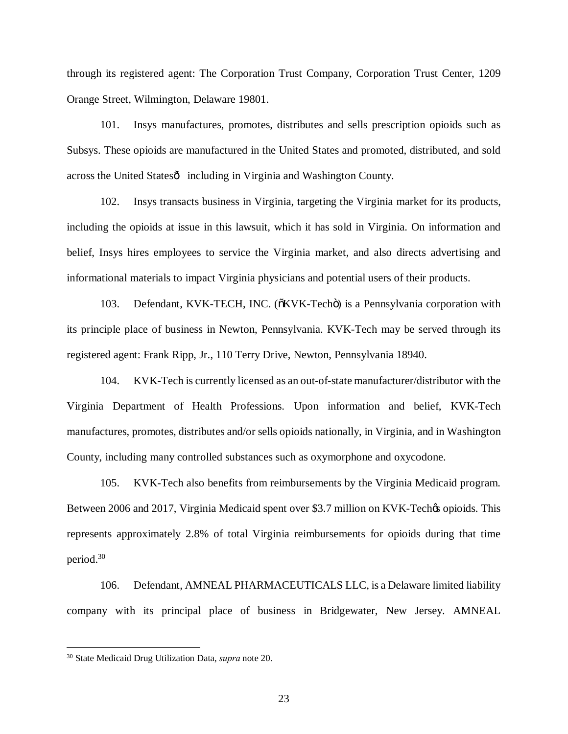through its registered agent: The Corporation Trust Company, Corporation Trust Center, 1209 Orange Street, Wilmington, Delaware 19801.

101. Insys manufactures, promotes, distributes and sells prescription opioids such as Subsys. These opioids are manufactured in the United States and promoted, distributed, and sold across the United States— including in Virginia and Washington County.

102. Insys transacts business in Virginia, targeting the Virginia market for its products, including the opioids at issue in this lawsuit, which it has sold in Virginia. On information and belief, Insys hires employees to service the Virginia market, and also directs advertising and informational materials to impact Virginia physicians and potential users of their products.

103. Defendant, KVK-TECH, INC. ("KVK-Tech") is a Pennsylvania corporation with its principle place of business in Newton, Pennsylvania. KVK-Tech may be served through its registered agent: Frank Ripp, Jr., 110 Terry Drive, Newton, Pennsylvania 18940.

104. KVK-Tech is currently licensed as an out-of-state manufacturer/distributor with the Virginia Department of Health Professions. Upon information and belief, KVK-Tech manufactures, promotes, distributes and/or sells opioids nationally, in Virginia, and in Washington County, including many controlled substances such as oxymorphone and oxycodone.

105. KVK-Tech also benefits from reimbursements by the Virginia Medicaid program. Between 2006 and 2017, Virginia Medicaid spent over $3.7 million on KVK-Tech's opioids. This represents approximately 2.8% of total Virginia reimbursements for opioids during that time period.[30]

106. Defendant, AMNEAL PHARMACEUTICALS LLC, is a Delaware limited liability company with its principal place of business in Bridgewater, New Jersey. AMNEAL

---

[30] State Medicaid Drug Utilization Data, *supra* note 20.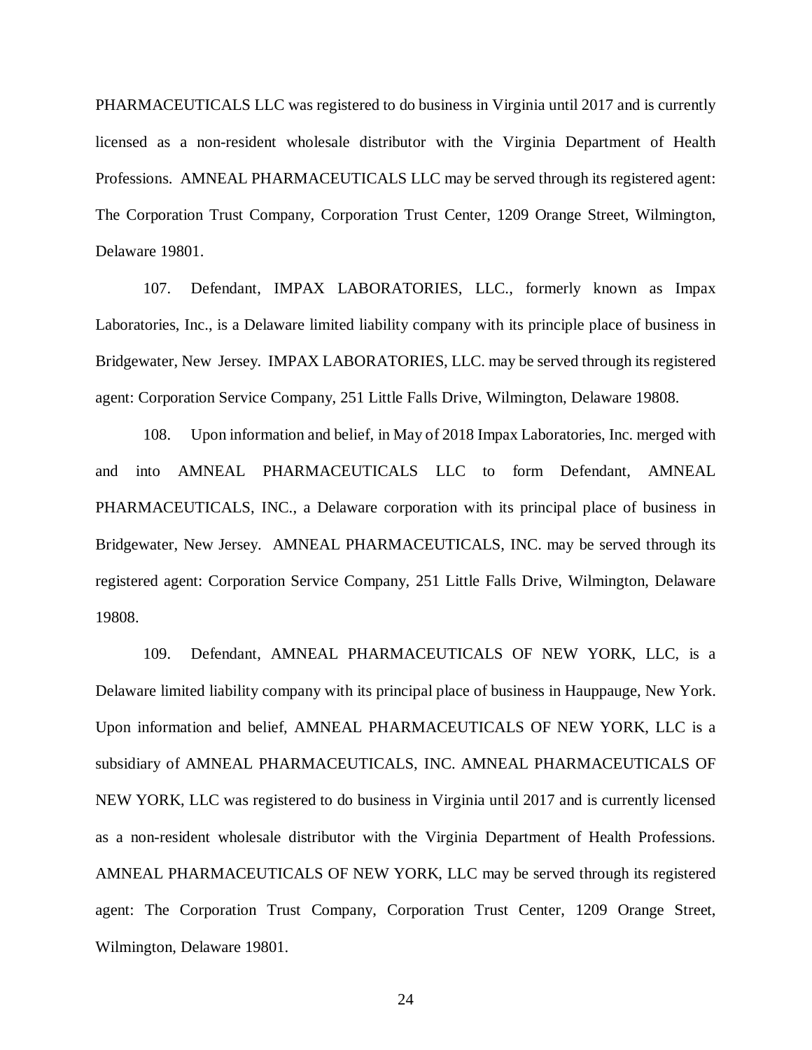PHARMACEUTICALS LLC was registered to do business in Virginia until 2017 and is currently licensed as a non-resident wholesale distributor with the Virginia Department of Health Professions. AMNEAL PHARMACEUTICALS LLC may be served through its registered agent: The Corporation Trust Company, Corporation Trust Center, 1209 Orange Street, Wilmington, Delaware 19801.

107. Defendant, IMPAX LABORATORIES, LLC., formerly known as Impax Laboratories, Inc., is a Delaware limited liability company with its principle place of business in Bridgewater, New Jersey. IMPAX LABORATORIES, LLC. may be served through its registered agent: Corporation Service Company, 251 Little Falls Drive, Wilmington, Delaware 19808.

108. Upon information and belief, in May of 2018 Impax Laboratories, Inc. merged with and into AMNEAL PHARMACEUTICALS LLC to form Defendant, AMNEAL PHARMACEUTICALS, INC., a Delaware corporation with its principal place of business in Bridgewater, New Jersey. AMNEAL PHARMACEUTICALS, INC. may be served through its registered agent: Corporation Service Company, 251 Little Falls Drive, Wilmington, Delaware 19808.

109. Defendant, AMNEAL PHARMACEUTICALS OF NEW YORK, LLC, is a Delaware limited liability company with its principal place of business in Hauppauge, New York. Upon information and belief, AMNEAL PHARMACEUTICALS OF NEW YORK, LLC is a subsidiary of AMNEAL PHARMACEUTICALS, INC. AMNEAL PHARMACEUTICALS OF NEW YORK, LLC was registered to do business in Virginia until 2017 and is currently licensed as a non-resident wholesale distributor with the Virginia Department of Health Professions. AMNEAL PHARMACEUTICALS OF NEW YORK, LLC may be served through its registered agent: The Corporation Trust Company, Corporation Trust Center, 1209 Orange Street, Wilmington, Delaware 19801.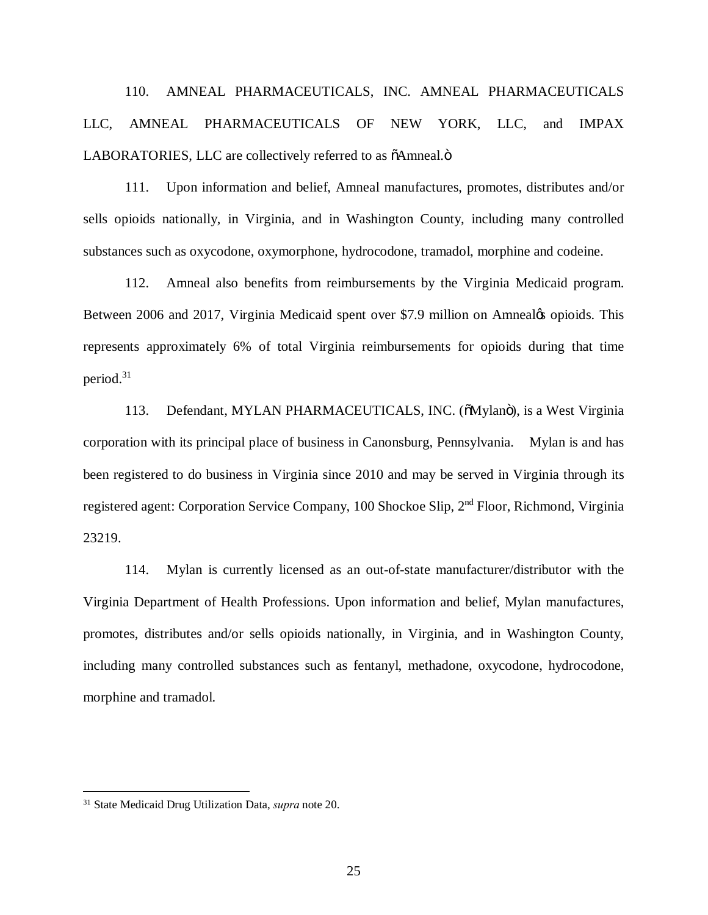110. AMNEAL PHARMACEUTICALS, INC. AMNEAL PHARMACEUTICALS LLC, AMNEAL PHARMACEUTICALS OF NEW YORK, LLC, and IMPAX LABORATORIES, LLC are collectively referred to as "Amneal."

111. Upon information and belief, Amneal manufactures, promotes, distributes and/or sells opioids nationally, in Virginia, and in Washington County, including many controlled substances such as oxycodone, oxymorphone, hydrocodone, tramadol, morphine and codeine.

112. Amneal also benefits from reimbursements by the Virginia Medicaid program. Between 2006 and 2017, Virginia Medicaid spent over $7.9 million on Amneal's opioids. This represents approximately 6% of total Virginia reimbursements for opioids during that time period.[31]

113. Defendant, MYLAN PHARMACEUTICALS, INC. ("Mylan"), is a West Virginia corporation with its principal place of business in Canonsburg, Pennsylvania. Mylan is and has been registered to do business in Virginia since 2010 and may be served in Virginia through its registered agent: Corporation Service Company, 100 Shockoe Slip, 2nd Floor, Richmond, Virginia 23219.

114. Mylan is currently licensed as an out-of-state manufacturer/distributor with the Virginia Department of Health Professions. Upon information and belief, Mylan manufactures, promotes, distributes and/or sells opioids nationally, in Virginia, and in Washington County, including many controlled substances such as fentanyl, methadone, oxycodone, hydrocodone, morphine and tramadol.

---

[31] State Medicaid Drug Utilization Data, *supra* note 20.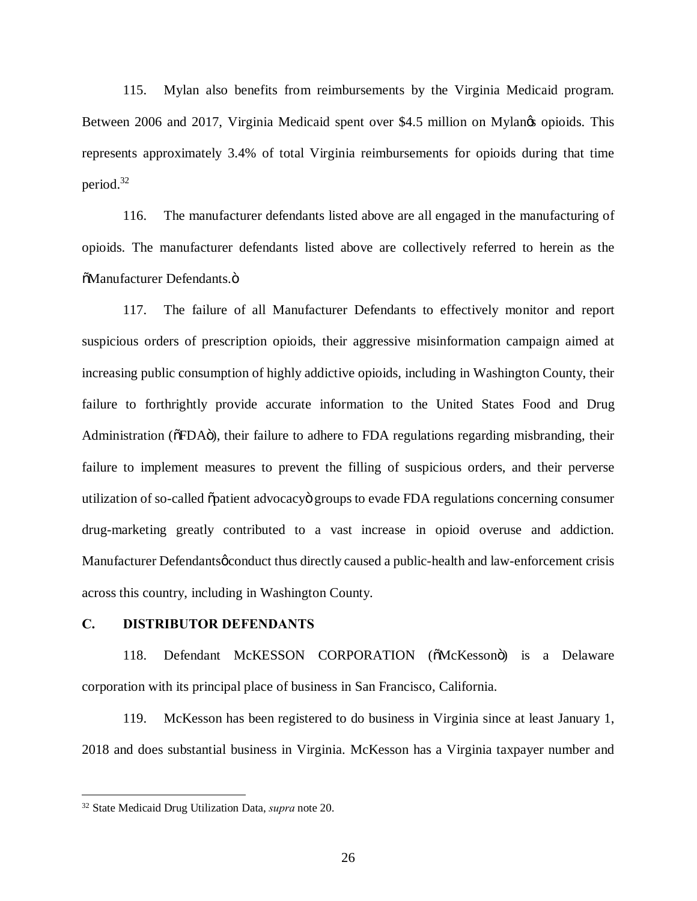115. Mylan also benefits from reimbursements by the Virginia Medicaid program. Between 2006 and 2017, Virginia Medicaid spent over $4.5 million on Mylan's opioids. This represents approximately 3.4% of total Virginia reimbursements for opioids during that time period.[32]

116. The manufacturer defendants listed above are all engaged in the manufacturing of opioids. The manufacturer defendants listed above are collectively referred to herein as the "Manufacturer Defendants."

117. The failure of all Manufacturer Defendants to effectively monitor and report suspicious orders of prescription opioids, their aggressive misinformation campaign aimed at increasing public consumption of highly addictive opioids, including in Washington County, their failure to forthrightly provide accurate information to the United States Food and Drug Administration ("FDA"), their failure to adhere to FDA regulations regarding misbranding, their failure to implement measures to prevent the filling of suspicious orders, and their perverse utilization of so-called "patient advocacy" groups to evade FDA regulations concerning consumer drug-marketing greatly contributed to a vast increase in opioid overuse and addiction. Manufacturer Defendants' conduct thus directly caused a public-health and law-enforcement crisis across this country, including in Washington County.

## C. DISTRIBUTOR DEFENDANTS

118. Defendant McKESSON CORPORATION ("McKesson") is a Delaware corporation with its principal place of business in San Francisco, California.

119. McKesson has been registered to do business in Virginia since at least January 1, 2018 and does substantial business in Virginia. McKesson has a Virginia taxpayer number and

---

[32] State Medicaid Drug Utilization Data, *supra* note 20.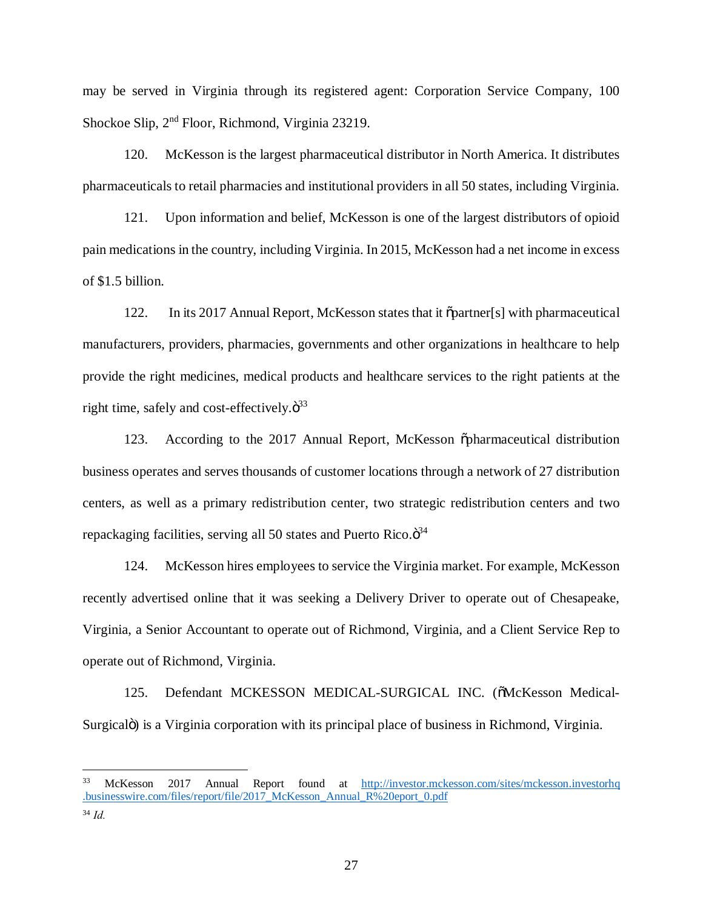may be served in Virginia through its registered agent: Corporation Service Company, 100 Shockoe Slip, 2nd Floor, Richmond, Virginia 23219.

120. McKesson is the largest pharmaceutical distributor in North America. It distributes pharmaceuticals to retail pharmacies and institutional providers in all 50 states, including Virginia.

121. Upon information and belief, McKesson is one of the largest distributors of opioid pain medications in the country, including Virginia. In 2015, McKesson had a net income in excess of $1.5 billion.

122. In its 2017 Annual Report, McKesson states that it "partner[s] with pharmaceutical manufacturers, providers, pharmacies, governments and other organizations in healthcare to help provide the right medicines, medical products and healthcare services to the right patients at the right time, safely and cost-effectively."[33]

123. According to the 2017 Annual Report, McKesson "pharmaceutical distribution business operates and serves thousands of customer locations through a network of 27 distribution centers, as well as a primary redistribution center, two strategic redistribution centers and two repackaging facilities, serving all 50 states and Puerto Rico."[34]

124. McKesson hires employees to service the Virginia market. For example, McKesson recently advertised online that it was seeking a Delivery Driver to operate out of Chesapeake, Virginia, a Senior Accountant to operate out of Richmond, Virginia, and a Client Service Rep to operate out of Richmond, Virginia.

125. Defendant MCKESSON MEDICAL-SURGICAL INC. ("McKesson Medical-Surgical") is a Virginia corporation with its principal place of business in Richmond, Virginia.

---

[33] McKesson 2017 Annual Report found at http://investor.mckesson.com/sites/mckesson.investorhq.businesswire.com/files/report/file/2017_McKesson_Annual_R%20eport_0.pdf

[34] *Id.*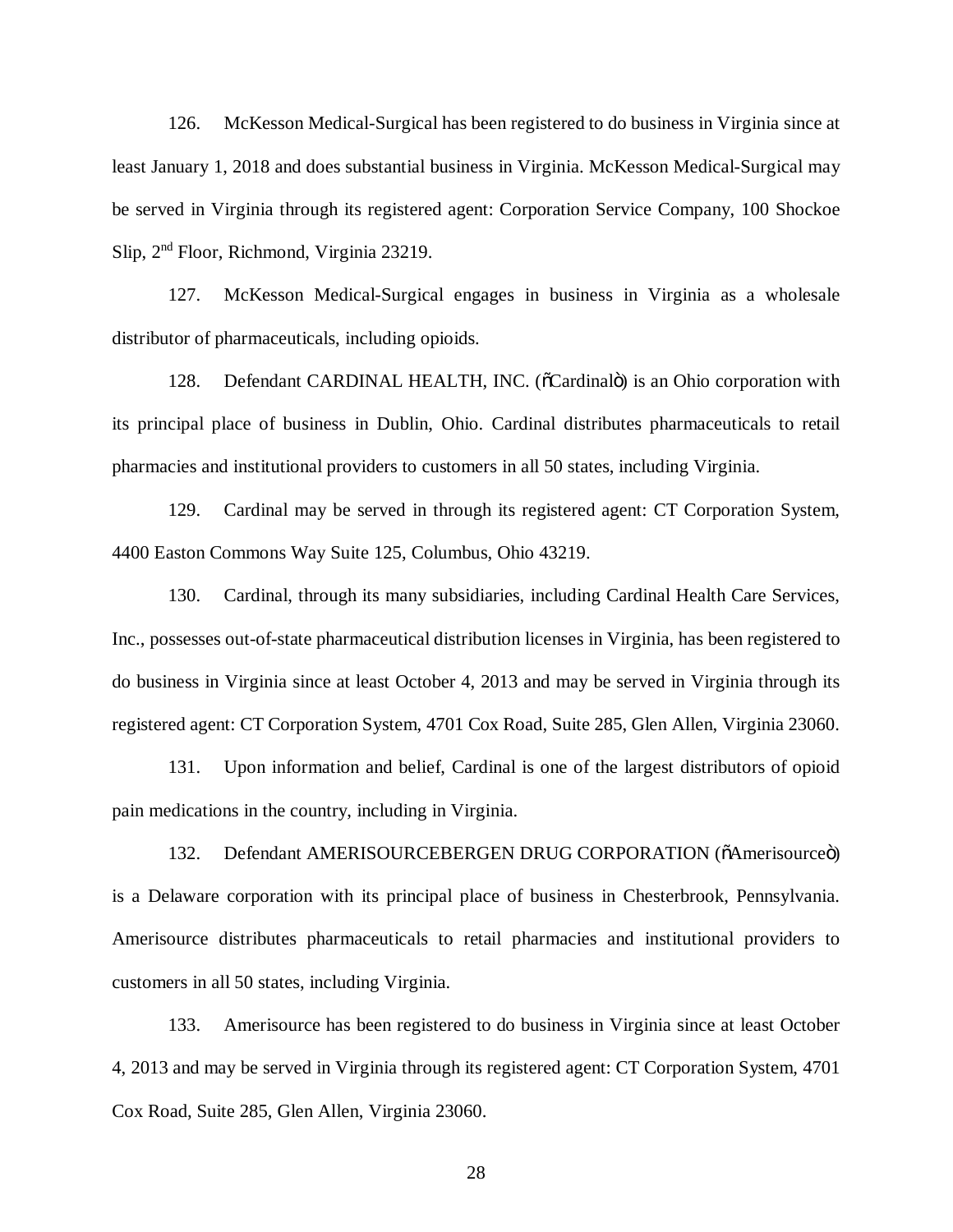126. McKesson Medical-Surgical has been registered to do business in Virginia since at least January 1, 2018 and does substantial business in Virginia. McKesson Medical-Surgical may be served in Virginia through its registered agent: Corporation Service Company, 100 Shockoe Slip, 2nd Floor, Richmond, Virginia 23219.

127. McKesson Medical-Surgical engages in business in Virginia as a wholesale distributor of pharmaceuticals, including opioids.

128. Defendant CARDINAL HEALTH, INC. ("Cardinal") is an Ohio corporation with its principal place of business in Dublin, Ohio. Cardinal distributes pharmaceuticals to retail pharmacies and institutional providers to customers in all 50 states, including Virginia.

129. Cardinal may be served in through its registered agent: CT Corporation System, 4400 Easton Commons Way Suite 125, Columbus, Ohio 43219.

130. Cardinal, through its many subsidiaries, including Cardinal Health Care Services, Inc., possesses out-of-state pharmaceutical distribution licenses in Virginia, has been registered to do business in Virginia since at least October 4, 2013 and may be served in Virginia through its registered agent: CT Corporation System, 4701 Cox Road, Suite 285, Glen Allen, Virginia 23060.

131. Upon information and belief, Cardinal is one of the largest distributors of opioid pain medications in the country, including in Virginia.

132. Defendant AMERISOURCEBERGEN DRUG CORPORATION ("Amerisource") is a Delaware corporation with its principal place of business in Chesterbrook, Pennsylvania. Amerisource distributes pharmaceuticals to retail pharmacies and institutional providers to customers in all 50 states, including Virginia.

133. Amerisource has been registered to do business in Virginia since at least October 4, 2013 and may be served in Virginia through its registered agent: CT Corporation System, 4701 Cox Road, Suite 285, Glen Allen, Virginia 23060.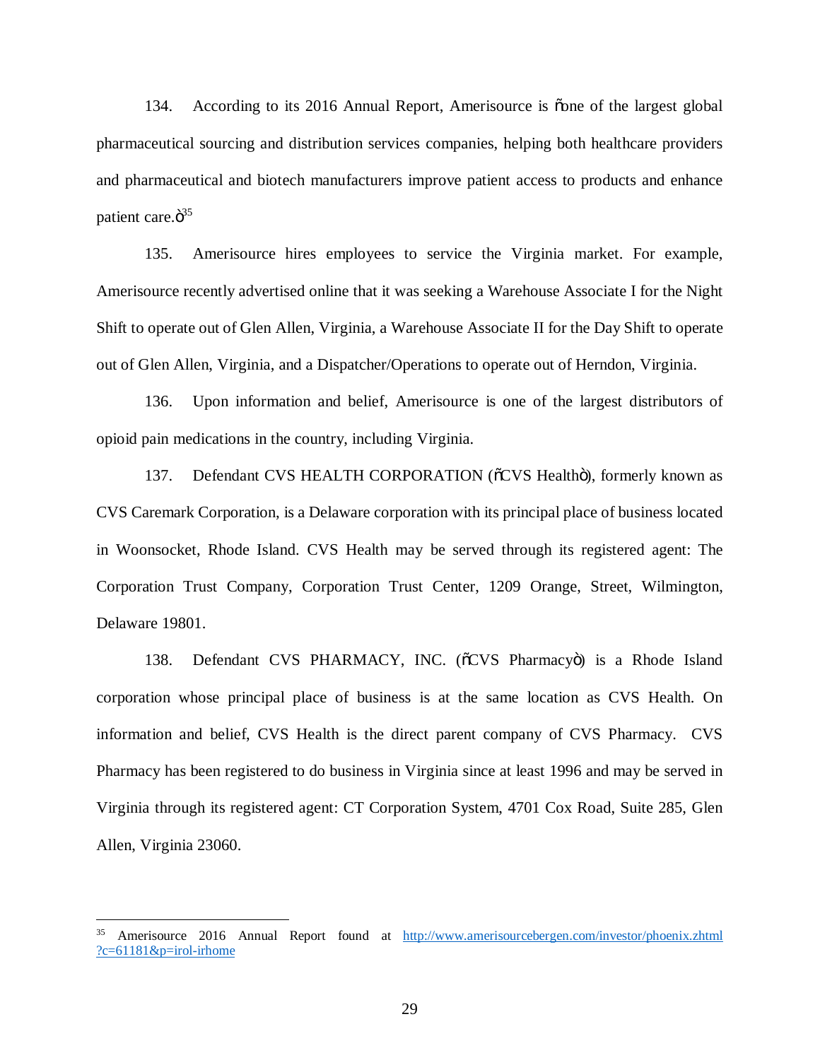134. According to its 2016 Annual Report, Amerisource is "one of the largest global pharmaceutical sourcing and distribution services companies, helping both healthcare providers and pharmaceutical and biotech manufacturers improve patient access to products and enhance patient care."[35]

135. Amerisource hires employees to service the Virginia market. For example, Amerisource recently advertised online that it was seeking a Warehouse Associate I for the Night Shift to operate out of Glen Allen, Virginia, a Warehouse Associate II for the Day Shift to operate out of Glen Allen, Virginia, and a Dispatcher/Operations to operate out of Herndon, Virginia.

136. Upon information and belief, Amerisource is one of the largest distributors of opioid pain medications in the country, including Virginia.

137. Defendant CVS HEALTH CORPORATION ("CVS Health"), formerly known as CVS Caremark Corporation, is a Delaware corporation with its principal place of business located in Woonsocket, Rhode Island. CVS Health may be served through its registered agent: The Corporation Trust Company, Corporation Trust Center, 1209 Orange, Street, Wilmington, Delaware 19801.

138. Defendant CVS PHARMACY, INC. ("CVS Pharmacy") is a Rhode Island corporation whose principal place of business is at the same location as CVS Health. On information and belief, CVS Health is the direct parent company of CVS Pharmacy. CVS Pharmacy has been registered to do business in Virginia since at least 1996 and may be served in Virginia through its registered agent: CT Corporation System, 4701 Cox Road, Suite 285, Glen Allen, Virginia 23060.

---

[35] Amerisource 2016 Annual Report found at http://www.amerisourcebergen.com/investor/phoenix.zhtml?c=61181&p=irol-irhome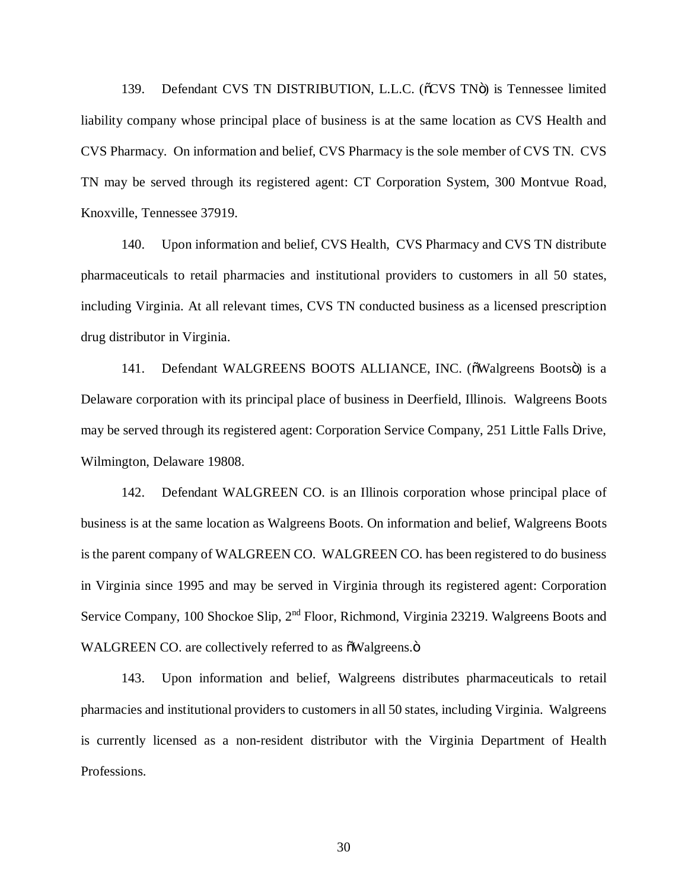139. Defendant CVS TN DISTRIBUTION, L.L.C. ("CVS TN") is Tennessee limited liability company whose principal place of business is at the same location as CVS Health and CVS Pharmacy. On information and belief, CVS Pharmacy is the sole member of CVS TN. CVS TN may be served through its registered agent: CT Corporation System, 300 Montvue Road, Knoxville, Tennessee 37919.

140. Upon information and belief, CVS Health, CVS Pharmacy and CVS TN distribute pharmaceuticals to retail pharmacies and institutional providers to customers in all 50 states, including Virginia. At all relevant times, CVS TN conducted business as a licensed prescription drug distributor in Virginia.

141. Defendant WALGREENS BOOTS ALLIANCE, INC. ("Walgreens Boots") is a Delaware corporation with its principal place of business in Deerfield, Illinois. Walgreens Boots may be served through its registered agent: Corporation Service Company, 251 Little Falls Drive, Wilmington, Delaware 19808.

142. Defendant WALGREEN CO. is an Illinois corporation whose principal place of business is at the same location as Walgreens Boots. On information and belief, Walgreens Boots is the parent company of WALGREEN CO. WALGREEN CO. has been registered to do business in Virginia since 1995 and may be served in Virginia through its registered agent: Corporation Service Company, 100 Shockoe Slip, 2nd Floor, Richmond, Virginia 23219. Walgreens Boots and WALGREEN CO. are collectively referred to as "Walgreens."

143. Upon information and belief, Walgreens distributes pharmaceuticals to retail pharmacies and institutional providers to customers in all 50 states, including Virginia. Walgreens is currently licensed as a non-resident distributor with the Virginia Department of Health Professions.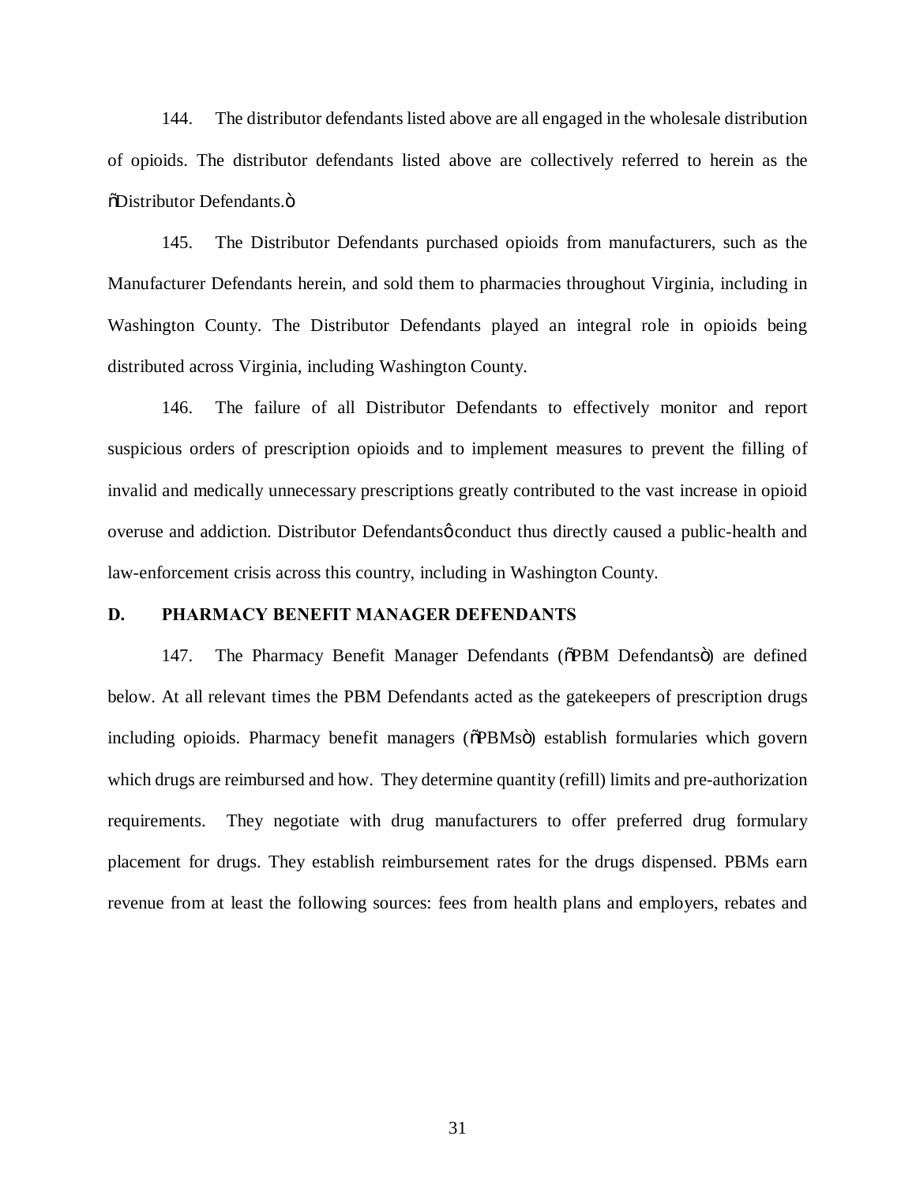144. The distributor defendants listed above are all engaged in the wholesale distribution of opioids. The distributor defendants listed above are collectively referred to herein as the "Distributor Defendants."

145. The Distributor Defendants purchased opioids from manufacturers, such as the Manufacturer Defendants herein, and sold them to pharmacies throughout Virginia, including in Washington County. The Distributor Defendants played an integral role in opioids being distributed across Virginia, including Washington County.

146. The failure of all Distributor Defendants to effectively monitor and report suspicious orders of prescription opioids and to implement measures to prevent the filling of invalid and medically unnecessary prescriptions greatly contributed to the vast increase in opioid overuse and addiction. Distributor Defendants' conduct thus directly caused a public-health and law-enforcement crisis across this country, including in Washington County.

### D. PHARMACY BENEFIT MANAGER DEFENDANTS

147. The Pharmacy Benefit Manager Defendants ("PBM Defendants") are defined below. At all relevant times the PBM Defendants acted as the gatekeepers of prescription drugs including opioids. Pharmacy benefit managers ("PBMs") establish formularies which govern which drugs are reimbursed and how. They determine quantity (refill) limits and pre-authorization requirements. They negotiate with drug manufacturers to offer preferred drug formulary placement for drugs. They establish reimbursement rates for the drugs dispensed. PBMs earn revenue from at least the following sources: fees from health plans and employers, rebates and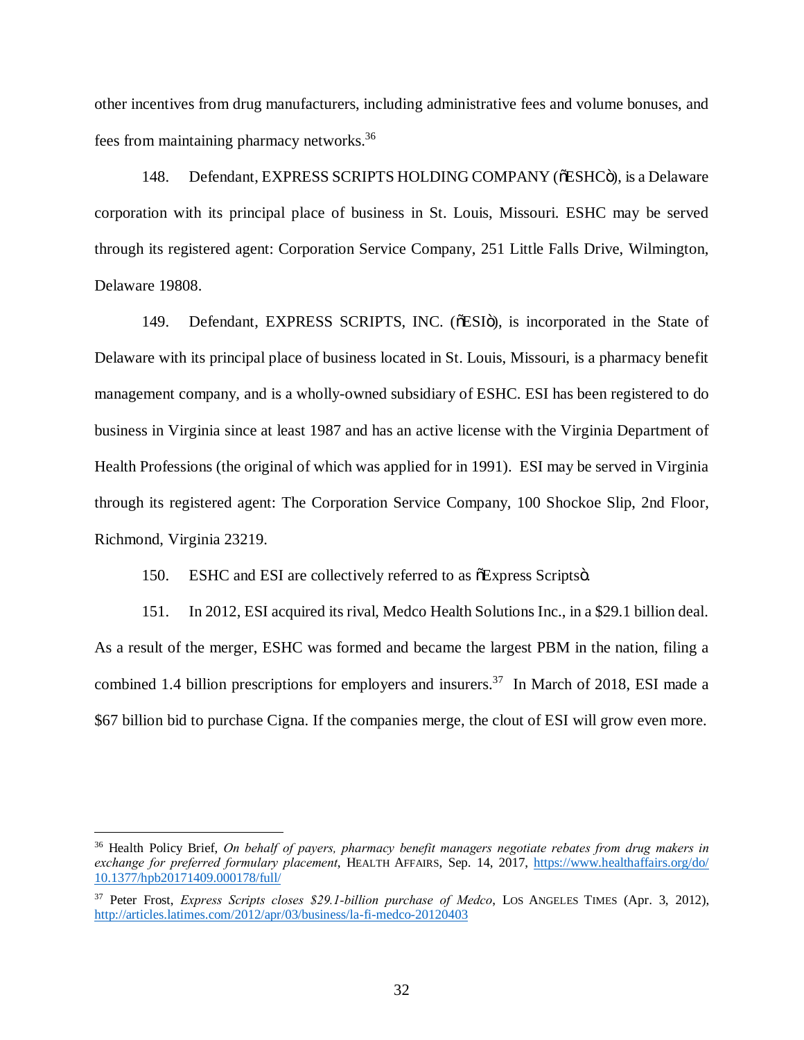other incentives from drug manufacturers, including administrative fees and volume bonuses, and fees from maintaining pharmacy networks.[36]

148. Defendant, EXPRESS SCRIPTS HOLDING COMPANY (õESHCö), is a Delaware corporation with its principal place of business in St. Louis, Missouri. ESHC may be served through its registered agent: Corporation Service Company, 251 Little Falls Drive, Wilmington, Delaware 19808.

149. Defendant, EXPRESS SCRIPTS, INC. (õESIö), is incorporated in the State of Delaware with its principal place of business located in St. Louis, Missouri, is a pharmacy benefit management company, and is a wholly-owned subsidiary of ESHC. ESI has been registered to do business in Virginia since at least 1987 and has an active license with the Virginia Department of Health Professions (the original of which was applied for in 1991). ESI may be served in Virginia through its registered agent: The Corporation Service Company, 100 Shockoe Slip, 2nd Floor, Richmond, Virginia 23219.

150. ESHC and ESI are collectively referred to as õExpress Scriptsö.

151. In 2012, ESI acquired its rival, Medco Health Solutions Inc., in a $29.1 billion deal. As a result of the merger, ESHC was formed and became the largest PBM in the nation, filing a combined 1.4 billion prescriptions for employers and insurers.[37] In March of 2018, ESI made a $67 billion bid to purchase Cigna. If the companies merge, the clout of ESI will grow even more.

---

[36] Health Policy Brief, *On behalf of payers, pharmacy benefit managers negotiate rebates from drug makers in exchange for preferred formulary placement*, HEALTH AFFAIRS, Sep. 14, 2017, https://www.healthaffairs.org/do/10.1377/hpb20171409.000178/full/

[37] Peter Frost, *Express Scripts closes $29.1-billion purchase of Medco*, LOS ANGELES TIMES (Apr. 3, 2012), http://articles.latimes.com/2012/apr/03/business/la-fi-medco-20120403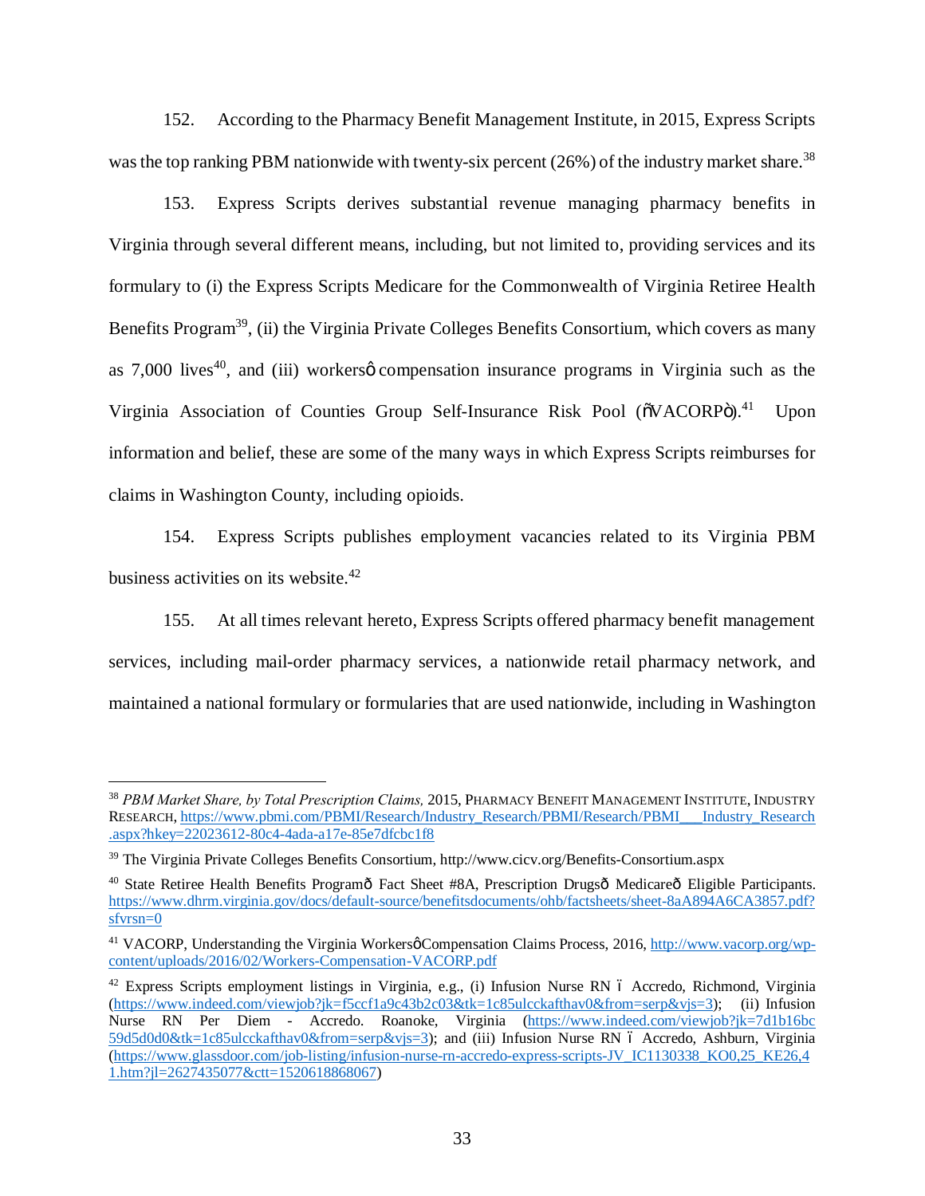152. According to the Pharmacy Benefit Management Institute, in 2015, Express Scripts was the top ranking PBM nationwide with twenty-six percent (26%) of the industry market share.[38]

153. Express Scripts derives substantial revenue managing pharmacy benefits in Virginia through several different means, including, but not limited to, providing services and its formulary to (i) the Express Scripts Medicare for the Commonwealth of Virginia Retiree Health Benefits Program[39], (ii) the Virginia Private Colleges Benefits Consortium, which covers as many as 7,000 lives[40], and (iii) workersô compensation insurance programs in Virginia such as the Virginia Association of Counties Group Self-Insurance Risk Pool (õVACORPö).[41] Upon information and belief, these are some of the many ways in which Express Scripts reimburses for claims in Washington County, including opioids.

154. Express Scripts publishes employment vacancies related to its Virginia PBM business activities on its website.[42]

155. At all times relevant hereto, Express Scripts offered pharmacy benefit management services, including mail-order pharmacy services, a nationwide retail pharmacy network, and maintained a national formulary or formularies that are used nationwide, including in Washington

---

[38] *PBM Market Share, by Total Prescription Claims,* 2015, PHARMACY BENEFIT MANAGEMENT INSTITUTE, INDUSTRY RESEARCH, https://www.pbmi.com/PBMI/Research/Industry_Research/PBMI/Research/PBMI___Industry_Research.aspx?hkey=22023612-80c4-4ada-a17e-85e7dfcbc1f8

[39] The Virginia Private Colleges Benefits Consortium, http://www.cicv.org/Benefits-Consortium.aspx

[40] State Retiree Health Benefits Programô Fact Sheet #8A, Prescription Drugsô Medicareô Eligible Participants. https://www.dhrm.virginia.gov/docs/default-source/benefitsdocuments/ohb/factsheets/sheet-8aA894A6CA3857.pdf?sfvrsn=0

[41] VACORP, Understanding the Virginia WorkersôCompensation Claims Process, 2016, http://www.vacorp.org/wp-content/uploads/2016/02/Workers-Compensation-VACORP.pdf

[42] Express Scripts employment listings in Virginia, e.g., (i) Infusion Nurse RN ï Accredo, Richmond, Virginia (https://www.indeed.com/viewjob?jk=f5ccf1a9c43b2c03&tk=1c85ulcckafthav0&from=serp&vjs=3); (ii) Infusion Nurse RN Per Diem - Accredo. Roanoke, Virginia (https://www.indeed.com/viewjob?jk=7d1b16bc59d5d0d0&tk=1c85ulcckafthav0&from=serp&vjs=3); and (iii) Infusion Nurse RN ï Accredo, Ashburn, Virginia (https://www.glassdoor.com/job-listing/infusion-nurse-rn-accredo-express-scripts-JV_IC1130338_KO0,25_KE26,41.htm?jl=2627435077&ctt=1520618868067)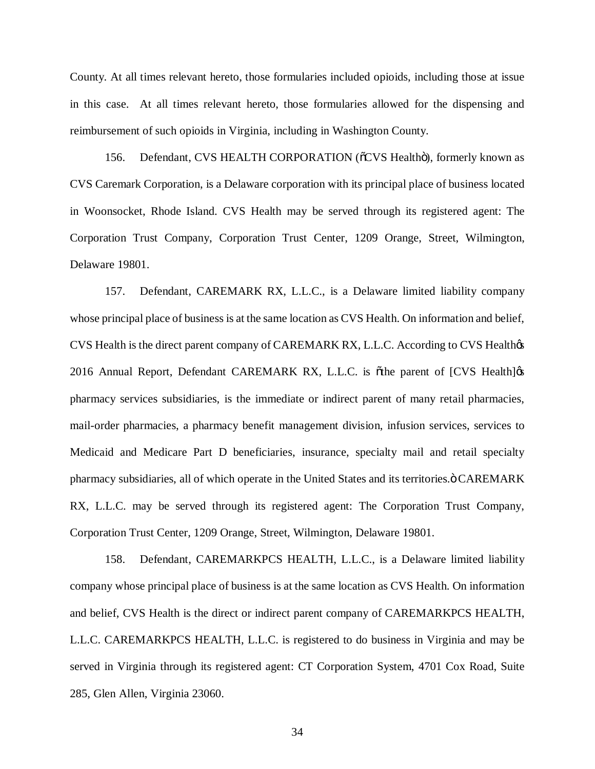County. At all times relevant hereto, those formularies included opioids, including those at issue in this case. At all times relevant hereto, those formularies allowed for the dispensing and reimbursement of such opioids in Virginia, including in Washington County.

156. Defendant, CVS HEALTH CORPORATION ("CVS Health"), formerly known as CVS Caremark Corporation, is a Delaware corporation with its principal place of business located in Woonsocket, Rhode Island. CVS Health may be served through its registered agent: The Corporation Trust Company, Corporation Trust Center, 1209 Orange, Street, Wilmington, Delaware 19801.

157. Defendant, CAREMARK RX, L.L.C., is a Delaware limited liability company whose principal place of business is at the same location as CVS Health. On information and belief, CVS Health is the direct parent company of CAREMARK RX, L.L.C. According to CVS Health's 2016 Annual Report, Defendant CAREMARK RX, L.L.C. is "the parent of [CVS Health]'s pharmacy services subsidiaries, is the immediate or indirect parent of many retail pharmacies, mail-order pharmacies, a pharmacy benefit management division, infusion services, services to Medicaid and Medicare Part D beneficiaries, insurance, specialty mail and retail specialty pharmacy subsidiaries, all of which operate in the United States and its territories." CAREMARK RX, L.L.C. may be served through its registered agent: The Corporation Trust Company, Corporation Trust Center, 1209 Orange, Street, Wilmington, Delaware 19801.

158. Defendant, CAREMARKPCS HEALTH, L.L.C., is a Delaware limited liability company whose principal place of business is at the same location as CVS Health. On information and belief, CVS Health is the direct or indirect parent company of CAREMARKPCS HEALTH, L.L.C. CAREMARKPCS HEALTH, L.L.C. is registered to do business in Virginia and may be served in Virginia through its registered agent: CT Corporation System, 4701 Cox Road, Suite 285, Glen Allen, Virginia 23060.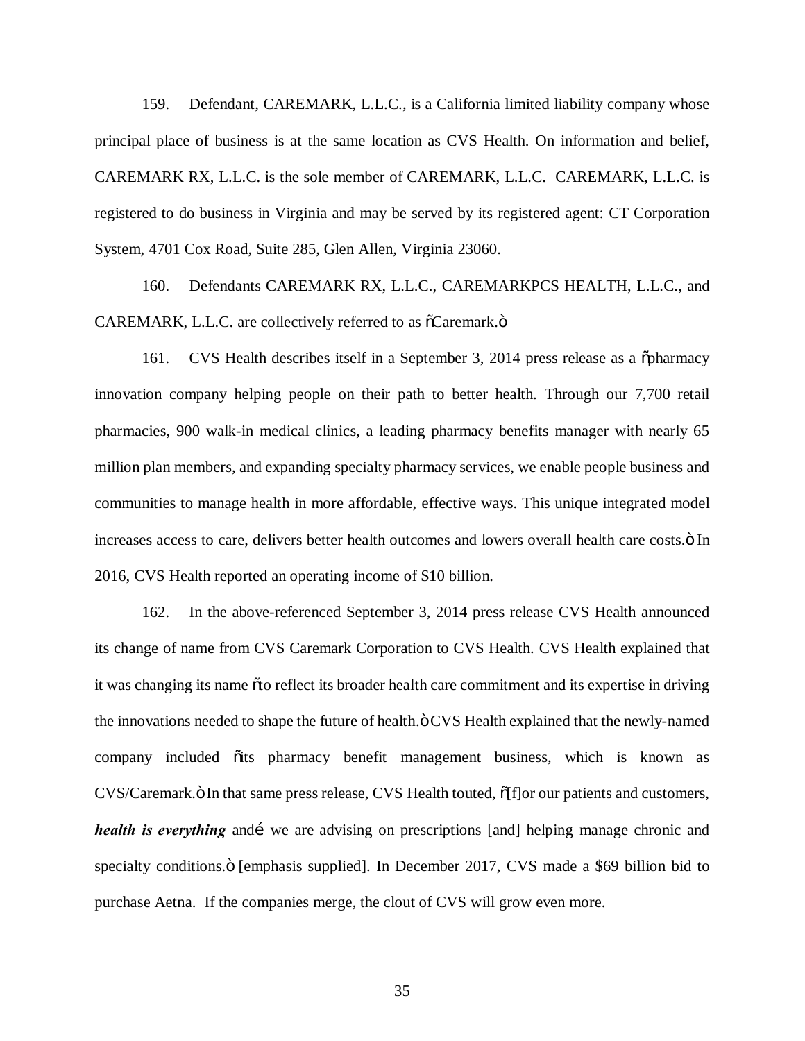159. Defendant, CAREMARK, L.L.C., is a California limited liability company whose principal place of business is at the same location as CVS Health. On information and belief, CAREMARK RX, L.L.C. is the sole member of CAREMARK, L.L.C. CAREMARK, L.L.C. is registered to do business in Virginia and may be served by its registered agent: CT Corporation System, 4701 Cox Road, Suite 285, Glen Allen, Virginia 23060.

160. Defendants CAREMARK RX, L.L.C., CAREMARKPCS HEALTH, L.L.C., and CAREMARK, L.L.C. are collectively referred to as "Caremark."

161. CVS Health describes itself in a September 3, 2014 press release as a "pharmacy innovation company helping people on their path to better health. Through our 7,700 retail pharmacies, 900 walk-in medical clinics, a leading pharmacy benefits manager with nearly 65 million plan members, and expanding specialty pharmacy services, we enable people business and communities to manage health in more affordable, effective ways. This unique integrated model increases access to care, delivers better health outcomes and lowers overall health care costs." In 2016, CVS Health reported an operating income of $10 billion.

162. In the above-referenced September 3, 2014 press release CVS Health announced its change of name from CVS Caremark Corporation to CVS Health. CVS Health explained that it was changing its name "to reflect its broader health care commitment and its expertise in driving the innovations needed to shape the future of health." CVS Health explained that the newly-named company included "its pharmacy benefit management business, which is known as CVS/Caremark." In that same press release, CVS Health touted, "[f]or our patients and customers, ***health is everything*** and… we are advising on prescriptions [and] helping manage chronic and specialty conditions." [emphasis supplied]. In December 2017, CVS made a $69 billion bid to purchase Aetna. If the companies merge, the clout of CVS will grow even more.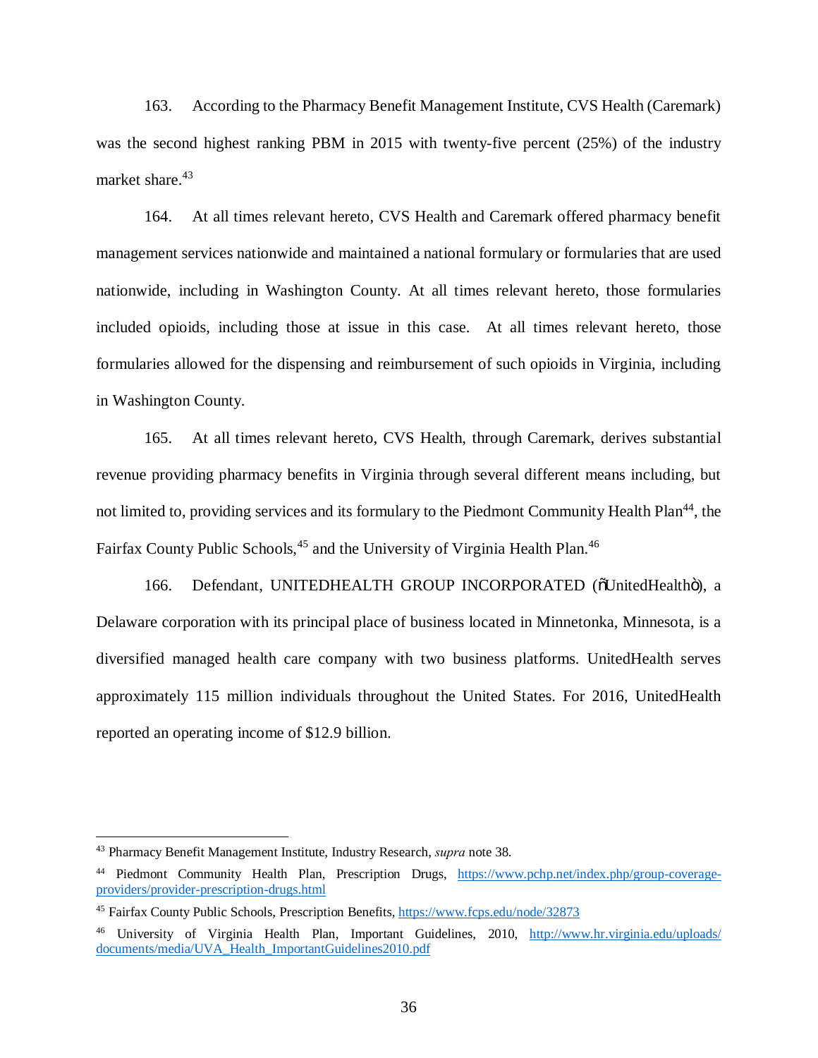163. According to the Pharmacy Benefit Management Institute, CVS Health (Caremark) was the second highest ranking PBM in 2015 with twenty-five percent (25%) of the industry market share.[43]

164. At all times relevant hereto, CVS Health and Caremark offered pharmacy benefit management services nationwide and maintained a national formulary or formularies that are used nationwide, including in Washington County. At all times relevant hereto, those formularies included opioids, including those at issue in this case. At all times relevant hereto, those formularies allowed for the dispensing and reimbursement of such opioids in Virginia, including in Washington County.

165. At all times relevant hereto, CVS Health, through Caremark, derives substantial revenue providing pharmacy benefits in Virginia through several different means including, but not limited to, providing services and its formulary to the Piedmont Community Health Plan[44], the Fairfax County Public Schools,[45] and the University of Virginia Health Plan.[46]

166. Defendant, UNITEDHEALTH GROUP INCORPORATED (õUnitedHealthö), a Delaware corporation with its principal place of business located in Minnetonka, Minnesota, is a diversified managed health care company with two business platforms. UnitedHealth serves approximately 115 million individuals throughout the United States. For 2016, UnitedHealth reported an operating income of $12.9 billion.

---

[43] Pharmacy Benefit Management Institute, Industry Research, *supra* note 38.

[44] Piedmont Community Health Plan, Prescription Drugs, https://www.pchp.net/index.php/group-coverage-providers/provider-prescription-drugs.html

[45] Fairfax County Public Schools, Prescription Benefits, https://www.fcps.edu/node/32873

[46] University of Virginia Health Plan, Important Guidelines, 2010, http://www.hr.virginia.edu/uploads/documents/media/UVA_Health_ImportantGuidelines2010.pdf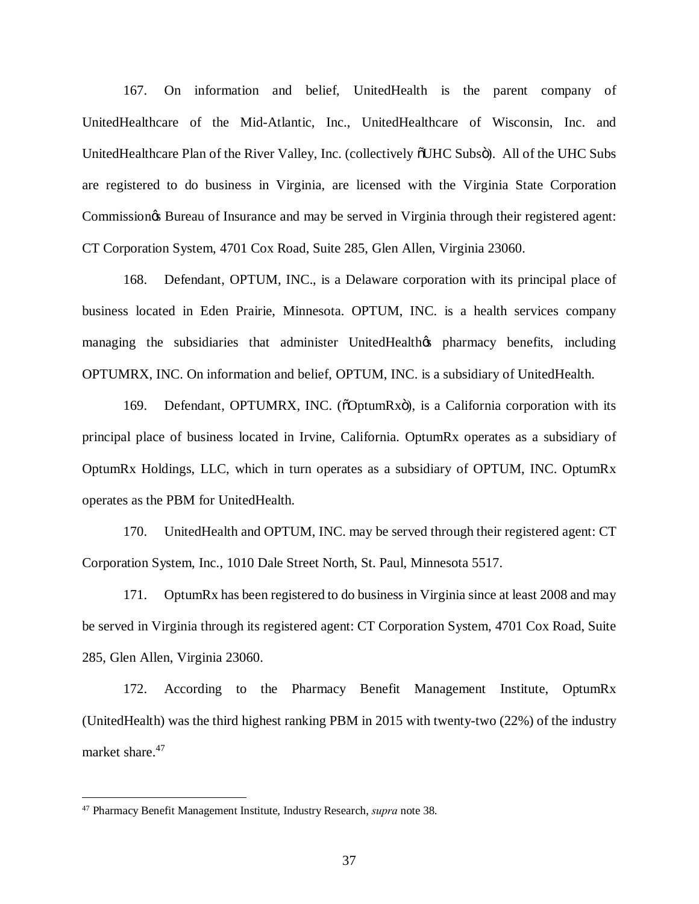167. On information and belief, UnitedHealth is the parent company of UnitedHealthcare of the Mid-Atlantic, Inc., UnitedHealthcare of Wisconsin, Inc. and UnitedHealthcare Plan of the River Valley, Inc. (collectively "UHC Subs"). All of the UHC Subs are registered to do business in Virginia, are licensed with the Virginia State Corporation Commission's Bureau of Insurance and may be served in Virginia through their registered agent: CT Corporation System, 4701 Cox Road, Suite 285, Glen Allen, Virginia 23060.

168. Defendant, OPTUM, INC., is a Delaware corporation with its principal place of business located in Eden Prairie, Minnesota. OPTUM, INC. is a health services company managing the subsidiaries that administer UnitedHealth's pharmacy benefits, including OPTUMRX, INC. On information and belief, OPTUM, INC. is a subsidiary of UnitedHealth.

169. Defendant, OPTUMRX, INC. ("OptumRx"), is a California corporation with its principal place of business located in Irvine, California. OptumRx operates as a subsidiary of OptumRx Holdings, LLC, which in turn operates as a subsidiary of OPTUM, INC. OptumRx operates as the PBM for UnitedHealth.

170. UnitedHealth and OPTUM, INC. may be served through their registered agent: CT Corporation System, Inc., 1010 Dale Street North, St. Paul, Minnesota 5517.

171. OptumRx has been registered to do business in Virginia since at least 2008 and may be served in Virginia through its registered agent: CT Corporation System, 4701 Cox Road, Suite 285, Glen Allen, Virginia 23060.

172. According to the Pharmacy Benefit Management Institute, OptumRx (UnitedHealth) was the third highest ranking PBM in 2015 with twenty-two (22%) of the industry market share.[47]

---

[47] Pharmacy Benefit Management Institute, Industry Research, *supra* note 38.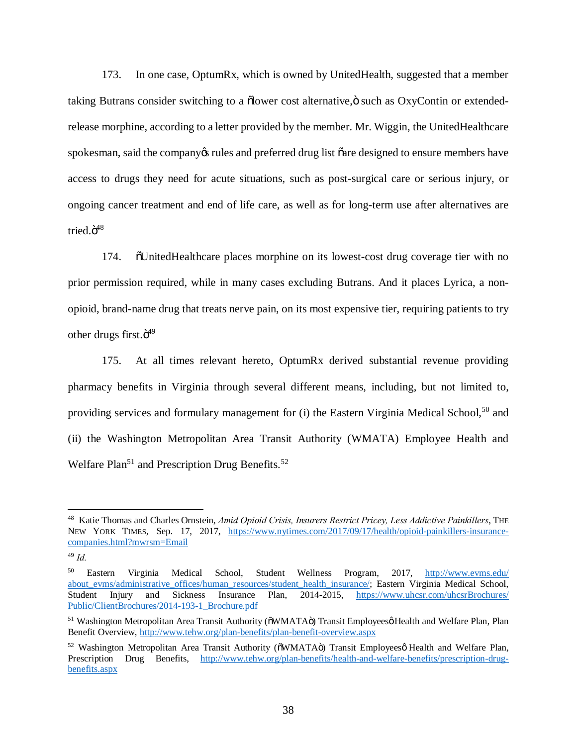173. In one case, OptumRx, which is owned by UnitedHealth, suggested that a member taking Butrans consider switching to a "lower cost alternative," such as OxyContin or extended-release morphine, according to a letter provided by the member. Mr. Wiggin, the UnitedHealthcare spokesman, said the company's rules and preferred drug list "are designed to ensure members have access to drugs they need for acute situations, such as post-surgical care or serious injury, or ongoing cancer treatment and end of life care, as well as for long-term use after alternatives are tried."[48]

174. "UnitedHealthcare places morphine on its lowest-cost drug coverage tier with no prior permission required, while in many cases excluding Butrans. And it places Lyrica, a non-opioid, brand-name drug that treats nerve pain, on its most expensive tier, requiring patients to try other drugs first."[49]

175. At all times relevant hereto, OptumRx derived substantial revenue providing pharmacy benefits in Virginia through several different means, including, but not limited to, providing services and formulary management for (i) the Eastern Virginia Medical School,[50] and (ii) the Washington Metropolitan Area Transit Authority (WMATA) Employee Health and Welfare Plan[51] and Prescription Drug Benefits.[52]

---

[48] Katie Thomas and Charles Ornstein, *Amid Opioid Crisis, Insurers Restrict Pricey, Less Addictive Painkillers*, THE NEW YORK TIMES, Sep. 17, 2017, https://www.nytimes.com/2017/09/17/health/opioid-painkillers-insurance-companies.html?mwrsm=Email

[49] *Id.*

[50] Eastern Virginia Medical School, Student Wellness Program, 2017, http://www.evms.edu/about_evms/administrative_offices/human_resources/student_health_insurance/; Eastern Virginia Medical School, Student Injury and Sickness Insurance Plan, 2014-2015, https://www.uhcsr.com/uhcsrBrochures/Public/ClientBrochures/2014-193-1_Brochure.pdf

[51] Washington Metropolitan Area Transit Authority ("WMATA") Transit Employees' Health and Welfare Plan, Plan Benefit Overview, http://www.tehw.org/plan-benefits/plan-benefit-overview.aspx

[52] Washington Metropolitan Area Transit Authority ("WMATA") Transit Employees' Health and Welfare Plan, Prescription Drug Benefits, http://www.tehw.org/plan-benefits/health-and-welfare-benefits/prescription-drug-benefits.aspx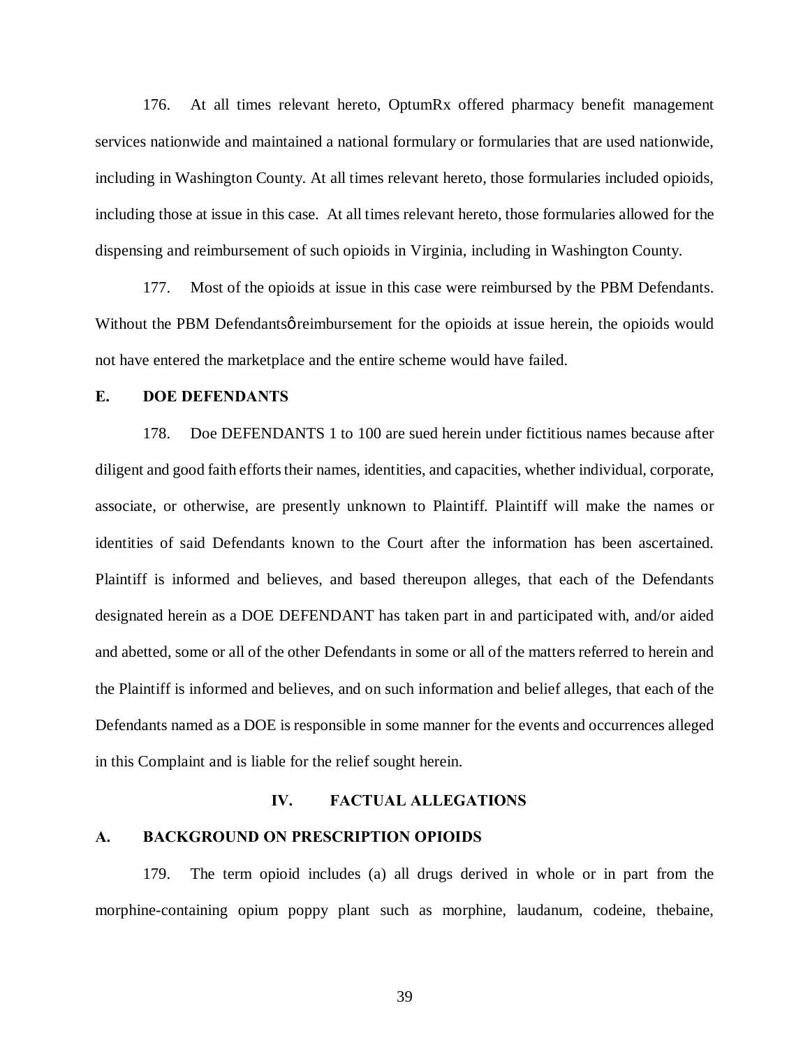176. At all times relevant hereto, OptumRx offered pharmacy benefit management services nationwide and maintained a national formulary or formularies that are used nationwide, including in Washington County. At all times relevant hereto, those formularies included opioids, including those at issue in this case. At all times relevant hereto, those formularies allowed for the dispensing and reimbursement of such opioids in Virginia, including in Washington County.

177. Most of the opioids at issue in this case were reimbursed by the PBM Defendants. Without the PBM Defendantsø reimbursement for the opioids at issue herein, the opioids would not have entered the marketplace and the entire scheme would have failed.

### E. DOE DEFENDANTS

178. Doe DEFENDANTS 1 to 100 are sued herein under fictitious names because after diligent and good faith efforts their names, identities, and capacities, whether individual, corporate, associate, or otherwise, are presently unknown to Plaintiff. Plaintiff will make the names or identities of said Defendants known to the Court after the information has been ascertained. Plaintiff is informed and believes, and based thereupon alleges, that each of the Defendants designated herein as a DOE DEFENDANT has taken part in and participated with, and/or aided and abetted, some or all of the other Defendants in some or all of the matters referred to herein and the Plaintiff is informed and believes, and on such information and belief alleges, that each of the Defendants named as a DOE is responsible in some manner for the events and occurrences alleged in this Complaint and is liable for the relief sought herein.

## IV. FACTUAL ALLEGATIONS

### A. BACKGROUND ON PRESCRIPTION OPIOIDS

179. The term opioid includes (a) all drugs derived in whole or in part from the morphine-containing opium poppy plant such as morphine, laudanum, codeine, thebaine,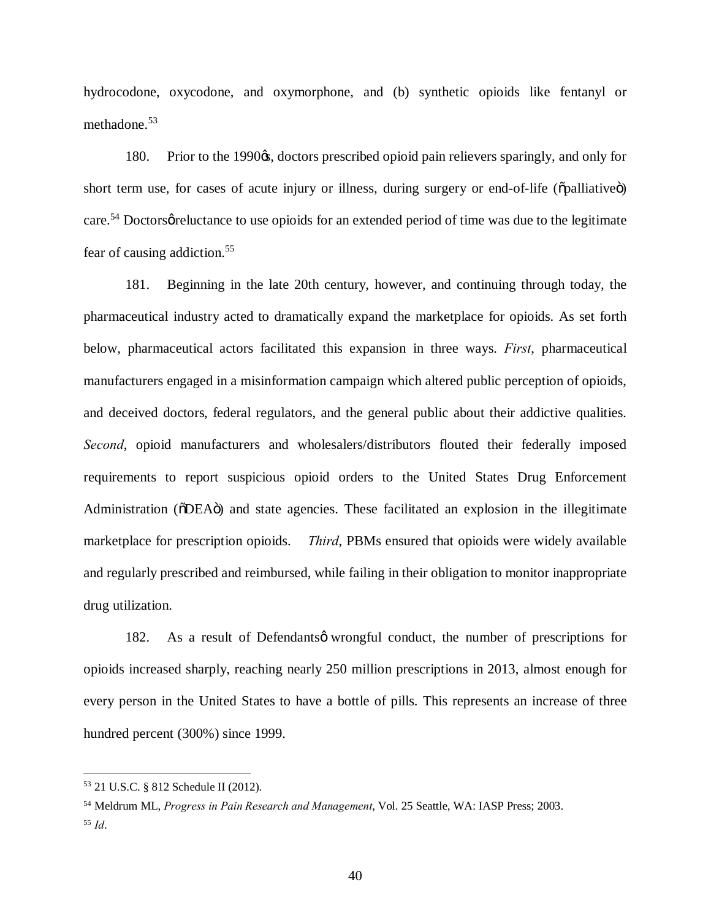hydrocodone, oxycodone, and oxymorphone, and (b) synthetic opioids like fentanyl or methadone.[53]

180. Prior to the 1990's, doctors prescribed opioid pain relievers sparingly, and only for short term use, for cases of acute injury or illness, during surgery or end-of-life ("palliative") care.[54] Doctors' reluctance to use opioids for an extended period of time was due to the legitimate fear of causing addiction.[55]

181. Beginning in the late 20th century, however, and continuing through today, the pharmaceutical industry acted to dramatically expand the marketplace for opioids. As set forth below, pharmaceutical actors facilitated this expansion in three ways. *First*, pharmaceutical manufacturers engaged in a misinformation campaign which altered public perception of opioids, and deceived doctors, federal regulators, and the general public about their addictive qualities. *Second*, opioid manufacturers and wholesalers/distributors flouted their federally imposed requirements to report suspicious opioid orders to the United States Drug Enforcement Administration ("DEA") and state agencies. These facilitated an explosion in the illegitimate marketplace for prescription opioids. *Third*, PBMs ensured that opioids were widely available and regularly prescribed and reimbursed, while failing in their obligation to monitor inappropriate drug utilization.

182. As a result of Defendants' wrongful conduct, the number of prescriptions for opioids increased sharply, reaching nearly 250 million prescriptions in 2013, almost enough for every person in the United States to have a bottle of pills. This represents an increase of three hundred percent (300%) since 1999.

---

[53] 21 U.S.C. § 812 Schedule II (2012).

[54] Meldrum ML, *Progress in Pain Research and Management*, Vol. 25 Seattle, WA: IASP Press; 2003.

[55] *Id*.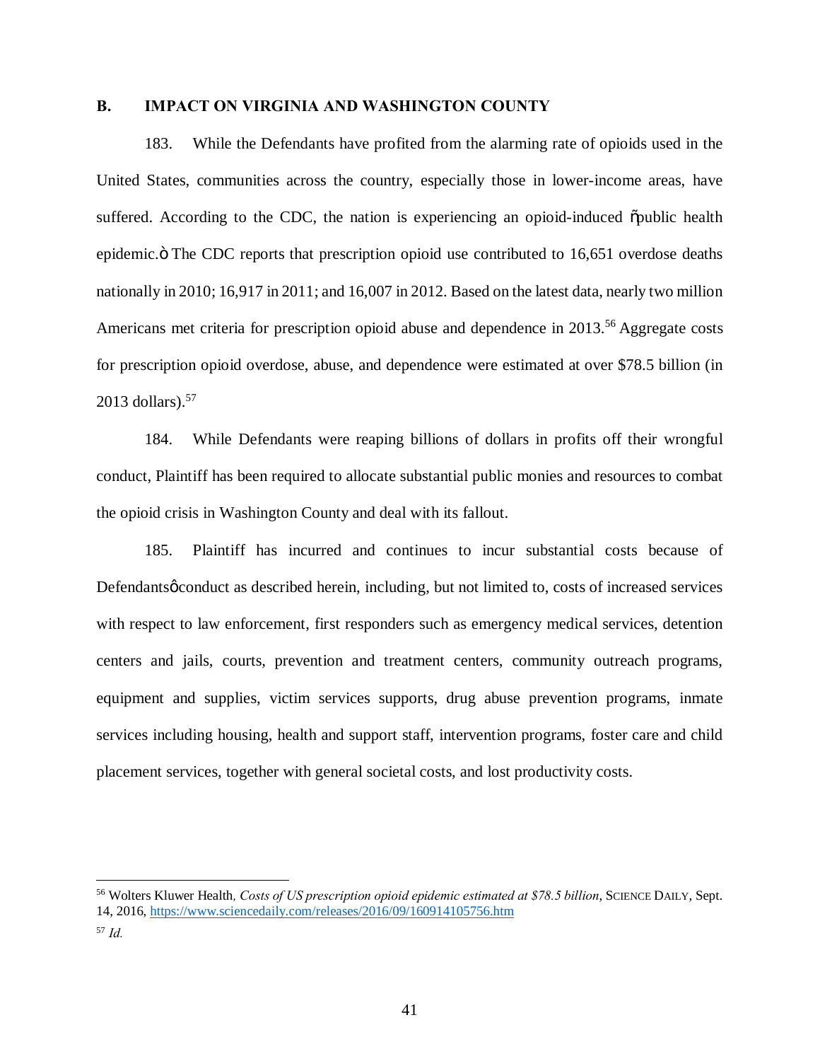## B. IMPACT ON VIRGINIA AND WASHINGTON COUNTY

183. While the Defendants have profited from the alarming rate of opioids used in the United States, communities across the country, especially those in lower-income areas, have suffered. According to the CDC, the nation is experiencing an opioid-induced "public health epidemic." The CDC reports that prescription opioid use contributed to 16,651 overdose deaths nationally in 2010; 16,917 in 2011; and 16,007 in 2012. Based on the latest data, nearly two million Americans met criteria for prescription opioid abuse and dependence in 2013.[56] Aggregate costs for prescription opioid overdose, abuse, and dependence were estimated at over $78.5 billion (in 2013 dollars).[57]

184. While Defendants were reaping billions of dollars in profits off their wrongful conduct, Plaintiff has been required to allocate substantial public monies and resources to combat the opioid crisis in Washington County and deal with its fallout.

185. Plaintiff has incurred and continues to incur substantial costs because of Defendants' conduct as described herein, including, but not limited to, costs of increased services with respect to law enforcement, first responders such as emergency medical services, detention centers and jails, courts, prevention and treatment centers, community outreach programs, equipment and supplies, victim services supports, drug abuse prevention programs, inmate services including housing, health and support staff, intervention programs, foster care and child placement services, together with general societal costs, and lost productivity costs.

---

[56] Wolters Kluwer Health, *Costs of US prescription opioid epidemic estimated at $78.5 billion*, SCIENCE DAILY, Sept. 14, 2016, https://www.sciencedaily.com/releases/2016/09/160914105756.htm

[57] *Id.*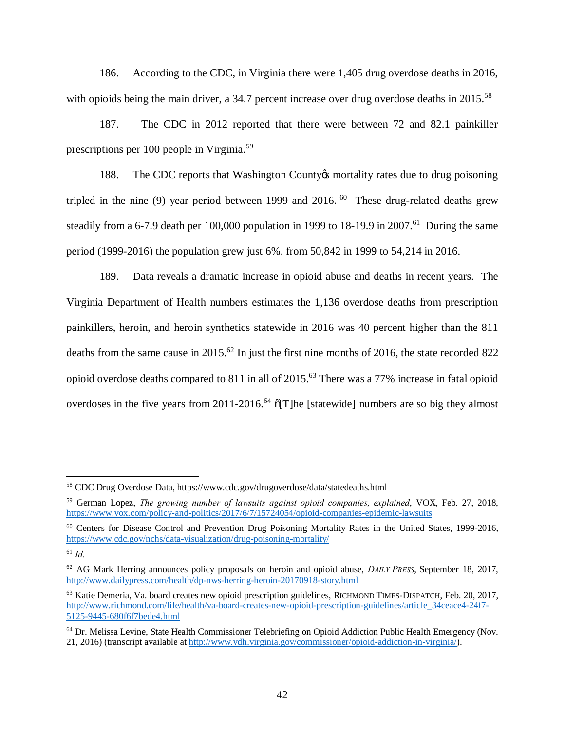186. According to the CDC, in Virginia there were 1,405 drug overdose deaths in 2016, with opioids being the main driver, a 34.7 percent increase over drug overdose deaths in 2015.[58]

187. The CDC in 2012 reported that there were between 72 and 82.1 painkiller prescriptions per 100 people in Virginia.[59]

188. The CDC reports that Washington County¢s mortality rates due to drug poisoning tripled in the nine (9) year period between 1999 and 2016.[60] These drug-related deaths grew steadily from a 6-7.9 death per 100,000 population in 1999 to 18-19.9 in 2007.[61] During the same period (1999-2016) the population grew just 6%, from 50,842 in 1999 to 54,214 in 2016.

189. Data reveals a dramatic increase in opioid abuse and deaths in recent years. The Virginia Department of Health numbers estimates the 1,136 overdose deaths from prescription painkillers, heroin, and heroin synthetics statewide in 2016 was 40 percent higher than the 811 deaths from the same cause in 2015.[62] In just the first nine months of 2016, the state recorded 822 opioid overdose deaths compared to 811 in all of 2015.[63] There was a 77% increase in fatal opioid overdoses in the five years from 2011-2016.[64] õ[T]he [statewide] numbers are so big they almost

---

[58] CDC Drug Overdose Data, https://www.cdc.gov/drugoverdose/data/statedeaths.html

[59] German Lopez, *The growing number of lawsuits against opioid companies, explained*, VOX, Feb. 27, 2018, https://www.vox.com/policy-and-politics/2017/6/7/15724054/opioid-companies-epidemic-lawsuits

[60] Centers for Disease Control and Prevention Drug Poisoning Mortality Rates in the United States, 1999-2016, https://www.cdc.gov/nchs/data-visualization/drug-poisoning-mortality/

[61] *Id.*

[62] AG Mark Herring announces policy proposals on heroin and opioid abuse, *DAILY PRESS*, September 18, 2017, http://www.dailypress.com/health/dp-nws-herring-heroin-20170918-story.html

[63] Katie Demeria, Va. board creates new opioid prescription guidelines, RICHMOND TIMES-DISPATCH, Feb. 20, 2017, http://www.richmond.com/life/health/va-board-creates-new-opioid-prescription-guidelines/article_34ceace4-24f7-5125-9445-680f6f7bede4.html

[64] Dr. Melissa Levine, State Health Commissioner Telebriefing on Opioid Addiction Public Health Emergency (Nov. 21, 2016) (transcript available at http://www.vdh.virginia.gov/commissioner/opioid-addiction-in-virginia/).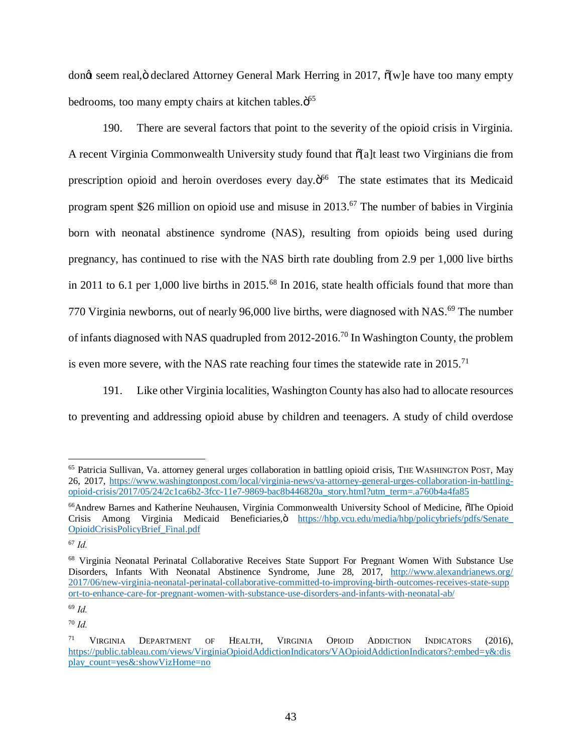don't seem real," declared Attorney General Mark Herring in 2017, "[w]e have too many empty bedrooms, too many empty chairs at kitchen tables."[65]

190. There are several factors that point to the severity of the opioid crisis in Virginia. A recent Virginia Commonwealth University study found that "[a]t least two Virginians die from prescription opioid and heroin overdoses every day."[66] The state estimates that its Medicaid program spent $26 million on opioid use and misuse in 2013.[67] The number of babies in Virginia born with neonatal abstinence syndrome (NAS), resulting from opioids being used during pregnancy, has continued to rise with the NAS birth rate doubling from 2.9 per 1,000 live births in 2011 to 6.1 per 1,000 live births in 2015.[68] In 2016, state health officials found that more than 770 Virginia newborns, out of nearly 96,000 live births, were diagnosed with NAS.[69] The number of infants diagnosed with NAS quadrupled from 2012-2016.[70] In Washington County, the problem is even more severe, with the NAS rate reaching four times the statewide rate in 2015.[71]

191. Like other Virginia localities, Washington County has also had to allocate resources to preventing and addressing opioid abuse by children and teenagers. A study of child overdose

---

[65] Patricia Sullivan, Va. attorney general urges collaboration in battling opioid crisis, THE WASHINGTON POST, May 26, 2017, https://www.washingtonpost.com/local/virginia-news/va-attorney-general-urges-collaboration-in-battling-opioid-crisis/2017/05/24/2c1ca6b2-3fcc-11e7-9869-bac8b446820a_story.html?utm_term=.a760b4a4fa85

[66] Andrew Barnes and Katherine Neuhausen, Virginia Commonwealth University School of Medicine, "The Opioid Crisis Among Virginia Medicaid Beneficiaries," https://hbp.vcu.edu/media/hbp/policybriefs/pdfs/Senate_OpioidCrisisPolicyBrief_Final.pdf

[67] *Id.*

[68] Virginia Neonatal Perinatal Collaborative Receives State Support For Pregnant Women With Substance Use Disorders, Infants With Neonatal Abstinence Syndrome, June 28, 2017, http://www.alexandrianews.org/2017/06/new-virginia-neonatal-perinatal-collaborative-committed-to-improving-birth-outcomes-receives-state-support-to-enhance-care-for-pregnant-women-with-substance-use-disorders-and-infants-with-neonatal-ab/

[69] *Id.*

[70] *Id.*

[71] VIRGINIA DEPARTMENT OF HEALTH, VIRGINIA OPIOID ADDICTION INDICATORS (2016), https://public.tableau.com/views/VirginiaOpioidAddictionIndicators/VAOpioidAddictionIndicators?:embed=y&:display_count=yes&:showVizHome=no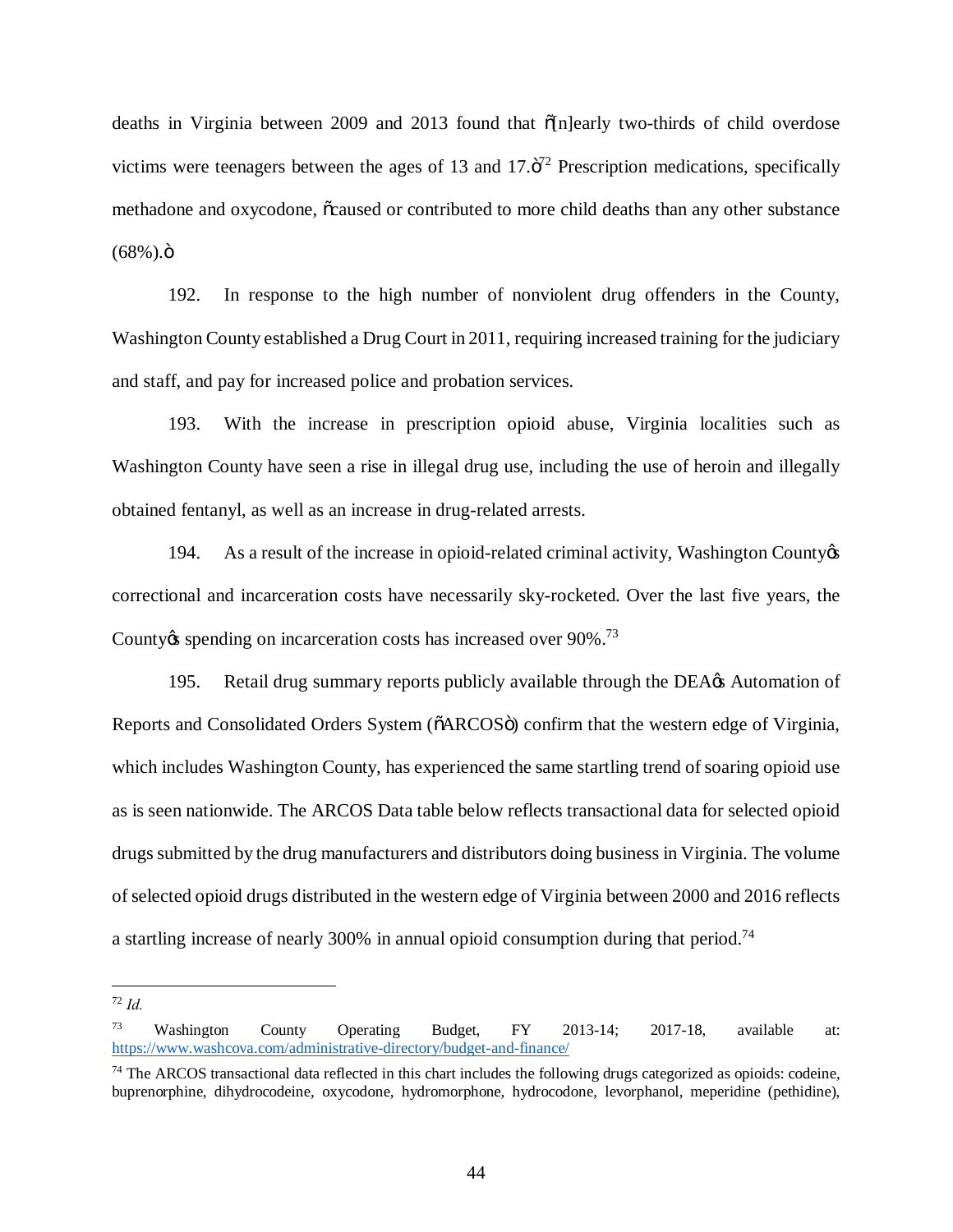deaths in Virginia between 2009 and 2013 found that "[n]early two-thirds of child overdose victims were teenagers between the ages of 13 and 17."[72] Prescription medications, specifically methadone and oxycodone, "caused or contributed to more child deaths than any other substance (68%)."

192. In response to the high number of nonviolent drug offenders in the County, Washington County established a Drug Court in 2011, requiring increased training for the judiciary and staff, and pay for increased police and probation services.

193. With the increase in prescription opioid abuse, Virginia localities such as Washington County have seen a rise in illegal drug use, including the use of heroin and illegally obtained fentanyl, as well as an increase in drug-related arrests.

194. As a result of the increase in opioid-related criminal activity, Washington County's correctional and incarceration costs have necessarily sky-rocketed. Over the last five years, the County's spending on incarceration costs has increased over 90%.[73]

195. Retail drug summary reports publicly available through the DEA's Automation of Reports and Consolidated Orders System ("ARCOS") confirm that the western edge of Virginia, which includes Washington County, has experienced the same startling trend of soaring opioid use as is seen nationwide. The ARCOS Data table below reflects transactional data for selected opioid drugs submitted by the drug manufacturers and distributors doing business in Virginia. The volume of selected opioid drugs distributed in the western edge of Virginia between 2000 and 2016 reflects a startling increase of nearly 300% in annual opioid consumption during that period.[74]

---

[72] *Id.*

[73] Washington County Operating Budget, FY 2013-14; 2017-18, available at: https://www.washcova.com/administrative-directory/budget-and-finance/

[74] The ARCOS transactional data reflected in this chart includes the following drugs categorized as opioids: codeine, buprenorphine, dihydrocodeine, oxycodone, hydromorphone, hydrocodone, levorphanol, meperidine (pethidine),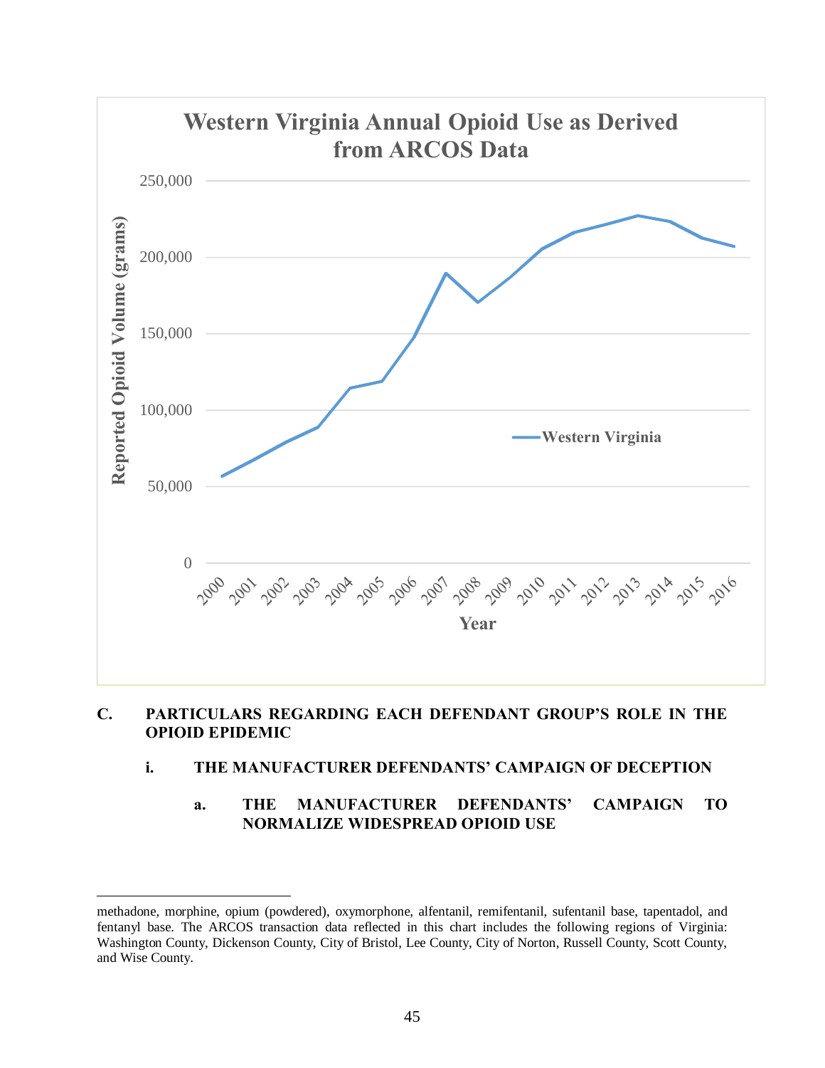**Western Virginia Annual Opioid Use as Derived from ARCOS Data**

Reported Opioid Volume (grams)

250,000
200,000
150,000
100,000
50,000
0

2000 2001 2002 2003 2004 2005 2006 2007 2008 2009 2010 2011 2012 2013 2014 2015 2016

Year

Western Virginia

### C. PARTICULARS REGARDING EACH DEFENDANT GROUP'S ROLE IN THE OPIOID EPIDEMIC

#### i. THE MANUFACTURER DEFENDANTS' CAMPAIGN OF DECEPTION

##### a. THE MANUFACTURER DEFENDANTS' CAMPAIGN TO NORMALIZE WIDESPREAD OPIOID USE

---

methadone, morphine, opium (powdered), oxymorphone, alfentanil, remifentanil, sufentanil base, tapentadol, and fentanyl base. The ARCOS transaction data reflected in this chart includes the following regions of Virginia: Washington County, Dickenson County, City of Bristol, Lee County, City of Norton, Russell County, Scott County, and Wise County.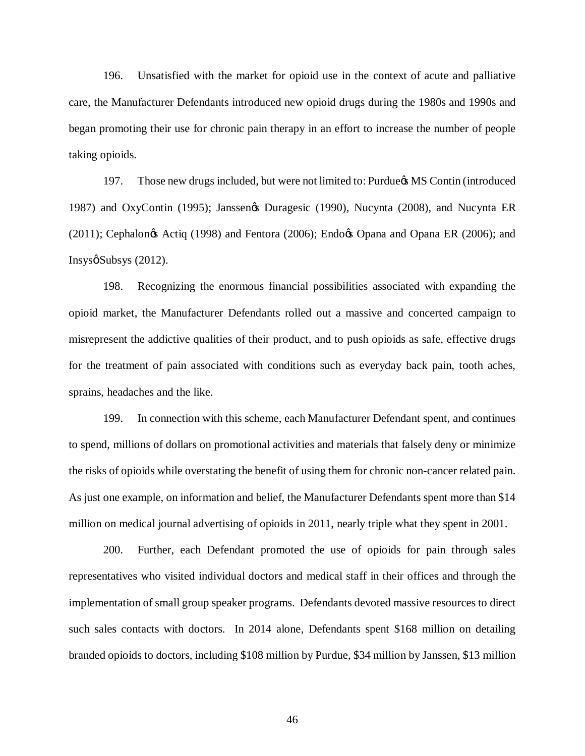196. Unsatisfied with the market for opioid use in the context of acute and palliative care, the Manufacturer Defendants introduced new opioid drugs during the 1980s and 1990s and began promoting their use for chronic pain therapy in an effort to increase the number of people taking opioids.

197. Those new drugs included, but were not limited to: Purdue's MS Contin (introduced 1987) and OxyContin (1995); Janssen's Duragesic (1990), Nucynta (2008), and Nucynta ER (2011); Cephalon's Actiq (1998) and Fentora (2006); Endo's Opana and Opana ER (2006); and Insys' Subsys (2012).

198. Recognizing the enormous financial possibilities associated with expanding the opioid market, the Manufacturer Defendants rolled out a massive and concerted campaign to misrepresent the addictive qualities of their product, and to push opioids as safe, effective drugs for the treatment of pain associated with conditions such as everyday back pain, tooth aches, sprains, headaches and the like.

199. In connection with this scheme, each Manufacturer Defendant spent, and continues to spend, millions of dollars on promotional activities and materials that falsely deny or minimize the risks of opioids while overstating the benefit of using them for chronic non-cancer related pain. As just one example, on information and belief, the Manufacturer Defendants spent more than $14 million on medical journal advertising of opioids in 2011, nearly triple what they spent in 2001.

200. Further, each Defendant promoted the use of opioids for pain through sales representatives who visited individual doctors and medical staff in their offices and through the implementation of small group speaker programs. Defendants devoted massive resources to direct such sales contacts with doctors. In 2014 alone, Defendants spent $168 million on detailing branded opioids to doctors, including $108 million by Purdue, $34 million by Janssen, $13 million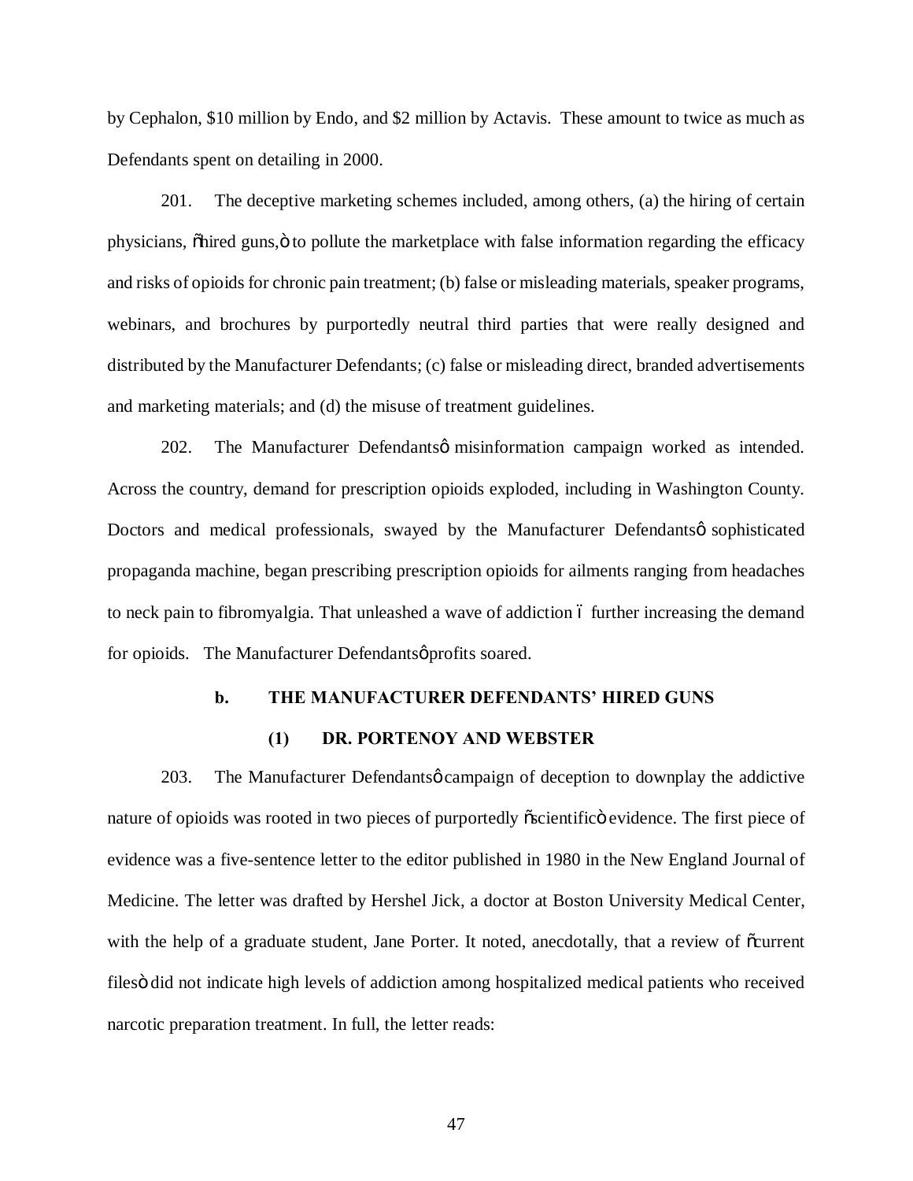by Cephalon, $10 million by Endo, and $2 million by Actavis. These amount to twice as much as Defendants spent on detailing in 2000.

201. The deceptive marketing schemes included, among others, (a) the hiring of certain physicians, "hired guns," to pollute the marketplace with false information regarding the efficacy and risks of opioids for chronic pain treatment; (b) false or misleading materials, speaker programs, webinars, and brochures by purportedly neutral third parties that were really designed and distributed by the Manufacturer Defendants; (c) false or misleading direct, branded advertisements and marketing materials; and (d) the misuse of treatment guidelines.

202. The Manufacturer Defendants' misinformation campaign worked as intended. Across the country, demand for prescription opioids exploded, including in Washington County. Doctors and medical professionals, swayed by the Manufacturer Defendants' sophisticated propaganda machine, began prescribing prescription opioids for ailments ranging from headaches to neck pain to fibromyalgia. That unleashed a wave of addiction – further increasing the demand for opioids. The Manufacturer Defendants' profits soared.

#### b. THE MANUFACTURER DEFENDANTS' HIRED GUNS

##### (1) DR. PORTENOY AND WEBSTER

203. The Manufacturer Defendants' campaign of deception to downplay the addictive nature of opioids was rooted in two pieces of purportedly "scientific" evidence. The first piece of evidence was a five-sentence letter to the editor published in 1980 in the New England Journal of Medicine. The letter was drafted by Hershel Jick, a doctor at Boston University Medical Center, with the help of a graduate student, Jane Porter. It noted, anecdotally, that a review of "current files" did not indicate high levels of addiction among hospitalized medical patients who received narcotic preparation treatment. In full, the letter reads: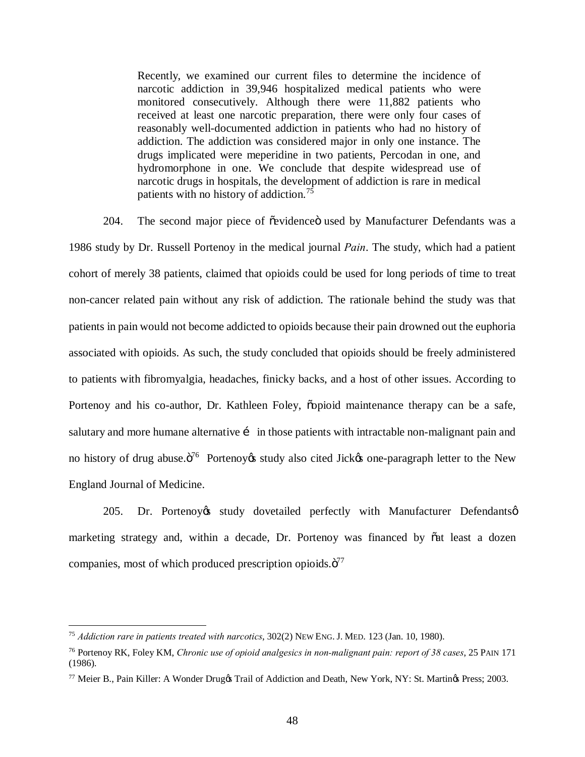> Recently, we examined our current files to determine the incidence of narcotic addiction in 39,946 hospitalized medical patients who were monitored consecutively. Although there were 11,882 patients who received at least one narcotic preparation, there were only four cases of reasonably well-documented addiction in patients who had no history of addiction. The addiction was considered major in only one instance. The drugs implicated were meperidine in two patients, Percodan in one, and hydromorphone in one. We conclude that despite widespread use of narcotic drugs in hospitals, the development of addiction is rare in medical patients with no history of addiction.[75]

204. The second major piece of "evidence" used by Manufacturer Defendants was a 1986 study by Dr. Russell Portenoy in the medical journal *Pain*. The study, which had a patient cohort of merely 38 patients, claimed that opioids could be used for long periods of time to treat non-cancer related pain without any risk of addiction. The rationale behind the study was that patients in pain would not become addicted to opioids because their pain drowned out the euphoria associated with opioids. As such, the study concluded that opioids should be freely administered to patients with fibromyalgia, headaches, finicky backs, and a host of other issues. According to Portenoy and his co-author, Dr. Kathleen Foley, "opioid maintenance therapy can be a safe, salutary and more humane alternative … in those patients with intractable non-malignant pain and no history of drug abuse."[76] Portenoy's study also cited Jick's one-paragraph letter to the New England Journal of Medicine.

205. Dr. Portenoy's study dovetailed perfectly with Manufacturer Defendants' marketing strategy and, within a decade, Dr. Portenoy was financed by "at least a dozen companies, most of which produced prescription opioids."[77]

---

[75] *Addiction rare in patients treated with narcotics*, 302(2) NEW ENG. J. MED. 123 (Jan. 10, 1980).

[76] Portenoy RK, Foley KM, *Chronic use of opioid analgesics in non-malignant pain: report of 38 cases*, 25 PAIN 171 (1986).

[77] Meier B., Pain Killer: A Wonder Drug's Trail of Addiction and Death, New York, NY: St. Martin's Press; 2003.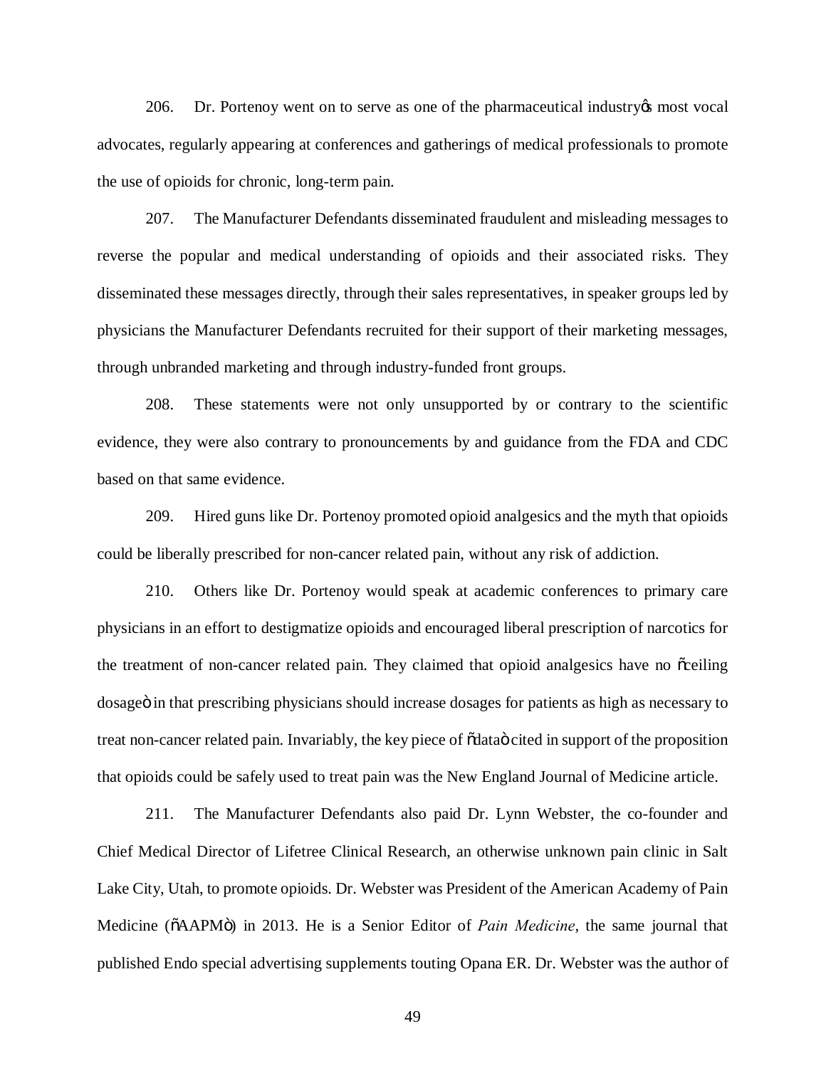206. Dr. Portenoy went on to serve as one of the pharmaceutical industry's most vocal advocates, regularly appearing at conferences and gatherings of medical professionals to promote the use of opioids for chronic, long-term pain.

207. The Manufacturer Defendants disseminated fraudulent and misleading messages to reverse the popular and medical understanding of opioids and their associated risks. They disseminated these messages directly, through their sales representatives, in speaker groups led by physicians the Manufacturer Defendants recruited for their support of their marketing messages, through unbranded marketing and through industry-funded front groups.

208. These statements were not only unsupported by or contrary to the scientific evidence, they were also contrary to pronouncements by and guidance from the FDA and CDC based on that same evidence.

209. Hired guns like Dr. Portenoy promoted opioid analgesics and the myth that opioids could be liberally prescribed for non-cancer related pain, without any risk of addiction.

210. Others like Dr. Portenoy would speak at academic conferences to primary care physicians in an effort to destigmatize opioids and encouraged liberal prescription of narcotics for the treatment of non-cancer related pain. They claimed that opioid analgesics have no "ceiling dosage" in that prescribing physicians should increase dosages for patients as high as necessary to treat non-cancer related pain. Invariably, the key piece of "data" cited in support of the proposition that opioids could be safely used to treat pain was the New England Journal of Medicine article.

211. The Manufacturer Defendants also paid Dr. Lynn Webster, the co-founder and Chief Medical Director of Lifetree Clinical Research, an otherwise unknown pain clinic in Salt Lake City, Utah, to promote opioids. Dr. Webster was President of the American Academy of Pain Medicine ("AAPM") in 2013. He is a Senior Editor of *Pain Medicine*, the same journal that published Endo special advertising supplements touting Opana ER. Dr. Webster was the author of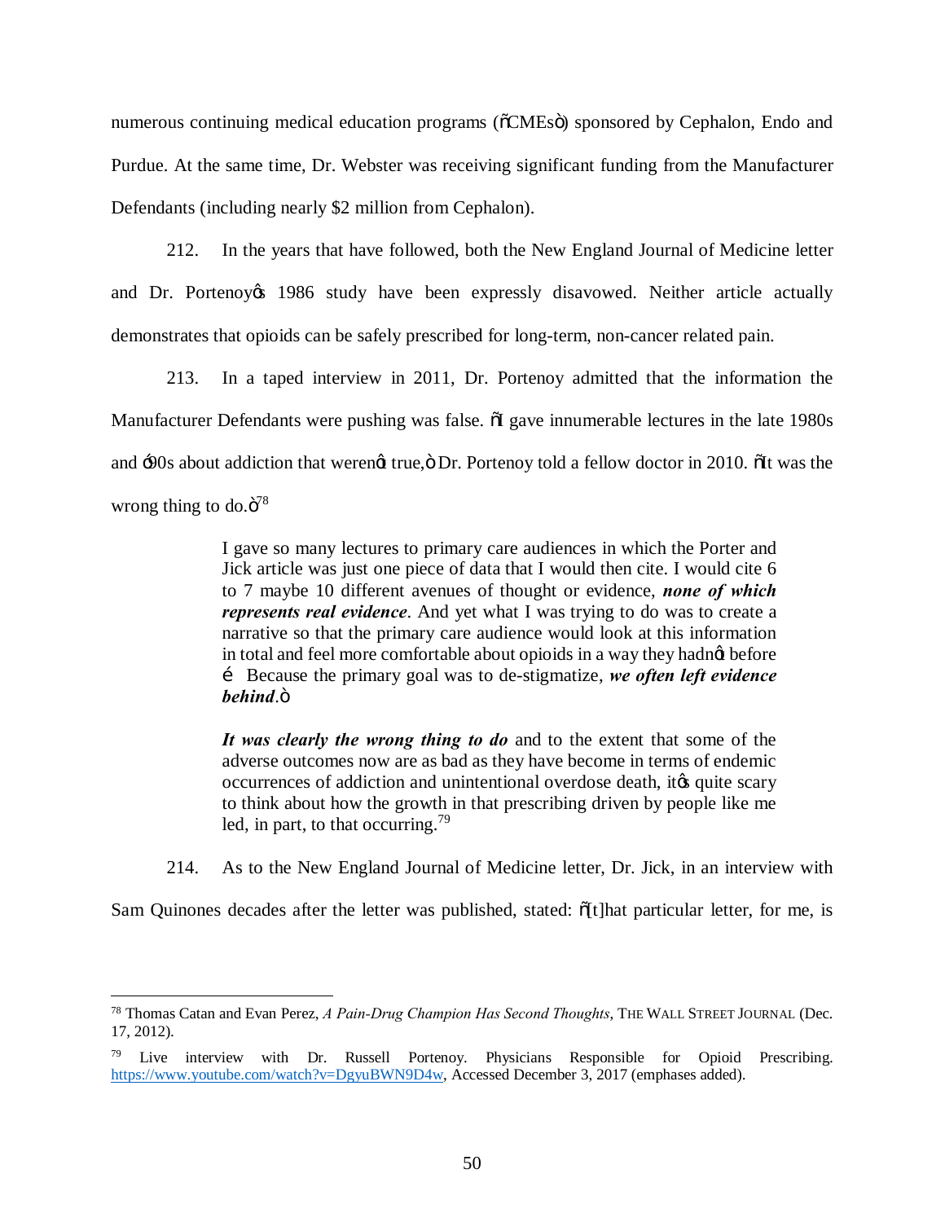numerous continuing medical education programs ("CMEs") sponsored by Cephalon, Endo and Purdue. At the same time, Dr. Webster was receiving significant funding from the Manufacturer Defendants (including nearly $2 million from Cephalon).

212. In the years that have followed, both the New England Journal of Medicine letter and Dr. Portenoy's 1986 study have been expressly disavowed. Neither article actually demonstrates that opioids can be safely prescribed for long-term, non-cancer related pain.

213. In a taped interview in 2011, Dr. Portenoy admitted that the information the Manufacturer Defendants were pushing was false. "I gave innumerable lectures in the late 1980s and '90s about addiction that weren't true," Dr. Portenoy told a fellow doctor in 2010. "It was the wrong thing to do."[78]

> I gave so many lectures to primary care audiences in which the Porter and Jick article was just one piece of data that I would then cite. I would cite 6 to 7 maybe 10 different avenues of thought or evidence, ***none of which represents real evidence***. And yet what I was trying to do was to create a narrative so that the primary care audience would look at this information in total and feel more comfortable about opioids in a way they hadn't before … Because the primary goal was to de-stigmatize, ***we often left evidence behind***."
>
> ***It was clearly the wrong thing to do*** and to the extent that some of the adverse outcomes now are as bad as they have become in terms of endemic occurrences of addiction and unintentional overdose death, it's quite scary to think about how the growth in that prescribing driven by people like me led, in part, to that occurring.[79]

214. As to the New England Journal of Medicine letter, Dr. Jick, in an interview with Sam Quinones decades after the letter was published, stated: "[t]hat particular letter, for me, is

---

[78] Thomas Catan and Evan Perez, *A Pain-Drug Champion Has Second Thoughts*, THE WALL STREET JOURNAL (Dec. 17, 2012).

[79] Live interview with Dr. Russell Portenoy. Physicians Responsible for Opioid Prescribing. https://www.youtube.com/watch?v=DgyuBWN9D4w, Accessed December 3, 2017 (emphases added).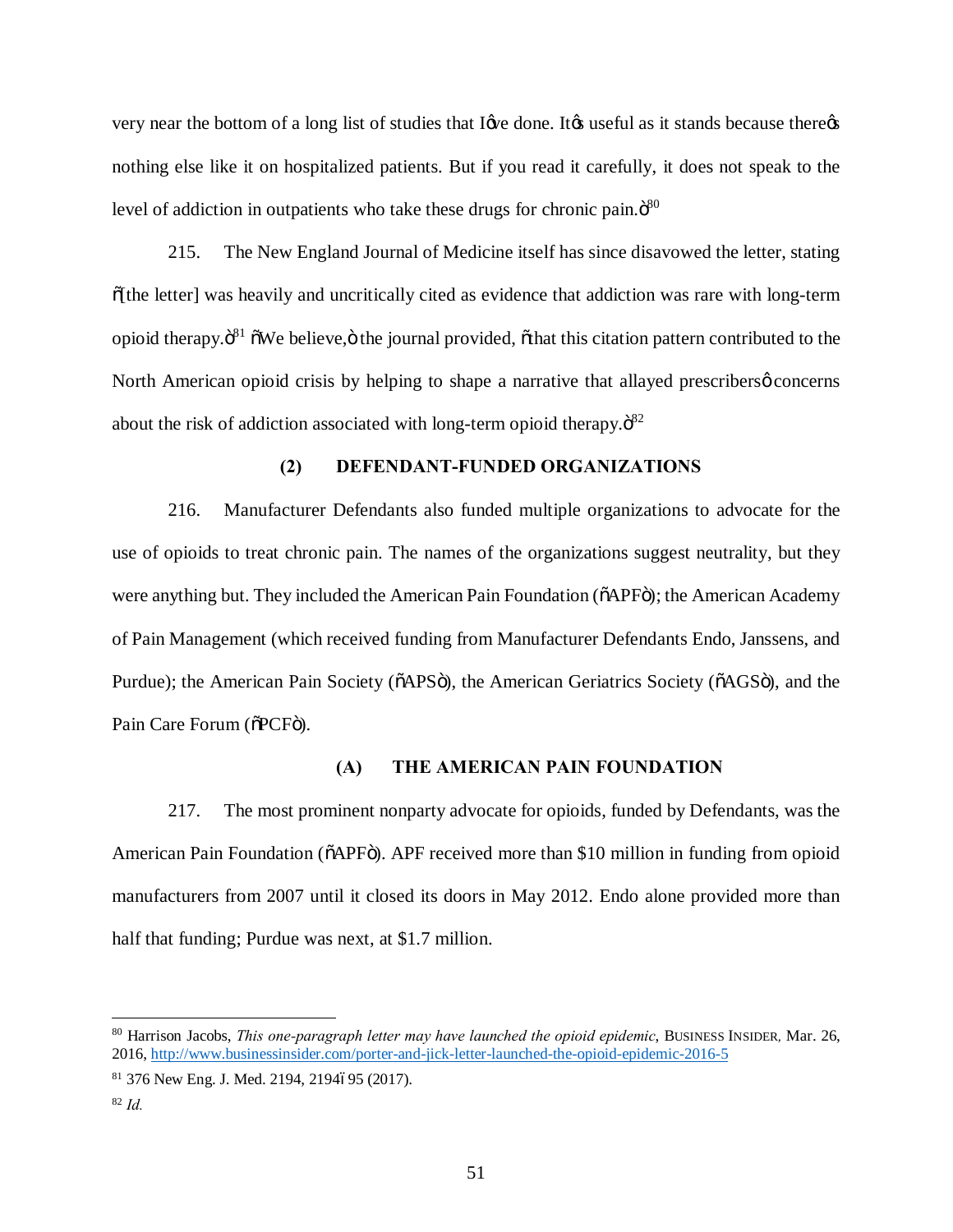very near the bottom of a long list of studies that I've done. It's useful as it stands because there's nothing else like it on hospitalized patients. But if you read it carefully, it does not speak to the level of addiction in outpatients who take these drugs for chronic pain."[80]

215. The New England Journal of Medicine itself has since disavowed the letter, stating "[the letter] was heavily and uncritically cited as evidence that addiction was rare with long-term opioid therapy."[81] "We believe," the journal provided, "that this citation pattern contributed to the North American opioid crisis by helping to shape a narrative that allayed prescribers' concerns about the risk of addiction associated with long-term opioid therapy."[82]

### (2) DEFENDANT-FUNDED ORGANIZATIONS

216. Manufacturer Defendants also funded multiple organizations to advocate for the use of opioids to treat chronic pain. The names of the organizations suggest neutrality, but they were anything but. They included the American Pain Foundation ("APF"); the American Academy of Pain Management (which received funding from Manufacturer Defendants Endo, Janssens, and Purdue); the American Pain Society ("APS"), the American Geriatrics Society ("AGS"), and the Pain Care Forum ("PCF").

#### (A) THE AMERICAN PAIN FOUNDATION

217. The most prominent nonparty advocate for opioids, funded by Defendants, was the American Pain Foundation ("APF"). APF received more than $10 million in funding from opioid manufacturers from 2007 until it closed its doors in May 2012. Endo alone provided more than half that funding; Purdue was next, at $1.7 million.

---

[80] Harrison Jacobs, *This one-paragraph letter may have launched the opioid epidemic*, BUSINESS INSIDER, Mar. 26, 2016, http://www.businessinsider.com/porter-and-jick-letter-launched-the-opioid-epidemic-2016-5

[81] 376 New Eng. J. Med. 2194, 2194–95 (2017).

[82] *Id.*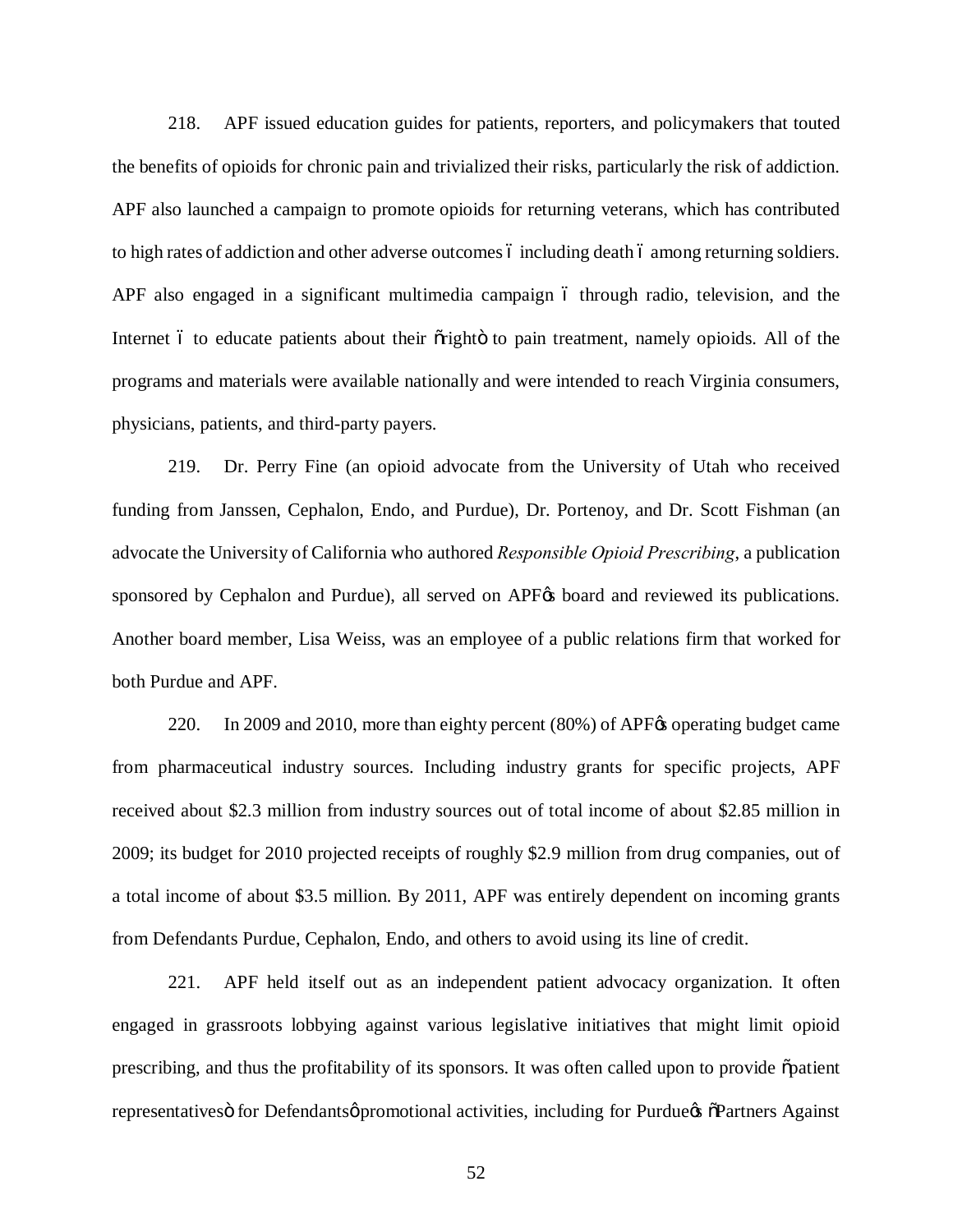218. APF issued education guides for patients, reporters, and policymakers that touted the benefits of opioids for chronic pain and trivialized their risks, particularly the risk of addiction. APF also launched a campaign to promote opioids for returning veterans, which has contributed to high rates of addiction and other adverse outcomes – including death – among returning soldiers. APF also engaged in a significant multimedia campaign – through radio, television, and the Internet – to educate patients about their "right" to pain treatment, namely opioids. All of the programs and materials were available nationally and were intended to reach Virginia consumers, physicians, patients, and third-party payers.

219. Dr. Perry Fine (an opioid advocate from the University of Utah who received funding from Janssen, Cephalon, Endo, and Purdue), Dr. Portenoy, and Dr. Scott Fishman (an advocate the University of California who authored *Responsible Opioid Prescribing*, a publication sponsored by Cephalon and Purdue), all served on APF's board and reviewed its publications. Another board member, Lisa Weiss, was an employee of a public relations firm that worked for both Purdue and APF.

220. In 2009 and 2010, more than eighty percent (80%) of APF's operating budget came from pharmaceutical industry sources. Including industry grants for specific projects, APF received about $2.3 million from industry sources out of total income of about $2.85 million in 2009; its budget for 2010 projected receipts of roughly $2.9 million from drug companies, out of a total income of about $3.5 million. By 2011, APF was entirely dependent on incoming grants from Defendants Purdue, Cephalon, Endo, and others to avoid using its line of credit.

221. APF held itself out as an independent patient advocacy organization. It often engaged in grassroots lobbying against various legislative initiatives that might limit opioid prescribing, and thus the profitability of its sponsors. It was often called upon to provide "patient representatives" for Defendants' promotional activities, including for Purdue's "Partners Against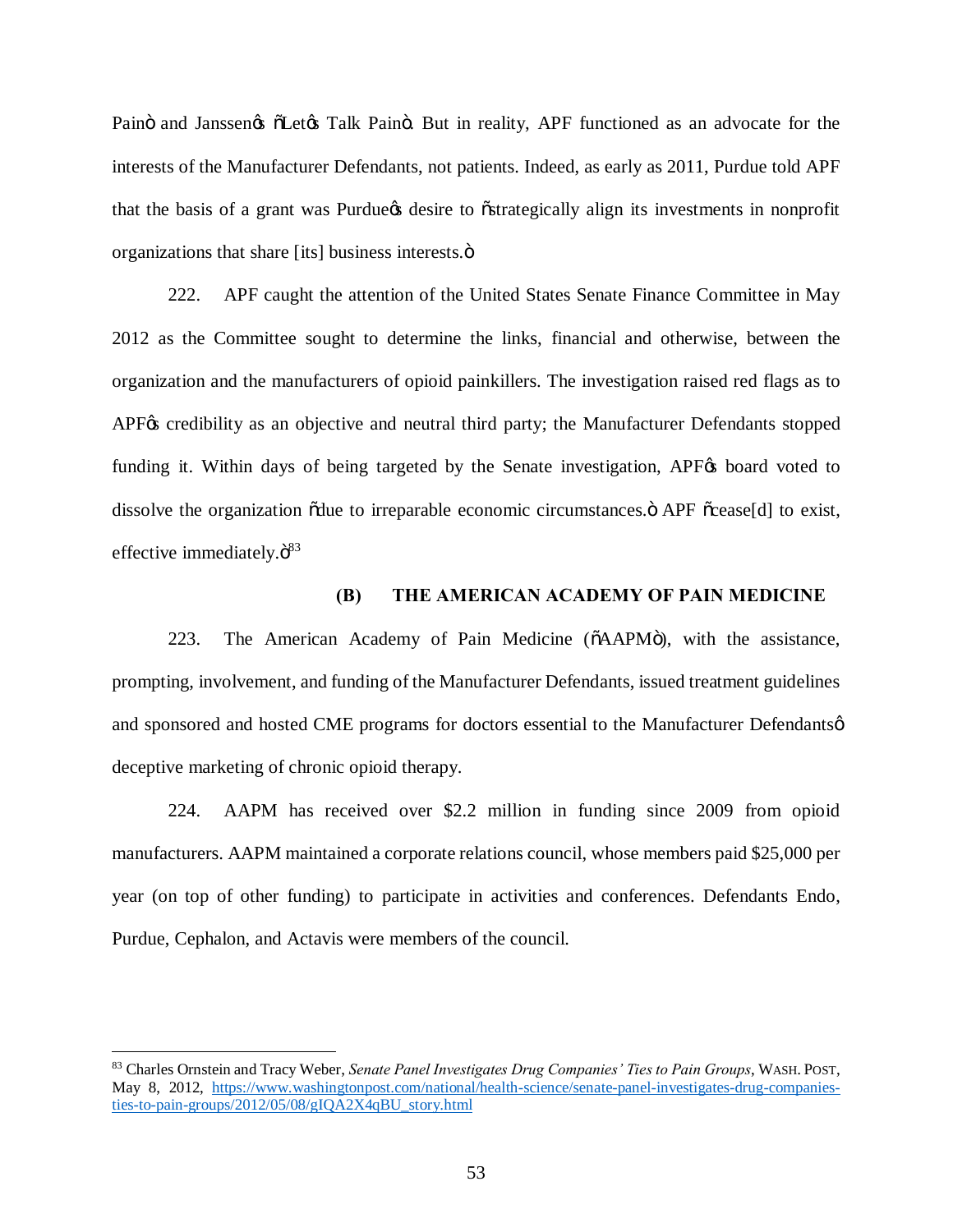Pain" and Janssen's "Let's Talk Pain". But in reality, APF functioned as an advocate for the interests of the Manufacturer Defendants, not patients. Indeed, as early as 2011, Purdue told APF that the basis of a grant was Purdue's desire to "strategically align its investments in nonprofit organizations that share [its] business interests."

222. APF caught the attention of the United States Senate Finance Committee in May 2012 as the Committee sought to determine the links, financial and otherwise, between the organization and the manufacturers of opioid painkillers. The investigation raised red flags as to APF's credibility as an objective and neutral third party; the Manufacturer Defendants stopped funding it. Within days of being targeted by the Senate investigation, APF's board voted to dissolve the organization "due to irreparable economic circumstances." APF "cease[d] to exist, effective immediately."[83]

### (B) THE AMERICAN ACADEMY OF PAIN MEDICINE

223. The American Academy of Pain Medicine ("AAPM"), with the assistance, prompting, involvement, and funding of the Manufacturer Defendants, issued treatment guidelines and sponsored and hosted CME programs for doctors essential to the Manufacturer Defendants' deceptive marketing of chronic opioid therapy.

224. AAPM has received over $2.2 million in funding since 2009 from opioid manufacturers. AAPM maintained a corporate relations council, whose members paid $25,000 per year (on top of other funding) to participate in activities and conferences. Defendants Endo, Purdue, Cephalon, and Actavis were members of the council.

---

[83] Charles Ornstein and Tracy Weber, *Senate Panel Investigates Drug Companies' Ties to Pain Groups*, WASH. POST, May 8, 2012, https://www.washingtonpost.com/national/health-science/senate-panel-investigates-drug-companies-ties-to-pain-groups/2012/05/08/gIQA2X4qBU_story.html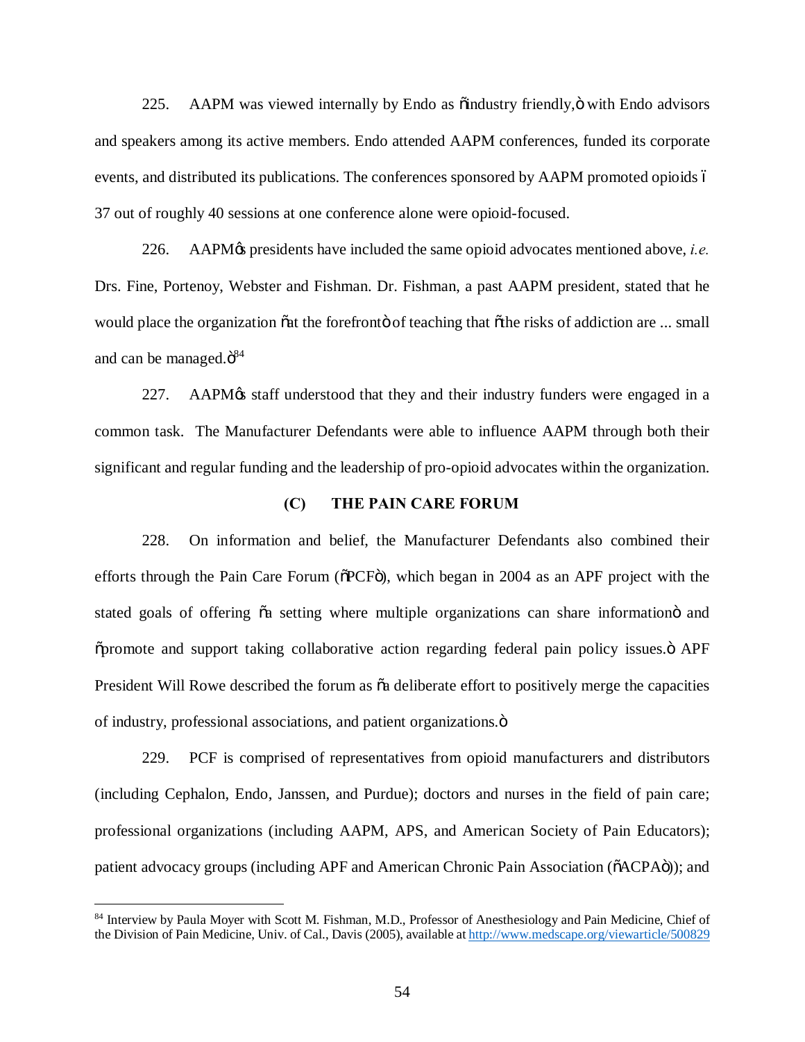225. AAPM was viewed internally by Endo as "industry friendly," with Endo advisors and speakers among its active members. Endo attended AAPM conferences, funded its corporate events, and distributed its publications. The conferences sponsored by AAPM promoted opioids – 37 out of roughly 40 sessions at one conference alone were opioid-focused.

226. AAPM's presidents have included the same opioid advocates mentioned above, *i.e.* Drs. Fine, Portenoy, Webster and Fishman. Dr. Fishman, a past AAPM president, stated that he would place the organization "at the forefront" of teaching that "the risks of addiction are ... small and can be managed."[84]

227. AAPM's staff understood that they and their industry funders were engaged in a common task. The Manufacturer Defendants were able to influence AAPM through both their significant and regular funding and the leadership of pro-opioid advocates within the organization.

### (C) THE PAIN CARE FORUM

228. On information and belief, the Manufacturer Defendants also combined their efforts through the Pain Care Forum ("PCF"), which began in 2004 as an APF project with the stated goals of offering "a setting where multiple organizations can share information" and "promote and support taking collaborative action regarding federal pain policy issues." APF President Will Rowe described the forum as "a deliberate effort to positively merge the capacities of industry, professional associations, and patient organizations."

229. PCF is comprised of representatives from opioid manufacturers and distributors (including Cephalon, Endo, Janssen, and Purdue); doctors and nurses in the field of pain care; professional organizations (including AAPM, APS, and American Society of Pain Educators); patient advocacy groups (including APF and American Chronic Pain Association ("ACPA")); and

---

[84] Interview by Paula Moyer with Scott M. Fishman, M.D., Professor of Anesthesiology and Pain Medicine, Chief of the Division of Pain Medicine, Univ. of Cal., Davis (2005), available at http://www.medscape.org/viewarticle/500829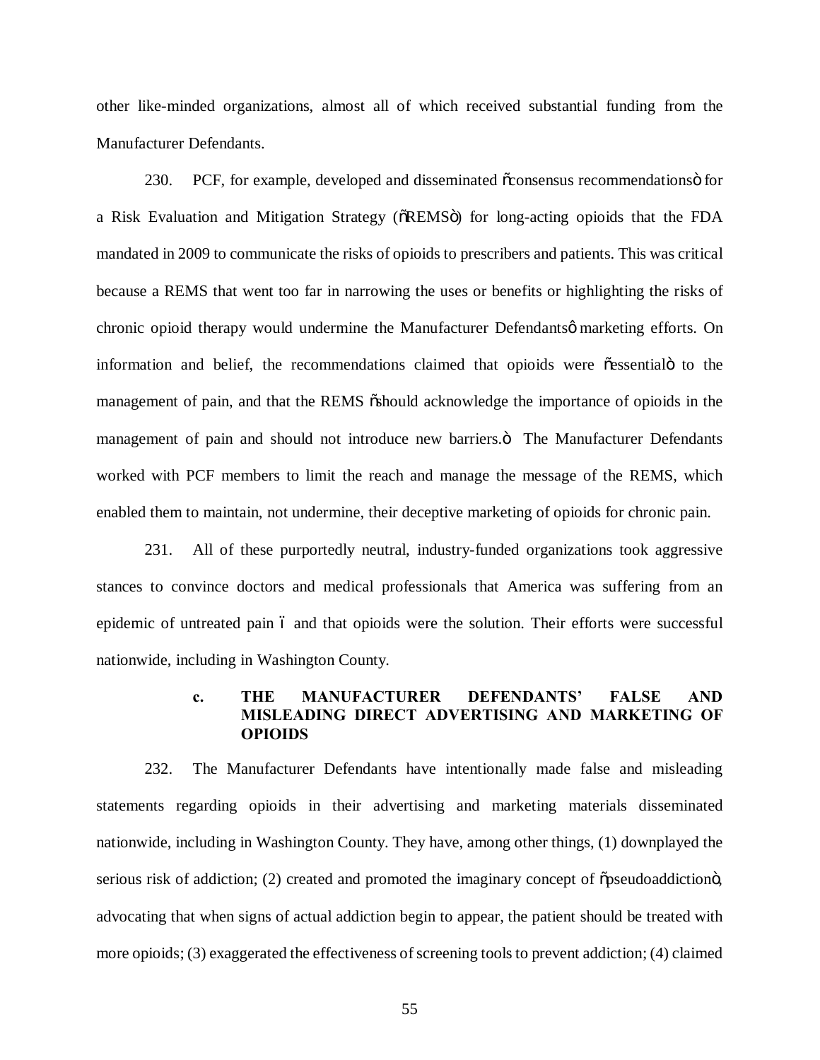other like-minded organizations, almost all of which received substantial funding from the Manufacturer Defendants.

230. PCF, for example, developed and disseminated "consensus recommendations" for a Risk Evaluation and Mitigation Strategy ("REMS") for long-acting opioids that the FDA mandated in 2009 to communicate the risks of opioids to prescribers and patients. This was critical because a REMS that went too far in narrowing the uses or benefits or highlighting the risks of chronic opioid therapy would undermine the Manufacturer Defendants' marketing efforts. On information and belief, the recommendations claimed that opioids were "essential" to the management of pain, and that the REMS "should acknowledge the importance of opioids in the management of pain and should not introduce new barriers." The Manufacturer Defendants worked with PCF members to limit the reach and manage the message of the REMS, which enabled them to maintain, not undermine, their deceptive marketing of opioids for chronic pain.

231. All of these purportedly neutral, industry-funded organizations took aggressive stances to convince doctors and medical professionals that America was suffering from an epidemic of untreated pain – and that opioids were the solution. Their efforts were successful nationwide, including in Washington County.

### c. THE MANUFACTURER DEFENDANTS' FALSE AND MISLEADING DIRECT ADVERTISING AND MARKETING OF OPIOIDS

232. The Manufacturer Defendants have intentionally made false and misleading statements regarding opioids in their advertising and marketing materials disseminated nationwide, including in Washington County. They have, among other things, (1) downplayed the serious risk of addiction; (2) created and promoted the imaginary concept of "pseudoaddiction", advocating that when signs of actual addiction begin to appear, the patient should be treated with more opioids; (3) exaggerated the effectiveness of screening tools to prevent addiction; (4) claimed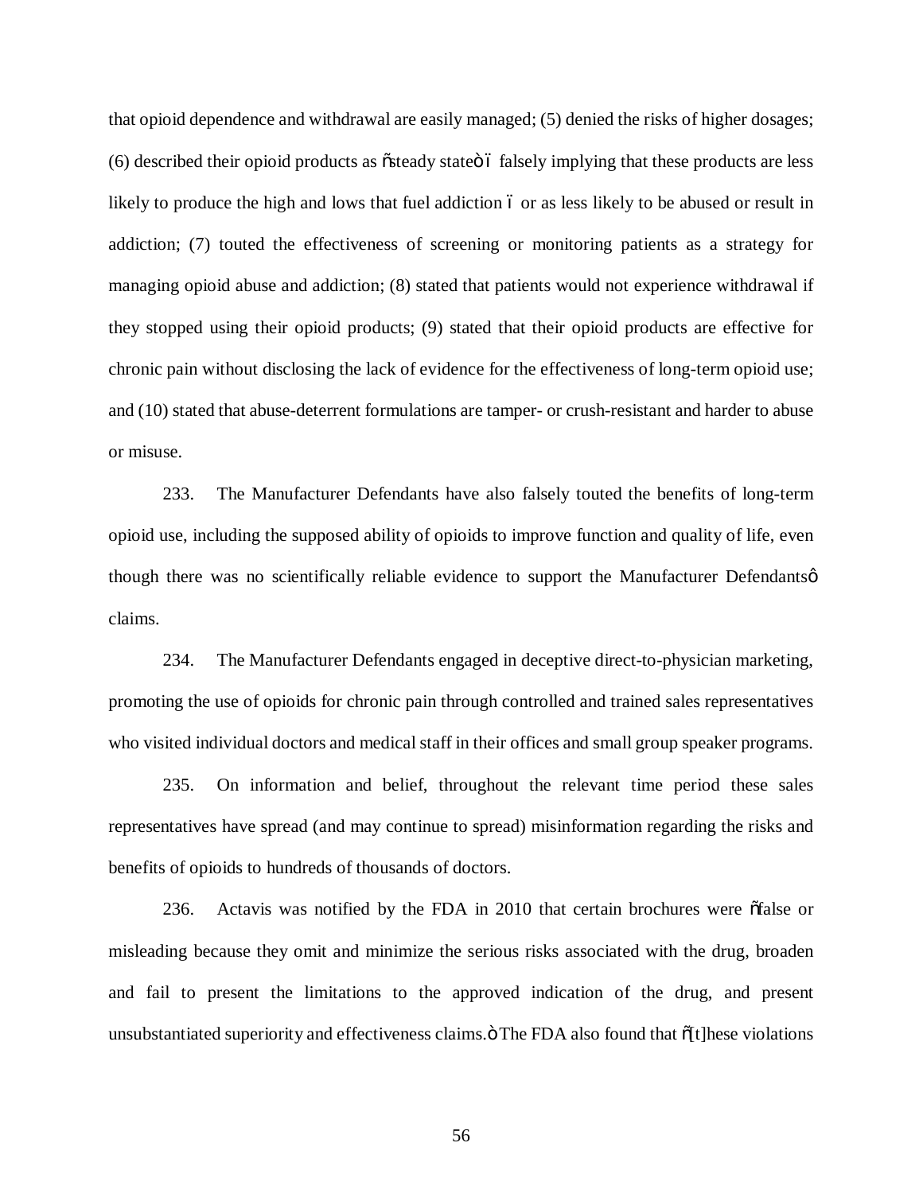that opioid dependence and withdrawal are easily managed; (5) denied the risks of higher dosages; (6) described their opioid products as "steady state" – falsely implying that these products are less likely to produce the high and lows that fuel addiction – or as less likely to be abused or result in addiction; (7) touted the effectiveness of screening or monitoring patients as a strategy for managing opioid abuse and addiction; (8) stated that patients would not experience withdrawal if they stopped using their opioid products; (9) stated that their opioid products are effective for chronic pain without disclosing the lack of evidence for the effectiveness of long-term opioid use; and (10) stated that abuse-deterrent formulations are tamper- or crush-resistant and harder to abuse or misuse.

233. The Manufacturer Defendants have also falsely touted the benefits of long-term opioid use, including the supposed ability of opioids to improve function and quality of life, even though there was no scientifically reliable evidence to support the Manufacturer Defendants' claims.

234. The Manufacturer Defendants engaged in deceptive direct-to-physician marketing, promoting the use of opioids for chronic pain through controlled and trained sales representatives who visited individual doctors and medical staff in their offices and small group speaker programs.

235. On information and belief, throughout the relevant time period these sales representatives have spread (and may continue to spread) misinformation regarding the risks and benefits of opioids to hundreds of thousands of doctors.

236. Actavis was notified by the FDA in 2010 that certain brochures were "false or misleading because they omit and minimize the serious risks associated with the drug, broaden and fail to present the limitations to the approved indication of the drug, and present unsubstantiated superiority and effectiveness claims." The FDA also found that "[t]hese violations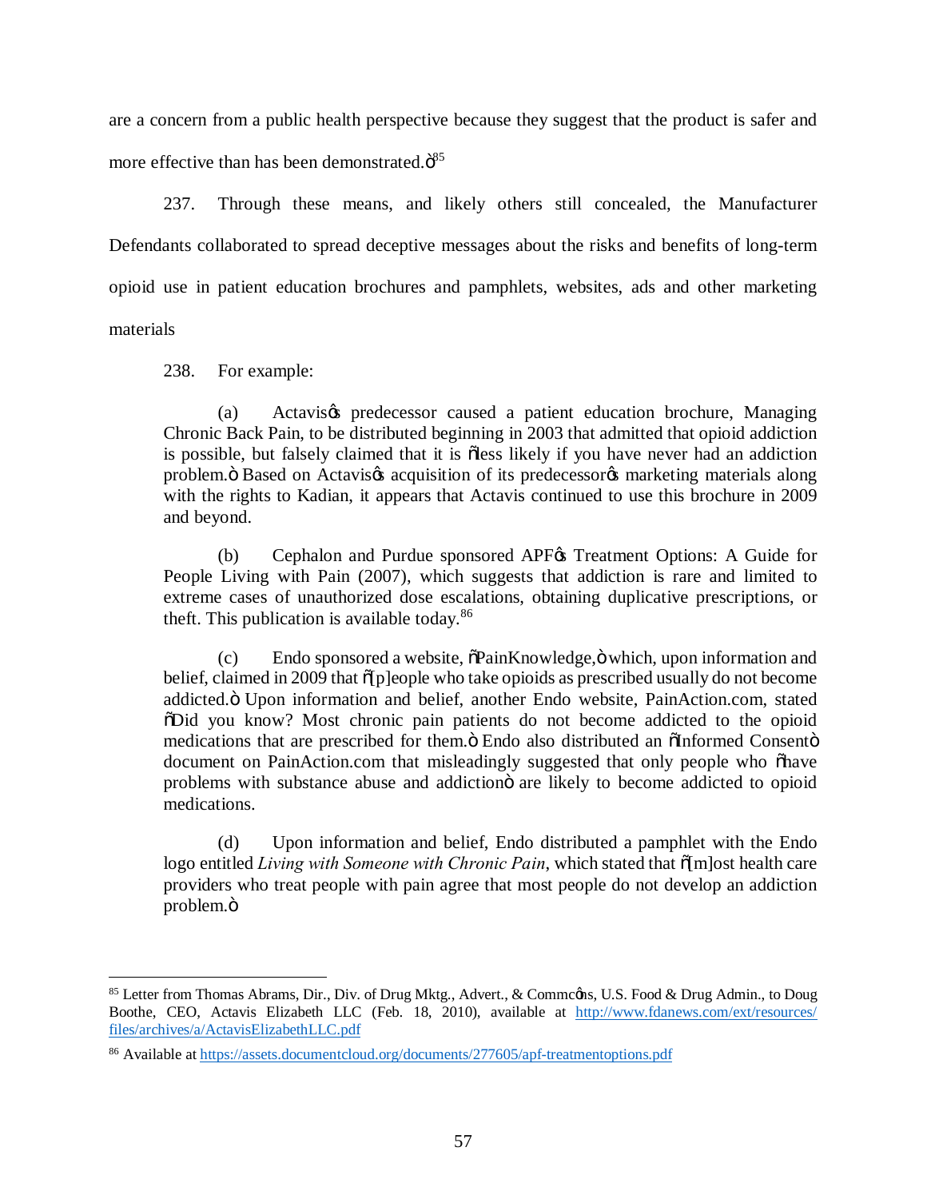are a concern from a public health perspective because they suggest that the product is safer and more effective than has been demonstrated."[85]

237. Through these means, and likely others still concealed, the Manufacturer Defendants collaborated to spread deceptive messages about the risks and benefits of long-term opioid use in patient education brochures and pamphlets, websites, ads and other marketing materials

238. For example:

> (a) Actavis's predecessor caused a patient education brochure, Managing Chronic Back Pain, to be distributed beginning in 2003 that admitted that opioid addiction is possible, but falsely claimed that it is "less likely if you have never had an addiction problem." Based on Actavis's acquisition of its predecessor's marketing materials along with the rights to Kadian, it appears that Actavis continued to use this brochure in 2009 and beyond.
>
> (b) Cephalon and Purdue sponsored APF's Treatment Options: A Guide for People Living with Pain (2007), which suggests that addiction is rare and limited to extreme cases of unauthorized dose escalations, obtaining duplicative prescriptions, or theft. This publication is available today.[86]
>
> (c) Endo sponsored a website, "PainKnowledge," which, upon information and belief, claimed in 2009 that "[p]eople who take opioids as prescribed usually do not become addicted." Upon information and belief, another Endo website, PainAction.com, stated "Did you know? Most chronic pain patients do not become addicted to the opioid medications that are prescribed for them." Endo also distributed an "Informed Consent" document on PainAction.com that misleadingly suggested that only people who "have problems with substance abuse and addiction" are likely to become addicted to opioid medications.
>
> (d) Upon information and belief, Endo distributed a pamphlet with the Endo logo entitled *Living with Someone with Chronic Pain*, which stated that "[m]ost health care providers who treat people with pain agree that most people do not develop an addiction problem."

---

[85] Letter from Thomas Abrams, Dir., Div. of Drug Mktg., Advert., & Commc'ns, U.S. Food & Drug Admin., to Doug Boothe, CEO, Actavis Elizabeth LLC (Feb. 18, 2010), available at http://www.fdanews.com/ext/resources/files/archives/a/ActavisElizabethLLC.pdf

[86] Available at https://assets.documentcloud.org/documents/277605/apf-treatmentoptions.pdf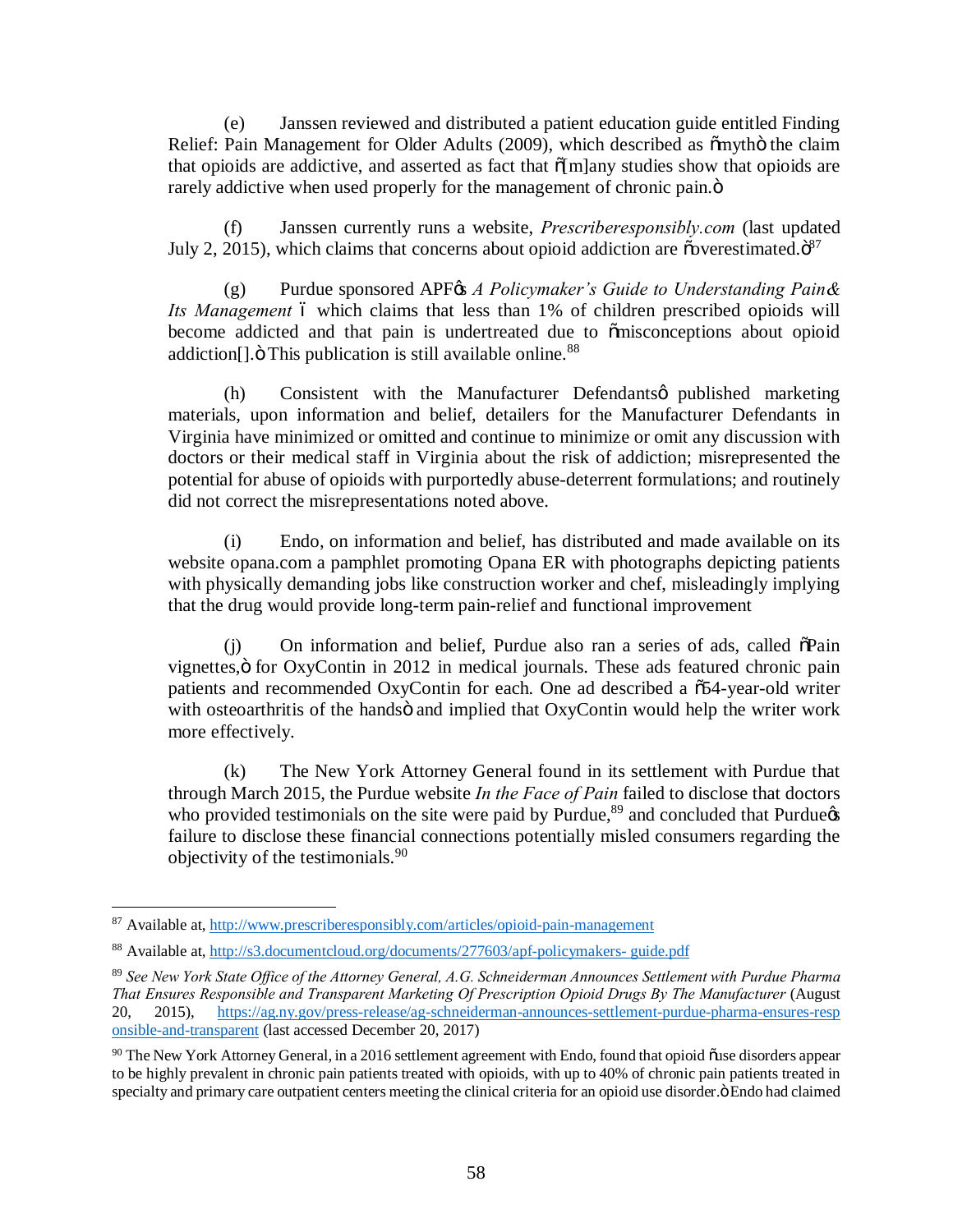(e) Janssen reviewed and distributed a patient education guide entitled Finding Relief: Pain Management for Older Adults (2009), which described as "myth" the claim that opioids are addictive, and asserted as fact that "[m]any studies show that opioids are rarely addictive when used properly for the management of chronic pain."

(f) Janssen currently runs a website, *Prescriberesponsibly.com* (last updated July 2, 2015), which claims that concerns about opioid addiction are "overestimated."[87]

(g) Purdue sponsored APF's *A Policymaker's Guide to Understanding Pain & Its Management* – which claims that less than 1% of children prescribed opioids will become addicted and that pain is undertreated due to "misconceptions about opioid addiction[]." This publication is still available online.[88]

(h) Consistent with the Manufacturer Defendants' published marketing materials, upon information and belief, detailers for the Manufacturer Defendants in Virginia have minimized or omitted and continue to minimize or omit any discussion with doctors or their medical staff in Virginia about the risk of addiction; misrepresented the potential for abuse of opioids with purportedly abuse-deterrent formulations; and routinely did not correct the misrepresentations noted above.

(i) Endo, on information and belief, has distributed and made available on its website opana.com a pamphlet promoting Opana ER with photographs depicting patients with physically demanding jobs like construction worker and chef, misleadingly implying that the drug would provide long-term pain-relief and functional improvement

(j) On information and belief, Purdue also ran a series of ads, called "Pain vignettes," for OxyContin in 2012 in medical journals. These ads featured chronic pain patients and recommended OxyContin for each. One ad described a "54-year-old writer with osteoarthritis of the hands" and implied that OxyContin would help the writer work more effectively.

(k) The New York Attorney General found in its settlement with Purdue that through March 2015, the Purdue website *In the Face of Pain* failed to disclose that doctors who provided testimonials on the site were paid by Purdue,[89] and concluded that Purdue's failure to disclose these financial connections potentially misled consumers regarding the objectivity of the testimonials.[90]

---

[87] Available at, http://www.prescriberesponsibly.com/articles/opioid-pain-management

[88] Available at, http://s3.documentcloud.org/documents/277603/apf-policymakers- guide.pdf

[89] *See New York State Office of the Attorney General, A.G. Schneiderman Announces Settlement with Purdue Pharma That Ensures Responsible and Transparent Marketing Of Prescription Opioid Drugs By The Manufacturer* (August 20, 2015), https://ag.ny.gov/press-release/ag-schneiderman-announces-settlement-purdue-pharma-ensures-responsible-and-transparent (last accessed December 20, 2017)

[90] The New York Attorney General, in a 2016 settlement agreement with Endo, found that opioid "use disorders appear to be highly prevalent in chronic pain patients treated with opioids, with up to 40% of chronic pain patients treated in specialty and primary care outpatient centers meeting the clinical criteria for an opioid use disorder." Endo had claimed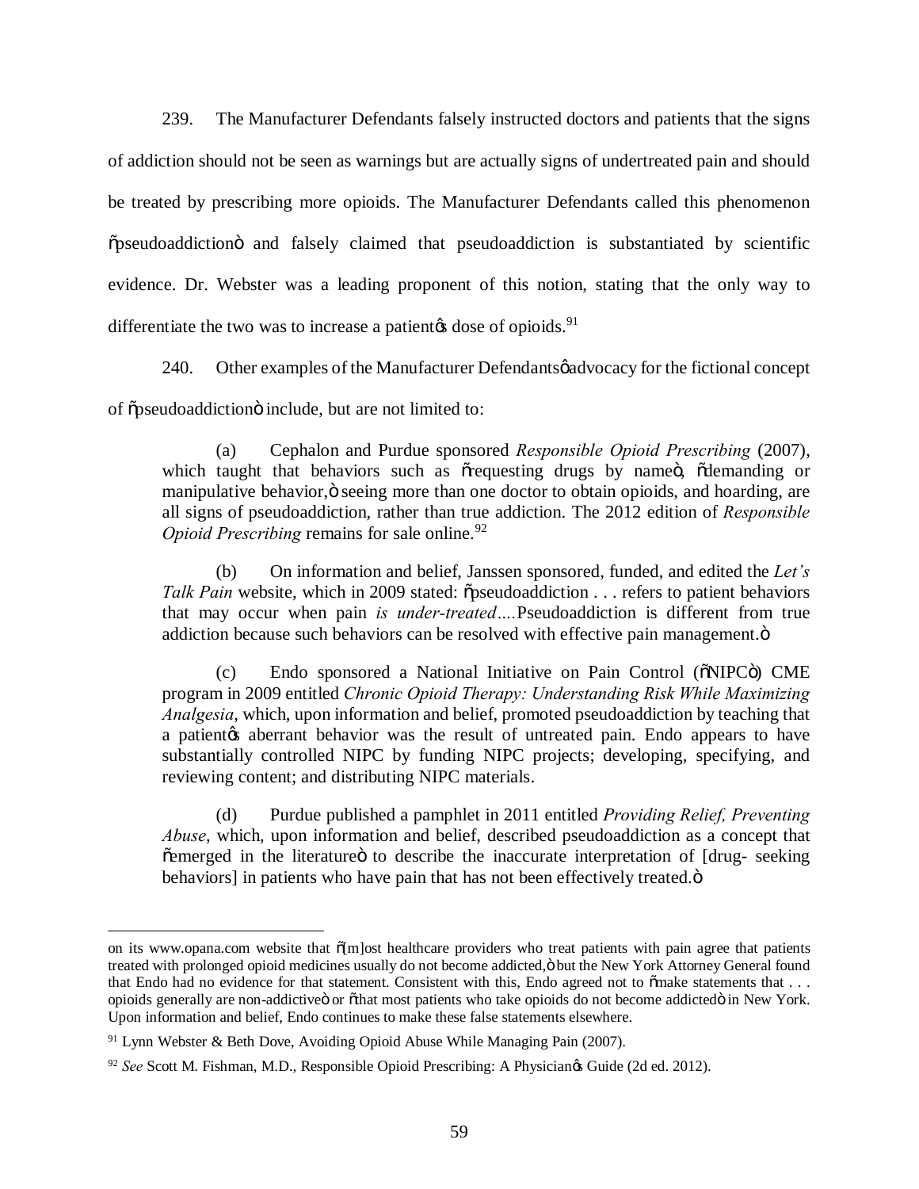239. The Manufacturer Defendants falsely instructed doctors and patients that the signs of addiction should not be seen as warnings but are actually signs of undertreated pain and should be treated by prescribing more opioids. The Manufacturer Defendants called this phenomenon "pseudoaddiction" and falsely claimed that pseudoaddiction is substantiated by scientific evidence. Dr. Webster was a leading proponent of this notion, stating that the only way to differentiate the two was to increase a patient's dose of opioids.[91]

240. Other examples of the Manufacturer Defendants' advocacy for the fictional concept of "pseudoaddiction" include, but are not limited to:

> (a) Cephalon and Purdue sponsored *Responsible Opioid Prescribing* (2007), which taught that behaviors such as "requesting drugs by name", "demanding or manipulative behavior," seeing more than one doctor to obtain opioids, and hoarding, are all signs of pseudoaddiction, rather than true addiction. The 2012 edition of *Responsible Opioid Prescribing* remains for sale online.[92]
>
> (b) On information and belief, Janssen sponsored, funded, and edited the *Let's Talk Pain* website, which in 2009 stated: "pseudoaddiction . . . refers to patient behaviors that may occur when pain *is under-treated*....Pseudoaddiction is different from true addiction because such behaviors can be resolved with effective pain management."
>
> (c) Endo sponsored a National Initiative on Pain Control ("NIPC") CME program in 2009 entitled *Chronic Opioid Therapy: Understanding Risk While Maximizing Analgesia*, which, upon information and belief, promoted pseudoaddiction by teaching that a patient's aberrant behavior was the result of untreated pain. Endo appears to have substantially controlled NIPC by funding NIPC projects; developing, specifying, and reviewing content; and distributing NIPC materials.
>
> (d) Purdue published a pamphlet in 2011 entitled *Providing Relief, Preventing Abuse*, which, upon information and belief, described pseudoaddiction as a concept that "emerged in the literature" to describe the inaccurate interpretation of [drug- seeking behaviors] in patients who have pain that has not been effectively treated."

---

on its www.opana.com website that "[m]ost healthcare providers who treat patients with pain agree that patients treated with prolonged opioid medicines usually do not become addicted," but the New York Attorney General found that Endo had no evidence for that statement. Consistent with this, Endo agreed not to "make statements that . . . opioids generally are non-addictive" or "that most patients who take opioids do not become addicted" in New York. Upon information and belief, Endo continues to make these false statements elsewhere.

[91] Lynn Webster & Beth Dove, Avoiding Opioid Abuse While Managing Pain (2007).

[92] *See* Scott M. Fishman, M.D., Responsible Opioid Prescribing: A Physician's Guide (2d ed. 2012).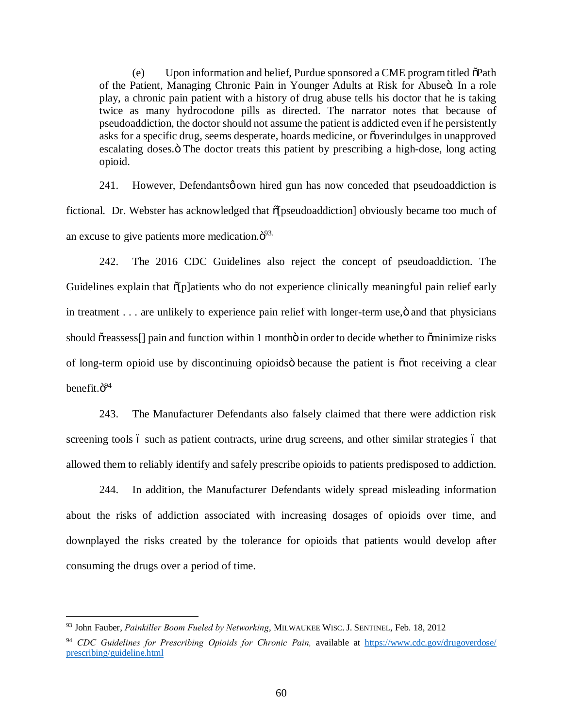(e) Upon information and belief, Purdue sponsored a CME program titled "Path of the Patient, Managing Chronic Pain in Younger Adults at Risk for Abuse". In a role play, a chronic pain patient with a history of drug abuse tells his doctor that he is taking twice as many hydrocodone pills as directed. The narrator notes that because of pseudoaddiction, the doctor should not assume the patient is addicted even if he persistently asks for a specific drug, seems desperate, hoards medicine, or "overindulges in unapproved escalating doses." The doctor treats this patient by prescribing a high-dose, long acting opioid.

241. However, Defendants' own hired gun has now conceded that pseudoaddiction is fictional. Dr. Webster has acknowledged that "[pseudoaddiction] obviously became too much of an excuse to give patients more medication."[93]

242. The 2016 CDC Guidelines also reject the concept of pseudoaddiction. The Guidelines explain that "[p]atients who do not experience clinically meaningful pain relief early in treatment . . . are unlikely to experience pain relief with longer-term use," and that physicians should "reassess[] pain and function within 1 month" in order to decide whether to "minimize risks of long-term opioid use by discontinuing opioids" because the patient is "not receiving a clear benefit."[94]

243. The Manufacturer Defendants also falsely claimed that there were addiction risk screening tools – such as patient contracts, urine drug screens, and other similar strategies – that allowed them to reliably identify and safely prescribe opioids to patients predisposed to addiction.

244. In addition, the Manufacturer Defendants widely spread misleading information about the risks of addiction associated with increasing dosages of opioids over time, and downplayed the risks created by the tolerance for opioids that patients would develop after consuming the drugs over a period of time.

---

[93] John Fauber, *Painkiller Boom Fueled by Networking*, MILWAUKEE WISC. J. SENTINEL, Feb. 18, 2012

[94] *CDC Guidelines for Prescribing Opioids for Chronic Pain,* available at https://www.cdc.gov/drugoverdose/prescribing/guideline.html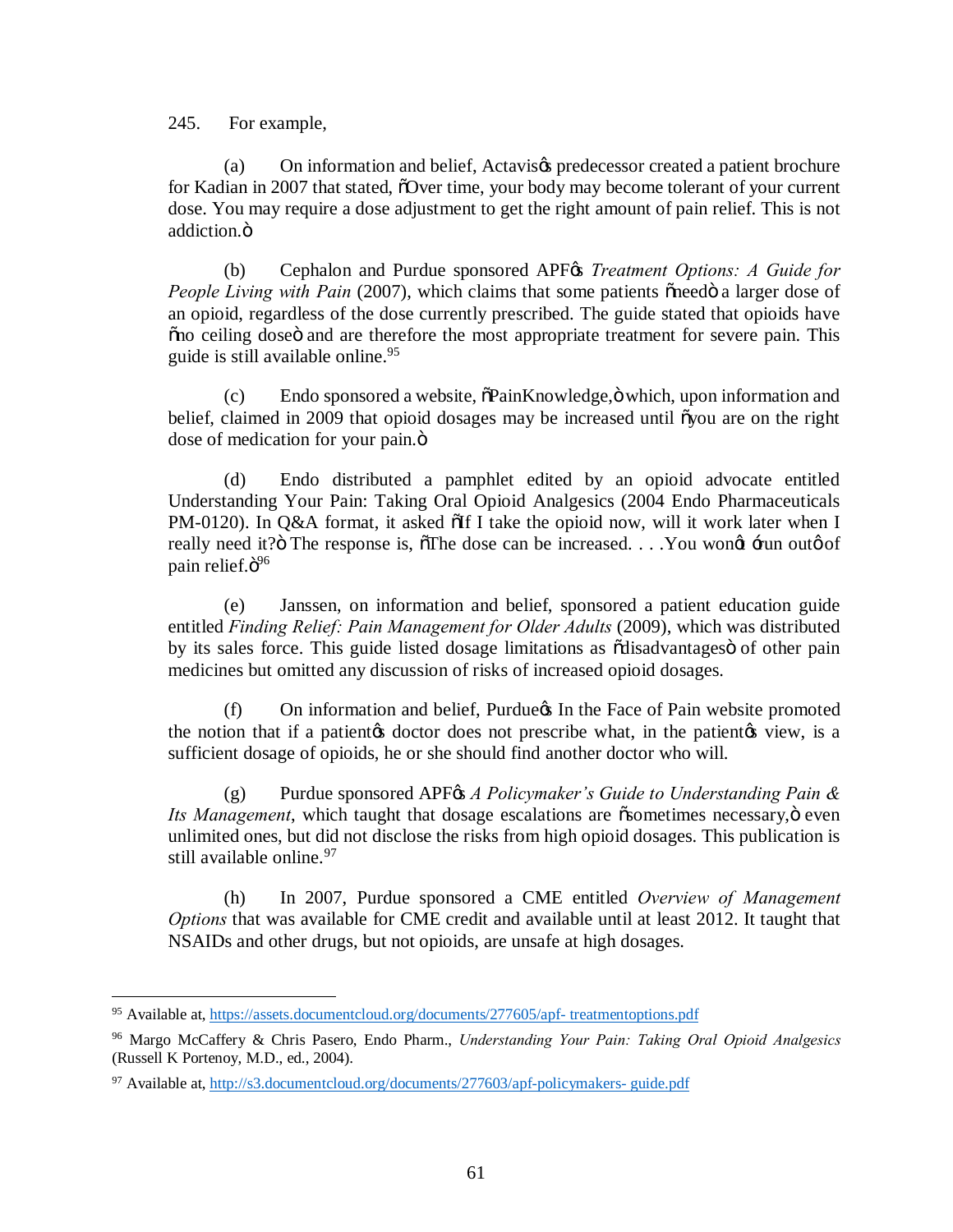245. For example,

(a) On information and belief, Actavis's predecessor created a patient brochure for Kadian in 2007 that stated, "Over time, your body may become tolerant of your current dose. You may require a dose adjustment to get the right amount of pain relief. This is not addiction."

(b) Cephalon and Purdue sponsored APF's *Treatment Options: A Guide for People Living with Pain* (2007), which claims that some patients "need" a larger dose of an opioid, regardless of the dose currently prescribed. The guide stated that opioids have "no ceiling dose" and are therefore the most appropriate treatment for severe pain. This guide is still available online.[95]

(c) Endo sponsored a website, "PainKnowledge," which, upon information and belief, claimed in 2009 that opioid dosages may be increased until "you are on the right dose of medication for your pain."

(d) Endo distributed a pamphlet edited by an opioid advocate entitled Understanding Your Pain: Taking Oral Opioid Analgesics (2004 Endo Pharmaceuticals PM-0120). In Q&A format, it asked "If I take the opioid now, will it work later when I really need it?" The response is, "The dose can be increased. . . .You won't 'run out' of pain relief."[96]

(e) Janssen, on information and belief, sponsored a patient education guide entitled *Finding Relief: Pain Management for Older Adults* (2009), which was distributed by its sales force. This guide listed dosage limitations as "disadvantages" of other pain medicines but omitted any discussion of risks of increased opioid dosages.

(f) On information and belief, Purdue's In the Face of Pain website promoted the notion that if a patient's doctor does not prescribe what, in the patient's view, is a sufficient dosage of opioids, he or she should find another doctor who will.

(g) Purdue sponsored APF's *A Policymaker's Guide to Understanding Pain & Its Management*, which taught that dosage escalations are "sometimes necessary," even unlimited ones, but did not disclose the risks from high opioid dosages. This publication is still available online.[97]

(h) In 2007, Purdue sponsored a CME entitled *Overview of Management Options* that was available for CME credit and available until at least 2012. It taught that NSAIDs and other drugs, but not opioids, are unsafe at high dosages.

---

[95] Available at, https://assets.documentcloud.org/documents/277605/apf- treatmentoptions.pdf

[96] Margo McCaffery & Chris Pasero, Endo Pharm., *Understanding Your Pain: Taking Oral Opioid Analgesics* (Russell K Portenoy, M.D., ed., 2004).

[97] Available at, http://s3.documentcloud.org/documents/277603/apf-policymakers- guide.pdf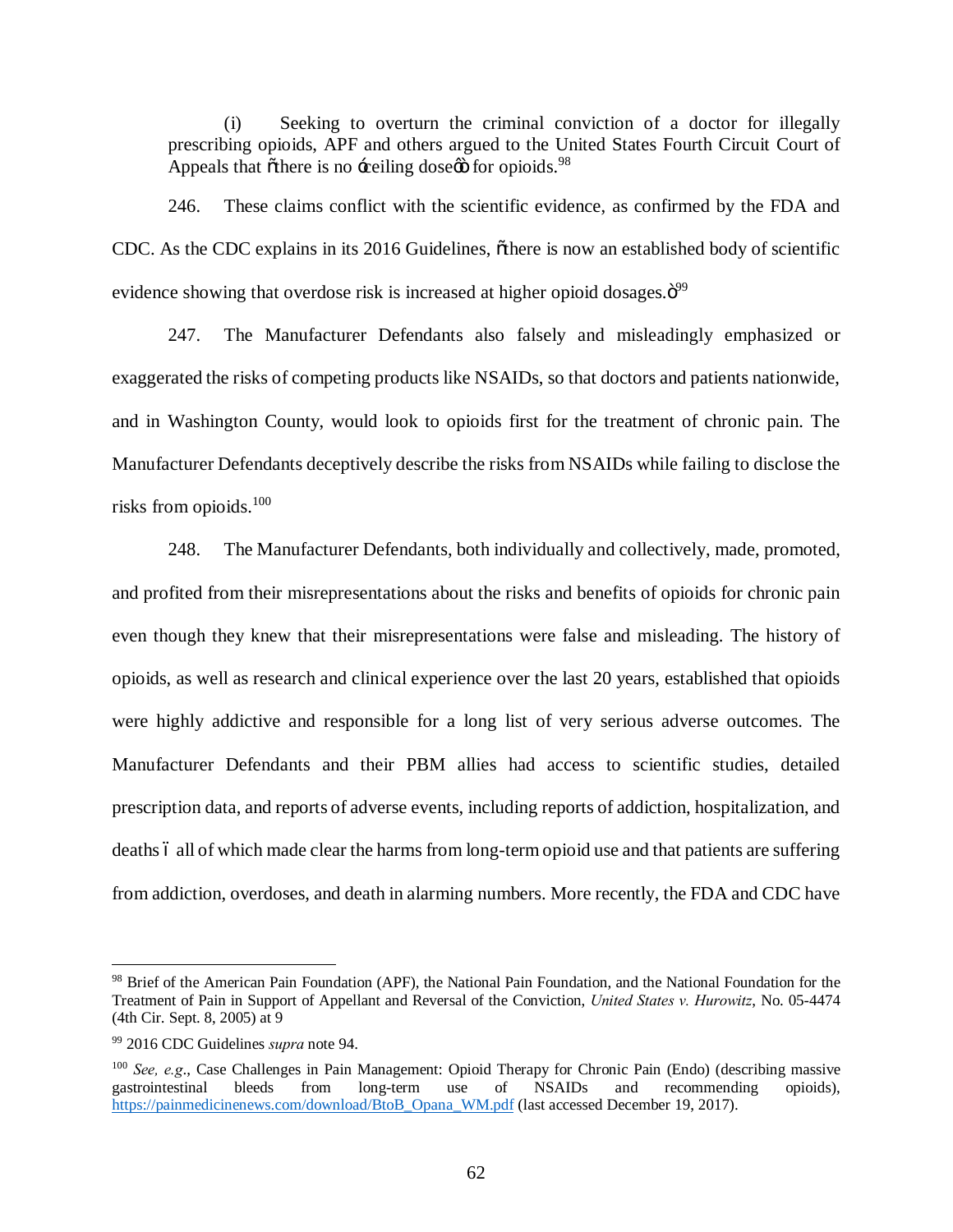(i) Seeking to overturn the criminal conviction of a doctor for illegally prescribing opioids, APF and others argued to the United States Fourth Circuit Court of Appeals that "there is no 'ceiling dose'" for opioids.[98]

246. These claims conflict with the scientific evidence, as confirmed by the FDA and CDC. As the CDC explains in its 2016 Guidelines, "there is now an established body of scientific evidence showing that overdose risk is increased at higher opioid dosages."[99]

247. The Manufacturer Defendants also falsely and misleadingly emphasized or exaggerated the risks of competing products like NSAIDs, so that doctors and patients nationwide, and in Washington County, would look to opioids first for the treatment of chronic pain. The Manufacturer Defendants deceptively describe the risks from NSAIDs while failing to disclose the risks from opioids.[100]

248. The Manufacturer Defendants, both individually and collectively, made, promoted, and profited from their misrepresentations about the risks and benefits of opioids for chronic pain even though they knew that their misrepresentations were false and misleading. The history of opioids, as well as research and clinical experience over the last 20 years, established that opioids were highly addictive and responsible for a long list of very serious adverse outcomes. The Manufacturer Defendants and their PBM allies had access to scientific studies, detailed prescription data, and reports of adverse events, including reports of addiction, hospitalization, and deaths – all of which made clear the harms from long-term opioid use and that patients are suffering from addiction, overdoses, and death in alarming numbers. More recently, the FDA and CDC have

---

[98] Brief of the American Pain Foundation (APF), the National Pain Foundation, and the National Foundation for the Treatment of Pain in Support of Appellant and Reversal of the Conviction, *United States v. Hurowitz*, No. 05-4474 (4th Cir. Sept. 8, 2005) at 9

[99] 2016 CDC Guidelines *supra* note 94.

[100] *See, e.g.*, Case Challenges in Pain Management: Opioid Therapy for Chronic Pain (Endo) (describing massive gastrointestinal bleeds from long-term use of NSAIDs and recommending opioids), https://painmedicinenews.com/download/BtoB_Opana_WM.pdf (last accessed December 19, 2017).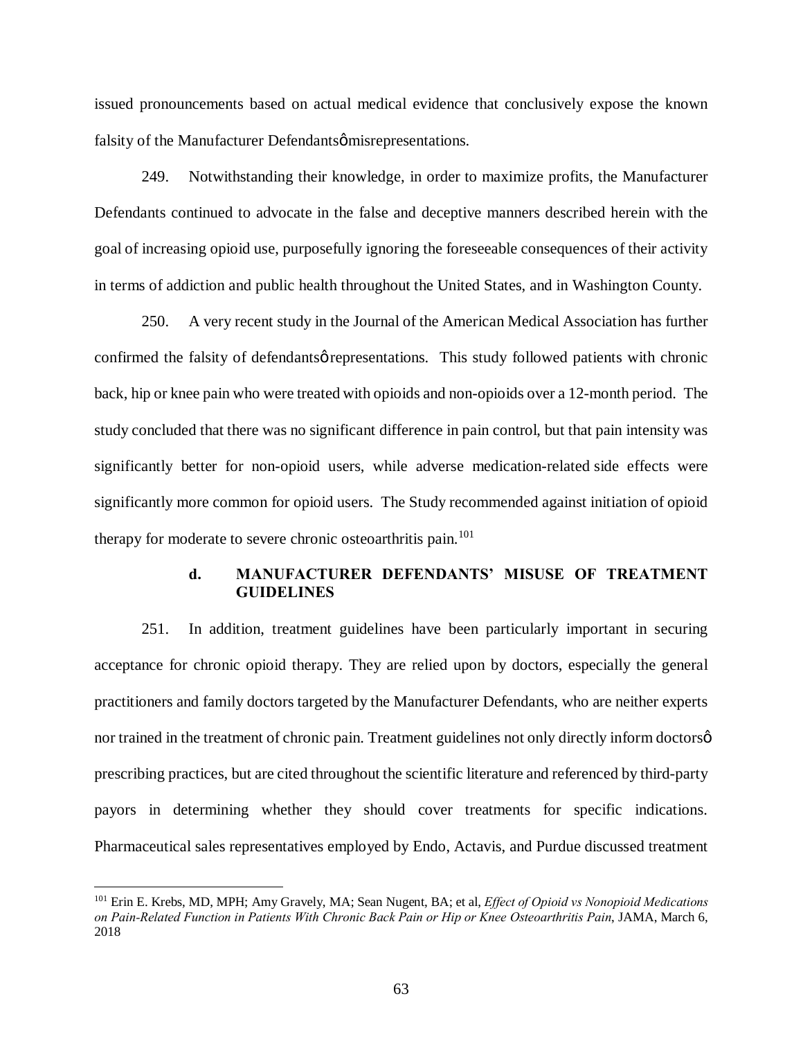issued pronouncements based on actual medical evidence that conclusively expose the known falsity of the Manufacturer Defendantsǿ misrepresentations.

249. Notwithstanding their knowledge, in order to maximize profits, the Manufacturer Defendants continued to advocate in the false and deceptive manners described herein with the goal of increasing opioid use, purposefully ignoring the foreseeable consequences of their activity in terms of addiction and public health throughout the United States, and in Washington County.

250. A very recent study in the Journal of the American Medical Association has further confirmed the falsity of defendantsǿ representations. This study followed patients with chronic back, hip or knee pain who were treated with opioids and non-opioids over a 12-month period. The study concluded that there was no significant difference in pain control, but that pain intensity was significantly better for non-opioid users, while adverse medication-related side effects were significantly more common for opioid users. The Study recommended against initiation of opioid therapy for moderate to severe chronic osteoarthritis pain.[101]

### d. MANUFACTURER DEFENDANTS' MISUSE OF TREATMENT GUIDELINES

251. In addition, treatment guidelines have been particularly important in securing acceptance for chronic opioid therapy. They are relied upon by doctors, especially the general practitioners and family doctors targeted by the Manufacturer Defendants, who are neither experts nor trained in the treatment of chronic pain. Treatment guidelines not only directly inform doctorsǿ prescribing practices, but are cited throughout the scientific literature and referenced by third-party payors in determining whether they should cover treatments for specific indications. Pharmaceutical sales representatives employed by Endo, Actavis, and Purdue discussed treatment

---

[101] Erin E. Krebs, MD, MPH; Amy Gravely, MA; Sean Nugent, BA; et al, *Effect of Opioid vs Nonopioid Medications on Pain-Related Function in Patients With Chronic Back Pain or Hip or Knee Osteoarthritis Pain*, JAMA, March 6, 2018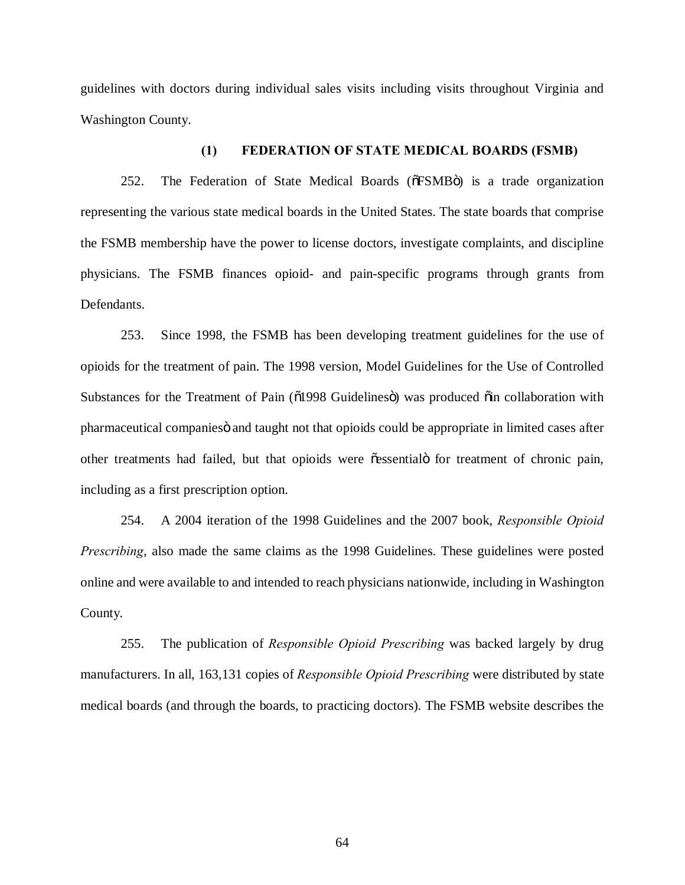guidelines with doctors during individual sales visits including visits throughout Virginia and Washington County.

### (1) FEDERATION OF STATE MEDICAL BOARDS (FSMB)

252. The Federation of State Medical Boards ("FSMB") is a trade organization representing the various state medical boards in the United States. The state boards that comprise the FSMB membership have the power to license doctors, investigate complaints, and discipline physicians. The FSMB finances opioid- and pain-specific programs through grants from Defendants.

253. Since 1998, the FSMB has been developing treatment guidelines for the use of opioids for the treatment of pain. The 1998 version, Model Guidelines for the Use of Controlled Substances for the Treatment of Pain ("1998 Guidelines") was produced "in collaboration with pharmaceutical companies" and taught not that opioids could be appropriate in limited cases after other treatments had failed, but that opioids were "essential" for treatment of chronic pain, including as a first prescription option.

254. A 2004 iteration of the 1998 Guidelines and the 2007 book, *Responsible Opioid Prescribing*, also made the same claims as the 1998 Guidelines. These guidelines were posted online and were available to and intended to reach physicians nationwide, including in Washington County.

255. The publication of *Responsible Opioid Prescribing* was backed largely by drug manufacturers. In all, 163,131 copies of *Responsible Opioid Prescribing* were distributed by state medical boards (and through the boards, to practicing doctors). The FSMB website describes the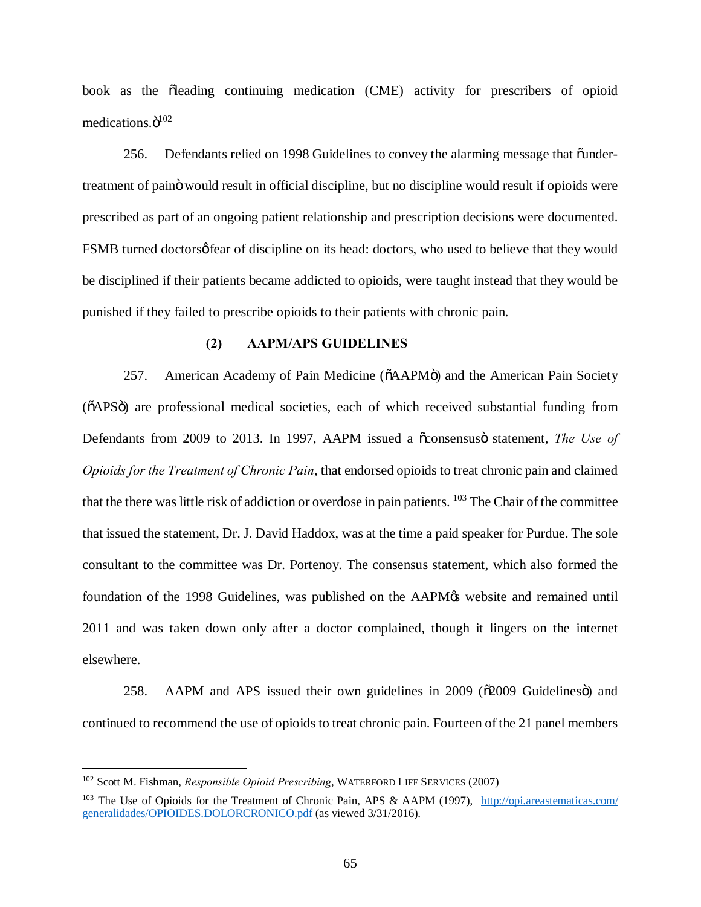book as the "leading continuing medication (CME) activity for prescribers of opioid medications."[102]

256. Defendants relied on 1998 Guidelines to convey the alarming message that "under-treatment of pain" would result in official discipline, but no discipline would result if opioids were prescribed as part of an ongoing patient relationship and prescription decisions were documented. FSMB turned doctors' fear of discipline on its head: doctors, who used to believe that they would be disciplined if their patients became addicted to opioids, were taught instead that they would be punished if they failed to prescribe opioids to their patients with chronic pain.

### (2) AAPM/APS GUIDELINES

257. American Academy of Pain Medicine ("AAPM") and the American Pain Society ("APS") are professional medical societies, each of which received substantial funding from Defendants from 2009 to 2013. In 1997, AAPM issued a "consensus" statement, *The Use of Opioids for the Treatment of Chronic Pain*, that endorsed opioids to treat chronic pain and claimed that the there was little risk of addiction or overdose in pain patients. [103] The Chair of the committee that issued the statement, Dr. J. David Haddox, was at the time a paid speaker for Purdue. The sole consultant to the committee was Dr. Portenoy. The consensus statement, which also formed the foundation of the 1998 Guidelines, was published on the AAPM's website and remained until 2011 and was taken down only after a doctor complained, though it lingers on the internet elsewhere.

258. AAPM and APS issued their own guidelines in 2009 ("2009 Guidelines") and continued to recommend the use of opioids to treat chronic pain. Fourteen of the 21 panel members

---

[102] Scott M. Fishman, *Responsible Opioid Prescribing*, WATERFORD LIFE SERVICES (2007)

[103] The Use of Opioids for the Treatment of Chronic Pain, APS & AAPM (1997), http://opi.areastematicas.com/generalidades/OPIOIDES.DOLORCRONICO.pdf (as viewed 3/31/2016).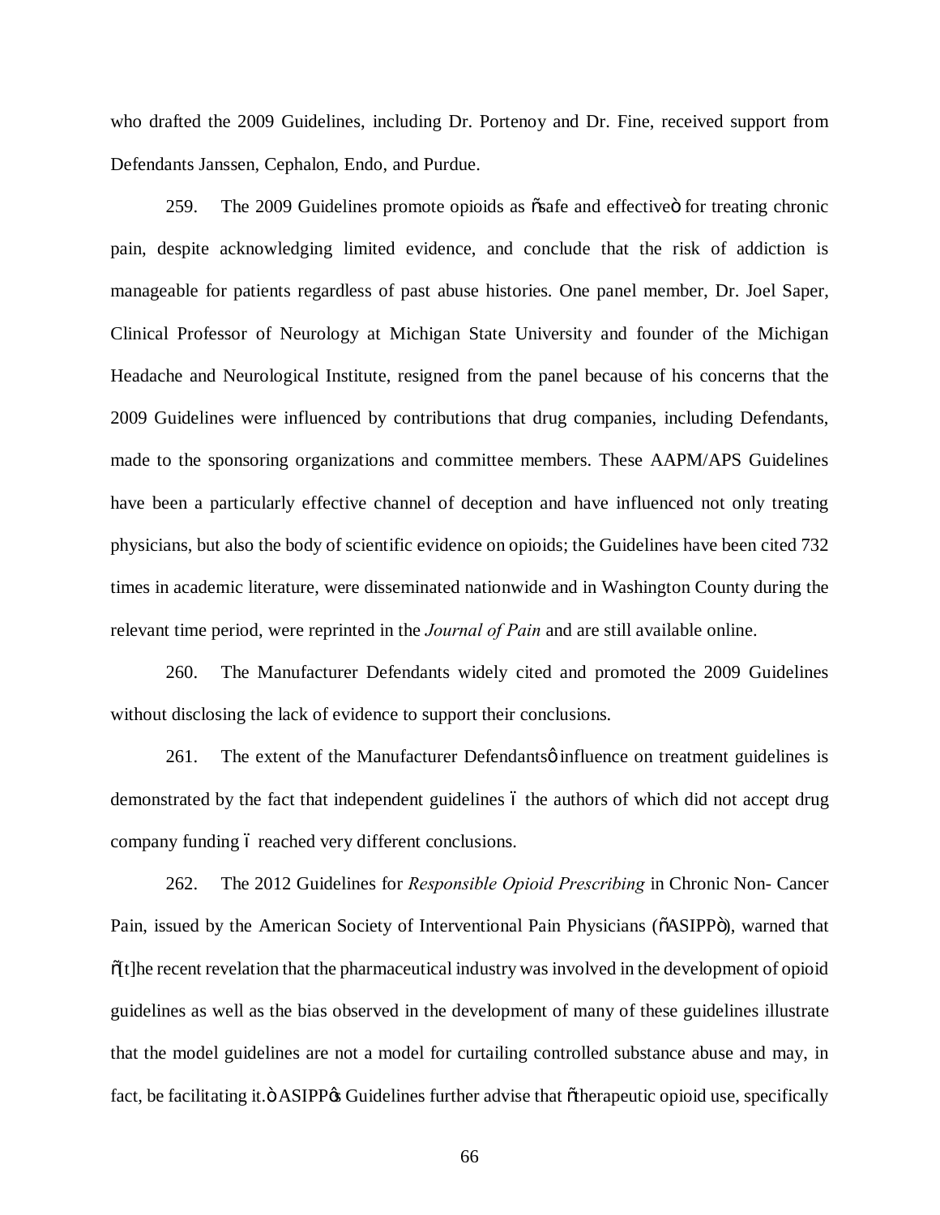who drafted the 2009 Guidelines, including Dr. Portenoy and Dr. Fine, received support from Defendants Janssen, Cephalon, Endo, and Purdue.

259. The 2009 Guidelines promote opioids as "safe and effective" for treating chronic pain, despite acknowledging limited evidence, and conclude that the risk of addiction is manageable for patients regardless of past abuse histories. One panel member, Dr. Joel Saper, Clinical Professor of Neurology at Michigan State University and founder of the Michigan Headache and Neurological Institute, resigned from the panel because of his concerns that the 2009 Guidelines were influenced by contributions that drug companies, including Defendants, made to the sponsoring organizations and committee members. These AAPM/APS Guidelines have been a particularly effective channel of deception and have influenced not only treating physicians, but also the body of scientific evidence on opioids; the Guidelines have been cited 732 times in academic literature, were disseminated nationwide and in Washington County during the relevant time period, were reprinted in the *Journal of Pain* and are still available online.

260. The Manufacturer Defendants widely cited and promoted the 2009 Guidelines without disclosing the lack of evidence to support their conclusions.

261. The extent of the Manufacturer Defendants' influence on treatment guidelines is demonstrated by the fact that independent guidelines – the authors of which did not accept drug company funding – reached very different conclusions.

262. The 2012 Guidelines for *Responsible Opioid Prescribing* in Chronic Non- Cancer Pain, issued by the American Society of Interventional Pain Physicians ("ASIPP"), warned that "[t]he recent revelation that the pharmaceutical industry was involved in the development of opioid guidelines as well as the bias observed in the development of many of these guidelines illustrate that the model guidelines are not a model for curtailing controlled substance abuse and may, in fact, be facilitating it." ASIPP's Guidelines further advise that "therapeutic opioid use, specifically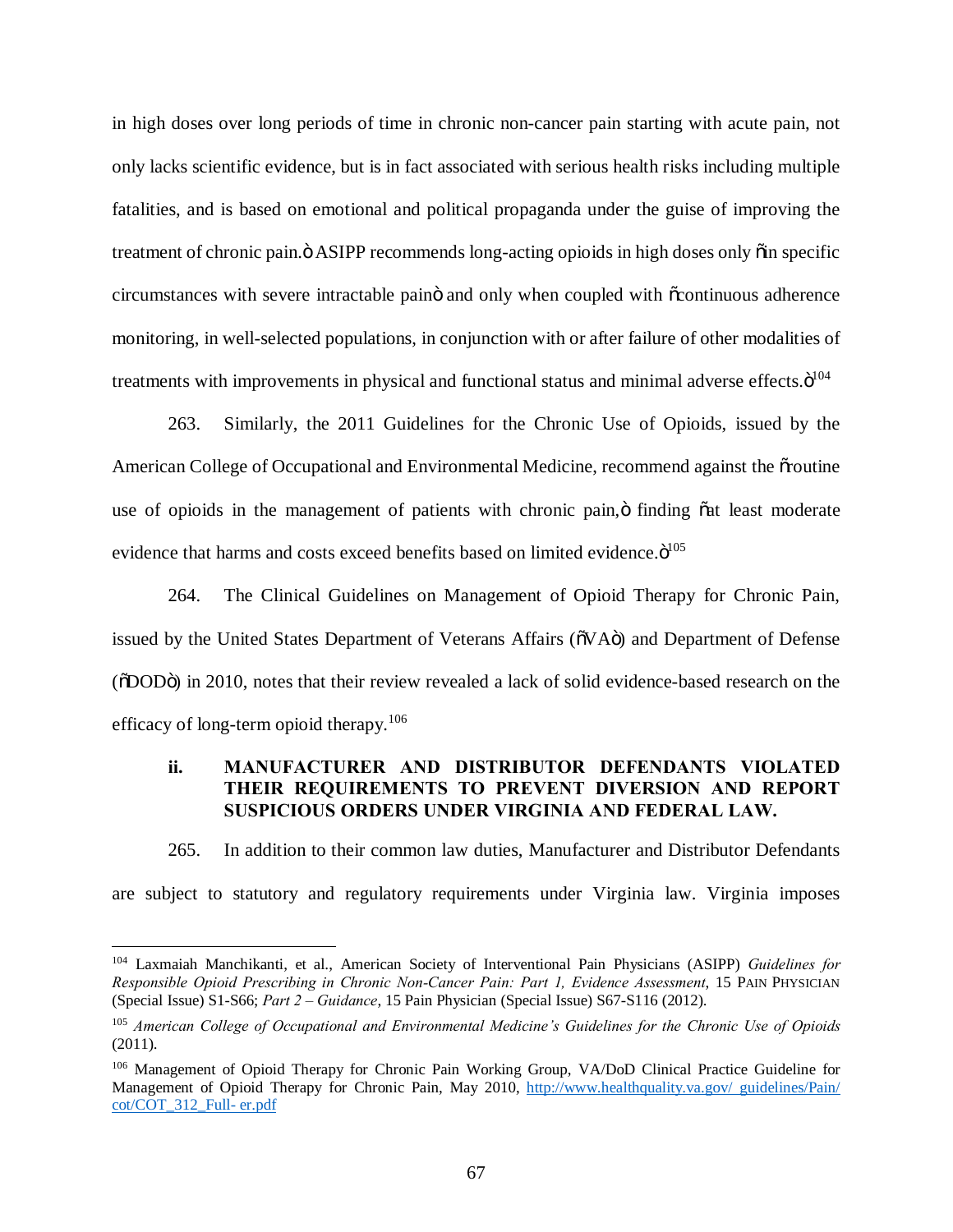in high doses over long periods of time in chronic non-cancer pain starting with acute pain, not only lacks scientific evidence, but is in fact associated with serious health risks including multiple fatalities, and is based on emotional and political propaganda under the guise of improving the treatment of chronic pain." ASIPP recommends long-acting opioids in high doses only "in specific circumstances with severe intractable pain" and only when coupled with "continuous adherence monitoring, in well-selected populations, in conjunction with or after failure of other modalities of treatments with improvements in physical and functional status and minimal adverse effects."[104]

263. Similarly, the 2011 Guidelines for the Chronic Use of Opioids, issued by the American College of Occupational and Environmental Medicine, recommend against the "routine use of opioids in the management of patients with chronic pain," finding "at least moderate evidence that harms and costs exceed benefits based on limited evidence."[105]

264. The Clinical Guidelines on Management of Opioid Therapy for Chronic Pain, issued by the United States Department of Veterans Affairs ("VA") and Department of Defense ("DOD") in 2010, notes that their review revealed a lack of solid evidence-based research on the efficacy of long-term opioid therapy.[106]

### ii. MANUFACTURER AND DISTRIBUTOR DEFENDANTS VIOLATED THEIR REQUIREMENTS TO PREVENT DIVERSION AND REPORT SUSPICIOUS ORDERS UNDER VIRGINIA AND FEDERAL LAW.

265. In addition to their common law duties, Manufacturer and Distributor Defendants are subject to statutory and regulatory requirements under Virginia law. Virginia imposes

---

[104] Laxmaiah Manchikanti, et al., American Society of Interventional Pain Physicians (ASIPP) *Guidelines for Responsible Opioid Prescribing in Chronic Non-Cancer Pain: Part 1, Evidence Assessment*, 15 PAIN PHYSICIAN (Special Issue) S1-S66; *Part 2 – Guidance*, 15 Pain Physician (Special Issue) S67-S116 (2012).

[105] *American College of Occupational and Environmental Medicine's Guidelines for the Chronic Use of Opioids* (2011).

[106] Management of Opioid Therapy for Chronic Pain Working Group, VA/DoD Clinical Practice Guideline for Management of Opioid Therapy for Chronic Pain, May 2010, http://www.healthquality.va.gov/ guidelines/Pain/cot/COT_312_Full- er.pdf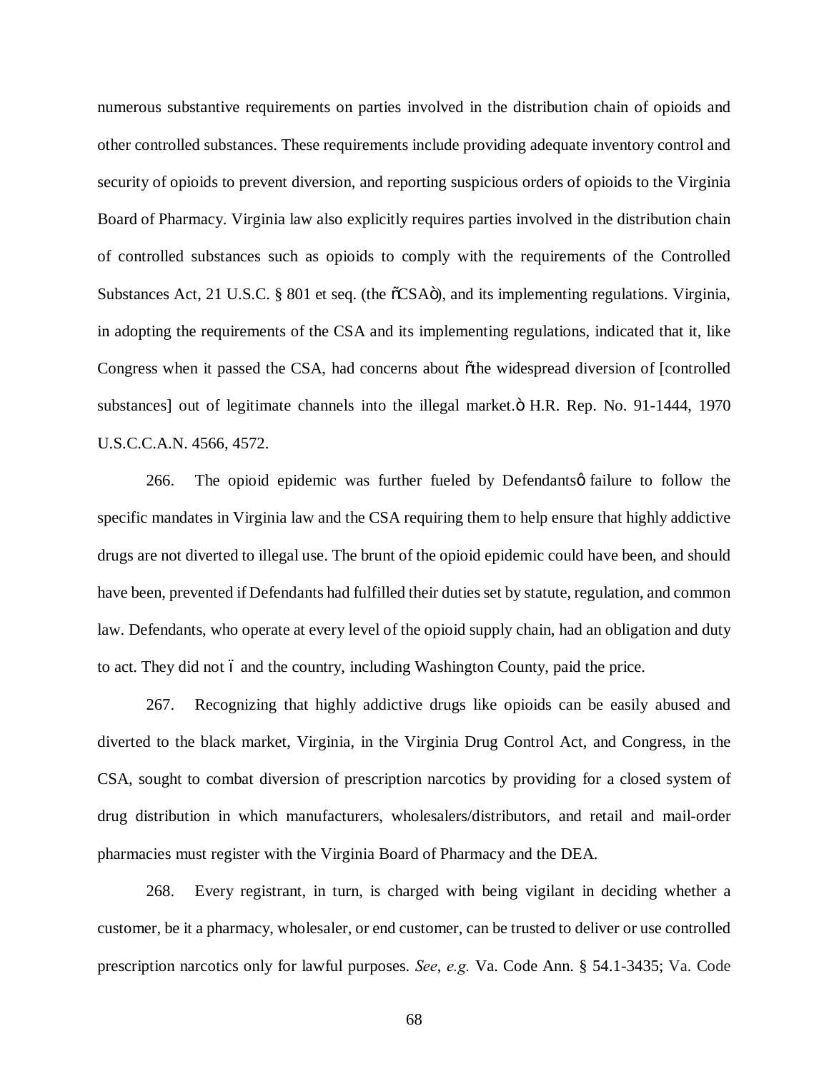numerous substantive requirements on parties involved in the distribution chain of opioids and other controlled substances. These requirements include providing adequate inventory control and security of opioids to prevent diversion, and reporting suspicious orders of opioids to the Virginia Board of Pharmacy. Virginia law also explicitly requires parties involved in the distribution chain of controlled substances such as opioids to comply with the requirements of the Controlled Substances Act, 21 U.S.C. § 801 et seq. (the "CSA"), and its implementing regulations. Virginia, in adopting the requirements of the CSA and its implementing regulations, indicated that it, like Congress when it passed the CSA, had concerns about "the widespread diversion of [controlled substances] out of legitimate channels into the illegal market." H.R. Rep. No. 91-1444, 1970 U.S.C.C.A.N. 4566, 4572.

266. The opioid epidemic was further fueled by Defendants' failure to follow the specific mandates in Virginia law and the CSA requiring them to help ensure that highly addictive drugs are not diverted to illegal use. The brunt of the opioid epidemic could have been, and should have been, prevented if Defendants had fulfilled their duties set by statute, regulation, and common law. Defendants, who operate at every level of the opioid supply chain, had an obligation and duty to act. They did not – and the country, including Washington County, paid the price.

267. Recognizing that highly addictive drugs like opioids can be easily abused and diverted to the black market, Virginia, in the Virginia Drug Control Act, and Congress, in the CSA, sought to combat diversion of prescription narcotics by providing for a closed system of drug distribution in which manufacturers, wholesalers/distributors, and retail and mail-order pharmacies must register with the Virginia Board of Pharmacy and the DEA.

268. Every registrant, in turn, is charged with being vigilant in deciding whether a customer, be it a pharmacy, wholesaler, or end customer, can be trusted to deliver or use controlled prescription narcotics only for lawful purposes. *See*, *e.g.* Va. Code Ann. § 54.1-3435; Va. Code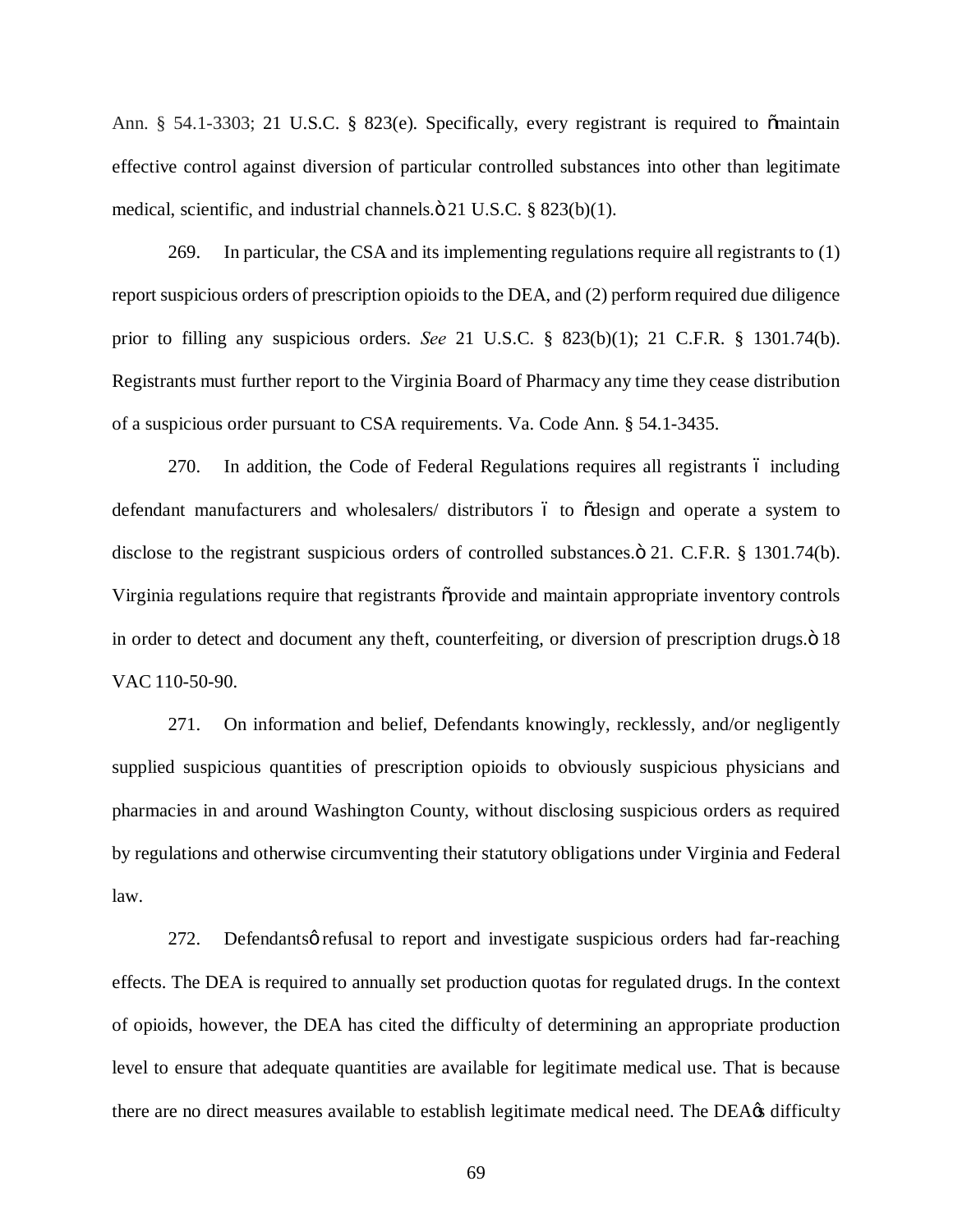Ann. § 54.1-3303; 21 U.S.C. § 823(e). Specifically, every registrant is required to "maintain effective control against diversion of particular controlled substances into other than legitimate medical, scientific, and industrial channels." 21 U.S.C. § 823(b)(1).

269. In particular, the CSA and its implementing regulations require all registrants to (1) report suspicious orders of prescription opioids to the DEA, and (2) perform required due diligence prior to filling any suspicious orders. *See* 21 U.S.C. § 823(b)(1); 21 C.F.R. § 1301.74(b). Registrants must further report to the Virginia Board of Pharmacy any time they cease distribution of a suspicious order pursuant to CSA requirements. Va. Code Ann. § 54.1-3435.

270. In addition, the Code of Federal Regulations requires all registrants – including defendant manufacturers and wholesalers/ distributors – to "design and operate a system to disclose to the registrant suspicious orders of controlled substances." 21. C.F.R. § 1301.74(b). Virginia regulations require that registrants "provide and maintain appropriate inventory controls in order to detect and document any theft, counterfeiting, or diversion of prescription drugs." 18 VAC 110-50-90.

271. On information and belief, Defendants knowingly, recklessly, and/or negligently supplied suspicious quantities of prescription opioids to obviously suspicious physicians and pharmacies in and around Washington County, without disclosing suspicious orders as required by regulations and otherwise circumventing their statutory obligations under Virginia and Federal law.

272. Defendants' refusal to report and investigate suspicious orders had far-reaching effects. The DEA is required to annually set production quotas for regulated drugs. In the context of opioids, however, the DEA has cited the difficulty of determining an appropriate production level to ensure that adequate quantities are available for legitimate medical use. That is because there are no direct measures available to establish legitimate medical need. The DEA's difficulty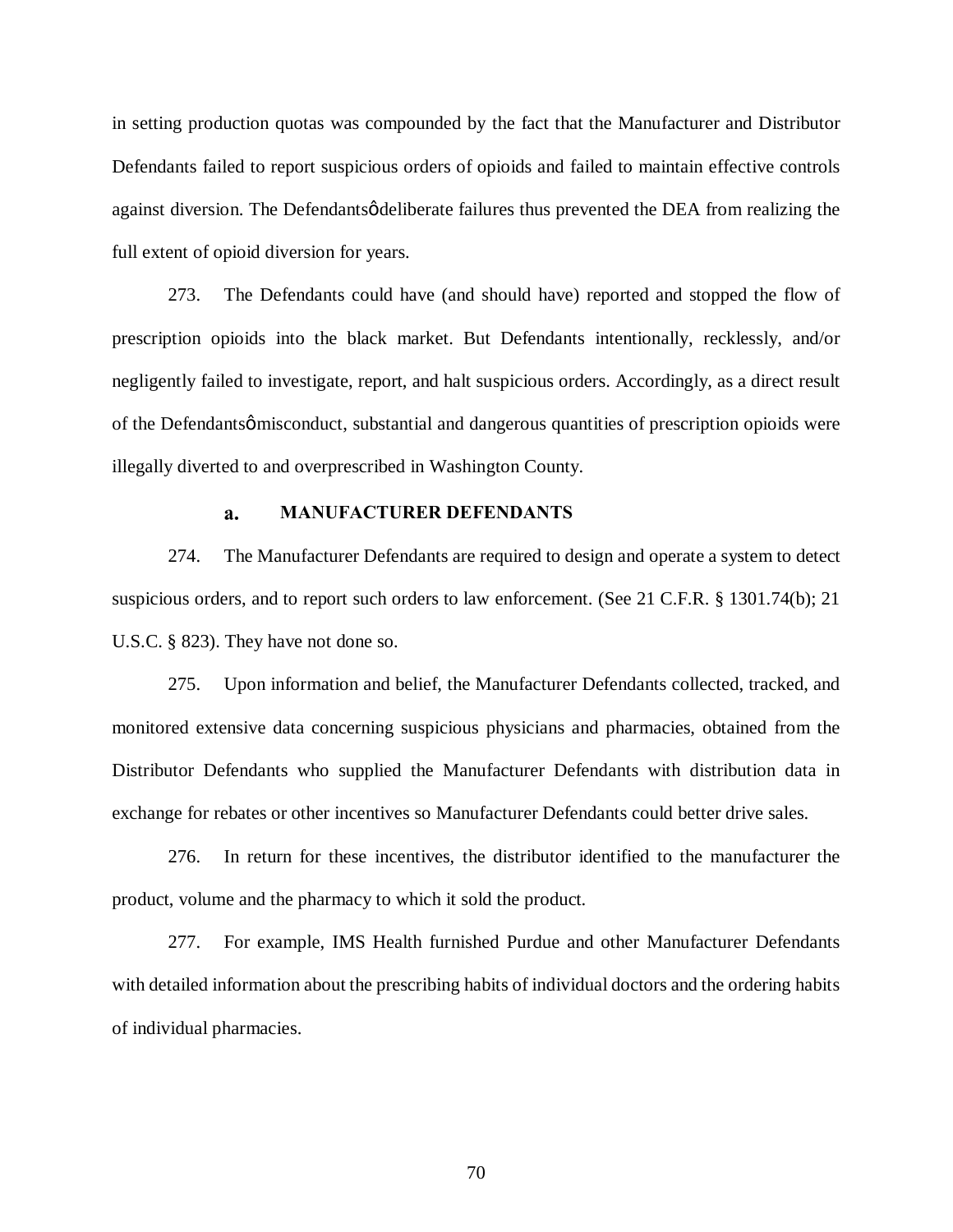in setting production quotas was compounded by the fact that the Manufacturer and Distributor Defendants failed to report suspicious orders of opioids and failed to maintain effective controls against diversion. The Defendantsǿ deliberate failures thus prevented the DEA from realizing the full extent of opioid diversion for years.

273. The Defendants could have (and should have) reported and stopped the flow of prescription opioids into the black market. But Defendants intentionally, recklessly, and/or negligently failed to investigate, report, and halt suspicious orders. Accordingly, as a direct result of the Defendantsǿ misconduct, substantial and dangerous quantities of prescription opioids were illegally diverted to and overprescribed in Washington County.

### a. MANUFACTURER DEFENDANTS

274. The Manufacturer Defendants are required to design and operate a system to detect suspicious orders, and to report such orders to law enforcement. (See 21 C.F.R. § 1301.74(b); 21 U.S.C. § 823). They have not done so.

275. Upon information and belief, the Manufacturer Defendants collected, tracked, and monitored extensive data concerning suspicious physicians and pharmacies, obtained from the Distributor Defendants who supplied the Manufacturer Defendants with distribution data in exchange for rebates or other incentives so Manufacturer Defendants could better drive sales.

276. In return for these incentives, the distributor identified to the manufacturer the product, volume and the pharmacy to which it sold the product.

277. For example, IMS Health furnished Purdue and other Manufacturer Defendants with detailed information about the prescribing habits of individual doctors and the ordering habits of individual pharmacies.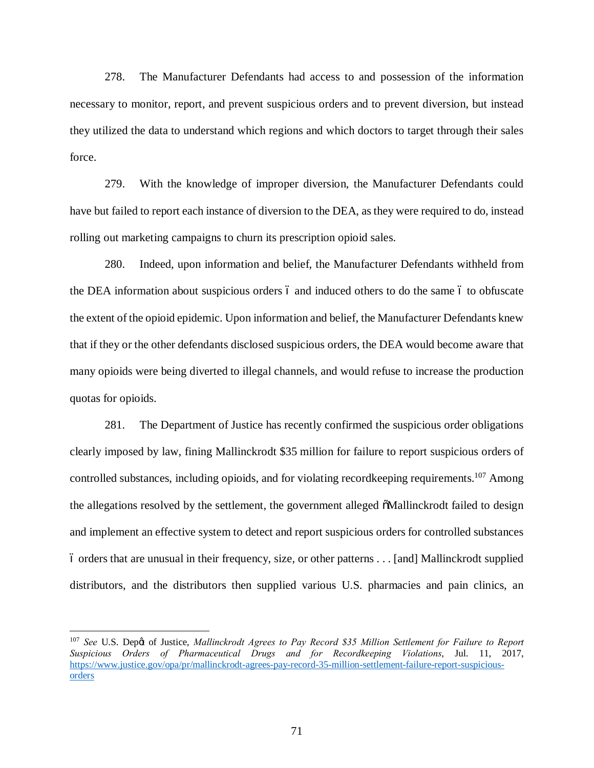278. The Manufacturer Defendants had access to and possession of the information necessary to monitor, report, and prevent suspicious orders and to prevent diversion, but instead they utilized the data to understand which regions and which doctors to target through their sales force.

279. With the knowledge of improper diversion, the Manufacturer Defendants could have but failed to report each instance of diversion to the DEA, as they were required to do, instead rolling out marketing campaigns to churn its prescription opioid sales.

280. Indeed, upon information and belief, the Manufacturer Defendants withheld from the DEA information about suspicious orders – and induced others to do the same – to obfuscate the extent of the opioid epidemic. Upon information and belief, the Manufacturer Defendants knew that if they or the other defendants disclosed suspicious orders, the DEA would become aware that many opioids were being diverted to illegal channels, and would refuse to increase the production quotas for opioids.

281. The Department of Justice has recently confirmed the suspicious order obligations clearly imposed by law, fining Mallinckrodt $35 million for failure to report suspicious orders of controlled substances, including opioids, and for violating recordkeeping requirements.[107] Among the allegations resolved by the settlement, the government alleged "Mallinckrodt failed to design and implement an effective system to detect and report suspicious orders for controlled substances – orders that are unusual in their frequency, size, or other patterns . . . [and] Mallinckrodt supplied distributors, and the distributors then supplied various U.S. pharmacies and pain clinics, an

---

[107] *See* U.S. Dep't of Justice, *Mallinckrodt Agrees to Pay Record $35 Million Settlement for Failure to Report Suspicious Orders of Pharmaceutical Drugs and for Recordkeeping Violations*, Jul. 11, 2017, https://www.justice.gov/opa/pr/mallinckrodt-agrees-pay-record-35-million-settlement-failure-report-suspicious-orders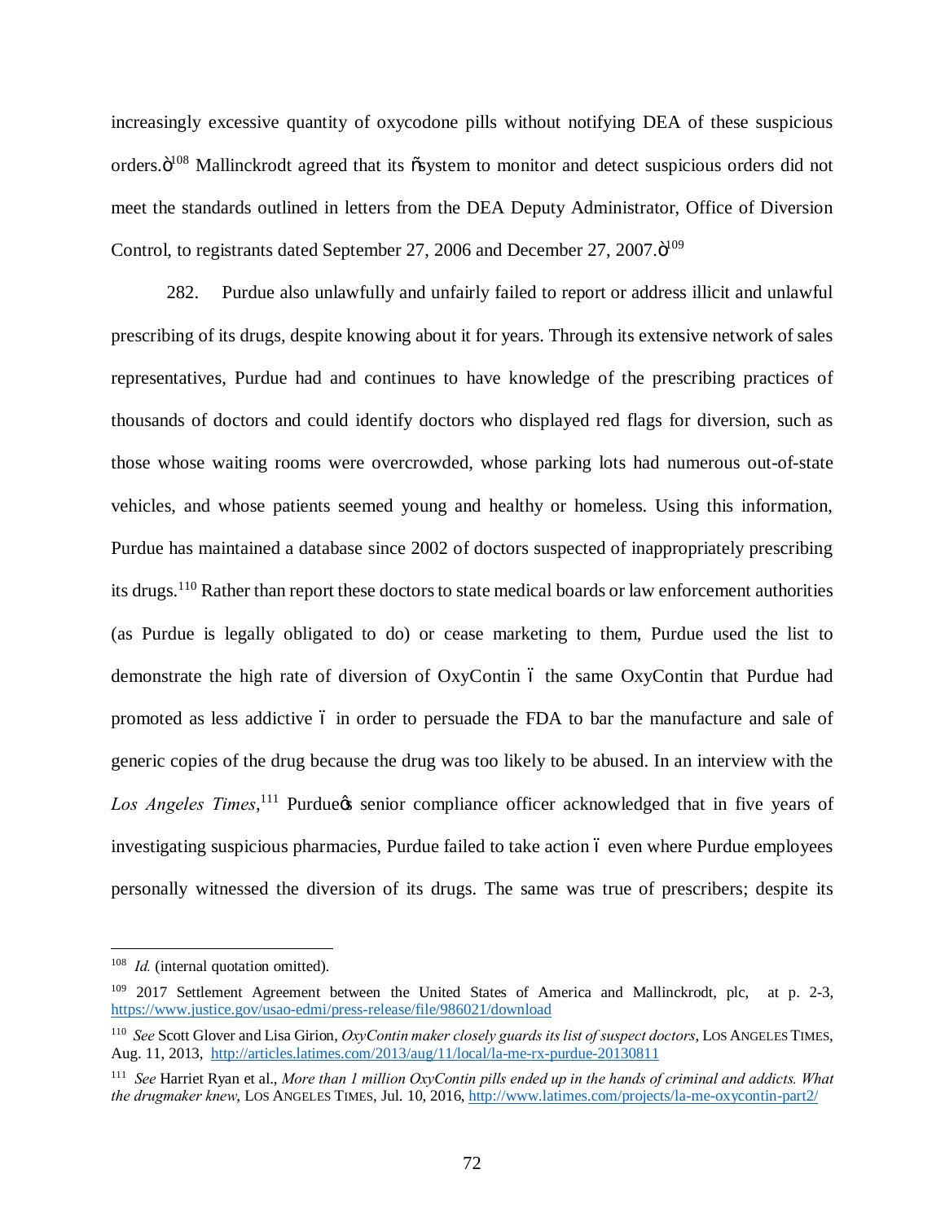increasingly excessive quantity of oxycodone pills without notifying DEA of these suspicious orders."[108] Mallinckrodt agreed that its "system to monitor and detect suspicious orders did not meet the standards outlined in letters from the DEA Deputy Administrator, Office of Diversion Control, to registrants dated September 27, 2006 and December 27, 2007."[109]

282. Purdue also unlawfully and unfairly failed to report or address illicit and unlawful prescribing of its drugs, despite knowing about it for years. Through its extensive network of sales representatives, Purdue had and continues to have knowledge of the prescribing practices of thousands of doctors and could identify doctors who displayed red flags for diversion, such as those whose waiting rooms were overcrowded, whose parking lots had numerous out-of-state vehicles, and whose patients seemed young and healthy or homeless. Using this information, Purdue has maintained a database since 2002 of doctors suspected of inappropriately prescribing its drugs.[110] Rather than report these doctors to state medical boards or law enforcement authorities (as Purdue is legally obligated to do) or cease marketing to them, Purdue used the list to demonstrate the high rate of diversion of OxyContin – the same OxyContin that Purdue had promoted as less addictive – in order to persuade the FDA to bar the manufacture and sale of generic copies of the drug because the drug was too likely to be abused. In an interview with the *Los Angeles Times*,[111] Purdue's senior compliance officer acknowledged that in five years of investigating suspicious pharmacies, Purdue failed to take action – even where Purdue employees personally witnessed the diversion of its drugs. The same was true of prescribers; despite its

---

[108] *Id.* (internal quotation omitted).

[109] 2017 Settlement Agreement between the United States of America and Mallinckrodt, plc, at p. 2-3, https://www.justice.gov/usao-edmi/press-release/file/986021/download

[110] *See* Scott Glover and Lisa Girion, *OxyContin maker closely guards its list of suspect doctors*, LOS ANGELES TIMES, Aug. 11, 2013, http://articles.latimes.com/2013/aug/11/local/la-me-rx-purdue-20130811

[111] *See* Harriet Ryan et al., *More than 1 million OxyContin pills ended up in the hands of criminal and addicts. What the drugmaker knew*, LOS ANGELES TIMES, Jul. 10, 2016, http://www.latimes.com/projects/la-me-oxycontin-part2/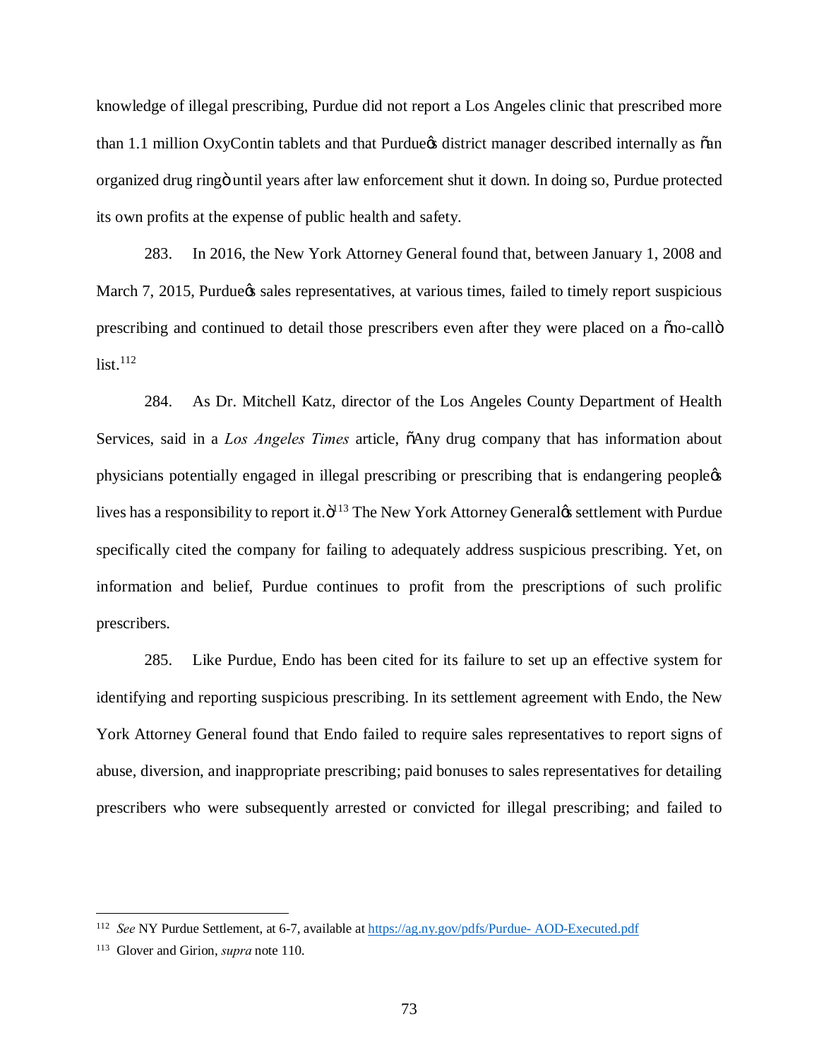knowledge of illegal prescribing, Purdue did not report a Los Angeles clinic that prescribed more than 1.1 million OxyContin tablets and that Purdue's district manager described internally as "an organized drug ring" until years after law enforcement shut it down. In doing so, Purdue protected its own profits at the expense of public health and safety.

283. In 2016, the New York Attorney General found that, between January 1, 2008 and March 7, 2015, Purdue's sales representatives, at various times, failed to timely report suspicious prescribing and continued to detail those prescribers even after they were placed on a "no-call" list.[112]

284. As Dr. Mitchell Katz, director of the Los Angeles County Department of Health Services, said in a *Los Angeles Times* article, "Any drug company that has information about physicians potentially engaged in illegal prescribing or prescribing that is endangering people's lives has a responsibility to report it."[113] The New York Attorney General's settlement with Purdue specifically cited the company for failing to adequately address suspicious prescribing. Yet, on information and belief, Purdue continues to profit from the prescriptions of such prolific prescribers.

285. Like Purdue, Endo has been cited for its failure to set up an effective system for identifying and reporting suspicious prescribing. In its settlement agreement with Endo, the New York Attorney General found that Endo failed to require sales representatives to report signs of abuse, diversion, and inappropriate prescribing; paid bonuses to sales representatives for detailing prescribers who were subsequently arrested or convicted for illegal prescribing; and failed to

---

[112] *See* NY Purdue Settlement, at 6-7, available at https://ag.ny.gov/pdfs/Purdue- AOD-Executed.pdf

[113] Glover and Girion, *supra* note 110.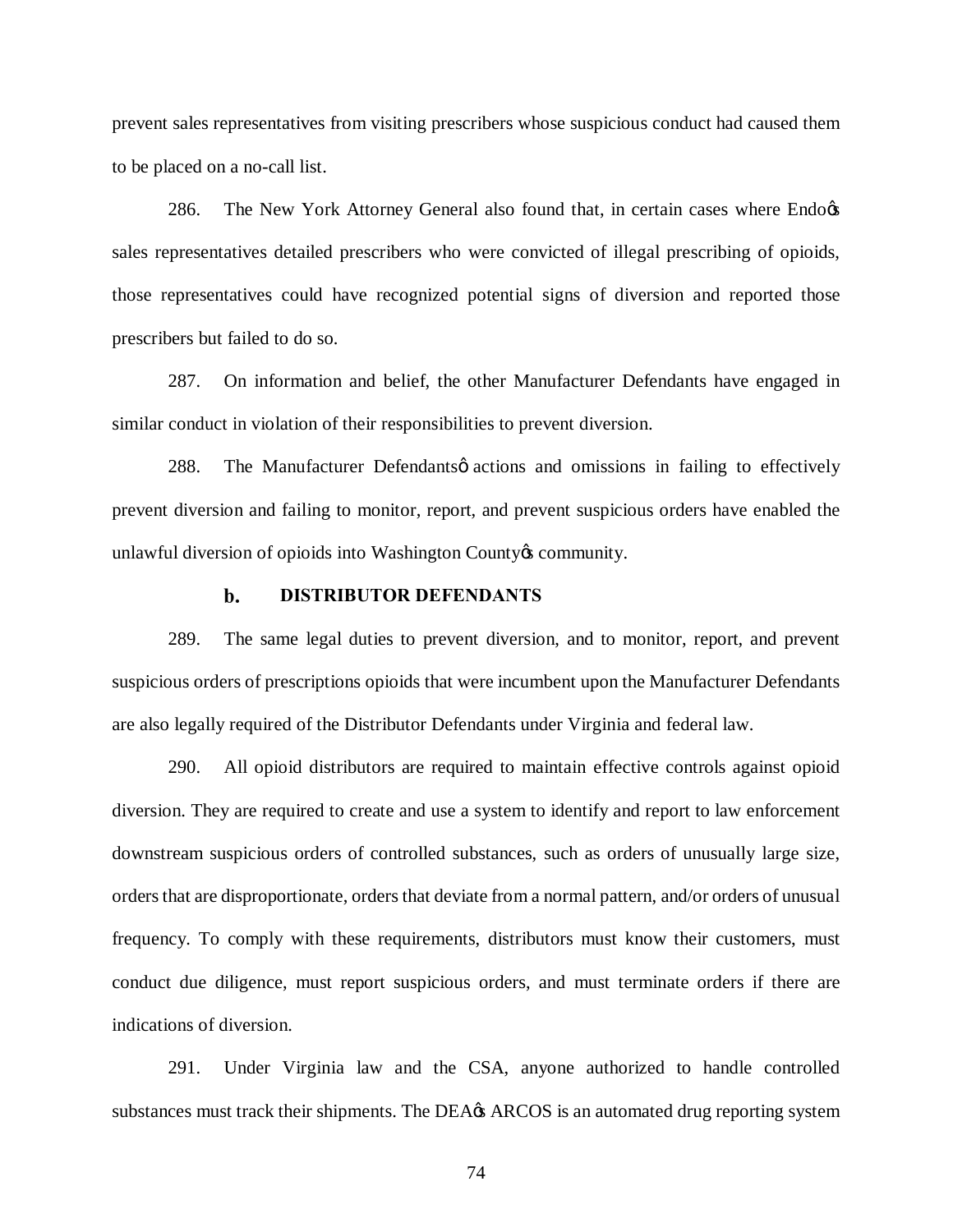prevent sales representatives from visiting prescribers whose suspicious conduct had caused them to be placed on a no-call list.

286. The New York Attorney General also found that, in certain cases where Endo's sales representatives detailed prescribers who were convicted of illegal prescribing of opioids, those representatives could have recognized potential signs of diversion and reported those prescribers but failed to do so.

287. On information and belief, the other Manufacturer Defendants have engaged in similar conduct in violation of their responsibilities to prevent diversion.

288. The Manufacturer Defendants' actions and omissions in failing to effectively prevent diversion and failing to monitor, report, and prevent suspicious orders have enabled the unlawful diversion of opioids into Washington County's community.

### b. DISTRIBUTOR DEFENDANTS

289. The same legal duties to prevent diversion, and to monitor, report, and prevent suspicious orders of prescriptions opioids that were incumbent upon the Manufacturer Defendants are also legally required of the Distributor Defendants under Virginia and federal law.

290. All opioid distributors are required to maintain effective controls against opioid diversion. They are required to create and use a system to identify and report to law enforcement downstream suspicious orders of controlled substances, such as orders of unusually large size, orders that are disproportionate, orders that deviate from a normal pattern, and/or orders of unusual frequency. To comply with these requirements, distributors must know their customers, must conduct due diligence, must report suspicious orders, and must terminate orders if there are indications of diversion.

291. Under Virginia law and the CSA, anyone authorized to handle controlled substances must track their shipments. The DEA's ARCOS is an automated drug reporting system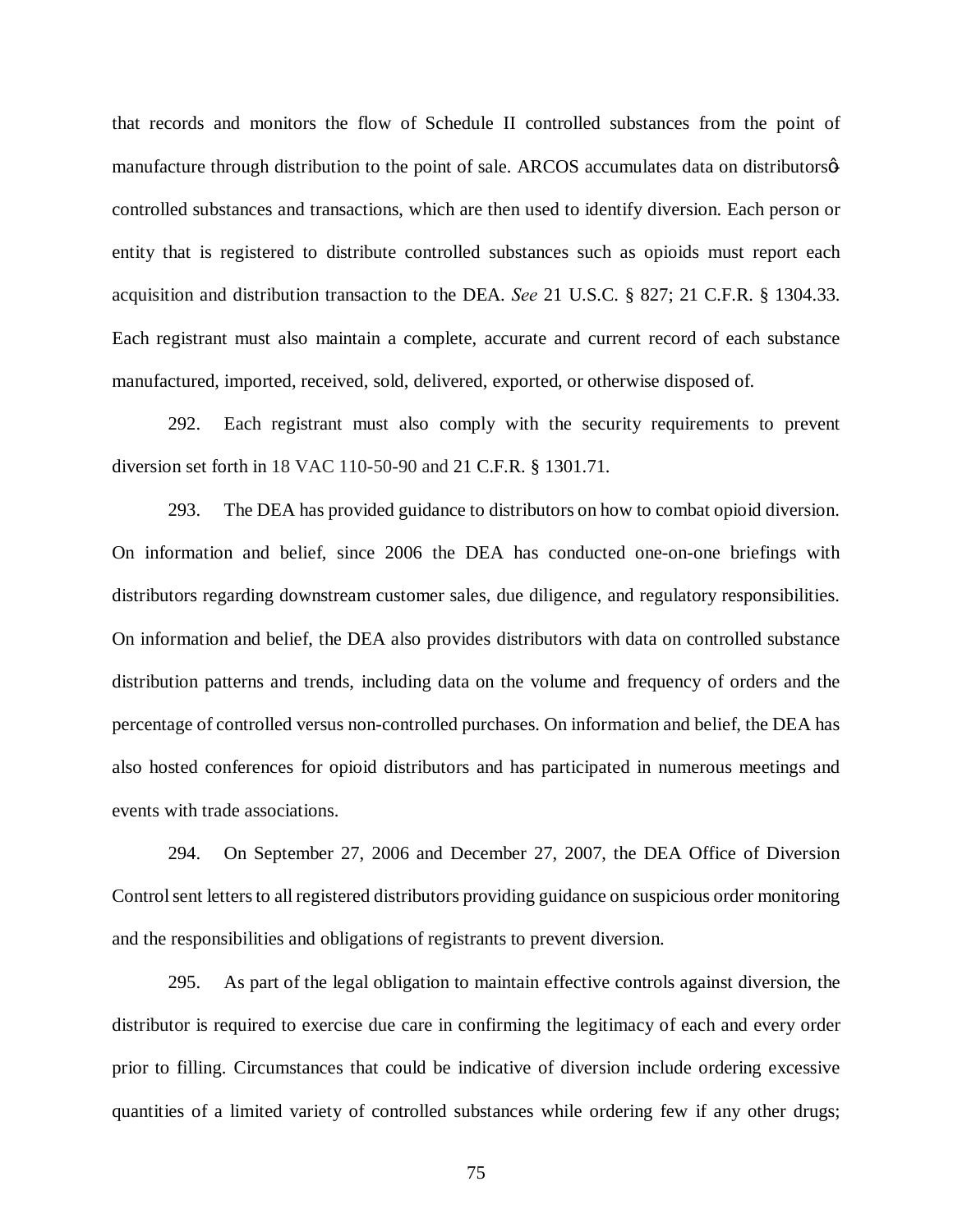that records and monitors the flow of Schedule II controlled substances from the point of manufacture through distribution to the point of sale. ARCOS accumulates data on distributorsǿ controlled substances and transactions, which are then used to identify diversion. Each person or entity that is registered to distribute controlled substances such as opioids must report each acquisition and distribution transaction to the DEA. *See* 21 U.S.C. § 827; 21 C.F.R. § 1304.33. Each registrant must also maintain a complete, accurate and current record of each substance manufactured, imported, received, sold, delivered, exported, or otherwise disposed of.

292. Each registrant must also comply with the security requirements to prevent diversion set forth in 18 VAC 110-50-90 and 21 C.F.R. § 1301.71.

293. The DEA has provided guidance to distributors on how to combat opioid diversion. On information and belief, since 2006 the DEA has conducted one-on-one briefings with distributors regarding downstream customer sales, due diligence, and regulatory responsibilities. On information and belief, the DEA also provides distributors with data on controlled substance distribution patterns and trends, including data on the volume and frequency of orders and the percentage of controlled versus non-controlled purchases. On information and belief, the DEA has also hosted conferences for opioid distributors and has participated in numerous meetings and events with trade associations.

294. On September 27, 2006 and December 27, 2007, the DEA Office of Diversion Control sent letters to all registered distributors providing guidance on suspicious order monitoring and the responsibilities and obligations of registrants to prevent diversion.

295. As part of the legal obligation to maintain effective controls against diversion, the distributor is required to exercise due care in confirming the legitimacy of each and every order prior to filling. Circumstances that could be indicative of diversion include ordering excessive quantities of a limited variety of controlled substances while ordering few if any other drugs;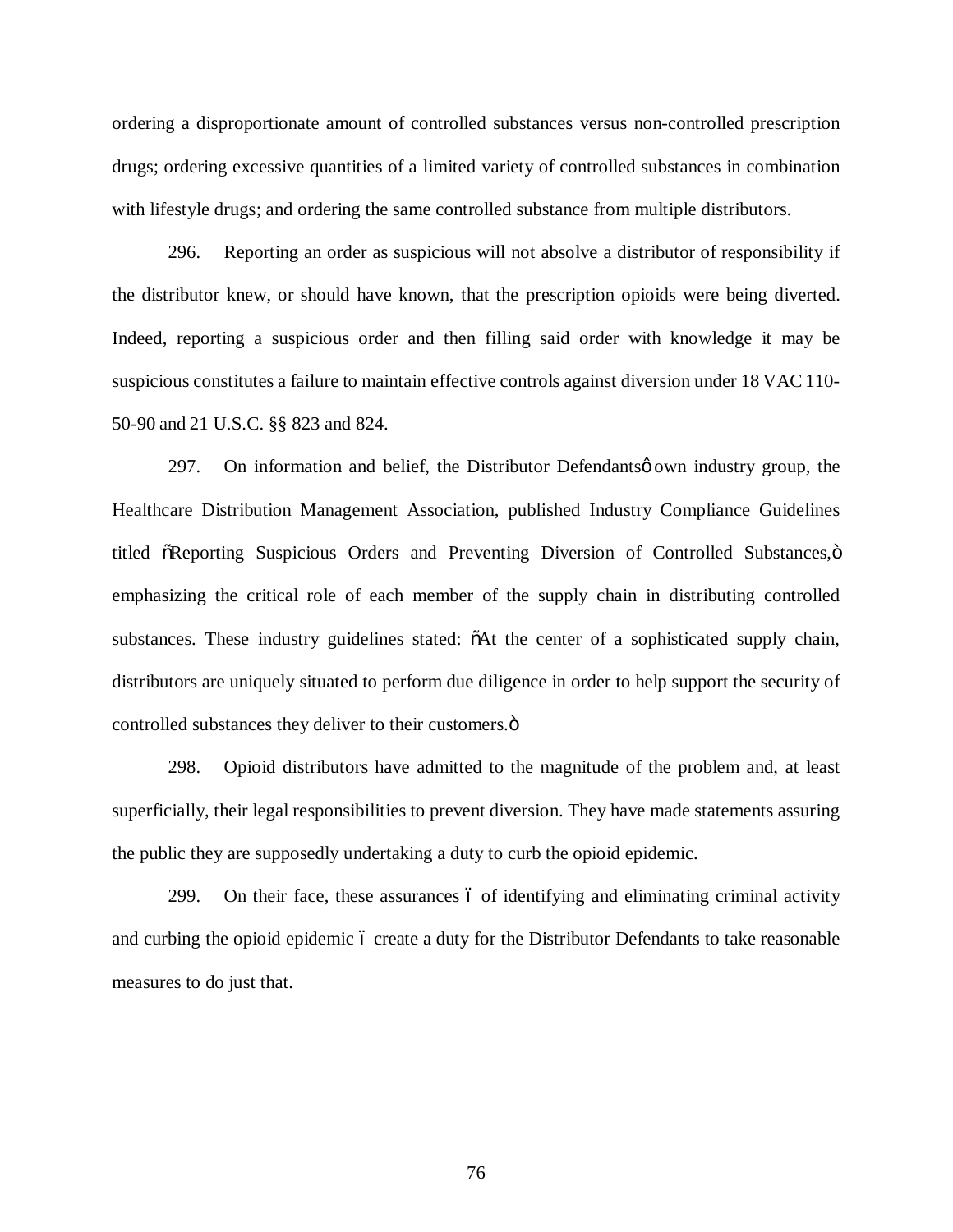ordering a disproportionate amount of controlled substances versus non-controlled prescription drugs; ordering excessive quantities of a limited variety of controlled substances in combination with lifestyle drugs; and ordering the same controlled substance from multiple distributors.

296. Reporting an order as suspicious will not absolve a distributor of responsibility if the distributor knew, or should have known, that the prescription opioids were being diverted. Indeed, reporting a suspicious order and then filling said order with knowledge it may be suspicious constitutes a failure to maintain effective controls against diversion under 18 VAC 110-50-90 and 21 U.S.C. §§ 823 and 824.

297. On information and belief, the Distributor Defendants' own industry group, the Healthcare Distribution Management Association, published Industry Compliance Guidelines titled "Reporting Suspicious Orders and Preventing Diversion of Controlled Substances," emphasizing the critical role of each member of the supply chain in distributing controlled substances. These industry guidelines stated: "At the center of a sophisticated supply chain, distributors are uniquely situated to perform due diligence in order to help support the security of controlled substances they deliver to their customers."

298. Opioid distributors have admitted to the magnitude of the problem and, at least superficially, their legal responsibilities to prevent diversion. They have made statements assuring the public they are supposedly undertaking a duty to curb the opioid epidemic.

299. On their face, these assurances – of identifying and eliminating criminal activity and curbing the opioid epidemic – create a duty for the Distributor Defendants to take reasonable measures to do just that.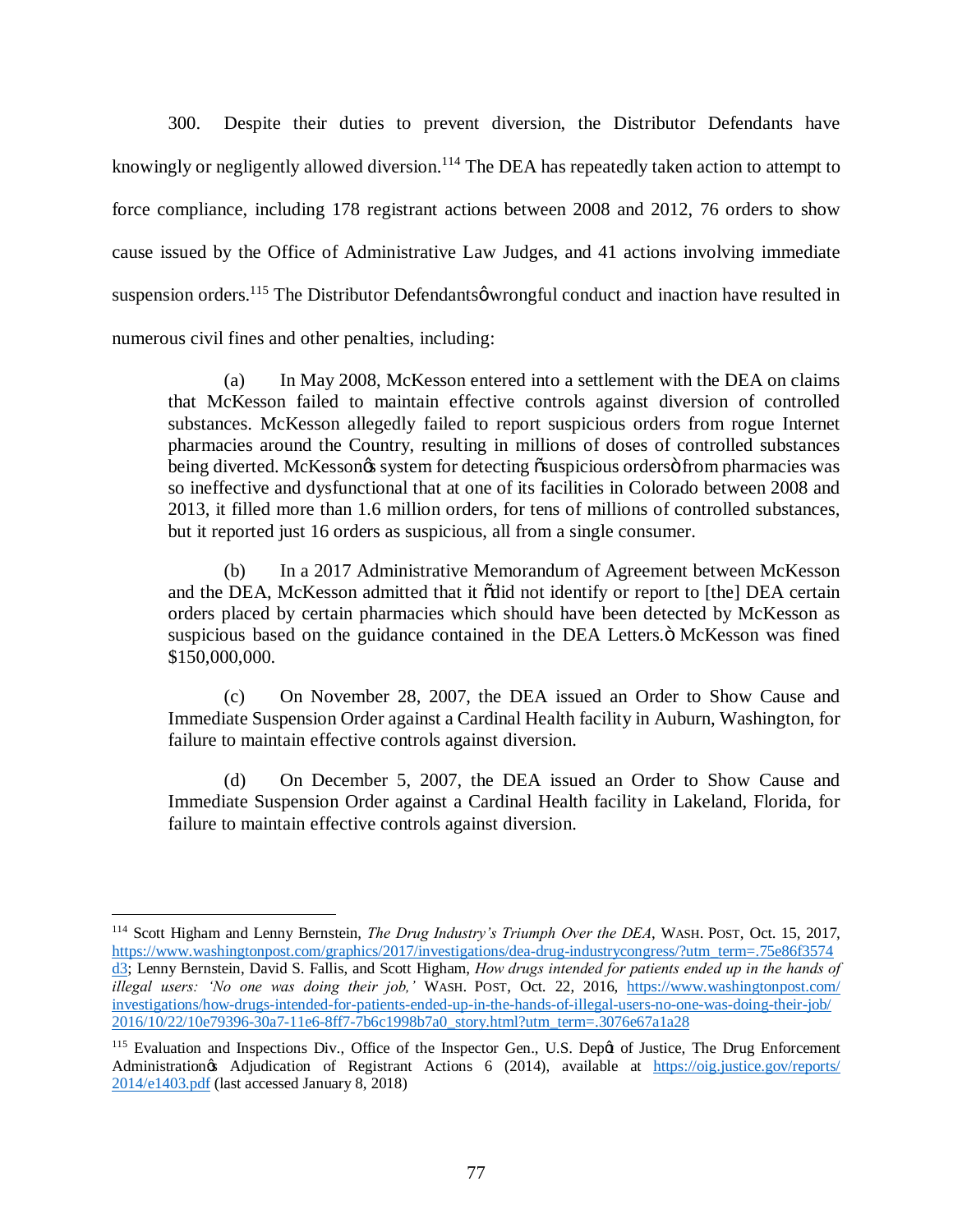300. Despite their duties to prevent diversion, the Distributor Defendants have knowingly or negligently allowed diversion.[114] The DEA has repeatedly taken action to attempt to force compliance, including 178 registrant actions between 2008 and 2012, 76 orders to show cause issued by the Office of Administrative Law Judges, and 41 actions involving immediate suspension orders.[115] The Distributor Defendants' wrongful conduct and inaction have resulted in numerous civil fines and other penalties, including:

> (a) In May 2008, McKesson entered into a settlement with the DEA on claims that McKesson failed to maintain effective controls against diversion of controlled substances. McKesson allegedly failed to report suspicious orders from rogue Internet pharmacies around the Country, resulting in millions of doses of controlled substances being diverted. McKesson's system for detecting "suspicious orders" from pharmacies was so ineffective and dysfunctional that at one of its facilities in Colorado between 2008 and 2013, it filled more than 1.6 million orders, for tens of millions of controlled substances, but it reported just 16 orders as suspicious, all from a single consumer.
>
> (b) In a 2017 Administrative Memorandum of Agreement between McKesson and the DEA, McKesson admitted that it "did not identify or report to [the] DEA certain orders placed by certain pharmacies which should have been detected by McKesson as suspicious based on the guidance contained in the DEA Letters." McKesson was fined $150,000,000.
>
> (c) On November 28, 2007, the DEA issued an Order to Show Cause and Immediate Suspension Order against a Cardinal Health facility in Auburn, Washington, for failure to maintain effective controls against diversion.
>
> (d) On December 5, 2007, the DEA issued an Order to Show Cause and Immediate Suspension Order against a Cardinal Health facility in Lakeland, Florida, for failure to maintain effective controls against diversion.

---

[114] Scott Higham and Lenny Bernstein, *The Drug Industry's Triumph Over the DEA*, WASH. POST, Oct. 15, 2017, https://www.washingtonpost.com/graphics/2017/investigations/dea-drug-industrycongress/?utm_term=.75e86f3574d3; Lenny Bernstein, David S. Fallis, and Scott Higham, *How drugs intended for patients ended up in the hands of illegal users: 'No one was doing their job,'* WASH. POST, Oct. 22, 2016, https://www.washingtonpost.com/investigations/how-drugs-intended-for-patients-ended-up-in-the-hands-of-illegal-users-no-one-was-doing-their-job/2016/10/22/10e79396-30a7-11e6-8ff7-7b6c1998b7a0_story.html?utm_term=.3076e67a1a28

[115] Evaluation and Inspections Div., Office of the Inspector Gen., U.S. Dep't of Justice, The Drug Enforcement Administration's Adjudication of Registrant Actions 6 (2014), available at https://oig.justice.gov/reports/2014/e1403.pdf (last accessed January 8, 2018)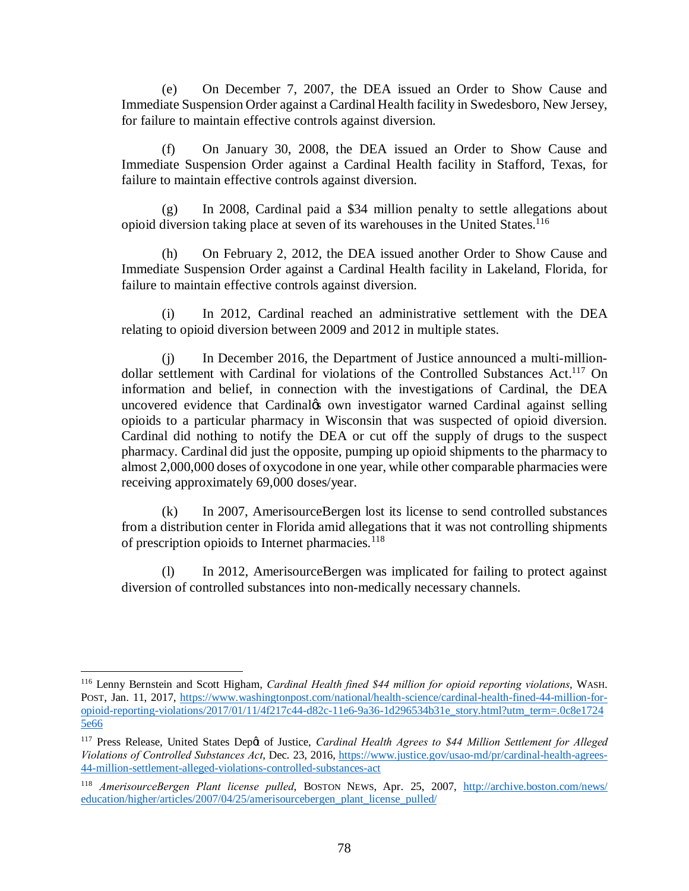(e) On December 7, 2007, the DEA issued an Order to Show Cause and Immediate Suspension Order against a Cardinal Health facility in Swedesboro, New Jersey, for failure to maintain effective controls against diversion.

(f) On January 30, 2008, the DEA issued an Order to Show Cause and Immediate Suspension Order against a Cardinal Health facility in Stafford, Texas, for failure to maintain effective controls against diversion.

(g) In 2008, Cardinal paid a $34 million penalty to settle allegations about opioid diversion taking place at seven of its warehouses in the United States.[116]

(h) On February 2, 2012, the DEA issued another Order to Show Cause and Immediate Suspension Order against a Cardinal Health facility in Lakeland, Florida, for failure to maintain effective controls against diversion.

(i) In 2012, Cardinal reached an administrative settlement with the DEA relating to opioid diversion between 2009 and 2012 in multiple states.

(j) In December 2016, the Department of Justice announced a multi-million-dollar settlement with Cardinal for violations of the Controlled Substances Act.[117] On information and belief, in connection with the investigations of Cardinal, the DEA uncovered evidence that Cardinal's own investigator warned Cardinal against selling opioids to a particular pharmacy in Wisconsin that was suspected of opioid diversion. Cardinal did nothing to notify the DEA or cut off the supply of drugs to the suspect pharmacy. Cardinal did just the opposite, pumping up opioid shipments to the pharmacy to almost 2,000,000 doses of oxycodone in one year, while other comparable pharmacies were receiving approximately 69,000 doses/year.

(k) In 2007, AmerisourceBergen lost its license to send controlled substances from a distribution center in Florida amid allegations that it was not controlling shipments of prescription opioids to Internet pharmacies.[118]

(l) In 2012, AmerisourceBergen was implicated for failing to protect against diversion of controlled substances into non-medically necessary channels.

---

[116] Lenny Bernstein and Scott Higham, *Cardinal Health fined $44 million for opioid reporting violations*, WASH. POST, Jan. 11, 2017, https://www.washingtonpost.com/national/health-science/cardinal-health-fined-44-million-for-opioid-reporting-violations/2017/01/11/4f217c44-d82c-11e6-9a36-1d296534b31e_story.html?utm_term=.0c8e17245e66

[117] Press Release, United States Dep't of Justice, *Cardinal Health Agrees to $44 Million Settlement for Alleged Violations of Controlled Substances Act*, Dec. 23, 2016, https://www.justice.gov/usao-md/pr/cardinal-health-agrees-44-million-settlement-alleged-violations-controlled-substances-act

[118] *AmerisourceBergen Plant license pulled*, BOSTON NEWS, Apr. 25, 2007, http://archive.boston.com/news/education/higher/articles/2007/04/25/amerisourcebergen_plant_license_pulled/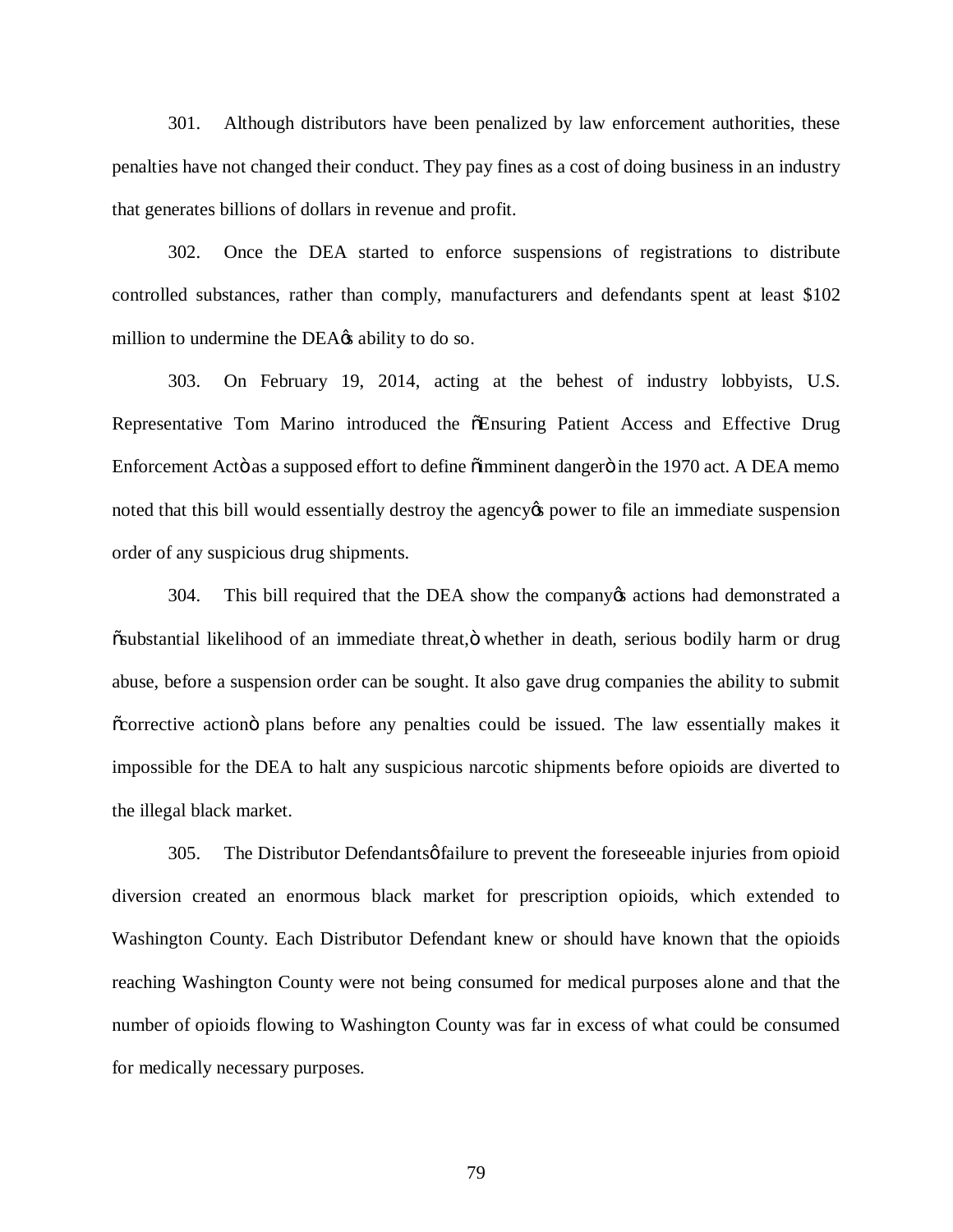301. Although distributors have been penalized by law enforcement authorities, these penalties have not changed their conduct. They pay fines as a cost of doing business in an industry that generates billions of dollars in revenue and profit.

302. Once the DEA started to enforce suspensions of registrations to distribute controlled substances, rather than comply, manufacturers and defendants spent at least $102 million to undermine the DEA's ability to do so.

303. On February 19, 2014, acting at the behest of industry lobbyists, U.S. Representative Tom Marino introduced the "Ensuring Patient Access and Effective Drug Enforcement Act" as a supposed effort to define "imminent danger" in the 1970 act. A DEA memo noted that this bill would essentially destroy the agency's power to file an immediate suspension order of any suspicious drug shipments.

304. This bill required that the DEA show the company's actions had demonstrated a "substantial likelihood of an immediate threat," whether in death, serious bodily harm or drug abuse, before a suspension order can be sought. It also gave drug companies the ability to submit "corrective action" plans before any penalties could be issued. The law essentially makes it impossible for the DEA to halt any suspicious narcotic shipments before opioids are diverted to the illegal black market.

305. The Distributor Defendants' failure to prevent the foreseeable injuries from opioid diversion created an enormous black market for prescription opioids, which extended to Washington County. Each Distributor Defendant knew or should have known that the opioids reaching Washington County were not being consumed for medical purposes alone and that the number of opioids flowing to Washington County was far in excess of what could be consumed for medically necessary purposes.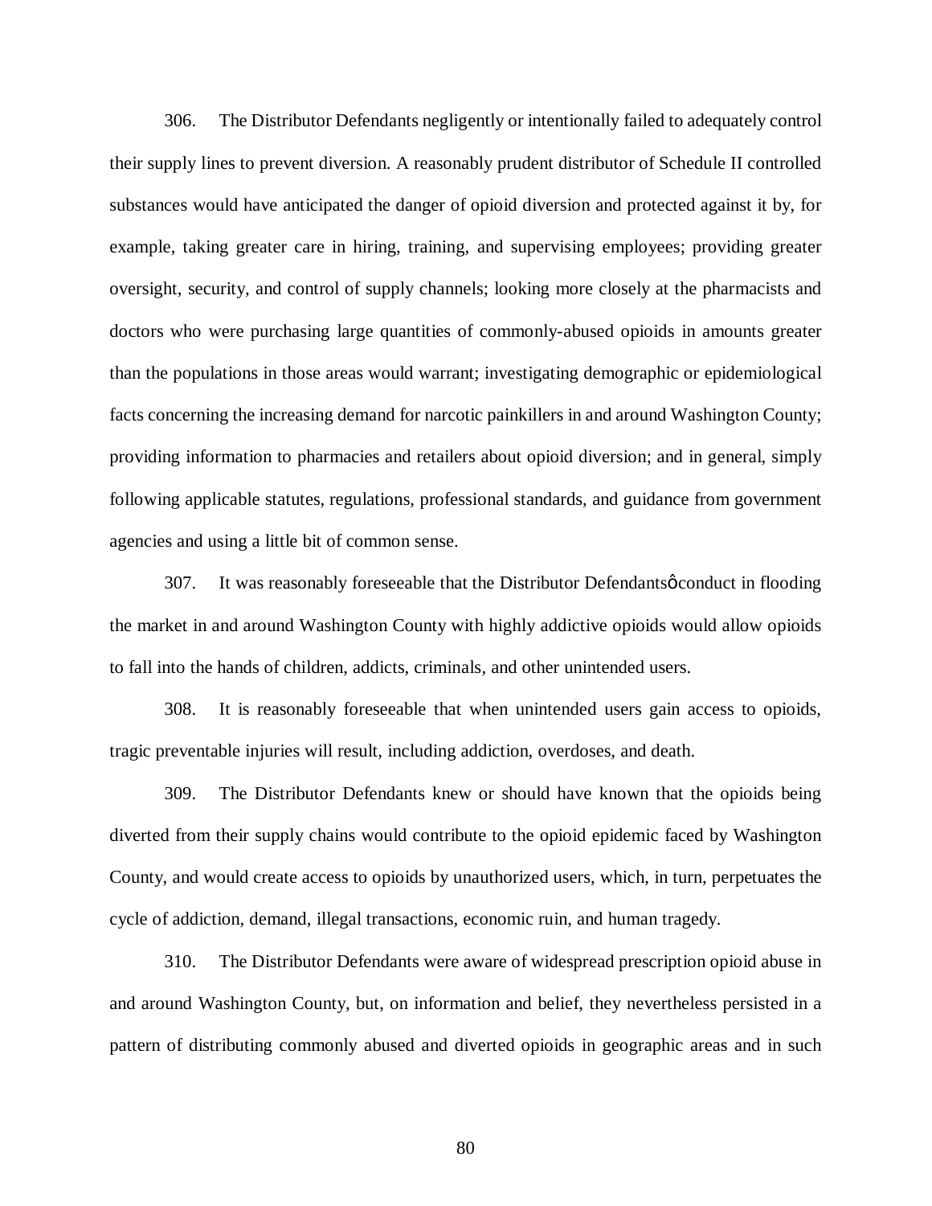306. The Distributor Defendants negligently or intentionally failed to adequately control their supply lines to prevent diversion. A reasonably prudent distributor of Schedule II controlled substances would have anticipated the danger of opioid diversion and protected against it by, for example, taking greater care in hiring, training, and supervising employees; providing greater oversight, security, and control of supply channels; looking more closely at the pharmacists and doctors who were purchasing large quantities of commonly-abused opioids in amounts greater than the populations in those areas would warrant; investigating demographic or epidemiological facts concerning the increasing demand for narcotic painkillers in and around Washington County; providing information to pharmacies and retailers about opioid diversion; and in general, simply following applicable statutes, regulations, professional standards, and guidance from government agencies and using a little bit of common sense.

307. It was reasonably foreseeable that the Distributor Defendantsø conduct in flooding the market in and around Washington County with highly addictive opioids would allow opioids to fall into the hands of children, addicts, criminals, and other unintended users.

308. It is reasonably foreseeable that when unintended users gain access to opioids, tragic preventable injuries will result, including addiction, overdoses, and death.

309. The Distributor Defendants knew or should have known that the opioids being diverted from their supply chains would contribute to the opioid epidemic faced by Washington County, and would create access to opioids by unauthorized users, which, in turn, perpetuates the cycle of addiction, demand, illegal transactions, economic ruin, and human tragedy.

310. The Distributor Defendants were aware of widespread prescription opioid abuse in and around Washington County, but, on information and belief, they nevertheless persisted in a pattern of distributing commonly abused and diverted opioids in geographic areas and in such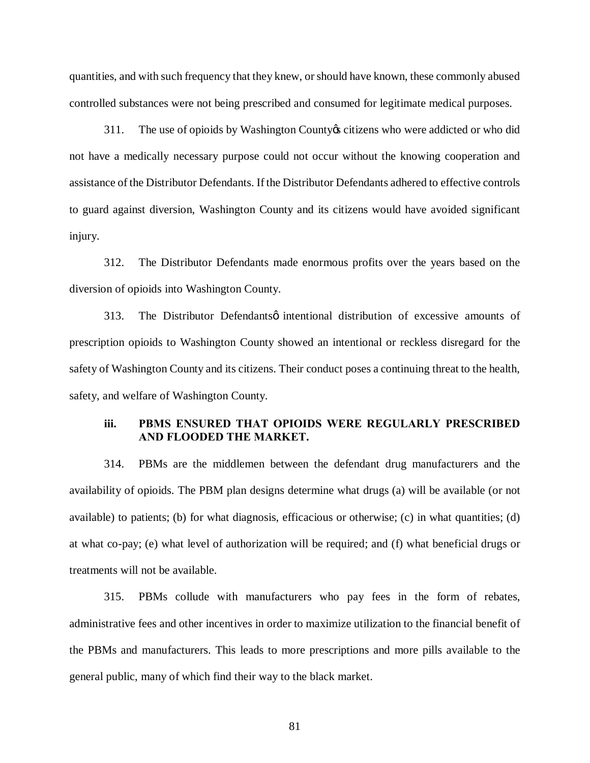quantities, and with such frequency that they knew, or should have known, these commonly abused controlled substances were not being prescribed and consumed for legitimate medical purposes.

311. The use of opioids by Washington County's citizens who were addicted or who did not have a medically necessary purpose could not occur without the knowing cooperation and assistance of the Distributor Defendants. If the Distributor Defendants adhered to effective controls to guard against diversion, Washington County and its citizens would have avoided significant injury.

312. The Distributor Defendants made enormous profits over the years based on the diversion of opioids into Washington County.

313. The Distributor Defendants' intentional distribution of excessive amounts of prescription opioids to Washington County showed an intentional or reckless disregard for the safety of Washington County and its citizens. Their conduct poses a continuing threat to the health, safety, and welfare of Washington County.

### iii. PBMS ENSURED THAT OPIOIDS WERE REGULARLY PRESCRIBED AND FLOODED THE MARKET.

314. PBMs are the middlemen between the defendant drug manufacturers and the availability of opioids. The PBM plan designs determine what drugs (a) will be available (or not available) to patients; (b) for what diagnosis, efficacious or otherwise; (c) in what quantities; (d) at what co-pay; (e) what level of authorization will be required; and (f) what beneficial drugs or treatments will not be available.

315. PBMs collude with manufacturers who pay fees in the form of rebates, administrative fees and other incentives in order to maximize utilization to the financial benefit of the PBMs and manufacturers. This leads to more prescriptions and more pills available to the general public, many of which find their way to the black market.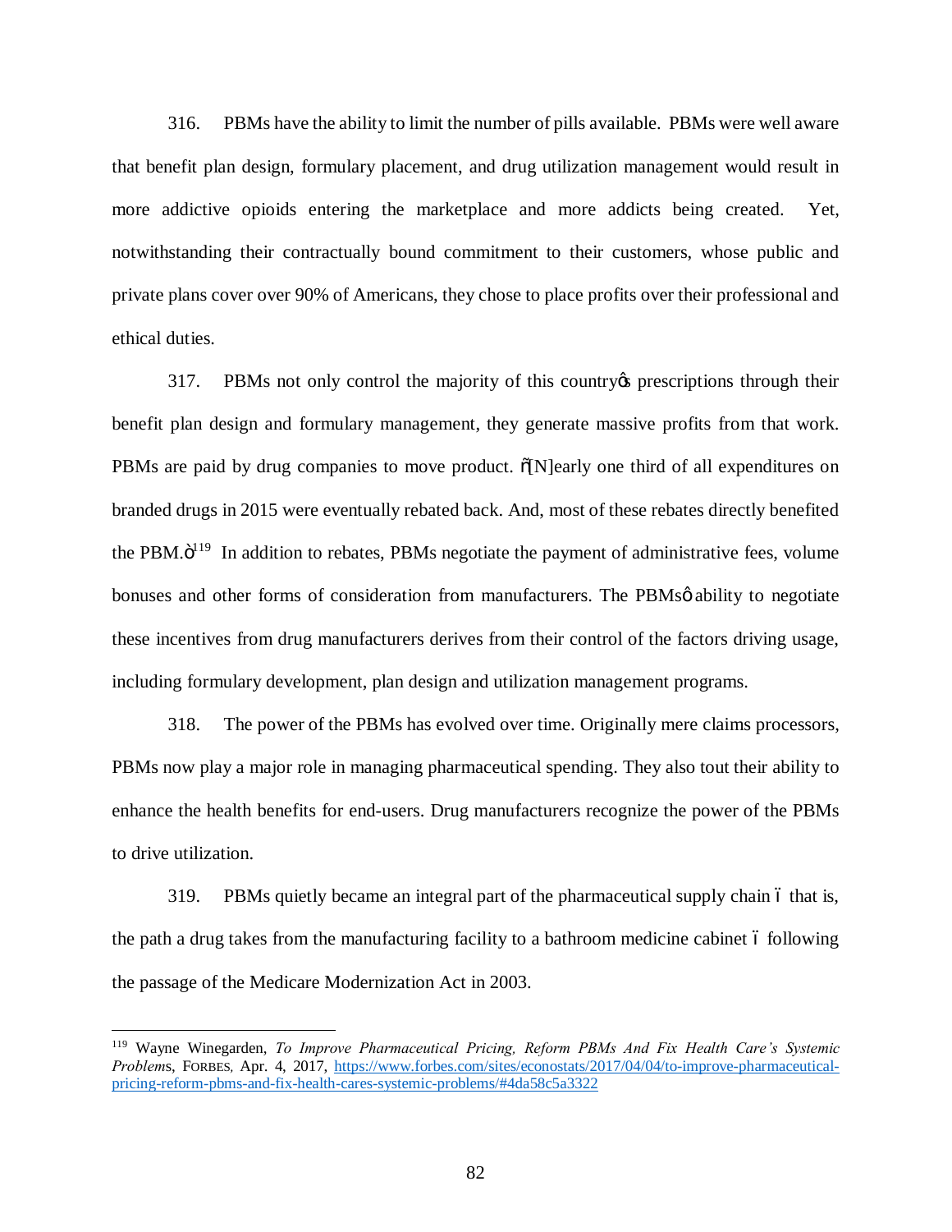316. PBMs have the ability to limit the number of pills available. PBMs were well aware that benefit plan design, formulary placement, and drug utilization management would result in more addictive opioids entering the marketplace and more addicts being created. Yet, notwithstanding their contractually bound commitment to their customers, whose public and private plans cover over 90% of Americans, they chose to place profits over their professional and ethical duties.

317. PBMs not only control the majority of this country's prescriptions through their benefit plan design and formulary management, they generate massive profits from that work. PBMs are paid by drug companies to move product. "[N]early one third of all expenditures on branded drugs in 2015 were eventually rebated back. And, most of these rebates directly benefited the PBM."[119] In addition to rebates, PBMs negotiate the payment of administrative fees, volume bonuses and other forms of consideration from manufacturers. The PBMs' ability to negotiate these incentives from drug manufacturers derives from their control of the factors driving usage, including formulary development, plan design and utilization management programs.

318. The power of the PBMs has evolved over time. Originally mere claims processors, PBMs now play a major role in managing pharmaceutical spending. They also tout their ability to enhance the health benefits for end-users. Drug manufacturers recognize the power of the PBMs to drive utilization.

319. PBMs quietly became an integral part of the pharmaceutical supply chain – that is, the path a drug takes from the manufacturing facility to a bathroom medicine cabinet – following the passage of the Medicare Modernization Act in 2003.

---

[119] Wayne Winegarden, *To Improve Pharmaceutical Pricing, Reform PBMs And Fix Health Care's Systemic Problems*, FORBES, Apr. 4, 2017, https://www.forbes.com/sites/econostats/2017/04/04/to-improve-pharmaceutical-pricing-reform-pbms-and-fix-health-cares-systemic-problems/#4da58c5a3322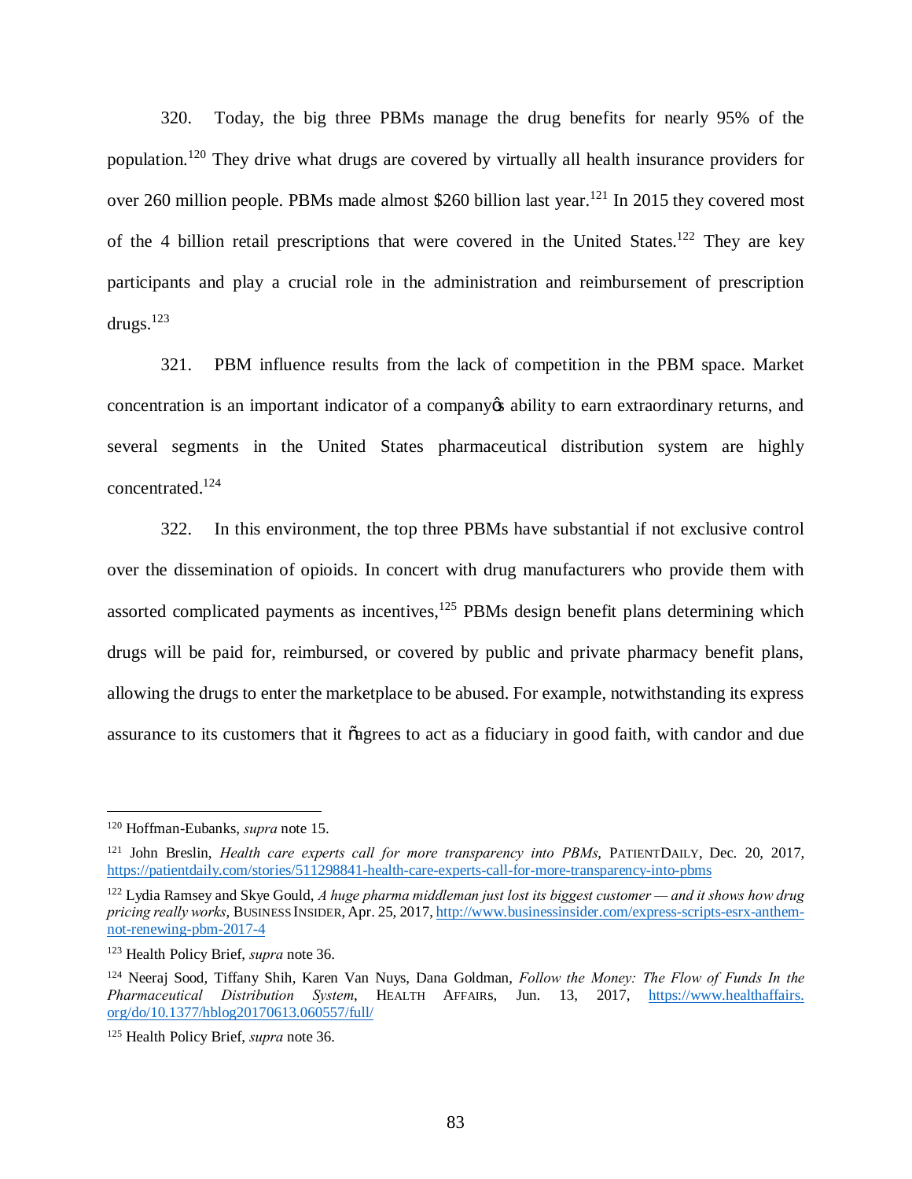320. Today, the big three PBMs manage the drug benefits for nearly 95% of the population.[120] They drive what drugs are covered by virtually all health insurance providers for over 260 million people. PBMs made almost $260 billion last year.[121] In 2015 they covered most of the 4 billion retail prescriptions that were covered in the United States.[122] They are key participants and play a crucial role in the administration and reimbursement of prescription drugs.[123]

321. PBM influence results from the lack of competition in the PBM space. Market concentration is an important indicator of a company's ability to earn extraordinary returns, and several segments in the United States pharmaceutical distribution system are highly concentrated.[124]

322. In this environment, the top three PBMs have substantial if not exclusive control over the dissemination of opioids. In concert with drug manufacturers who provide them with assorted complicated payments as incentives,[125] PBMs design benefit plans determining which drugs will be paid for, reimbursed, or covered by public and private pharmacy benefit plans, allowing the drugs to enter the marketplace to be abused. For example, notwithstanding its express assurance to its customers that it "agrees to act as a fiduciary in good faith, with candor and due

---

[120] Hoffman-Eubanks, *supra* note 15.

[121] John Breslin, *Health care experts call for more transparency into PBMs*, PATIENTDAILY, Dec. 20, 2017, https://patientdaily.com/stories/511298841-health-care-experts-call-for-more-transparency-into-pbms

[122] Lydia Ramsey and Skye Gould, *A huge pharma middleman just lost its biggest customer — and it shows how drug pricing really works*, BUSINESS INSIDER, Apr. 25, 2017, http://www.businessinsider.com/express-scripts-esrx-anthem-not-renewing-pbm-2017-4

[123] Health Policy Brief, *supra* note 36.

[124] Neeraj Sood, Tiffany Shih, Karen Van Nuys, Dana Goldman, *Follow the Money: The Flow of Funds In the Pharmaceutical Distribution System*, HEALTH AFFAIRS, Jun. 13, 2017, https://www.healthaffairs.org/do/10.1377/hblog20170613.060557/full/

[125] Health Policy Brief, *supra* note 36.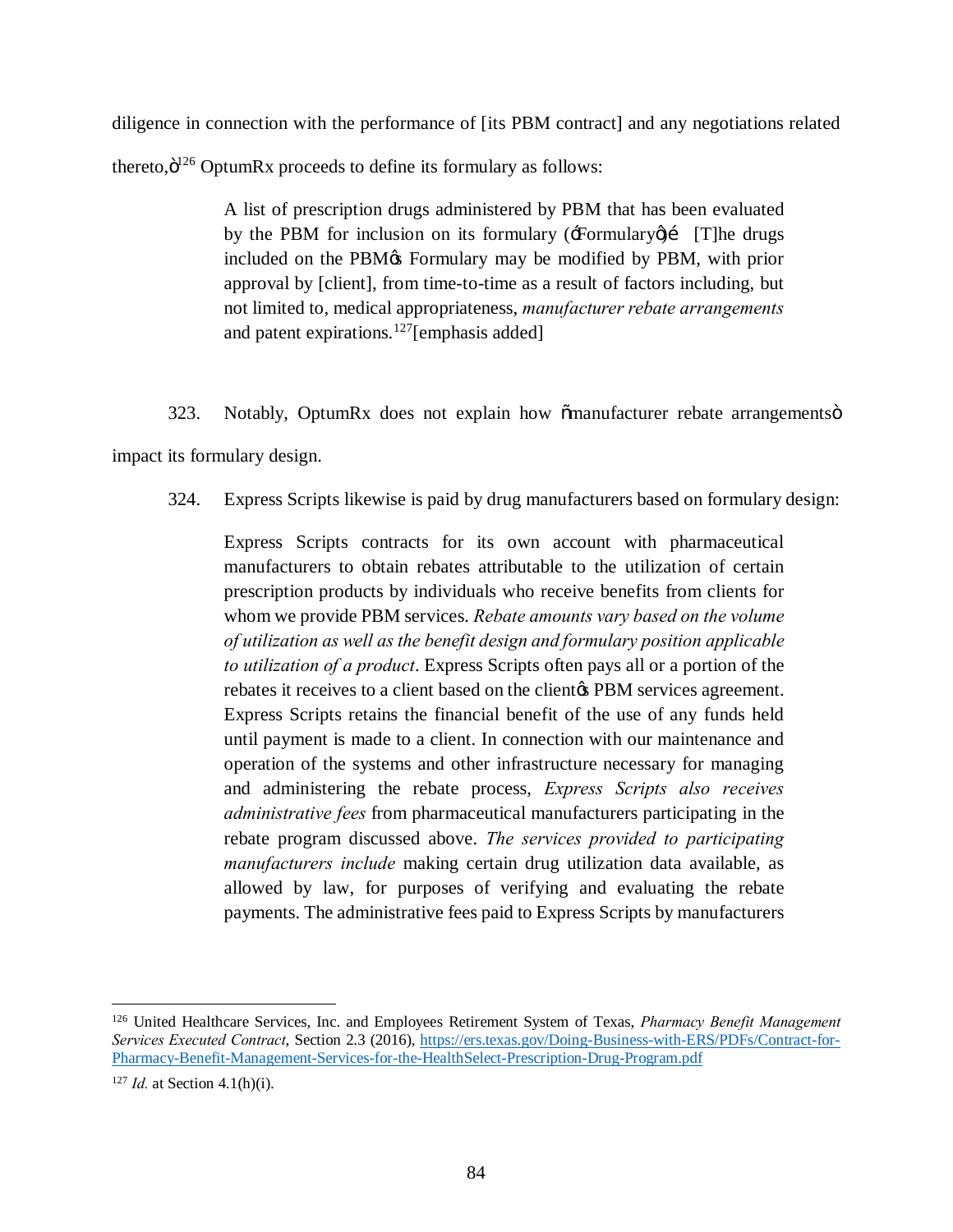diligence in connection with the performance of [its PBM contract] and any negotiations related thereto,"[126] OptumRx proceeds to define its formulary as follows:

> A list of prescription drugs administered by PBM that has been evaluated by the PBM for inclusion on its formulary ('Formulary')… [T]he drugs included on the PBM's Formulary may be modified by PBM, with prior approval by [client], from time-to-time as a result of factors including, but not limited to, medical appropriateness, *manufacturer rebate arrangements* and patent expirations.[127] [emphasis added]

323. Notably, OptumRx does not explain how "manufacturer rebate arrangements" impact its formulary design.

324. Express Scripts likewise is paid by drug manufacturers based on formulary design:

> Express Scripts contracts for its own account with pharmaceutical manufacturers to obtain rebates attributable to the utilization of certain prescription products by individuals who receive benefits from clients for whom we provide PBM services. *Rebate amounts vary based on the volume of utilization as well as the benefit design and formulary position applicable to utilization of a product*. Express Scripts often pays all or a portion of the rebates it receives to a client based on the client's PBM services agreement. Express Scripts retains the financial benefit of the use of any funds held until payment is made to a client. In connection with our maintenance and operation of the systems and other infrastructure necessary for managing and administering the rebate process, *Express Scripts also receives administrative fees* from pharmaceutical manufacturers participating in the rebate program discussed above. *The services provided to participating manufacturers include* making certain drug utilization data available, as allowed by law, for purposes of verifying and evaluating the rebate payments. The administrative fees paid to Express Scripts by manufacturers

---

[126] United Healthcare Services, Inc. and Employees Retirement System of Texas, *Pharmacy Benefit Management Services Executed Contract*, Section 2.3 (2016), https://ers.texas.gov/Doing-Business-with-ERS/PDFs/Contract-for-Pharmacy-Benefit-Management-Services-for-the-HealthSelect-Prescription-Drug-Program.pdf

[127] *Id.* at Section 4.1(h)(i).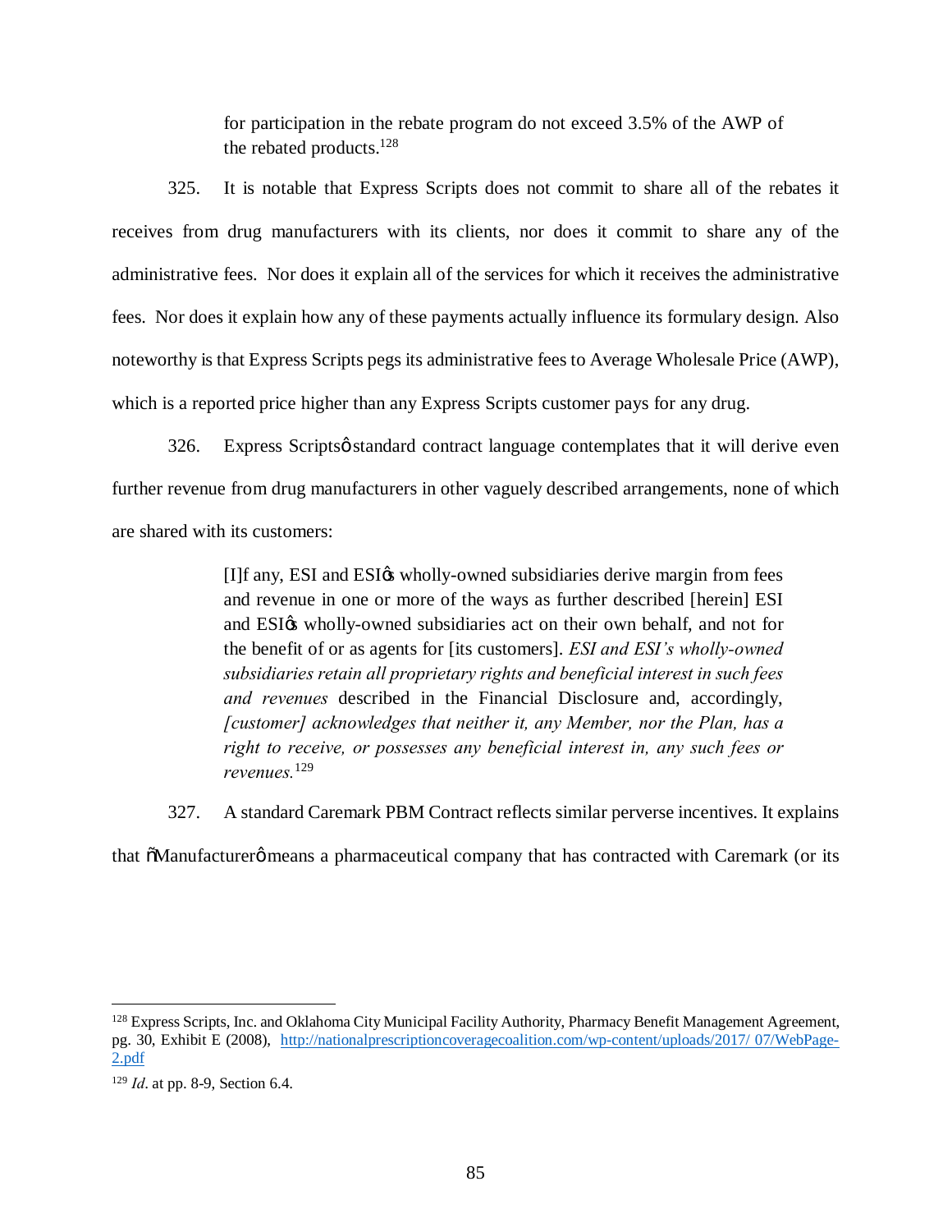for participation in the rebate program do not exceed 3.5% of the AWP of the rebated products.[128]

325. It is notable that Express Scripts does not commit to share all of the rebates it receives from drug manufacturers with its clients, nor does it commit to share any of the administrative fees. Nor does it explain all of the services for which it receives the administrative fees. Nor does it explain how any of these payments actually influence its formulary design. Also noteworthy is that Express Scripts pegs its administrative fees to Average Wholesale Price (AWP), which is a reported price higher than any Express Scripts customer pays for any drug.

326. Express Scripts' standard contract language contemplates that it will derive even further revenue from drug manufacturers in other vaguely described arrangements, none of which are shared with its customers:

> [I]f any, ESI and ESI's wholly-owned subsidiaries derive margin from fees and revenue in one or more of the ways as further described [herein] ESI and ESI's wholly-owned subsidiaries act on their own behalf, and not for the benefit of or as agents for [its customers]. *ESI and ESI's wholly-owned subsidiaries retain all proprietary rights and beneficial interest in such fees and revenues* described in the Financial Disclosure and, accordingly, *[customer] acknowledges that neither it, any Member, nor the Plan, has a right to receive, or possesses any beneficial interest in, any such fees or revenues.*[129]

327. A standard Caremark PBM Contract reflects similar perverse incentives. It explains that "Manufacturer" means a pharmaceutical company that has contracted with Caremark (or its

---

[128] Express Scripts, Inc. and Oklahoma City Municipal Facility Authority, Pharmacy Benefit Management Agreement, pg. 30, Exhibit E (2008), http://nationalprescriptioncoveragecoalition.com/wp-content/uploads/2017/ 07/WebPage-2.pdf

[129] *Id*. at pp. 8-9, Section 6.4.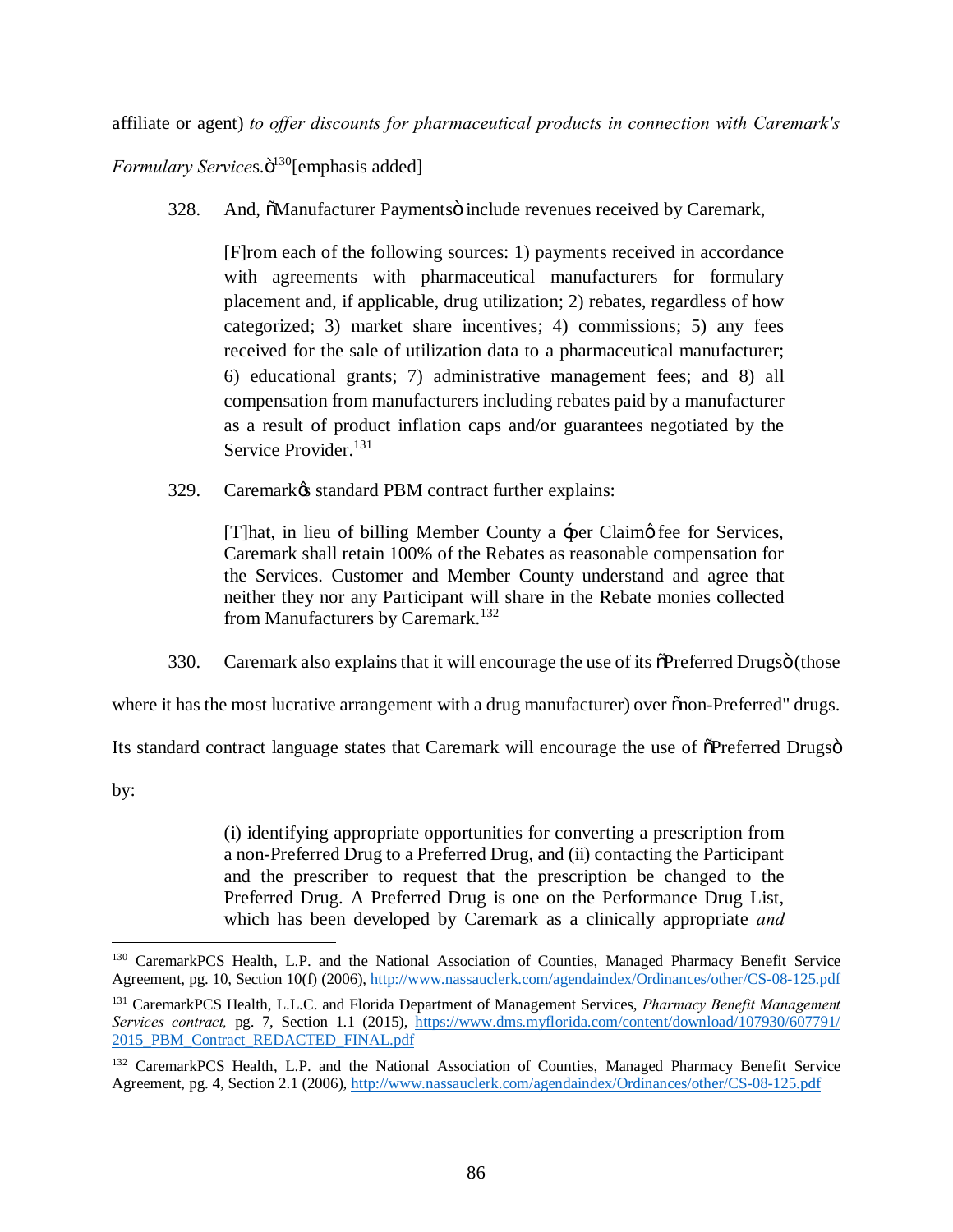affiliate or agent) *to offer discounts for pharmaceutical products in connection with Caremark's Formulary Services*."[130] [emphasis added]

328. And, "Manufacturer Payments" include revenues received by Caremark,

> [F]rom each of the following sources: 1) payments received in accordance with agreements with pharmaceutical manufacturers for formulary placement and, if applicable, drug utilization; 2) rebates, regardless of how categorized; 3) market share incentives; 4) commissions; 5) any fees received for the sale of utilization data to a pharmaceutical manufacturer; 6) educational grants; 7) administrative management fees; and 8) all compensation from manufacturers including rebates paid by a manufacturer as a result of product inflation caps and/or guarantees negotiated by the Service Provider.[131]

329. Caremark's standard PBM contract further explains:

> [T]hat, in lieu of billing Member County a 'per Claim' fee for Services, Caremark shall retain 100% of the Rebates as reasonable compensation for the Services. Customer and Member County understand and agree that neither they nor any Participant will share in the Rebate monies collected from Manufacturers by Caremark.[132]

330. Caremark also explains that it will encourage the use of its "Preferred Drugs" (those where it has the most lucrative arrangement with a drug manufacturer) over "non-Preferred" drugs. Its standard contract language states that Caremark will encourage the use of "Preferred Drugs" by:

> (i) identifying appropriate opportunities for converting a prescription from a non-Preferred Drug to a Preferred Drug, and (ii) contacting the Participant and the prescriber to request that the prescription be changed to the Preferred Drug. A Preferred Drug is one on the Performance Drug List, which has been developed by Caremark as a clinically appropriate *and*

---

[130] CaremarkPCS Health, L.P. and the National Association of Counties, Managed Pharmacy Benefit Service Agreement, pg. 10, Section 10(f) (2006), http://www.nassauclerk.com/agendaindex/Ordinances/other/CS-08-125.pdf

[131] CaremarkPCS Health, L.L.C. and Florida Department of Management Services, *Pharmacy Benefit Management Services contract,* pg. 7, Section 1.1 (2015), https://www.dms.myflorida.com/content/download/107930/607791/2015_PBM_Contract_REDACTED_FINAL.pdf

[132] CaremarkPCS Health, L.P. and the National Association of Counties, Managed Pharmacy Benefit Service Agreement, pg. 4, Section 2.1 (2006), http://www.nassauclerk.com/agendaindex/Ordinances/other/CS-08-125.pdf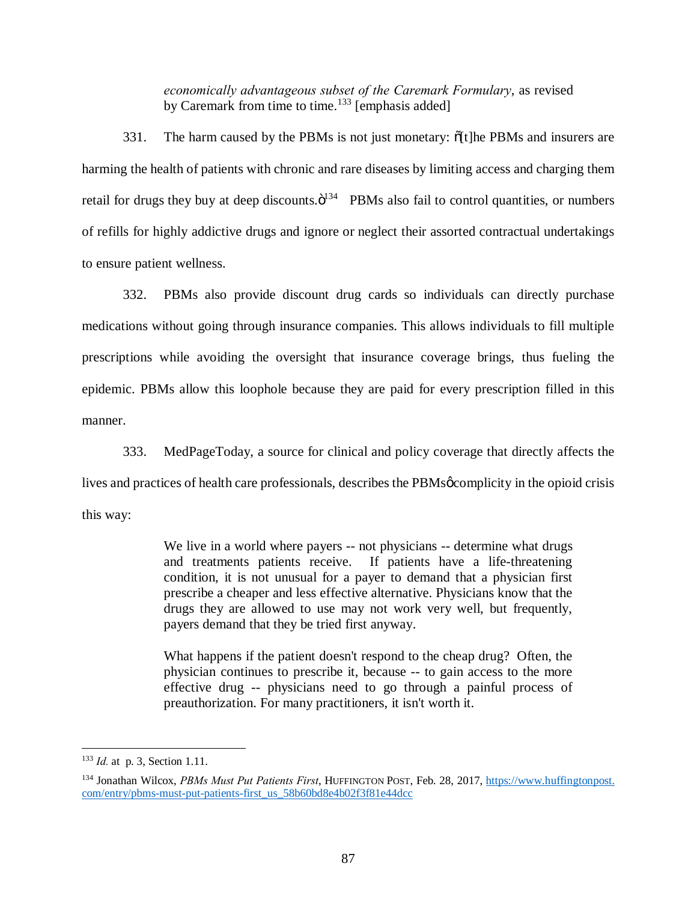> *economically advantageous subset of the Caremark Formulary*, as revised by Caremark from time to time.[133] [emphasis added]

331. The harm caused by the PBMs is not just monetary: "[t]he PBMs and insurers are harming the health of patients with chronic and rare diseases by limiting access and charging them retail for drugs they buy at deep discounts."[134] PBMs also fail to control quantities, or numbers of refills for highly addictive drugs and ignore or neglect their assorted contractual undertakings to ensure patient wellness.

332. PBMs also provide discount drug cards so individuals can directly purchase medications without going through insurance companies. This allows individuals to fill multiple prescriptions while avoiding the oversight that insurance coverage brings, thus fueling the epidemic. PBMs allow this loophole because they are paid for every prescription filled in this manner.

333. MedPageToday, a source for clinical and policy coverage that directly affects the lives and practices of health care professionals, describes the PBMs' complicity in the opioid crisis this way:

> We live in a world where payers -- not physicians -- determine what drugs and treatments patients receive. If patients have a life-threatening condition, it is not unusual for a payer to demand that a physician first prescribe a cheaper and less effective alternative. Physicians know that the drugs they are allowed to use may not work very well, but frequently, payers demand that they be tried first anyway.
>
> What happens if the patient doesn't respond to the cheap drug? Often, the physician continues to prescribe it, because -- to gain access to the more effective drug -- physicians need to go through a painful process of preauthorization. For many practitioners, it isn't worth it.

---

[133] *Id.* at p. 3, Section 1.11.

[134] Jonathan Wilcox, *PBMs Must Put Patients First*, HUFFINGTON POST, Feb. 28, 2017, https://www.huffingtonpost.com/entry/pbms-must-put-patients-first_us_58b60bd8e4b02f3f81e44dcc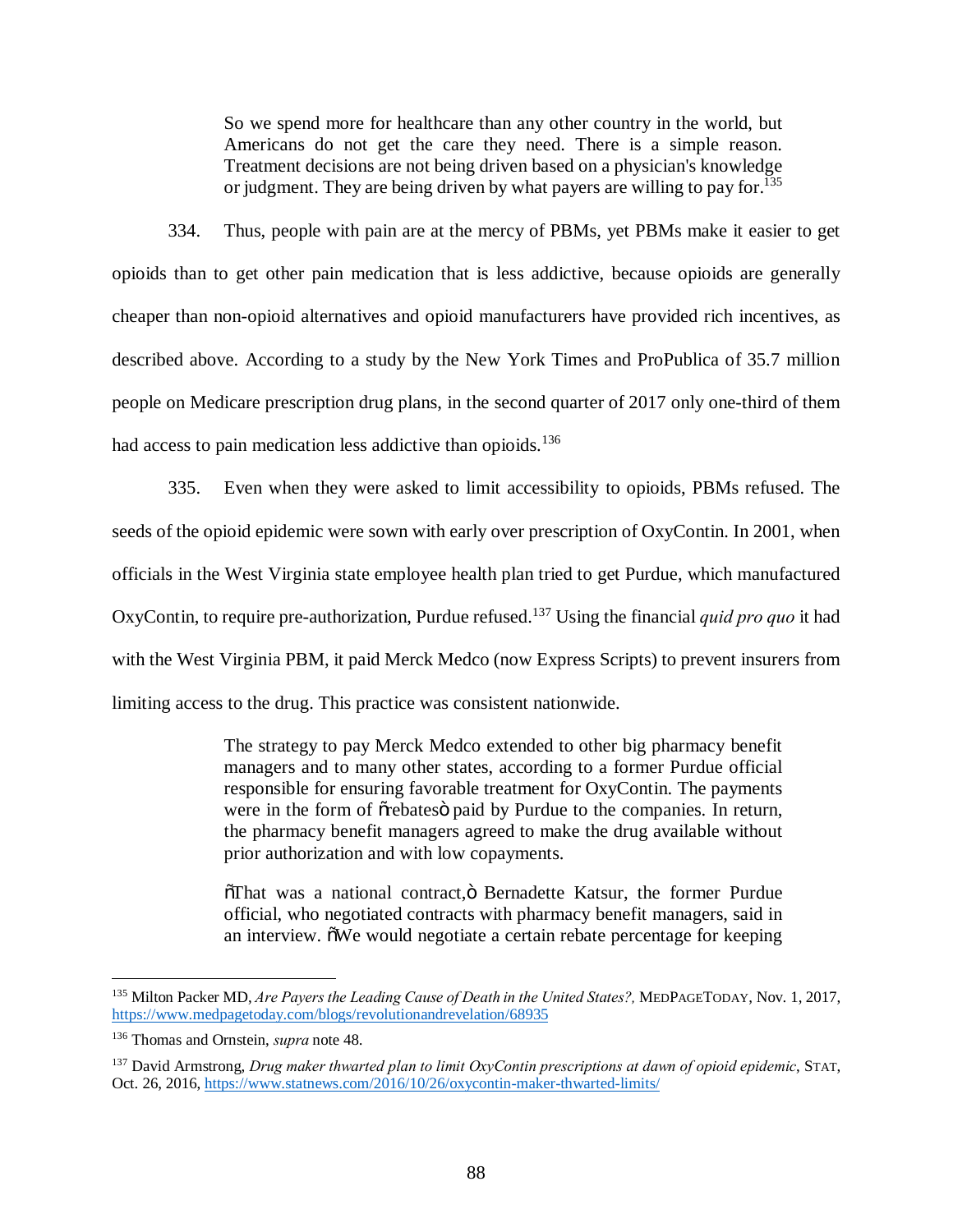> So we spend more for healthcare than any other country in the world, but Americans do not get the care they need. There is a simple reason. Treatment decisions are not being driven based on a physician's knowledge or judgment. They are being driven by what payers are willing to pay for.[135]

334. Thus, people with pain are at the mercy of PBMs, yet PBMs make it easier to get opioids than to get other pain medication that is less addictive, because opioids are generally cheaper than non-opioid alternatives and opioid manufacturers have provided rich incentives, as described above. According to a study by the New York Times and ProPublica of 35.7 million people on Medicare prescription drug plans, in the second quarter of 2017 only one-third of them had access to pain medication less addictive than opioids.[136]

335. Even when they were asked to limit accessibility to opioids, PBMs refused. The seeds of the opioid epidemic were sown with early over prescription of OxyContin. In 2001, when officials in the West Virginia state employee health plan tried to get Purdue, which manufactured OxyContin, to require pre-authorization, Purdue refused.[137] Using the financial *quid pro quo* it had with the West Virginia PBM, it paid Merck Medco (now Express Scripts) to prevent insurers from limiting access to the drug. This practice was consistent nationwide.

> The strategy to pay Merck Medco extended to other big pharmacy benefit managers and to many other states, according to a former Purdue official responsible for ensuring favorable treatment for OxyContin. The payments were in the form of "rebates" paid by Purdue to the companies. In return, the pharmacy benefit managers agreed to make the drug available without prior authorization and with low copayments.
>
> "That was a national contract," Bernadette Katsur, the former Purdue official, who negotiated contracts with pharmacy benefit managers, said in an interview. "We would negotiate a certain rebate percentage for keeping

---

[135] Milton Packer MD, *Are Payers the Leading Cause of Death in the United States?,* MEDPAGETODAY, Nov. 1, 2017, https://www.medpagetoday.com/blogs/revolutionandrevelation/68935

[136] Thomas and Ornstein, *supra* note 48.

[137] David Armstrong, *Drug maker thwarted plan to limit OxyContin prescriptions at dawn of opioid epidemic*, STAT, Oct. 26, 2016, https://www.statnews.com/2016/10/26/oxycontin-maker-thwarted-limits/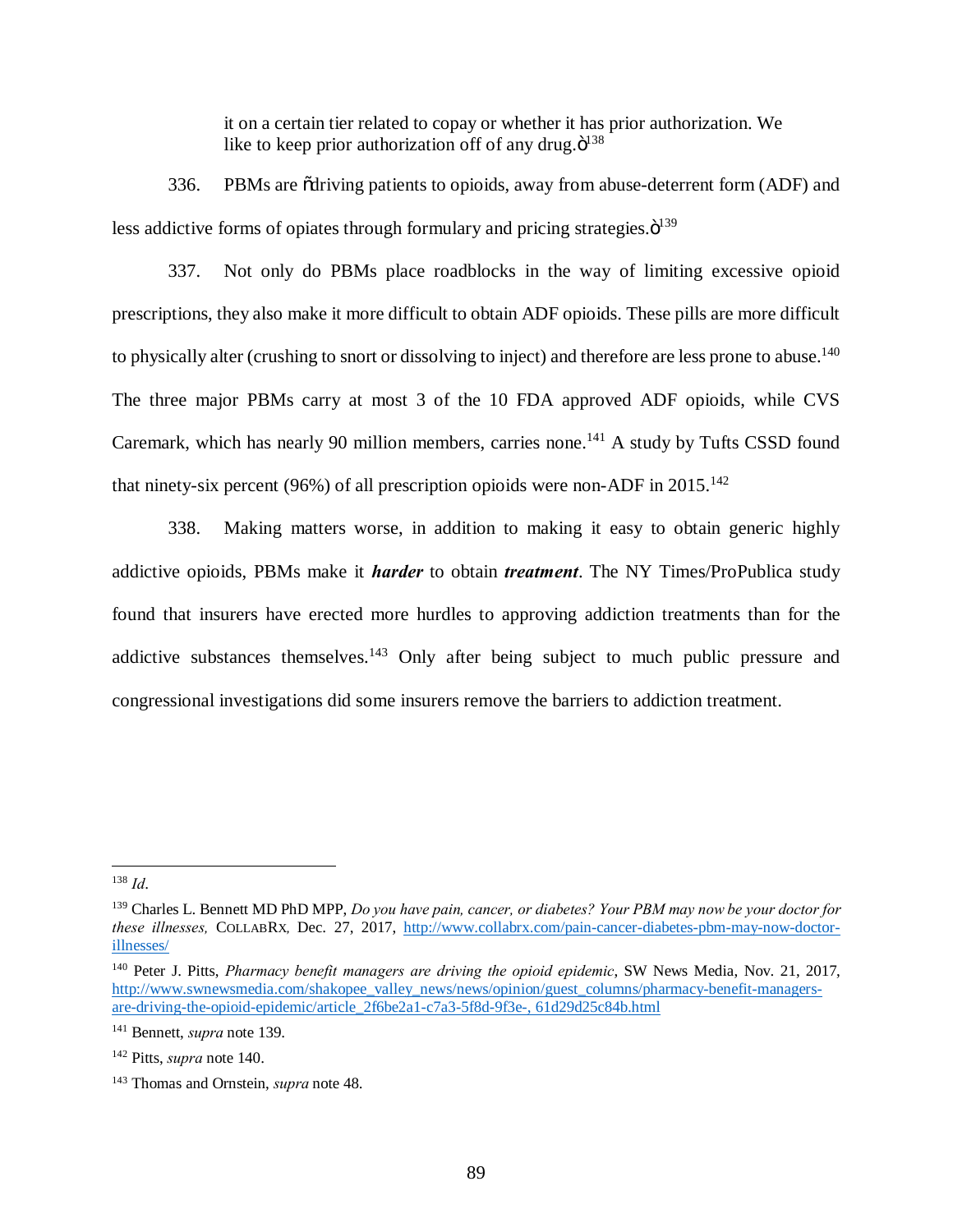it on a certain tier related to copay or whether it has prior authorization. We like to keep prior authorization off of any drug."[138]

336. PBMs are "driving patients to opioids, away from abuse-deterrent form (ADF) and less addictive forms of opiates through formulary and pricing strategies."[139]

337. Not only do PBMs place roadblocks in the way of limiting excessive opioid prescriptions, they also make it more difficult to obtain ADF opioids. These pills are more difficult to physically alter (crushing to snort or dissolving to inject) and therefore are less prone to abuse.[140] The three major PBMs carry at most 3 of the 10 FDA approved ADF opioids, while CVS Caremark, which has nearly 90 million members, carries none.[141] A study by Tufts CSSD found that ninety-six percent (96%) of all prescription opioids were non-ADF in 2015.[142]

338. Making matters worse, in addition to making it easy to obtain generic highly addictive opioids, PBMs make it ***harder*** to obtain ***treatment***. The NY Times/ProPublica study found that insurers have erected more hurdles to approving addiction treatments than for the addictive substances themselves.[143] Only after being subject to much public pressure and congressional investigations did some insurers remove the barriers to addiction treatment.

---

[138] *Id*.

[139] Charles L. Bennett MD PhD MPP, *Do you have pain, cancer, or diabetes? Your PBM may now be your doctor for these illnesses,* COLLABRX, Dec. 27, 2017, http://www.collabrx.com/pain-cancer-diabetes-pbm-may-now-doctor-illnesses/

[140] Peter J. Pitts, *Pharmacy benefit managers are driving the opioid epidemic*, SW News Media, Nov. 21, 2017, http://www.swnewsmedia.com/shakopee_valley_news/news/opinion/guest_columns/pharmacy-benefit-managers-are-driving-the-opioid-epidemic/article_2f6be2a1-c7a3-5f8d-9f3e-, 61d29d25c84b.html

[141] Bennett, *supra* note 139.

[142] Pitts, *supra* note 140.

[143] Thomas and Ornstein, *supra* note 48.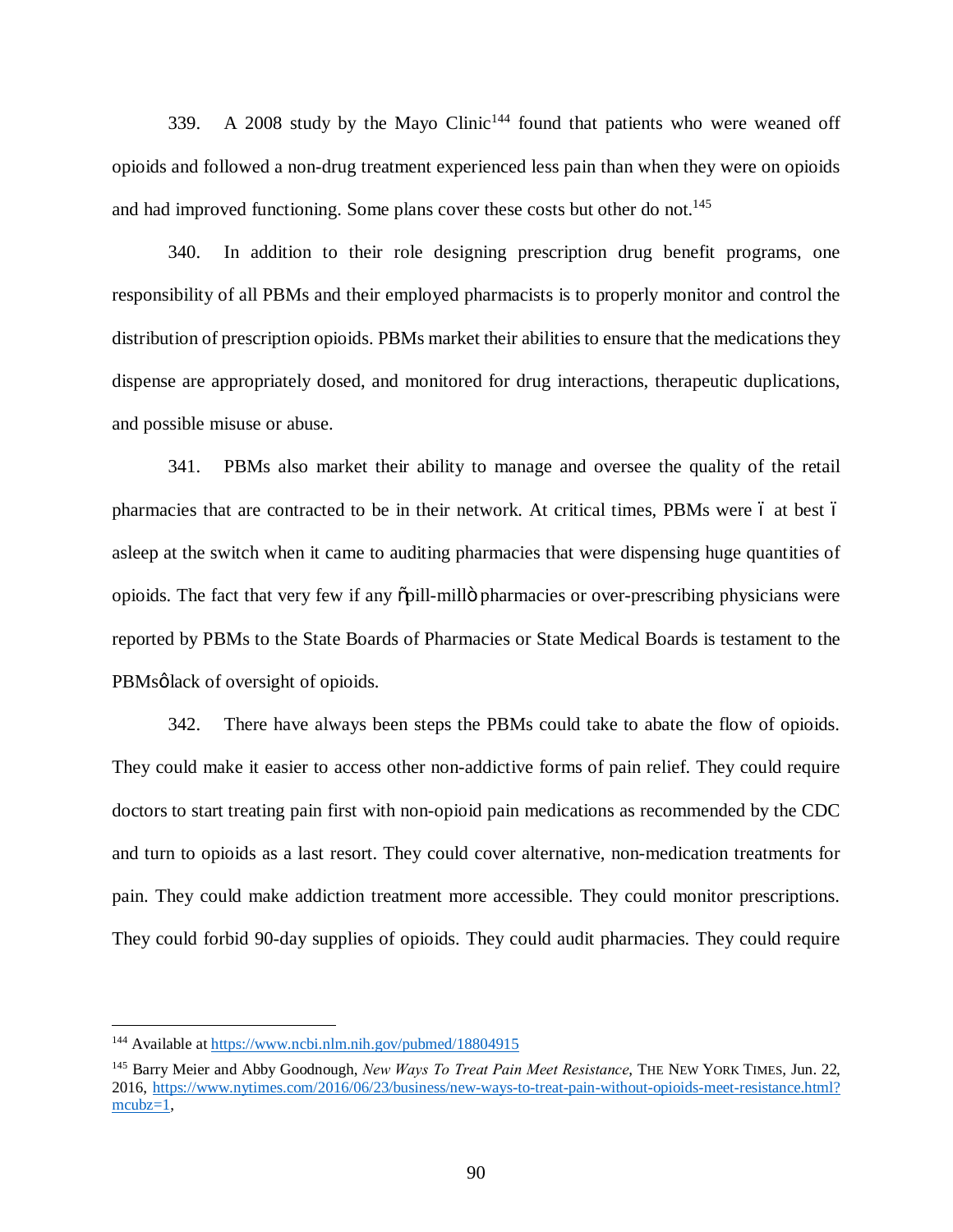339. A 2008 study by the Mayo Clinic[144] found that patients who were weaned off opioids and followed a non-drug treatment experienced less pain than when they were on opioids and had improved functioning. Some plans cover these costs but other do not.[145]

340. In addition to their role designing prescription drug benefit programs, one responsibility of all PBMs and their employed pharmacists is to properly monitor and control the distribution of prescription opioids. PBMs market their abilities to ensure that the medications they dispense are appropriately dosed, and monitored for drug interactions, therapeutic duplications, and possible misuse or abuse.

341. PBMs also market their ability to manage and oversee the quality of the retail pharmacies that are contracted to be in their network. At critical times, PBMs were – at best – asleep at the switch when it came to auditing pharmacies that were dispensing huge quantities of opioids. The fact that very few if any "pill-mill" pharmacies or over-prescribing physicians were reported by PBMs to the State Boards of Pharmacies or State Medical Boards is testament to the PBMs' lack of oversight of opioids.

342. There have always been steps the PBMs could take to abate the flow of opioids. They could make it easier to access other non-addictive forms of pain relief. They could require doctors to start treating pain first with non-opioid pain medications as recommended by the CDC and turn to opioids as a last resort. They could cover alternative, non-medication treatments for pain. They could make addiction treatment more accessible. They could monitor prescriptions. They could forbid 90-day supplies of opioids. They could audit pharmacies. They could require

---

[144] Available at https://www.ncbi.nlm.nih.gov/pubmed/18804915

[145] Barry Meier and Abby Goodnough, *New Ways To Treat Pain Meet Resistance*, THE NEW YORK TIMES, Jun. 22, 2016, https://www.nytimes.com/2016/06/23/business/new-ways-to-treat-pain-without-opioids-meet-resistance.html?mcubz=1,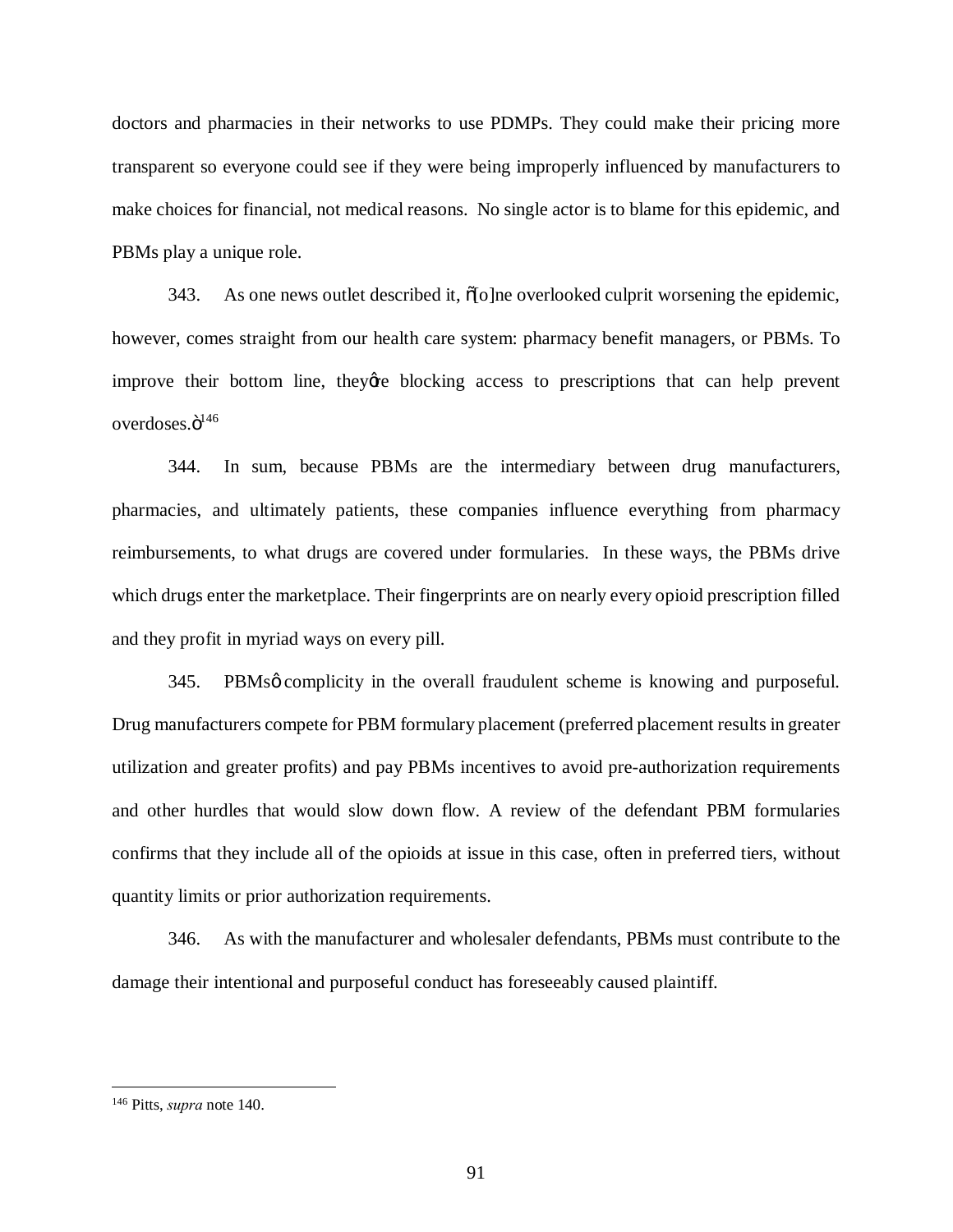doctors and pharmacies in their networks to use PDMPs. They could make their pricing more transparent so everyone could see if they were being improperly influenced by manufacturers to make choices for financial, not medical reasons. No single actor is to blame for this epidemic, and PBMs play a unique role.

343. As one news outlet described it, "[o]ne overlooked culprit worsening the epidemic, however, comes straight from our health care system: pharmacy benefit managers, or PBMs. To improve their bottom line, they're blocking access to prescriptions that can help prevent overdoses."[146]

344. In sum, because PBMs are the intermediary between drug manufacturers, pharmacies, and ultimately patients, these companies influence everything from pharmacy reimbursements, to what drugs are covered under formularies. In these ways, the PBMs drive which drugs enter the marketplace. Their fingerprints are on nearly every opioid prescription filled and they profit in myriad ways on every pill.

345. PBMs' complicity in the overall fraudulent scheme is knowing and purposeful. Drug manufacturers compete for PBM formulary placement (preferred placement results in greater utilization and greater profits) and pay PBMs incentives to avoid pre-authorization requirements and other hurdles that would slow down flow. A review of the defendant PBM formularies confirms that they include all of the opioids at issue in this case, often in preferred tiers, without quantity limits or prior authorization requirements.

346. As with the manufacturer and wholesaler defendants, PBMs must contribute to the damage their intentional and purposeful conduct has foreseeably caused plaintiff.

---

[146] Pitts, *supra* note 140.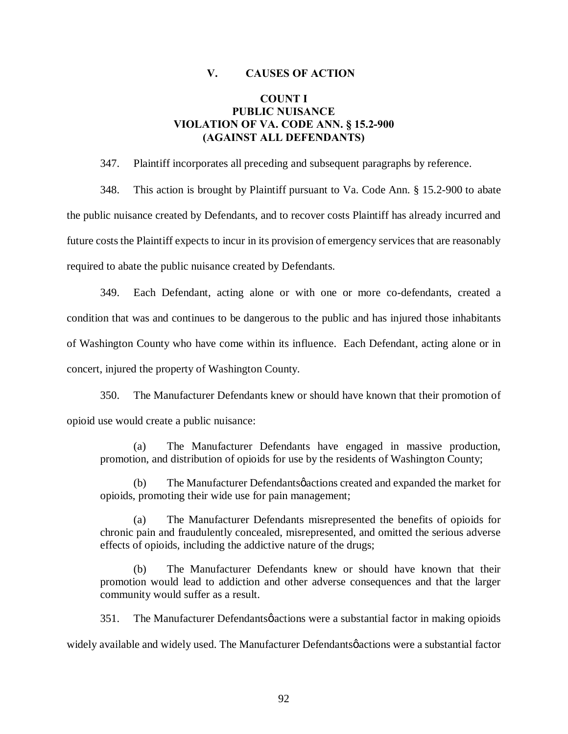## V. CAUSES OF ACTION

### COUNT I
### PUBLIC NUISANCE
### VIOLATION OF VA. CODE ANN. § 15.2-900
### (AGAINST ALL DEFENDANTS)

347. Plaintiff incorporates all preceding and subsequent paragraphs by reference.

348. This action is brought by Plaintiff pursuant to Va. Code Ann. § 15.2-900 to abate the public nuisance created by Defendants, and to recover costs Plaintiff has already incurred and future costs the Plaintiff expects to incur in its provision of emergency services that are reasonably required to abate the public nuisance created by Defendants.

349. Each Defendant, acting alone or with one or more co-defendants, created a condition that was and continues to be dangerous to the public and has injured those inhabitants of Washington County who have come within its influence. Each Defendant, acting alone or in concert, injured the property of Washington County.

350. The Manufacturer Defendants knew or should have known that their promotion of opioid use would create a public nuisance:

> (a) The Manufacturer Defendants have engaged in massive production, promotion, and distribution of opioids for use by the residents of Washington County;
>
> (b) The Manufacturer Defendantsφ actions created and expanded the market for opioids, promoting their wide use for pain management;
>
> (a) The Manufacturer Defendants misrepresented the benefits of opioids for chronic pain and fraudulently concealed, misrepresented, and omitted the serious adverse effects of opioids, including the addictive nature of the drugs;
>
> (b) The Manufacturer Defendants knew or should have known that their promotion would lead to addiction and other adverse consequences and that the larger community would suffer as a result.

351. The Manufacturer Defendantsφ actions were a substantial factor in making opioids widely available and widely used. The Manufacturer Defendantsφ actions were a substantial factor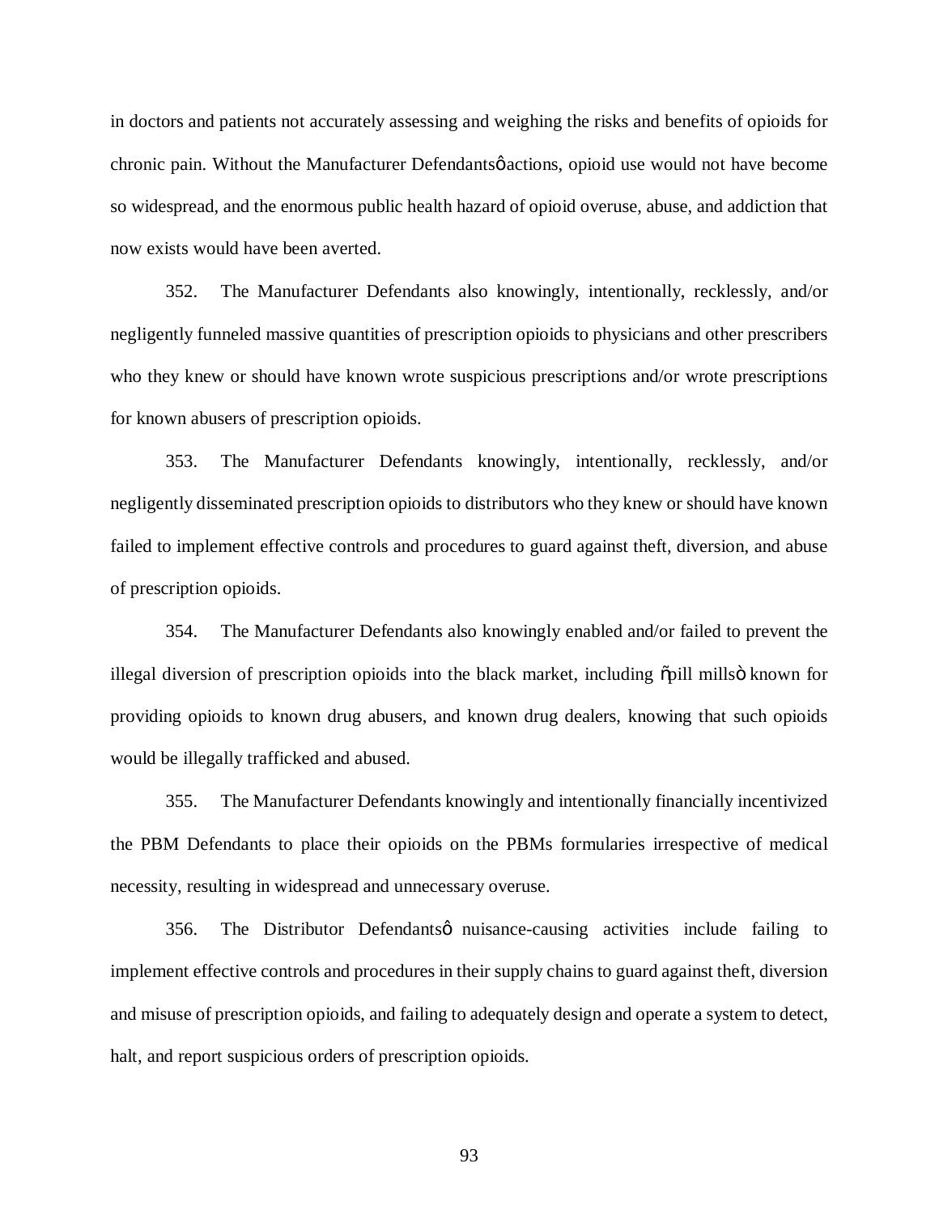in doctors and patients not accurately assessing and weighing the risks and benefits of opioids for chronic pain. Without the Manufacturer Defendants' actions, opioid use would not have become so widespread, and the enormous public health hazard of opioid overuse, abuse, and addiction that now exists would have been averted.

352. The Manufacturer Defendants also knowingly, intentionally, recklessly, and/or negligently funneled massive quantities of prescription opioids to physicians and other prescribers who they knew or should have known wrote suspicious prescriptions and/or wrote prescriptions for known abusers of prescription opioids.

353. The Manufacturer Defendants knowingly, intentionally, recklessly, and/or negligently disseminated prescription opioids to distributors who they knew or should have known failed to implement effective controls and procedures to guard against theft, diversion, and abuse of prescription opioids.

354. The Manufacturer Defendants also knowingly enabled and/or failed to prevent the illegal diversion of prescription opioids into the black market, including "pill mills" known for providing opioids to known drug abusers, and known drug dealers, knowing that such opioids would be illegally trafficked and abused.

355. The Manufacturer Defendants knowingly and intentionally financially incentivized the PBM Defendants to place their opioids on the PBMs formularies irrespective of medical necessity, resulting in widespread and unnecessary overuse.

356. The Distributor Defendants' nuisance-causing activities include failing to implement effective controls and procedures in their supply chains to guard against theft, diversion and misuse of prescription opioids, and failing to adequately design and operate a system to detect, halt, and report suspicious orders of prescription opioids.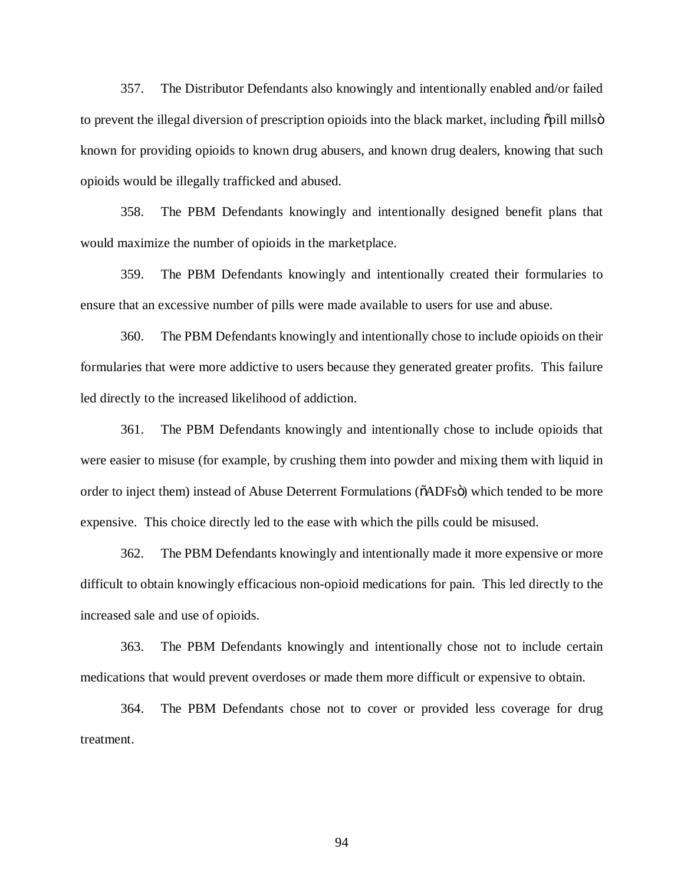357. The Distributor Defendants also knowingly and intentionally enabled and/or failed to prevent the illegal diversion of prescription opioids into the black market, including "pill mills" known for providing opioids to known drug abusers, and known drug dealers, knowing that such opioids would be illegally trafficked and abused.

358. The PBM Defendants knowingly and intentionally designed benefit plans that would maximize the number of opioids in the marketplace.

359. The PBM Defendants knowingly and intentionally created their formularies to ensure that an excessive number of pills were made available to users for use and abuse.

360. The PBM Defendants knowingly and intentionally chose to include opioids on their formularies that were more addictive to users because they generated greater profits. This failure led directly to the increased likelihood of addiction.

361. The PBM Defendants knowingly and intentionally chose to include opioids that were easier to misuse (for example, by crushing them into powder and mixing them with liquid in order to inject them) instead of Abuse Deterrent Formulations ("ADFs") which tended to be more expensive. This choice directly led to the ease with which the pills could be misused.

362. The PBM Defendants knowingly and intentionally made it more expensive or more difficult to obtain knowingly efficacious non-opioid medications for pain. This led directly to the increased sale and use of opioids.

363. The PBM Defendants knowingly and intentionally chose not to include certain medications that would prevent overdoses or made them more difficult or expensive to obtain.

364. The PBM Defendants chose not to cover or provided less coverage for drug treatment.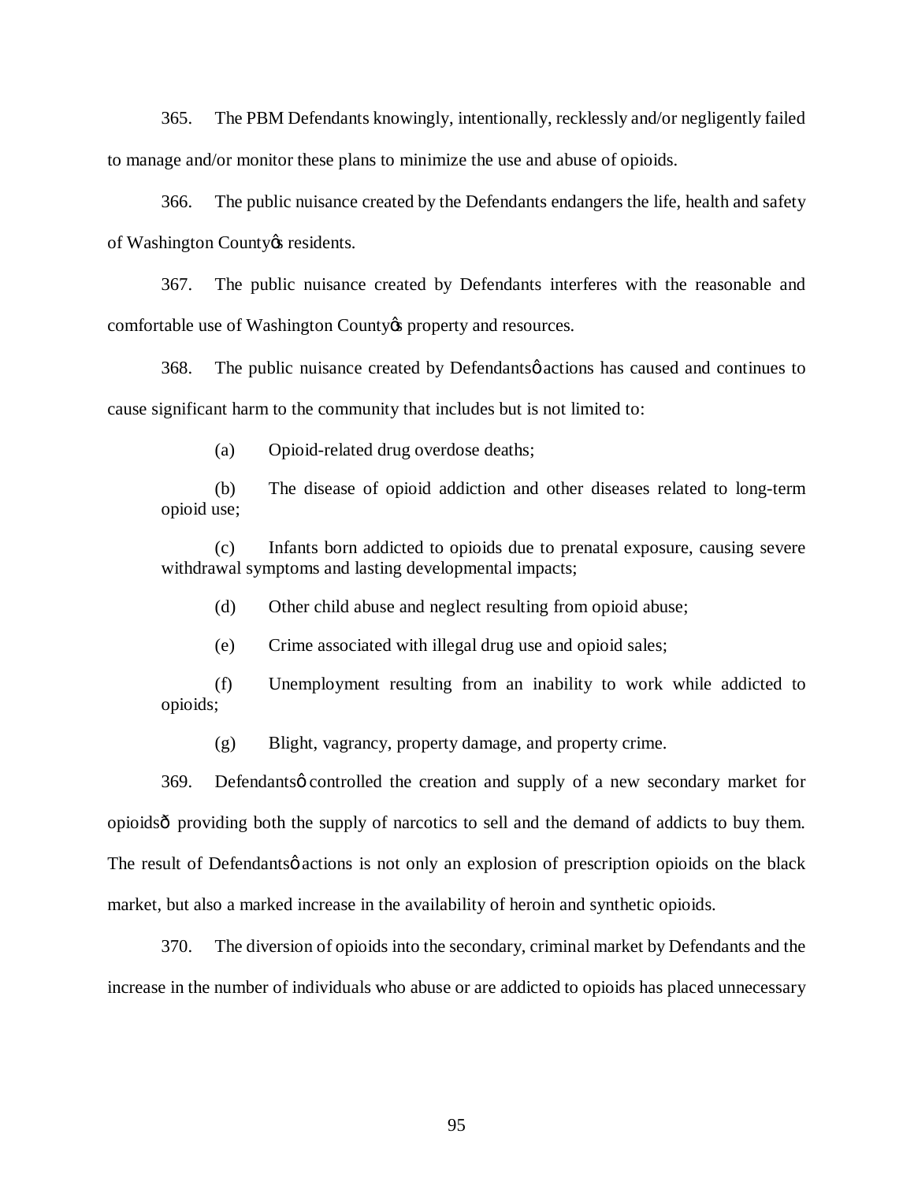365. The PBM Defendants knowingly, intentionally, recklessly and/or negligently failed to manage and/or monitor these plans to minimize the use and abuse of opioids.

366. The public nuisance created by the Defendants endangers the life, health and safety of Washington County's residents.

367. The public nuisance created by Defendants interferes with the reasonable and comfortable use of Washington County's property and resources.

368. The public nuisance created by Defendants' actions has caused and continues to cause significant harm to the community that includes but is not limited to:

> (a) Opioid-related drug overdose deaths;
>
> (b) The disease of opioid addiction and other diseases related to long-term opioid use;
>
> (c) Infants born addicted to opioids due to prenatal exposure, causing severe withdrawal symptoms and lasting developmental impacts;
>
> (d) Other child abuse and neglect resulting from opioid abuse;
>
> (e) Crime associated with illegal drug use and opioid sales;
>
> (f) Unemployment resulting from an inability to work while addicted to opioids;
>
> (g) Blight, vagrancy, property damage, and property crime.

369. Defendants' controlled the creation and supply of a new secondary market for opioids—providing both the supply of narcotics to sell and the demand of addicts to buy them. The result of Defendants' actions is not only an explosion of prescription opioids on the black market, but also a marked increase in the availability of heroin and synthetic opioids.

370. The diversion of opioids into the secondary, criminal market by Defendants and the increase in the number of individuals who abuse or are addicted to opioids has placed unnecessary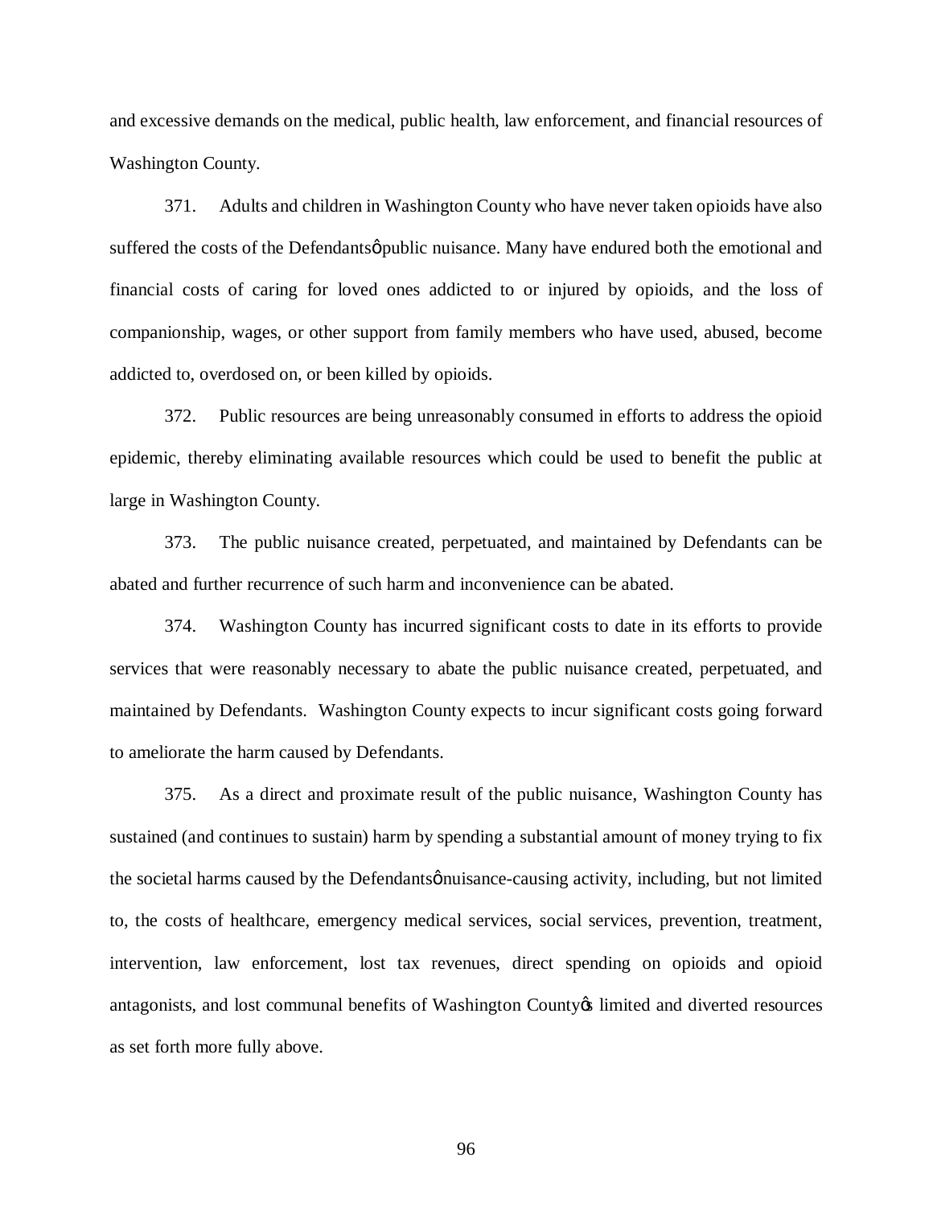and excessive demands on the medical, public health, law enforcement, and financial resources of Washington County.

371. Adults and children in Washington County who have never taken opioids have also suffered the costs of the Defendants' public nuisance. Many have endured both the emotional and financial costs of caring for loved ones addicted to or injured by opioids, and the loss of companionship, wages, or other support from family members who have used, abused, become addicted to, overdosed on, or been killed by opioids.

372. Public resources are being unreasonably consumed in efforts to address the opioid epidemic, thereby eliminating available resources which could be used to benefit the public at large in Washington County.

373. The public nuisance created, perpetuated, and maintained by Defendants can be abated and further recurrence of such harm and inconvenience can be abated.

374. Washington County has incurred significant costs to date in its efforts to provide services that were reasonably necessary to abate the public nuisance created, perpetuated, and maintained by Defendants. Washington County expects to incur significant costs going forward to ameliorate the harm caused by Defendants.

375. As a direct and proximate result of the public nuisance, Washington County has sustained (and continues to sustain) harm by spending a substantial amount of money trying to fix the societal harms caused by the Defendants' nuisance-causing activity, including, but not limited to, the costs of healthcare, emergency medical services, social services, prevention, treatment, intervention, law enforcement, lost tax revenues, direct spending on opioids and opioid antagonists, and lost communal benefits of Washington County's limited and diverted resources as set forth more fully above.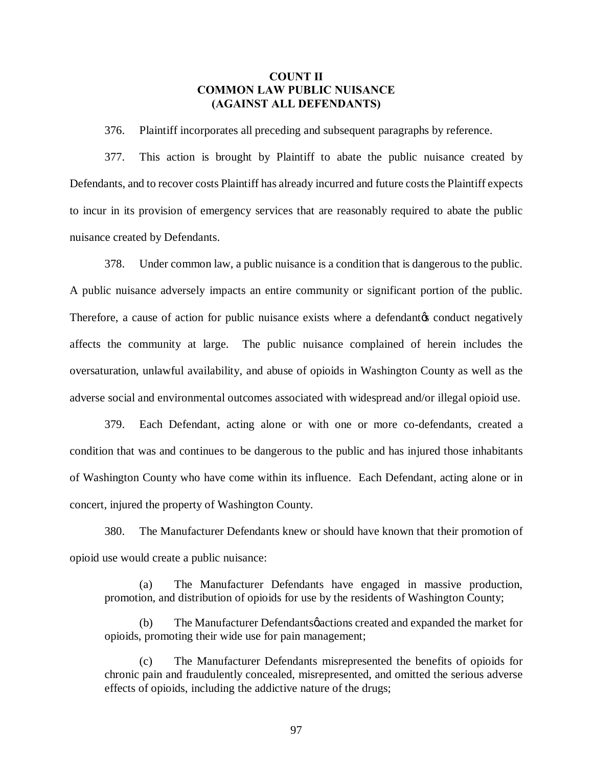**COUNT II**
**COMMON LAW PUBLIC NUISANCE**
**(AGAINST ALL DEFENDANTS)**

376. Plaintiff incorporates all preceding and subsequent paragraphs by reference.

377. This action is brought by Plaintiff to abate the public nuisance created by Defendants, and to recover costs Plaintiff has already incurred and future costs the Plaintiff expects to incur in its provision of emergency services that are reasonably required to abate the public nuisance created by Defendants.

378. Under common law, a public nuisance is a condition that is dangerous to the public. A public nuisance adversely impacts an entire community or significant portion of the public. Therefore, a cause of action for public nuisance exists where a defendant's conduct negatively affects the community at large. The public nuisance complained of herein includes the oversaturation, unlawful availability, and abuse of opioids in Washington County as well as the adverse social and environmental outcomes associated with widespread and/or illegal opioid use.

379. Each Defendant, acting alone or with one or more co-defendants, created a condition that was and continues to be dangerous to the public and has injured those inhabitants of Washington County who have come within its influence. Each Defendant, acting alone or in concert, injured the property of Washington County.

380. The Manufacturer Defendants knew or should have known that their promotion of opioid use would create a public nuisance:

(a) The Manufacturer Defendants have engaged in massive production, promotion, and distribution of opioids for use by the residents of Washington County;

(b) The Manufacturer Defendants' actions created and expanded the market for opioids, promoting their wide use for pain management;

(c) The Manufacturer Defendants misrepresented the benefits of opioids for chronic pain and fraudulently concealed, misrepresented, and omitted the serious adverse effects of opioids, including the addictive nature of the drugs;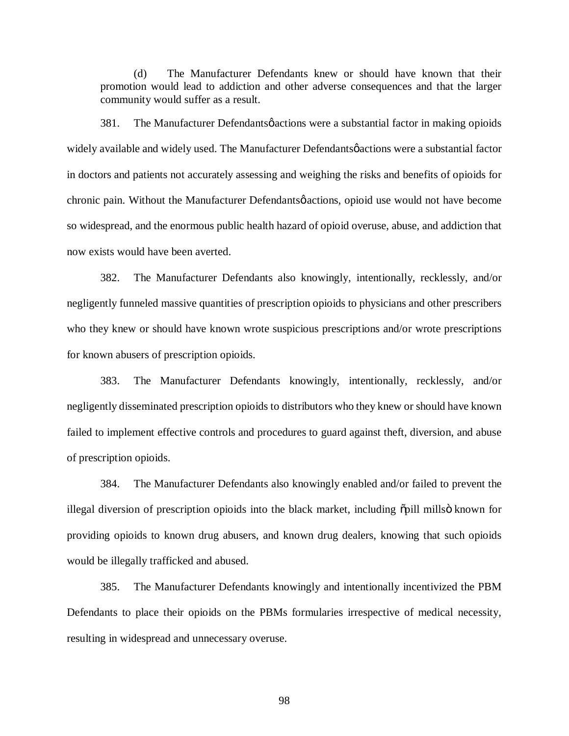(d) The Manufacturer Defendants knew or should have known that their promotion would lead to addiction and other adverse consequences and that the larger community would suffer as a result.

381. The Manufacturer Defendantsφ actions were a substantial factor in making opioids widely available and widely used. The Manufacturer Defendantsφ actions were a substantial factor in doctors and patients not accurately assessing and weighing the risks and benefits of opioids for chronic pain. Without the Manufacturer Defendantsφ actions, opioid use would not have become so widespread, and the enormous public health hazard of opioid overuse, abuse, and addiction that now exists would have been averted.

382. The Manufacturer Defendants also knowingly, intentionally, recklessly, and/or negligently funneled massive quantities of prescription opioids to physicians and other prescribers who they knew or should have known wrote suspicious prescriptions and/or wrote prescriptions for known abusers of prescription opioids.

383. The Manufacturer Defendants knowingly, intentionally, recklessly, and/or negligently disseminated prescription opioids to distributors who they knew or should have known failed to implement effective controls and procedures to guard against theft, diversion, and abuse of prescription opioids.

384. The Manufacturer Defendants also knowingly enabled and/or failed to prevent the illegal diversion of prescription opioids into the black market, including õpill millsö known for providing opioids to known drug abusers, and known drug dealers, knowing that such opioids would be illegally trafficked and abused.

385. The Manufacturer Defendants knowingly and intentionally incentivized the PBM Defendants to place their opioids on the PBMs formularies irrespective of medical necessity, resulting in widespread and unnecessary overuse.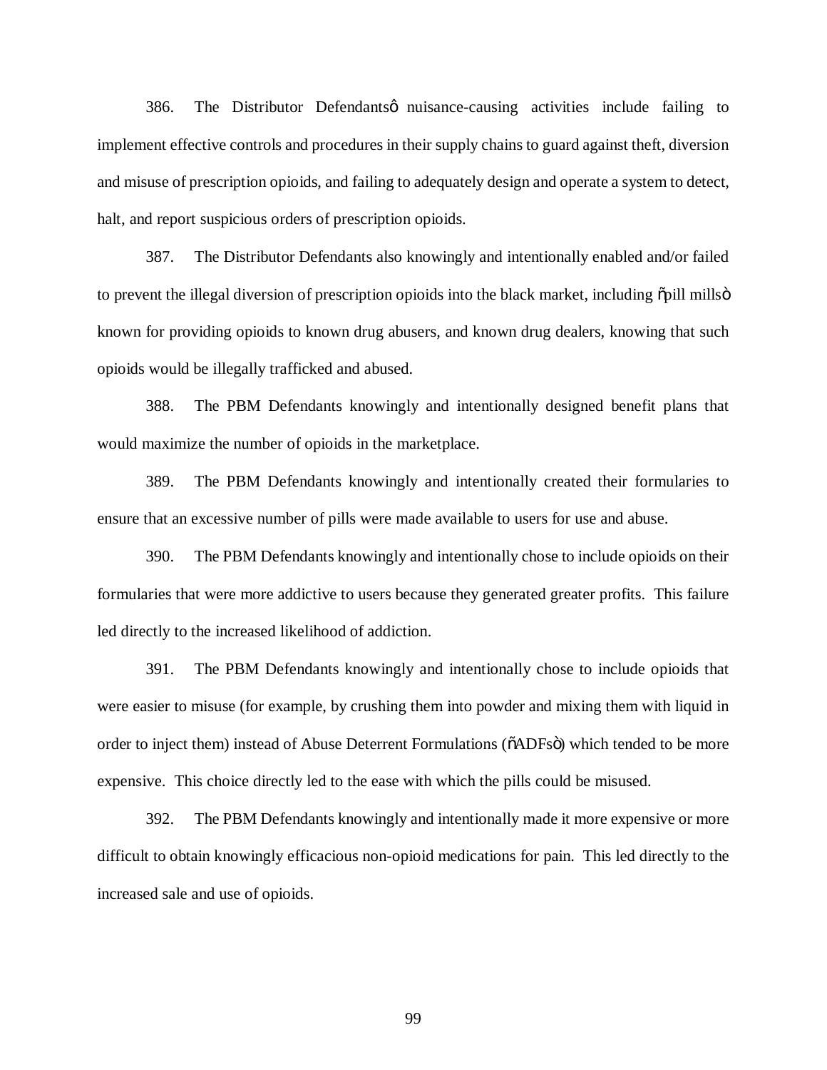386. The Distributor Defendants' nuisance-causing activities include failing to implement effective controls and procedures in their supply chains to guard against theft, diversion and misuse of prescription opioids, and failing to adequately design and operate a system to detect, halt, and report suspicious orders of prescription opioids.

387. The Distributor Defendants also knowingly and intentionally enabled and/or failed to prevent the illegal diversion of prescription opioids into the black market, including "pill mills" known for providing opioids to known drug abusers, and known drug dealers, knowing that such opioids would be illegally trafficked and abused.

388. The PBM Defendants knowingly and intentionally designed benefit plans that would maximize the number of opioids in the marketplace.

389. The PBM Defendants knowingly and intentionally created their formularies to ensure that an excessive number of pills were made available to users for use and abuse.

390. The PBM Defendants knowingly and intentionally chose to include opioids on their formularies that were more addictive to users because they generated greater profits. This failure led directly to the increased likelihood of addiction.

391. The PBM Defendants knowingly and intentionally chose to include opioids that were easier to misuse (for example, by crushing them into powder and mixing them with liquid in order to inject them) instead of Abuse Deterrent Formulations ("ADFs") which tended to be more expensive. This choice directly led to the ease with which the pills could be misused.

392. The PBM Defendants knowingly and intentionally made it more expensive or more difficult to obtain knowingly efficacious non-opioid medications for pain. This led directly to the increased sale and use of opioids.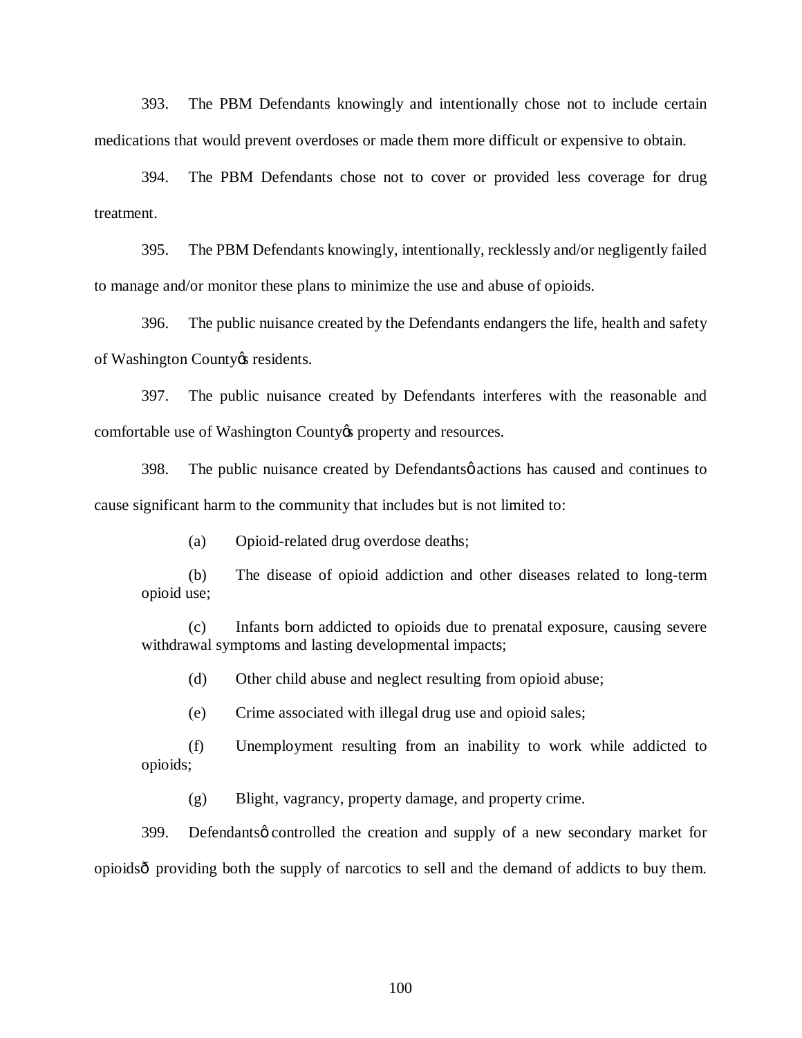393. The PBM Defendants knowingly and intentionally chose not to include certain medications that would prevent overdoses or made them more difficult or expensive to obtain.

394. The PBM Defendants chose not to cover or provided less coverage for drug treatment.

395. The PBM Defendants knowingly, intentionally, recklessly and/or negligently failed to manage and/or monitor these plans to minimize the use and abuse of opioids.

396. The public nuisance created by the Defendants endangers the life, health and safety of Washington County's residents.

397. The public nuisance created by Defendants interferes with the reasonable and comfortable use of Washington County's property and resources.

398. The public nuisance created by Defendants' actions has caused and continues to cause significant harm to the community that includes but is not limited to:

(a) Opioid-related drug overdose deaths;

(b) The disease of opioid addiction and other diseases related to long-term opioid use;

(c) Infants born addicted to opioids due to prenatal exposure, causing severe withdrawal symptoms and lasting developmental impacts;

(d) Other child abuse and neglect resulting from opioid abuse;

(e) Crime associated with illegal drug use and opioid sales;

(f) Unemployment resulting from an inability to work while addicted to opioids;

(g) Blight, vagrancy, property damage, and property crime.

399. Defendants' controlled the creation and supply of a new secondary market for opioids— providing both the supply of narcotics to sell and the demand of addicts to buy them.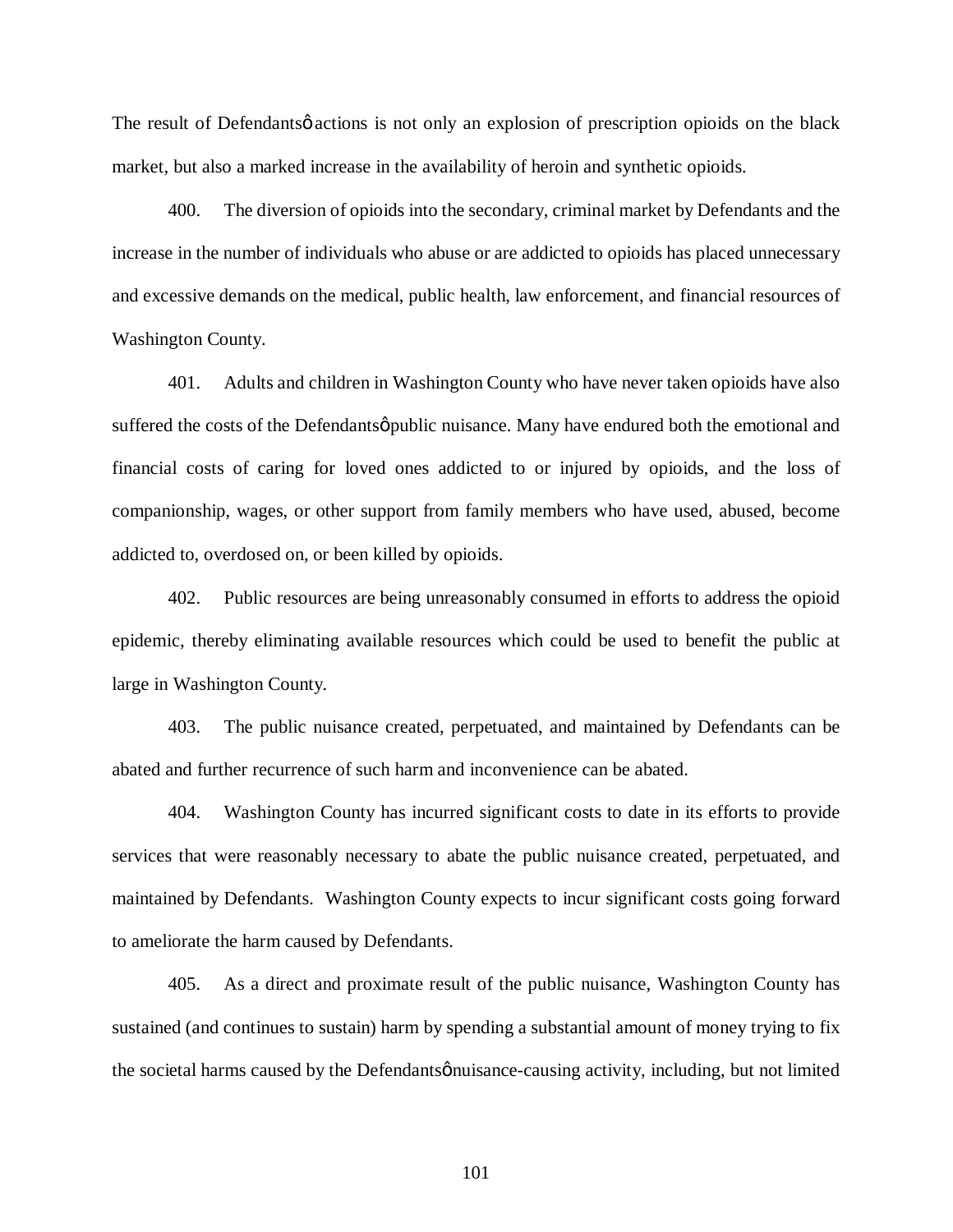The result of Defendantsǿ actions is not only an explosion of prescription opioids on the black market, but also a marked increase in the availability of heroin and synthetic opioids.

400. The diversion of opioids into the secondary, criminal market by Defendants and the increase in the number of individuals who abuse or are addicted to opioids has placed unnecessary and excessive demands on the medical, public health, law enforcement, and financial resources of Washington County.

401. Adults and children in Washington County who have never taken opioids have also suffered the costs of the Defendantsǿ public nuisance. Many have endured both the emotional and financial costs of caring for loved ones addicted to or injured by opioids, and the loss of companionship, wages, or other support from family members who have used, abused, become addicted to, overdosed on, or been killed by opioids.

402. Public resources are being unreasonably consumed in efforts to address the opioid epidemic, thereby eliminating available resources which could be used to benefit the public at large in Washington County.

403. The public nuisance created, perpetuated, and maintained by Defendants can be abated and further recurrence of such harm and inconvenience can be abated.

404. Washington County has incurred significant costs to date in its efforts to provide services that were reasonably necessary to abate the public nuisance created, perpetuated, and maintained by Defendants. Washington County expects to incur significant costs going forward to ameliorate the harm caused by Defendants.

405. As a direct and proximate result of the public nuisance, Washington County has sustained (and continues to sustain) harm by spending a substantial amount of money trying to fix the societal harms caused by the Defendantsǿ nuisance-causing activity, including, but not limited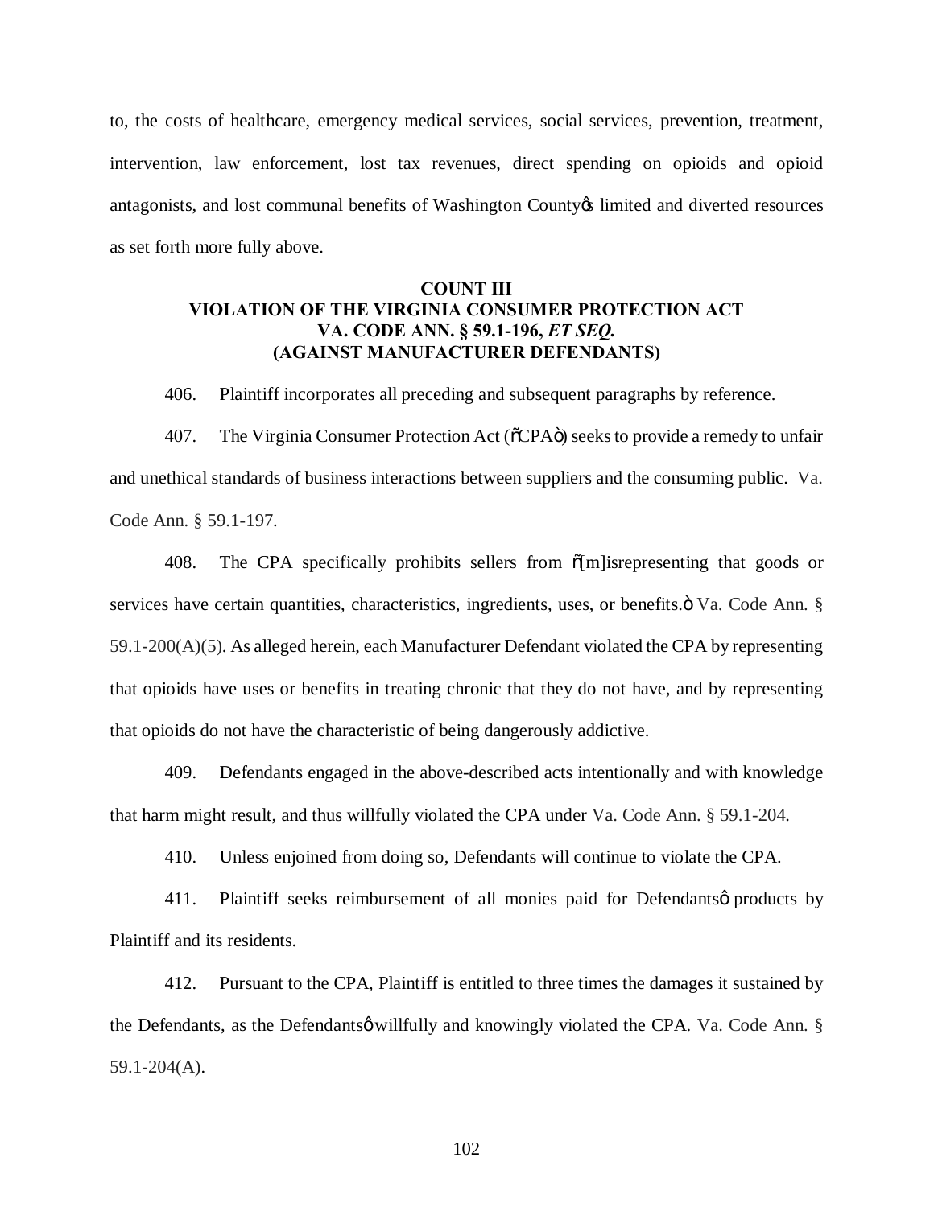to, the costs of healthcare, emergency medical services, social services, prevention, treatment, intervention, law enforcement, lost tax revenues, direct spending on opioids and opioid antagonists, and lost communal benefits of Washington County's limited and diverted resources as set forth more fully above.

**COUNT III**
**VIOLATION OF THE VIRGINIA CONSUMER PROTECTION ACT**
**VA. CODE ANN. § 59.1-196, *ET SEQ.***
**(AGAINST MANUFACTURER DEFENDANTS)**

406. Plaintiff incorporates all preceding and subsequent paragraphs by reference.

407. The Virginia Consumer Protection Act ("CPA") seeks to provide a remedy to unfair and unethical standards of business interactions between suppliers and the consuming public. Va. Code Ann. § 59.1-197.

408. The CPA specifically prohibits sellers from "[m]isrepresenting that goods or services have certain quantities, characteristics, ingredients, uses, or benefits." Va. Code Ann. § 59.1-200(A)(5). As alleged herein, each Manufacturer Defendant violated the CPA by representing that opioids have uses or benefits in treating chronic that they do not have, and by representing that opioids do not have the characteristic of being dangerously addictive.

409. Defendants engaged in the above-described acts intentionally and with knowledge that harm might result, and thus willfully violated the CPA under Va. Code Ann. § 59.1-204.

410. Unless enjoined from doing so, Defendants will continue to violate the CPA.

411. Plaintiff seeks reimbursement of all monies paid for Defendants' products by Plaintiff and its residents.

412. Pursuant to the CPA, Plaintiff is entitled to three times the damages it sustained by the Defendants, as the Defendants' willfully and knowingly violated the CPA. Va. Code Ann. § 59.1-204(A).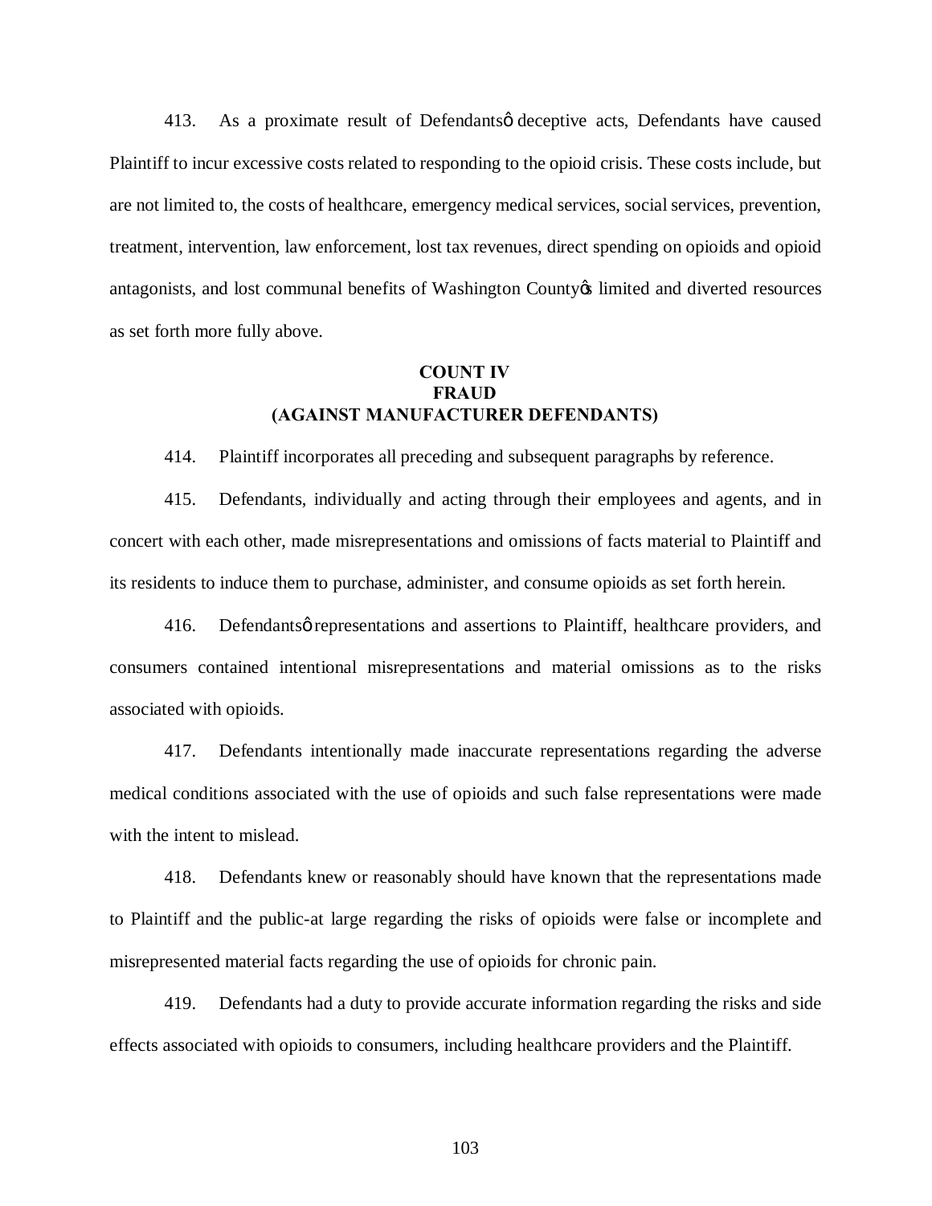413. As a proximate result of Defendantsö deceptive acts, Defendants have caused Plaintiff to incur excessive costs related to responding to the opioid crisis. These costs include, but are not limited to, the costs of healthcare, emergency medical services, social services, prevention, treatment, intervention, law enforcement, lost tax revenues, direct spending on opioids and opioid antagonists, and lost communal benefits of Washington Countyøs limited and diverted resources as set forth more fully above.

**COUNT IV**
**FRAUD**
**(AGAINST MANUFACTURER DEFENDANTS)**

414. Plaintiff incorporates all preceding and subsequent paragraphs by reference.

415. Defendants, individually and acting through their employees and agents, and in concert with each other, made misrepresentations and omissions of facts material to Plaintiff and its residents to induce them to purchase, administer, and consume opioids as set forth herein.

416. Defendantsö representations and assertions to Plaintiff, healthcare providers, and consumers contained intentional misrepresentations and material omissions as to the risks associated with opioids.

417. Defendants intentionally made inaccurate representations regarding the adverse medical conditions associated with the use of opioids and such false representations were made with the intent to mislead.

418. Defendants knew or reasonably should have known that the representations made to Plaintiff and the public-at large regarding the risks of opioids were false or incomplete and misrepresented material facts regarding the use of opioids for chronic pain.

419. Defendants had a duty to provide accurate information regarding the risks and side effects associated with opioids to consumers, including healthcare providers and the Plaintiff.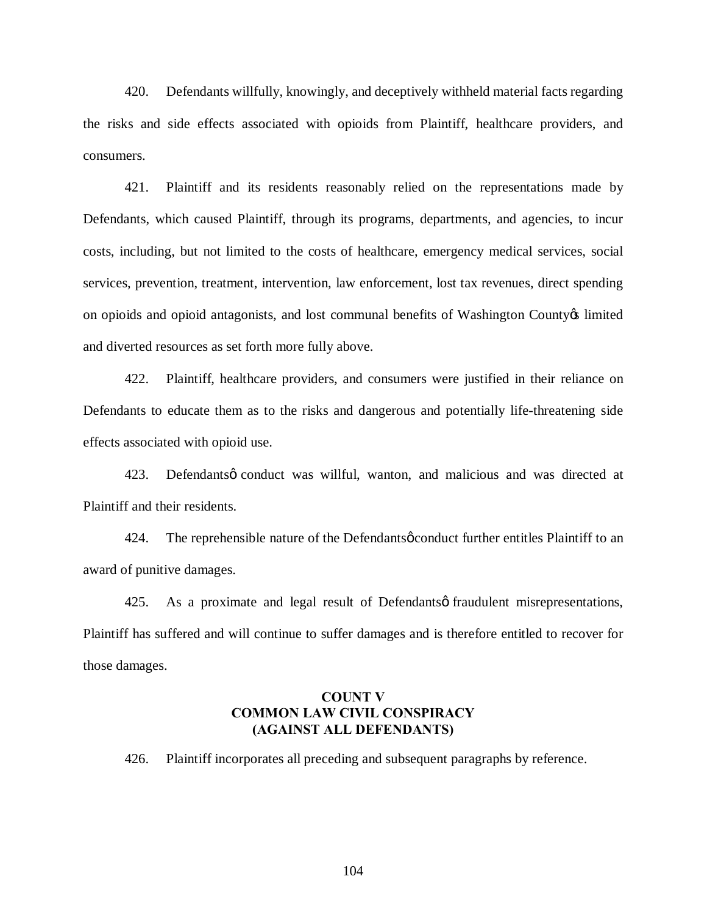420. Defendants willfully, knowingly, and deceptively withheld material facts regarding the risks and side effects associated with opioids from Plaintiff, healthcare providers, and consumers.

421. Plaintiff and its residents reasonably relied on the representations made by Defendants, which caused Plaintiff, through its programs, departments, and agencies, to incur costs, including, but not limited to the costs of healthcare, emergency medical services, social services, prevention, treatment, intervention, law enforcement, lost tax revenues, direct spending on opioids and opioid antagonists, and lost communal benefits of Washington County's limited and diverted resources as set forth more fully above.

422. Plaintiff, healthcare providers, and consumers were justified in their reliance on Defendants to educate them as to the risks and dangerous and potentially life-threatening side effects associated with opioid use.

423. Defendants' conduct was willful, wanton, and malicious and was directed at Plaintiff and their residents.

424. The reprehensible nature of the Defendants' conduct further entitles Plaintiff to an award of punitive damages.

425. As a proximate and legal result of Defendants' fraudulent misrepresentations, Plaintiff has suffered and will continue to suffer damages and is therefore entitled to recover for those damages.

## COUNT V
## COMMON LAW CIVIL CONSPIRACY
## (AGAINST ALL DEFENDANTS)

426. Plaintiff incorporates all preceding and subsequent paragraphs by reference.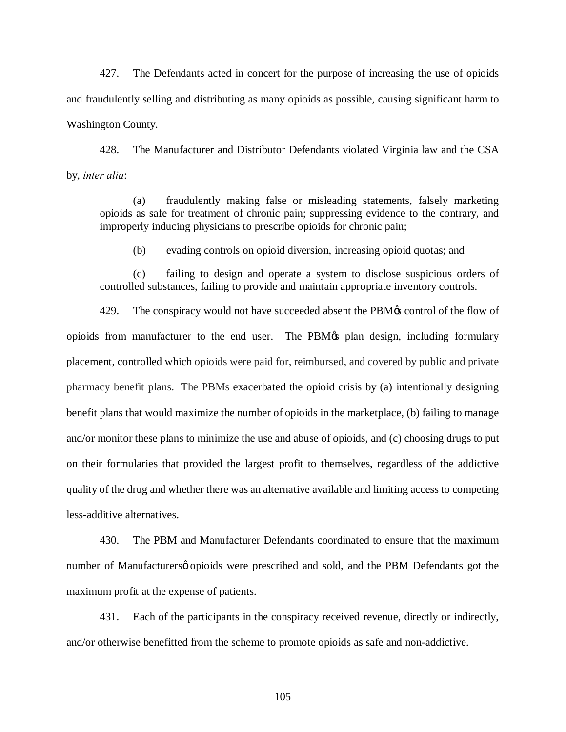427. The Defendants acted in concert for the purpose of increasing the use of opioids and fraudulently selling and distributing as many opioids as possible, causing significant harm to Washington County.

428. The Manufacturer and Distributor Defendants violated Virginia law and the CSA by, *inter alia*:

> (a) fraudulently making false or misleading statements, falsely marketing opioids as safe for treatment of chronic pain; suppressing evidence to the contrary, and improperly inducing physicians to prescribe opioids for chronic pain;
>
> (b) evading controls on opioid diversion, increasing opioid quotas; and
>
> (c) failing to design and operate a system to disclose suspicious orders of controlled substances, failing to provide and maintain appropriate inventory controls.

429. The conspiracy would not have succeeded absent the PBM's control of the flow of opioids from manufacturer to the end user. The PBM's plan design, including formulary placement, controlled which opioids were paid for, reimbursed, and covered by public and private pharmacy benefit plans. The PBMs exacerbated the opioid crisis by (a) intentionally designing benefit plans that would maximize the number of opioids in the marketplace, (b) failing to manage and/or monitor these plans to minimize the use and abuse of opioids, and (c) choosing drugs to put on their formularies that provided the largest profit to themselves, regardless of the addictive quality of the drug and whether there was an alternative available and limiting access to competing less-additive alternatives.

430. The PBM and Manufacturer Defendants coordinated to ensure that the maximum number of Manufacturers' opioids were prescribed and sold, and the PBM Defendants got the maximum profit at the expense of patients.

431. Each of the participants in the conspiracy received revenue, directly or indirectly, and/or otherwise benefitted from the scheme to promote opioids as safe and non-addictive.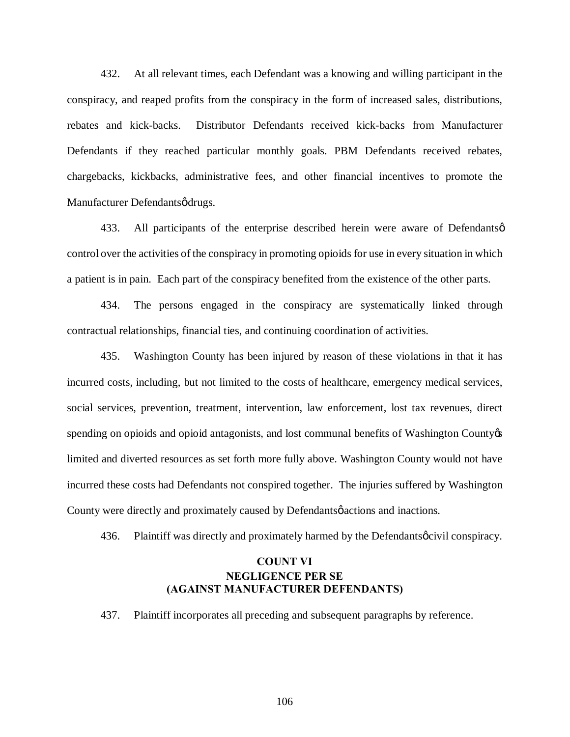432. At all relevant times, each Defendant was a knowing and willing participant in the conspiracy, and reaped profits from the conspiracy in the form of increased sales, distributions, rebates and kick-backs. Distributor Defendants received kick-backs from Manufacturer Defendants if they reached particular monthly goals. PBM Defendants received rebates, chargebacks, kickbacks, administrative fees, and other financial incentives to promote the Manufacturer Defendants' drugs.

433. All participants of the enterprise described herein were aware of Defendants' control over the activities of the conspiracy in promoting opioids for use in every situation in which a patient is in pain. Each part of the conspiracy benefited from the existence of the other parts.

434. The persons engaged in the conspiracy are systematically linked through contractual relationships, financial ties, and continuing coordination of activities.

435. Washington County has been injured by reason of these violations in that it has incurred costs, including, but not limited to the costs of healthcare, emergency medical services, social services, prevention, treatment, intervention, law enforcement, lost tax revenues, direct spending on opioids and opioid antagonists, and lost communal benefits of Washington County's limited and diverted resources as set forth more fully above. Washington County would not have incurred these costs had Defendants not conspired together. The injuries suffered by Washington County were directly and proximately caused by Defendants' actions and inactions.

436. Plaintiff was directly and proximately harmed by the Defendants' civil conspiracy.

## COUNT VI
## NEGLIGENCE PER SE
## (AGAINST MANUFACTURER DEFENDANTS)

437. Plaintiff incorporates all preceding and subsequent paragraphs by reference.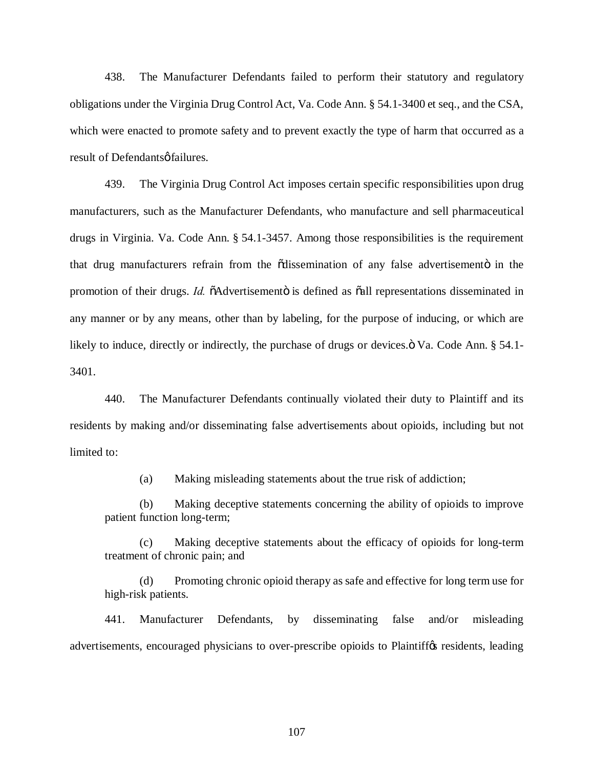438. The Manufacturer Defendants failed to perform their statutory and regulatory obligations under the Virginia Drug Control Act, Va. Code Ann. § 54.1-3400 et seq., and the CSA, which were enacted to promote safety and to prevent exactly the type of harm that occurred as a result of Defendants' failures.

439. The Virginia Drug Control Act imposes certain specific responsibilities upon drug manufacturers, such as the Manufacturer Defendants, who manufacture and sell pharmaceutical drugs in Virginia. Va. Code Ann. § 54.1-3457. Among those responsibilities is the requirement that drug manufacturers refrain from the "dissemination of any false advertisement" in the promotion of their drugs. *Id.* "Advertisement" is defined as "all representations disseminated in any manner or by any means, other than by labeling, for the purpose of inducing, or which are likely to induce, directly or indirectly, the purchase of drugs or devices." Va. Code Ann. § 54.1-3401.

440. The Manufacturer Defendants continually violated their duty to Plaintiff and its residents by making and/or disseminating false advertisements about opioids, including but not limited to:

(a) Making misleading statements about the true risk of addiction;

(b) Making deceptive statements concerning the ability of opioids to improve patient function long-term;

(c) Making deceptive statements about the efficacy of opioids for long-term treatment of chronic pain; and

(d) Promoting chronic opioid therapy as safe and effective for long term use for high-risk patients.

441. Manufacturer Defendants, by disseminating false and/or misleading advertisements, encouraged physicians to over-prescribe opioids to Plaintiff's residents, leading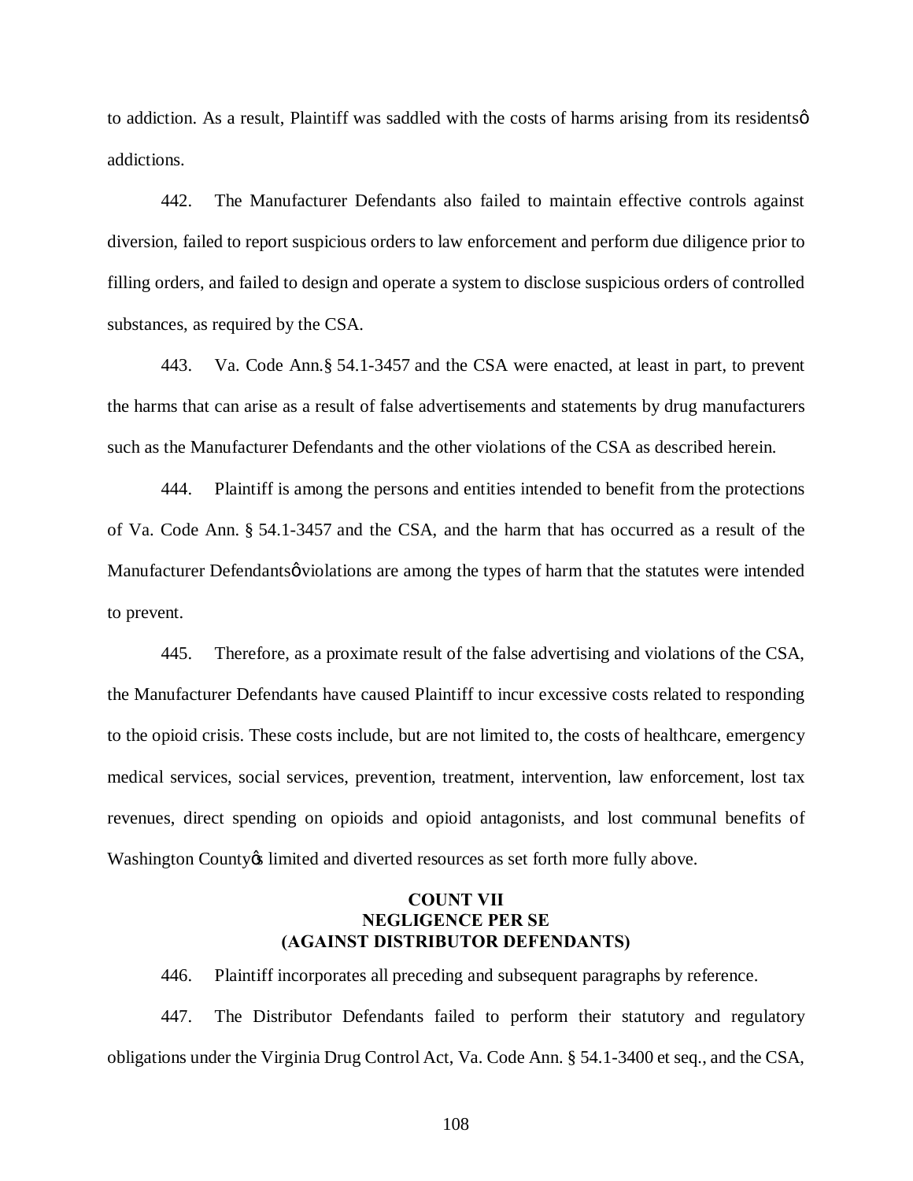to addiction. As a result, Plaintiff was saddled with the costs of harms arising from its residentsǿ addictions.

442. The Manufacturer Defendants also failed to maintain effective controls against diversion, failed to report suspicious orders to law enforcement and perform due diligence prior to filling orders, and failed to design and operate a system to disclose suspicious orders of controlled substances, as required by the CSA.

443. Va. Code Ann.§ 54.1-3457 and the CSA were enacted, at least in part, to prevent the harms that can arise as a result of false advertisements and statements by drug manufacturers such as the Manufacturer Defendants and the other violations of the CSA as described herein.

444. Plaintiff is among the persons and entities intended to benefit from the protections of Va. Code Ann. § 54.1-3457 and the CSA, and the harm that has occurred as a result of the Manufacturer Defendantsǿ violations are among the types of harm that the statutes were intended to prevent.

445. Therefore, as a proximate result of the false advertising and violations of the CSA, the Manufacturer Defendants have caused Plaintiff to incur excessive costs related to responding to the opioid crisis. These costs include, but are not limited to, the costs of healthcare, emergency medical services, social services, prevention, treatment, intervention, law enforcement, lost tax revenues, direct spending on opioids and opioid antagonists, and lost communal benefits of Washington Countyǿs limited and diverted resources as set forth more fully above.

**COUNT VII**
**NEGLIGENCE PER SE**
**(AGAINST DISTRIBUTOR DEFENDANTS)**

446. Plaintiff incorporates all preceding and subsequent paragraphs by reference.

447. The Distributor Defendants failed to perform their statutory and regulatory obligations under the Virginia Drug Control Act, Va. Code Ann. § 54.1-3400 et seq., and the CSA,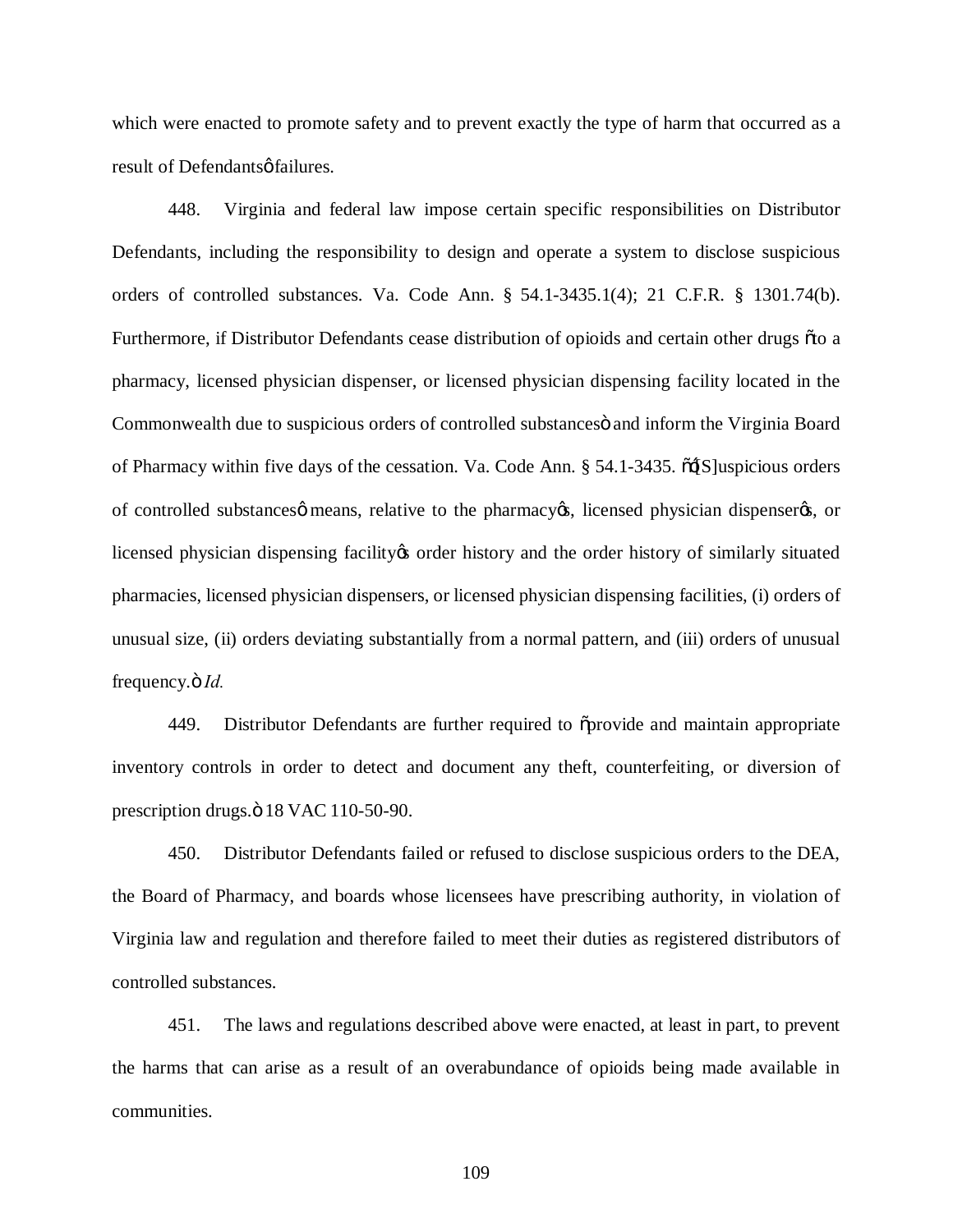which were enacted to promote safety and to prevent exactly the type of harm that occurred as a result of Defendants' failures.

448. Virginia and federal law impose certain specific responsibilities on Distributor Defendants, including the responsibility to design and operate a system to disclose suspicious orders of controlled substances. Va. Code Ann. § 54.1-3435.1(4); 21 C.F.R. § 1301.74(b). Furthermore, if Distributor Defendants cease distribution of opioids and certain other drugs "to a pharmacy, licensed physician dispenser, or licensed physician dispensing facility located in the Commonwealth due to suspicious orders of controlled substances" and inform the Virginia Board of Pharmacy within five days of the cessation. Va. Code Ann. § 54.1-3435. "'[S]uspicious orders of controlled substances' means, relative to the pharmacy's, licensed physician dispenser's, or licensed physician dispensing facility's order history and the order history of similarly situated pharmacies, licensed physician dispensers, or licensed physician dispensing facilities, (i) orders of unusual size, (ii) orders deviating substantially from a normal pattern, and (iii) orders of unusual frequency." *Id.*

449. Distributor Defendants are further required to "provide and maintain appropriate inventory controls in order to detect and document any theft, counterfeiting, or diversion of prescription drugs." 18 VAC 110-50-90.

450. Distributor Defendants failed or refused to disclose suspicious orders to the DEA, the Board of Pharmacy, and boards whose licensees have prescribing authority, in violation of Virginia law and regulation and therefore failed to meet their duties as registered distributors of controlled substances.

451. The laws and regulations described above were enacted, at least in part, to prevent the harms that can arise as a result of an overabundance of opioids being made available in communities.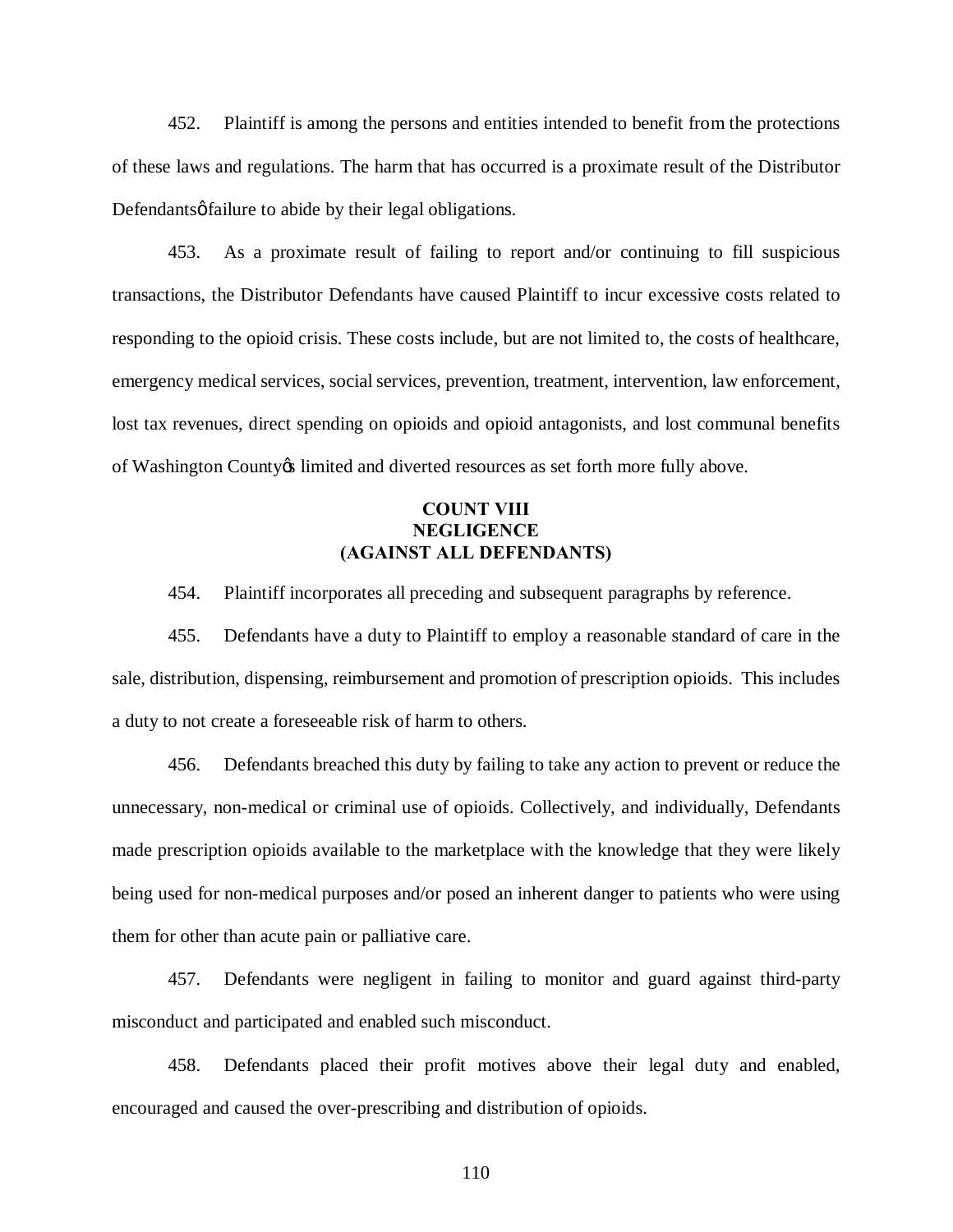452. Plaintiff is among the persons and entities intended to benefit from the protections of these laws and regulations. The harm that has occurred is a proximate result of the Distributor Defendantsợ failure to abide by their legal obligations.

453. As a proximate result of failing to report and/or continuing to fill suspicious transactions, the Distributor Defendants have caused Plaintiff to incur excessive costs related to responding to the opioid crisis. These costs include, but are not limited to, the costs of healthcare, emergency medical services, social services, prevention, treatment, intervention, law enforcement, lost tax revenues, direct spending on opioids and opioid antagonists, and lost communal benefits of Washington Countyφs limited and diverted resources as set forth more fully above.

## COUNT VIII
## NEGLIGENCE
## (AGAINST ALL DEFENDANTS)

454. Plaintiff incorporates all preceding and subsequent paragraphs by reference.

455. Defendants have a duty to Plaintiff to employ a reasonable standard of care in the sale, distribution, dispensing, reimbursement and promotion of prescription opioids. This includes a duty to not create a foreseeable risk of harm to others.

456. Defendants breached this duty by failing to take any action to prevent or reduce the unnecessary, non-medical or criminal use of opioids. Collectively, and individually, Defendants made prescription opioids available to the marketplace with the knowledge that they were likely being used for non-medical purposes and/or posed an inherent danger to patients who were using them for other than acute pain or palliative care.

457. Defendants were negligent in failing to monitor and guard against third-party misconduct and participated and enabled such misconduct.

458. Defendants placed their profit motives above their legal duty and enabled, encouraged and caused the over-prescribing and distribution of opioids.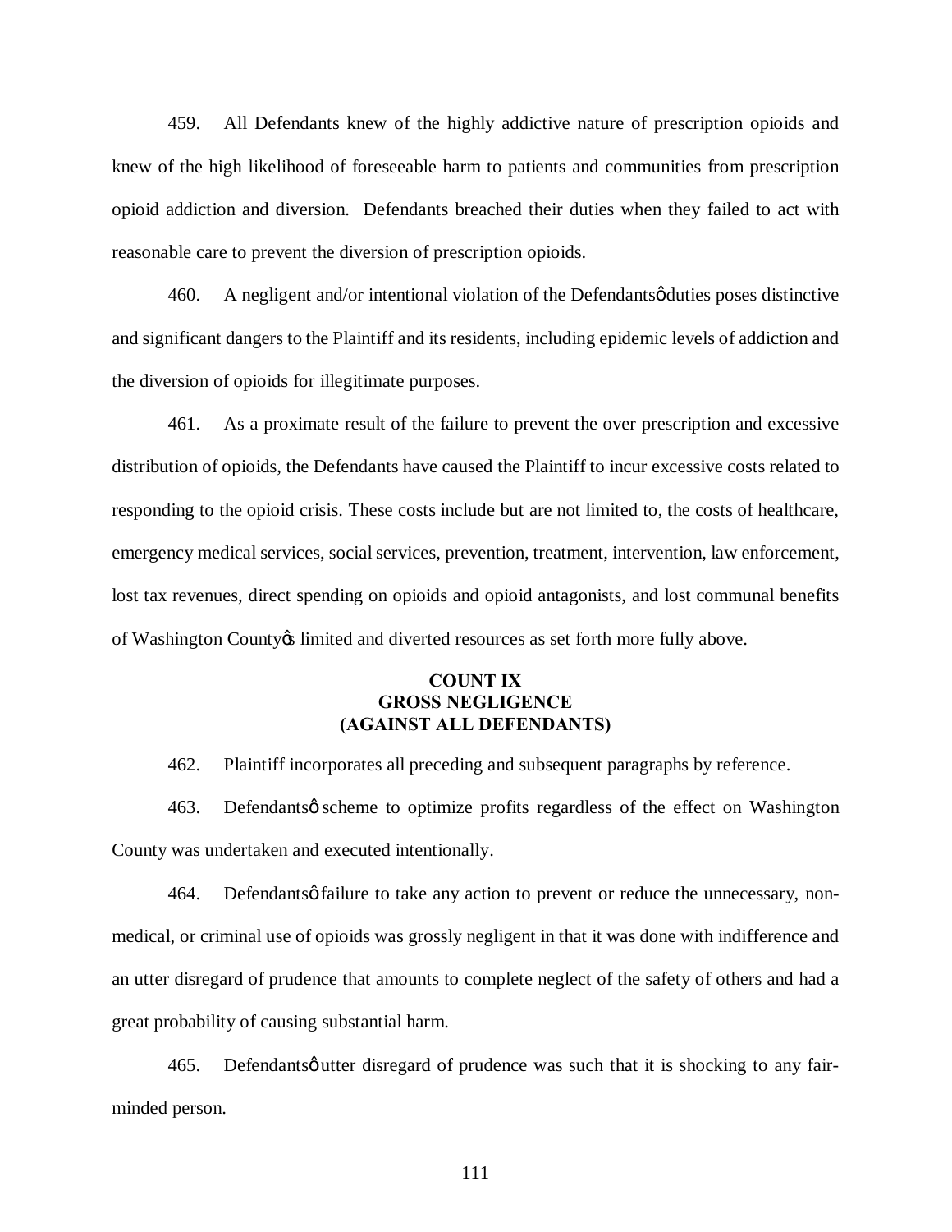459. All Defendants knew of the highly addictive nature of prescription opioids and knew of the high likelihood of foreseeable harm to patients and communities from prescription opioid addiction and diversion. Defendants breached their duties when they failed to act with reasonable care to prevent the diversion of prescription opioids.

460. A negligent and/or intentional violation of the Defendantsø duties poses distinctive and significant dangers to the Plaintiff and its residents, including epidemic levels of addiction and the diversion of opioids for illegitimate purposes.

461. As a proximate result of the failure to prevent the over prescription and excessive distribution of opioids, the Defendants have caused the Plaintiff to incur excessive costs related to responding to the opioid crisis. These costs include but are not limited to, the costs of healthcare, emergency medical services, social services, prevention, treatment, intervention, law enforcement, lost tax revenues, direct spending on opioids and opioid antagonists, and lost communal benefits of Washington Countyøs limited and diverted resources as set forth more fully above.

**COUNT IX**
**GROSS NEGLIGENCE**
**(AGAINST ALL DEFENDANTS)**

462. Plaintiff incorporates all preceding and subsequent paragraphs by reference.

463. Defendantsø scheme to optimize profits regardless of the effect on Washington County was undertaken and executed intentionally.

464. Defendantsø failure to take any action to prevent or reduce the unnecessary, non-medical, or criminal use of opioids was grossly negligent in that it was done with indifference and an utter disregard of prudence that amounts to complete neglect of the safety of others and had a great probability of causing substantial harm.

465. Defendantsø utter disregard of prudence was such that it is shocking to any fair-minded person.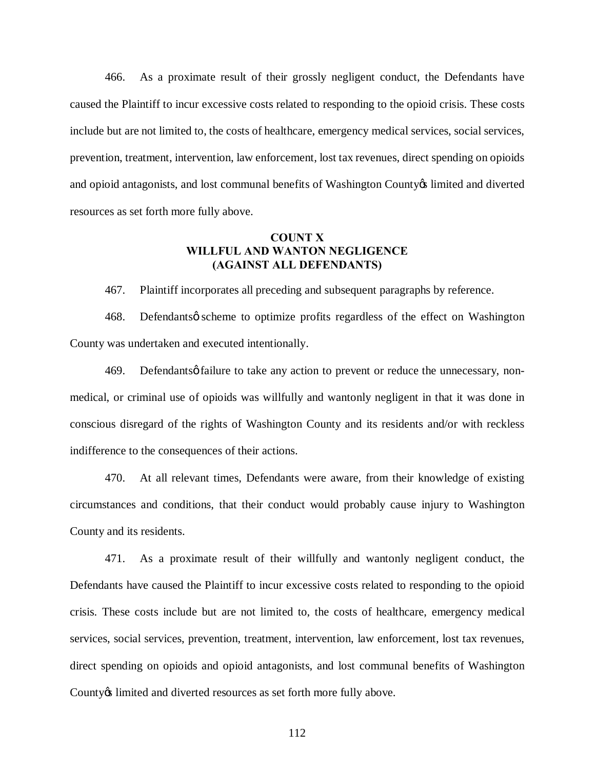466. As a proximate result of their grossly negligent conduct, the Defendants have caused the Plaintiff to incur excessive costs related to responding to the opioid crisis. These costs include but are not limited to, the costs of healthcare, emergency medical services, social services, prevention, treatment, intervention, law enforcement, lost tax revenues, direct spending on opioids and opioid antagonists, and lost communal benefits of Washington County's limited and diverted resources as set forth more fully above.

**COUNT X**
**WILLFUL AND WANTON NEGLIGENCE**
**(AGAINST ALL DEFENDANTS)**

467. Plaintiff incorporates all preceding and subsequent paragraphs by reference.

468. Defendants' scheme to optimize profits regardless of the effect on Washington County was undertaken and executed intentionally.

469. Defendants' failure to take any action to prevent or reduce the unnecessary, non-medical, or criminal use of opioids was willfully and wantonly negligent in that it was done in conscious disregard of the rights of Washington County and its residents and/or with reckless indifference to the consequences of their actions.

470. At all relevant times, Defendants were aware, from their knowledge of existing circumstances and conditions, that their conduct would probably cause injury to Washington County and its residents.

471. As a proximate result of their willfully and wantonly negligent conduct, the Defendants have caused the Plaintiff to incur excessive costs related to responding to the opioid crisis. These costs include but are not limited to, the costs of healthcare, emergency medical services, social services, prevention, treatment, intervention, law enforcement, lost tax revenues, direct spending on opioids and opioid antagonists, and lost communal benefits of Washington County's limited and diverted resources as set forth more fully above.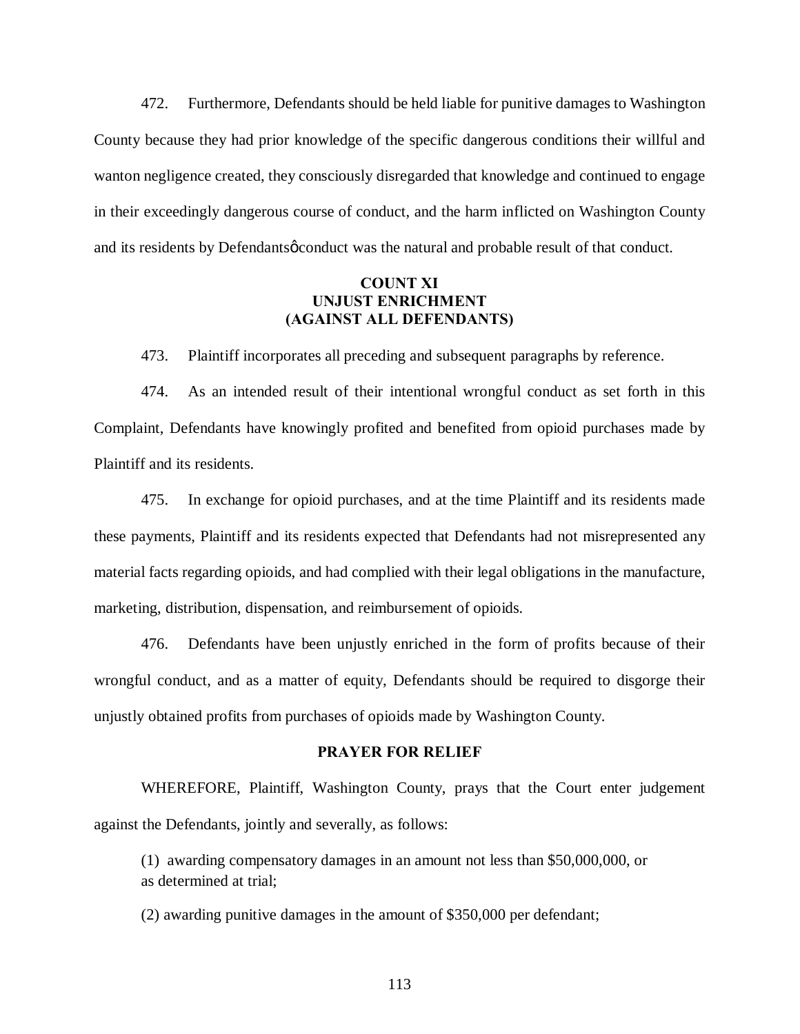472. Furthermore, Defendants should be held liable for punitive damages to Washington County because they had prior knowledge of the specific dangerous conditions their willful and wanton negligence created, they consciously disregarded that knowledge and continued to engage in their exceedingly dangerous course of conduct, and the harm inflicted on Washington County and its residents by Defendantsφ conduct was the natural and probable result of that conduct.

**COUNT XI**
**UNJUST ENRICHMENT**
**(AGAINST ALL DEFENDANTS)**

473. Plaintiff incorporates all preceding and subsequent paragraphs by reference.

474. As an intended result of their intentional wrongful conduct as set forth in this Complaint, Defendants have knowingly profited and benefited from opioid purchases made by Plaintiff and its residents.

475. In exchange for opioid purchases, and at the time Plaintiff and its residents made these payments, Plaintiff and its residents expected that Defendants had not misrepresented any material facts regarding opioids, and had complied with their legal obligations in the manufacture, marketing, distribution, dispensation, and reimbursement of opioids.

476. Defendants have been unjustly enriched in the form of profits because of their wrongful conduct, and as a matter of equity, Defendants should be required to disgorge their unjustly obtained profits from purchases of opioids made by Washington County.

**PRAYER FOR RELIEF**

WHEREFORE, Plaintiff, Washington County, prays that the Court enter judgement against the Defendants, jointly and severally, as follows:

(1) awarding compensatory damages in an amount not less than $50,000,000, or as determined at trial;

(2) awarding punitive damages in the amount of $350,000 per defendant;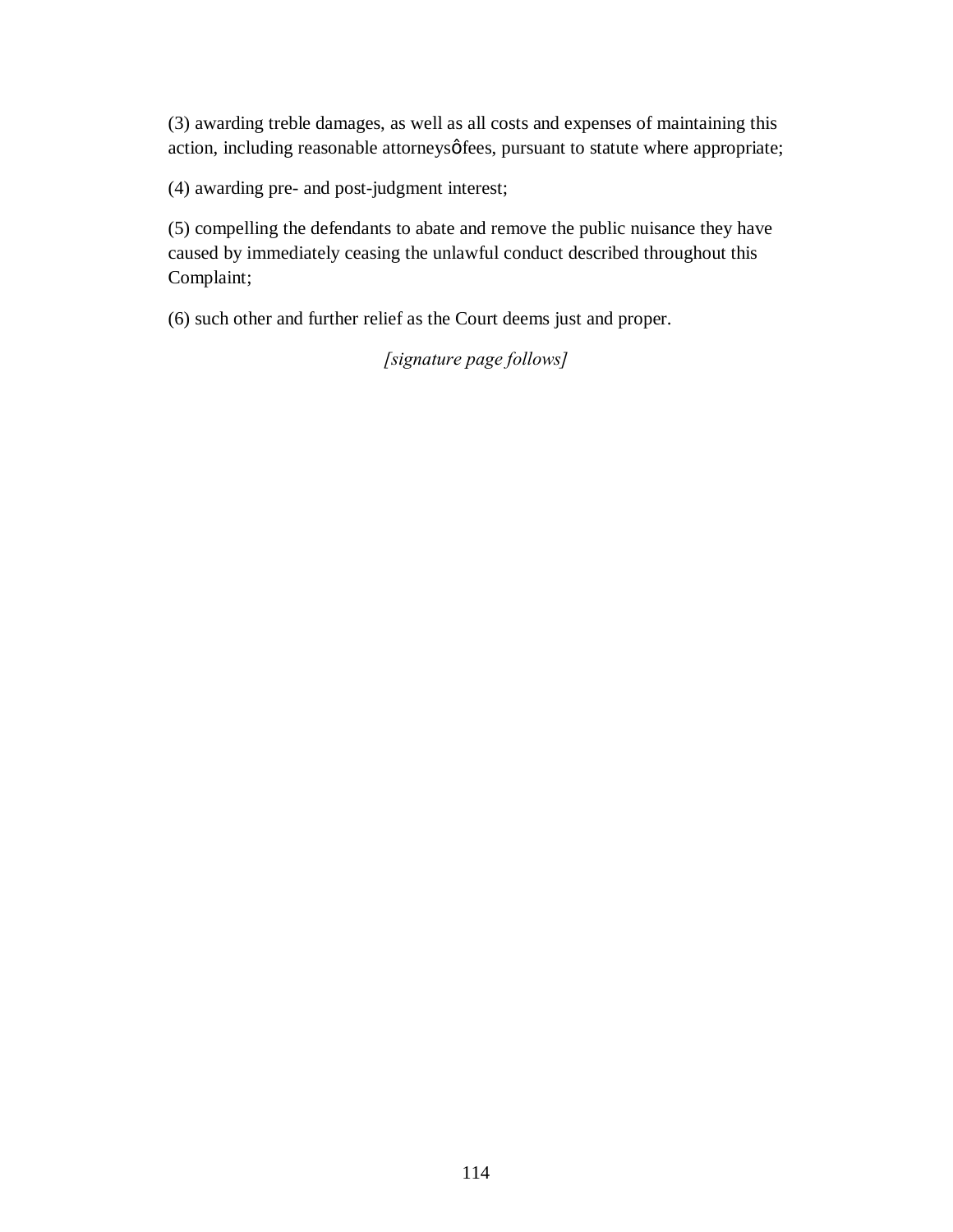(3) awarding treble damages, as well as all costs and expenses of maintaining this action, including reasonable attorneysô fees, pursuant to statute where appropriate;

(4) awarding pre- and post-judgment interest;

(5) compelling the defendants to abate and remove the public nuisance they have caused by immediately ceasing the unlawful conduct described throughout this Complaint;

(6) such other and further relief as the Court deems just and proper.

*[signature page follows]*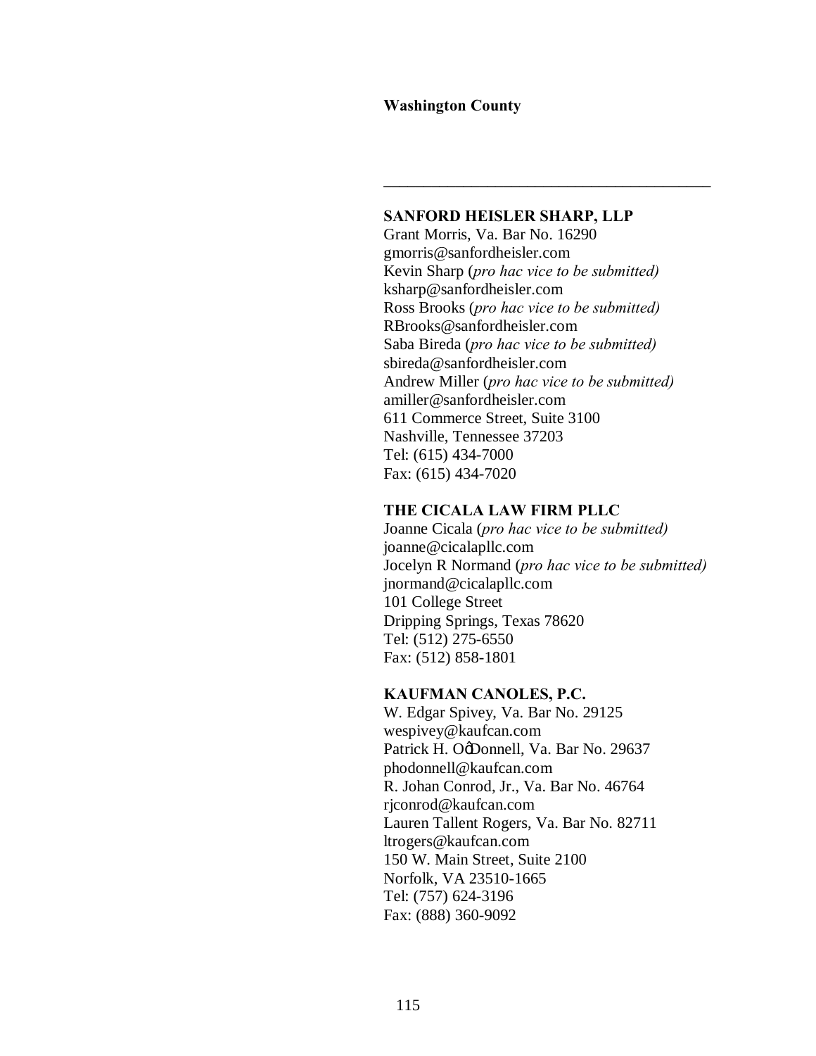**Washington County**

\_\_\_\_\_\_\_\_\_\_\_\_\_\_\_\_\_\_\_\_\_\_\_\_\_\_\_\_\_\_\_\_\_\_\_\_\_\_\_\_

**SANFORD HEISLER SHARP, LLP**
Grant Morris, Va. Bar No. 16290
gmorris@sanfordheisler.com
Kevin Sharp (*pro hac vice to be submitted)*
ksharp@sanfordheisler.com
Ross Brooks (*pro hac vice to be submitted)*
RBrooks@sanfordheisler.com
Saba Bireda (*pro hac vice to be submitted)*
sbireda@sanfordheisler.com
Andrew Miller (*pro hac vice to be submitted)*
amiller@sanfordheisler.com
611 Commerce Street, Suite 3100
Nashville, Tennessee 37203
Tel: (615) 434-7000
Fax: (615) 434-7020

**THE CICALA LAW FIRM PLLC**
Joanne Cicala (*pro hac vice to be submitted)*
joanne@cicalapllc.com
Jocelyn R Normand (*pro hac vice to be submitted)*
jnormand@cicalapllc.com
101 College Street
Dripping Springs, Texas 78620
Tel: (512) 275-6550
Fax: (512) 858-1801

**KAUFMAN CANOLES, P.C.**
W. Edgar Spivey, Va. Bar No. 29125
wespivey@kaufcan.com
Patrick H. O'Donnell, Va. Bar No. 29637
phodonnell@kaufcan.com
R. Johan Conrod, Jr., Va. Bar No. 46764
rjconrod@kaufcan.com
Lauren Tallent Rogers, Va. Bar No. 82711
ltrogers@kaufcan.com
150 W. Main Street, Suite 2100
Norfolk, VA 23510-1665
Tel: (757) 624-3196
Fax: (888) 360-9092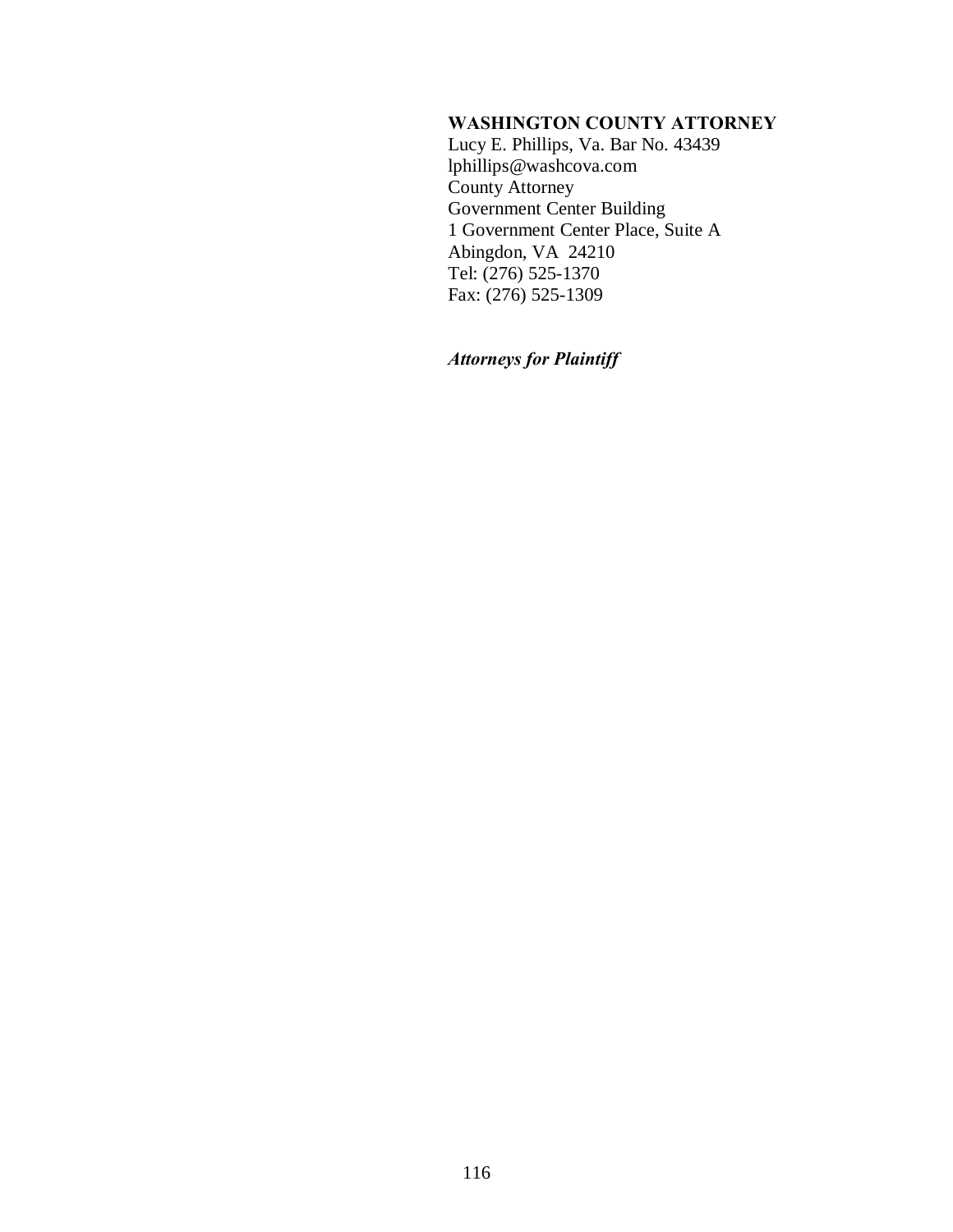**WASHINGTON COUNTY ATTORNEY**
Lucy E. Phillips, Va. Bar No. 43439
lphillips@washcova.com
County Attorney
Government Center Building
1 Government Center Place, Suite A
Abingdon, VA 24210
Tel: (276) 525-1370
Fax: (276) 525-1309

***Attorneys for Plaintiff***